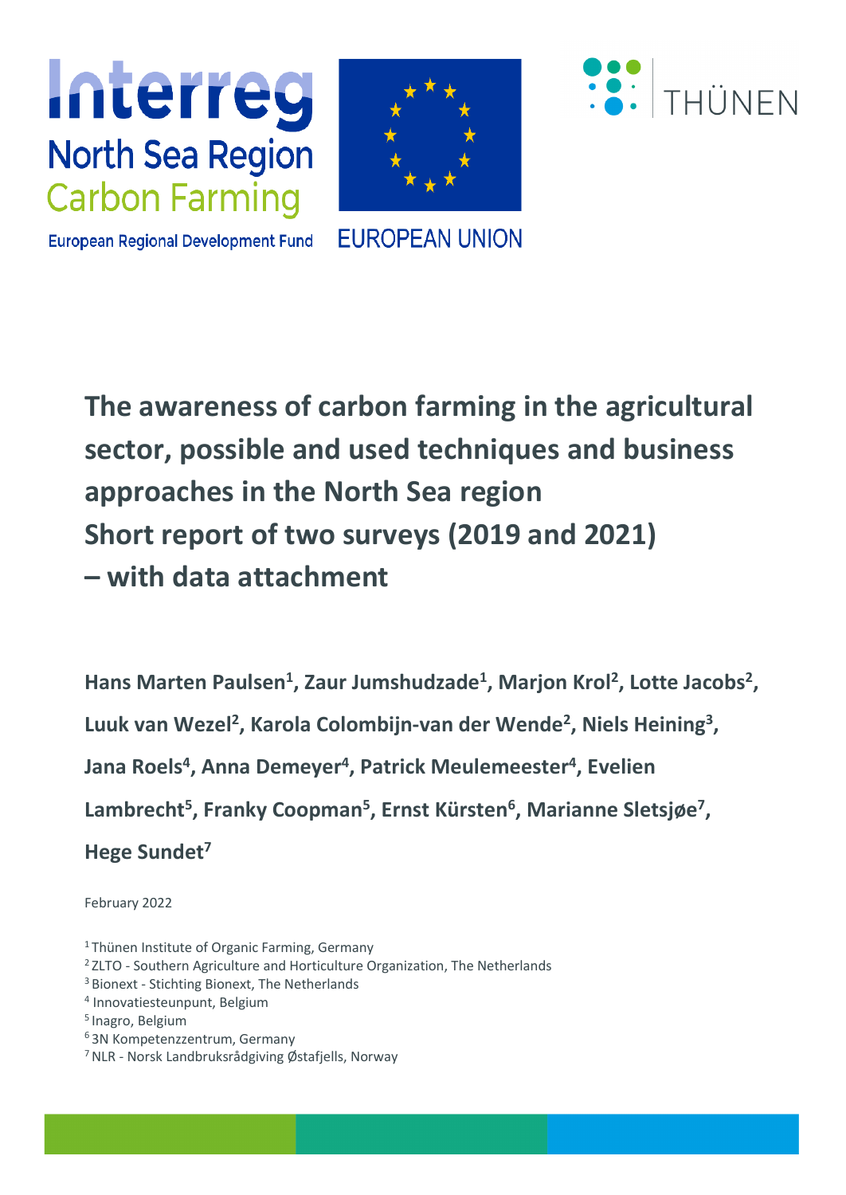Interreg North Sea Region Carbon Farming

European Regional Development Fund

EUROPEAN UNION

THÜNEN

# The awareness of carbon farming in the agricultural sector, possible and used techniques and business approaches in the North Sea region
# Short report of two surveys (2019 and 2021) – with data attachment

**Hans Marten Paulsen[1], Zaur Jumshudzade[1], Marjon Krol[2], Lotte Jacobs[2], Luuk van Wezel[2], Karola Colombijn-van der Wende[2], Niels Heining[3], Jana Roels[4], Anna Demeyer[4], Patrick Meulemeester[4], Evelien Lambrecht[5], Franky Coopman[5], Ernst Kürsten[6], Marianne Sletsjøe[7], Hege Sundet[7]**

February 2022

[1] Thünen Institute of Organic Farming, Germany
[2] ZLTO - Southern Agriculture and Horticulture Organization, The Netherlands
[3] Bionext - Stichting Bionext, The Netherlands
[4] Innovatiesteunpunt, Belgium
[5] Inagro, Belgium
[6] 3N Kompetenzzentrum, Germany
[7] NLR - Norsk Landbruksrådgiving Østafjells, Norway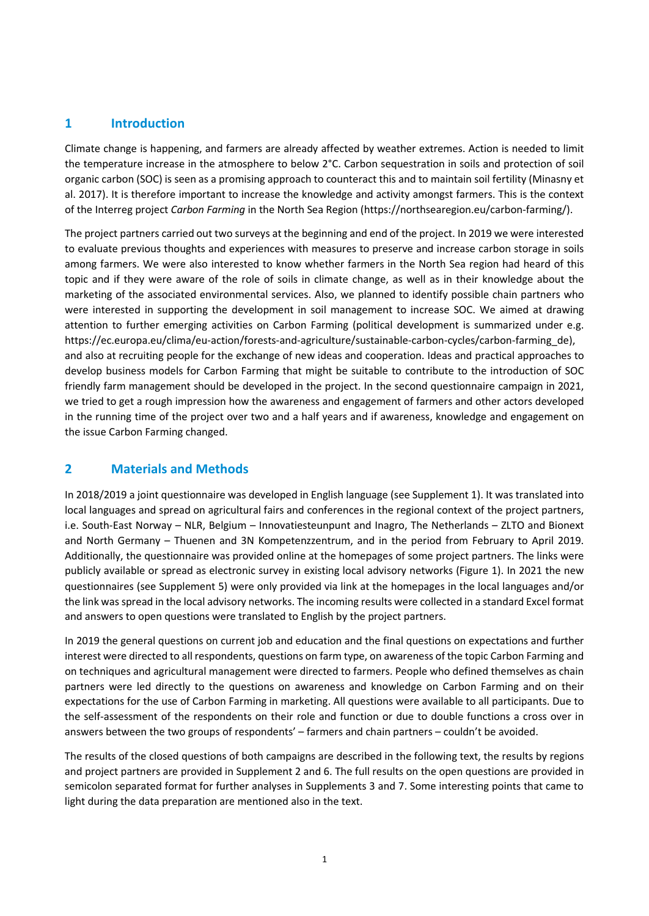## 1 Introduction

Climate change is happening, and farmers are already affected by weather extremes. Action is needed to limit the temperature increase in the atmosphere to below 2°C. Carbon sequestration in soils and protection of soil organic carbon (SOC) is seen as a promising approach to counteract this and to maintain soil fertility (Minasny et al. 2017). It is therefore important to increase the knowledge and activity amongst farmers. This is the context of the Interreg project *Carbon Farming* in the North Sea Region (https://northsearegion.eu/carbon-farming/).

The project partners carried out two surveys at the beginning and end of the project. In 2019 we were interested to evaluate previous thoughts and experiences with measures to preserve and increase carbon storage in soils among farmers. We were also interested to know whether farmers in the North Sea region had heard of this topic and if they were aware of the role of soils in climate change, as well as in their knowledge about the marketing of the associated environmental services. Also, we planned to identify possible chain partners who were interested in supporting the development in soil management to increase SOC. We aimed at drawing attention to further emerging activities on Carbon Farming (political development is summarized under e.g. https://ec.europa.eu/clima/eu-action/forests-and-agriculture/sustainable-carbon-cycles/carbon-farming_de), and also at recruiting people for the exchange of new ideas and cooperation. Ideas and practical approaches to develop business models for Carbon Farming that might be suitable to contribute to the introduction of SOC friendly farm management should be developed in the project. In the second questionnaire campaign in 2021, we tried to get a rough impression how the awareness and engagement of farmers and other actors developed in the running time of the project over two and a half years and if awareness, knowledge and engagement on the issue Carbon Farming changed.

## 2 Materials and Methods

In 2018/2019 a joint questionnaire was developed in English language (see Supplement 1). It was translated into local languages and spread on agricultural fairs and conferences in the regional context of the project partners, i.e. South-East Norway – NLR, Belgium – Innovatiesteunpunt and Inagro, The Netherlands – ZLTO and Bionext and North Germany – Thuenen and 3N Kompetenzzentrum, and in the period from February to April 2019. Additionally, the questionnaire was provided online at the homepages of some project partners. The links were publicly available or spread as electronic survey in existing local advisory networks (Figure 1). In 2021 the new questionnaires (see Supplement 5) were only provided via link at the homepages in the local languages and/or the link was spread in the local advisory networks. The incoming results were collected in a standard Excel format and answers to open questions were translated to English by the project partners.

In 2019 the general questions on current job and education and the final questions on expectations and further interest were directed to all respondents, questions on farm type, on awareness of the topic Carbon Farming and on techniques and agricultural management were directed to farmers. People who defined themselves as chain partners were led directly to the questions on awareness and knowledge on Carbon Farming and on their expectations for the use of Carbon Farming in marketing. All questions were available to all participants. Due to the self-assessment of the respondents on their role and function or due to double functions a cross over in answers between the two groups of respondents' – farmers and chain partners – couldn't be avoided.

The results of the closed questions of both campaigns are described in the following text, the results by regions and project partners are provided in Supplement 2 and 6. The full results on the open questions are provided in semicolon separated format for further analyses in Supplements 3 and 7. Some interesting points that came to light during the data preparation are mentioned also in the text.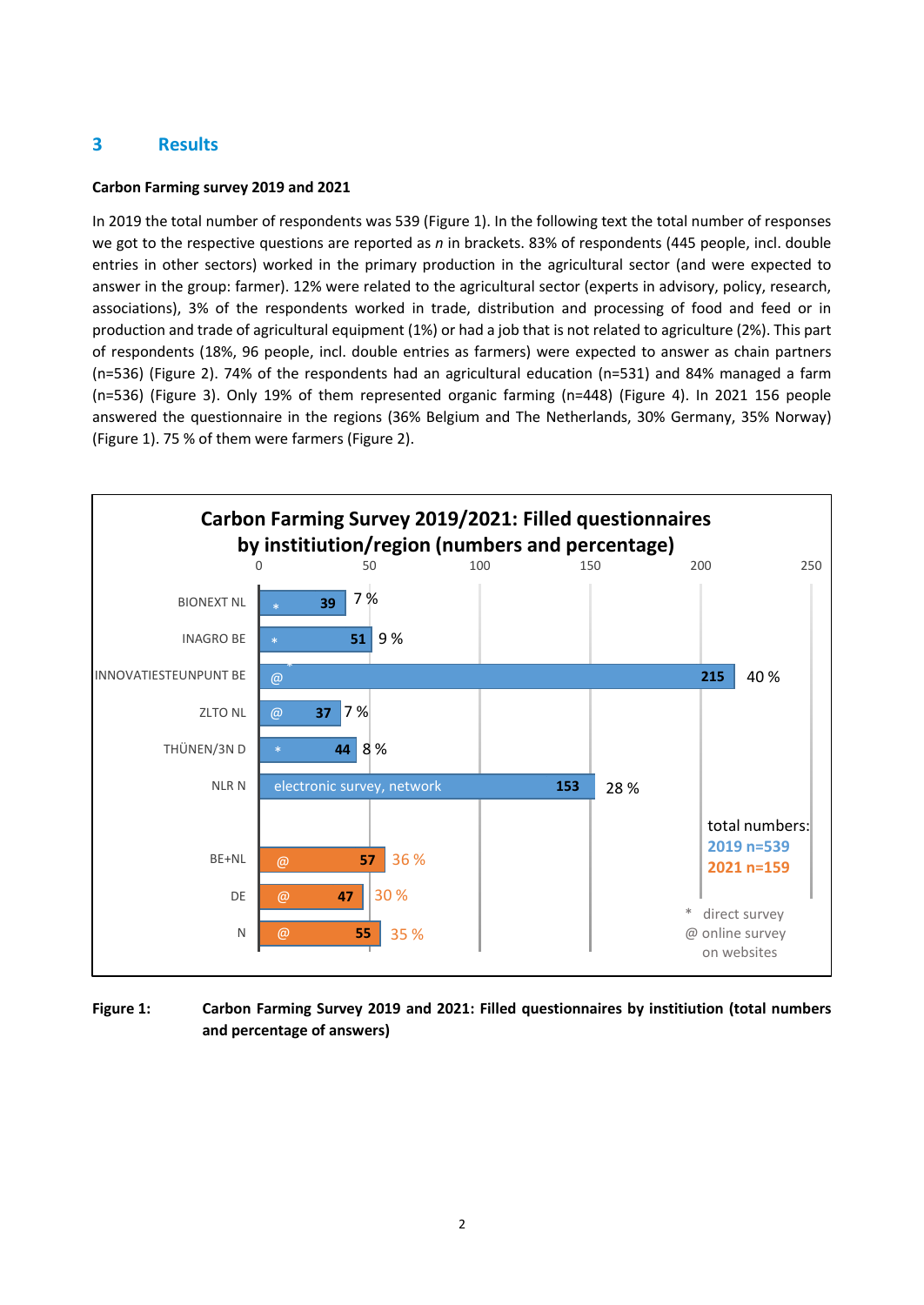# 3 Results

**Carbon Farming survey 2019 and 2021**

In 2019 the total number of respondents was 539 (Figure 1). In the following text the total number of responses we got to the respective questions are reported as *n* in brackets. 83% of respondents (445 people, incl. double entries in other sectors) worked in the primary production in the agricultural sector (and were expected to answer in the group: farmer). 12% were related to the agricultural sector (experts in advisory, policy, research, associations), 3% of the respondents worked in trade, distribution and processing of food and feed or in production and trade of agricultural equipment (1%) or had a job that is not related to agriculture (2%). This part of respondents (18%, 96 people, incl. double entries as farmers) were expected to answer as chain partners (n=536) (Figure 2). 74% of the respondents had an agricultural education (n=531) and 84% managed a farm (n=536) (Figure 3). Only 19% of them represented organic farming (n=448) (Figure 4). In 2021 156 people answered the questionnaire in the regions (36% Belgium and The Netherlands, 30% Germany, 35% Norway) (Figure 1). 75 % of them were farmers (Figure 2).

**Carbon Farming Survey 2019/2021: Filled questionnaires by institiution/region (numbers and percentage)**

| Institution/Region | Survey type | Number | Percentage |
|---|---|---|---|
| BIONEXT NL | * | 39 | 7 % |
| INAGRO BE | * | 51 | 9 % |
| INNOVATIESTEUNPUNT BE | @ * | 215 | 40 % |
| ZLTO NL | @ | 37 | 7 % |
| THÜNEN/3N D | * | 44 | 8 % |
| NLR N | electronic survey, network | 153 | 28 % |
| BE+NL | @ | 57 | 36 % |
| DE | @ | 47 | 30 % |
| N | @ | 55 | 35 % |

total numbers: 2019 n=539; 2021 n=159

\* direct survey
@ online survey on websites

**Figure 1: Carbon Farming Survey 2019 and 2021: Filled questionnaires by institiution (total numbers and percentage of answers)**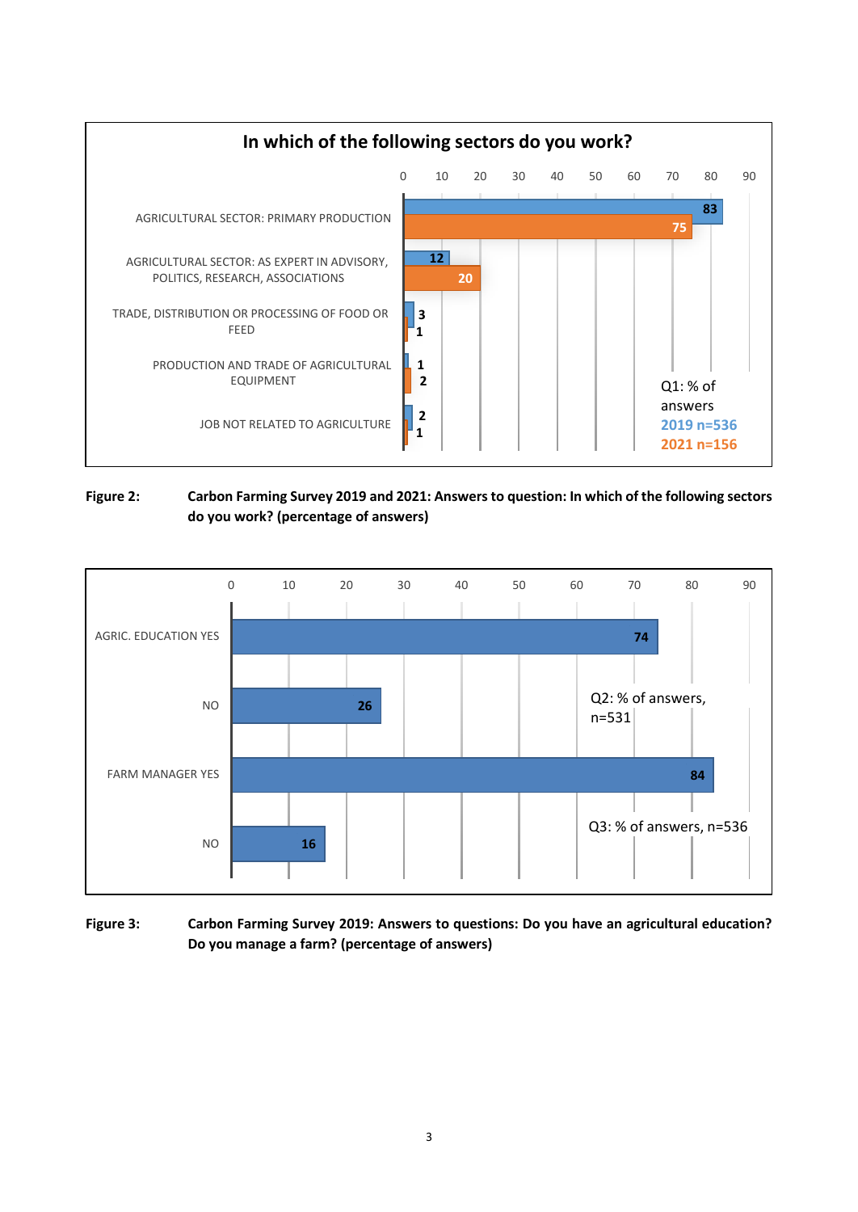**In which of the following sectors do you work?**

| Sector | 2019 n=536 | 2021 n=156 |
|---|---|---|
| AGRICULTURAL SECTOR: PRIMARY PRODUCTION | 83 | 75 |
| AGRICULTURAL SECTOR: AS EXPERT IN ADVISORY, POLITICS, RESEARCH, ASSOCIATIONS | 12 | 20 |
| TRADE, DISTRIBUTION OR PROCESSING OF FOOD OR FEED | 3 | 1 |
| PRODUCTION AND TRADE OF AGRICULTURAL EQUIPMENT | 1 | 2 |
| JOB NOT RELATED TO AGRICULTURE | 2 | 1 |

Q1: % of answers
2019 n=536
2021 n=156

**Figure 2:** **Carbon Farming Survey 2019 and 2021: Answers to question: In which of the following sectors do you work? (percentage of answers)**

| | % |
|---|---|
| AGRIC. EDUCATION YES | 74 |
| NO | 26 |
| FARM MANAGER YES | 84 |
| NO | 16 |

Q2: % of answers, n=531

Q3: % of answers, n=536

**Figure 3:** **Carbon Farming Survey 2019: Answers to questions: Do you have an agricultural education? Do you manage a farm? (percentage of answers)**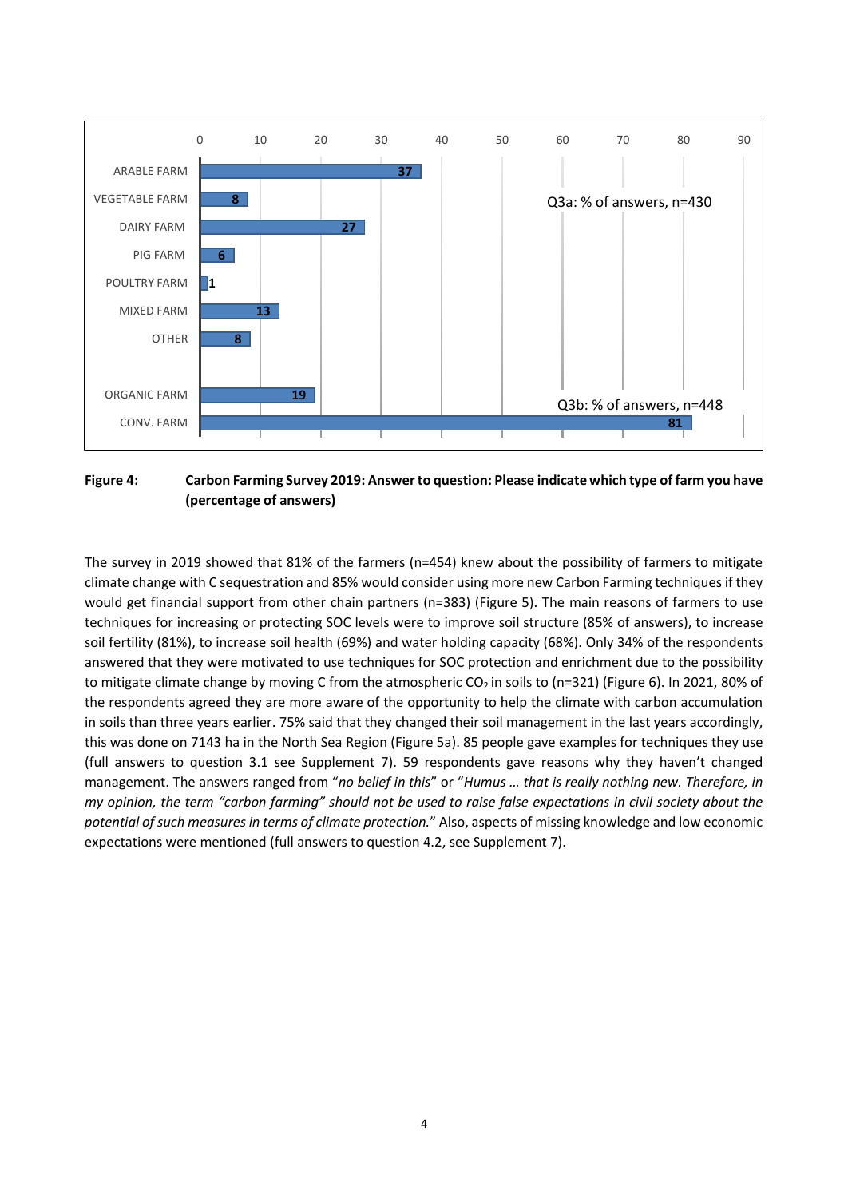| | Q3a: % of answers, n=430 |
|---|---|
| ARABLE FARM | 37 |
| VEGETABLE FARM | 8 |
| DAIRY FARM | 27 |
| PIG FARM | 6 |
| POULTRY FARM | 1 |
| MIXED FARM | 13 |
| OTHER | 8 |

| | Q3b: % of answers, n=448 |
|---|---|
| ORGANIC FARM | 19 |
| CONV. FARM | 81 |

**Figure 4: Carbon Farming Survey 2019: Answer to question: Please indicate which type of farm you have (percentage of answers)**

The survey in 2019 showed that 81% of the farmers (n=454) knew about the possibility of farmers to mitigate climate change with C sequestration and 85% would consider using more new Carbon Farming techniques if they would get financial support from other chain partners (n=383) (Figure 5). The main reasons of farmers to use techniques for increasing or protecting SOC levels were to improve soil structure (85% of answers), to increase soil fertility (81%), to increase soil health (69%) and water holding capacity (68%). Only 34% of the respondents answered that they were motivated to use techniques for SOC protection and enrichment due to the possibility to mitigate climate change by moving C from the atmospheric $CO_2$ in soils to (n=321) (Figure 6). In 2021, 80% of the respondents agreed they are more aware of the opportunity to help the climate with carbon accumulation in soils than three years earlier. 75% said that they changed their soil management in the last years accordingly, this was done on 7143 ha in the North Sea Region (Figure 5a). 85 people gave examples for techniques they use (full answers to question 3.1 see Supplement 7). 59 respondents gave reasons why they haven't changed management. The answers ranged from "*no belief in this*" or "*Humus … that is really nothing new. Therefore, in my opinion, the term "carbon farming" should not be used to raise false expectations in civil society about the potential of such measures in terms of climate protection.*" Also, aspects of missing knowledge and low economic expectations were mentioned (full answers to question 4.2, see Supplement 7).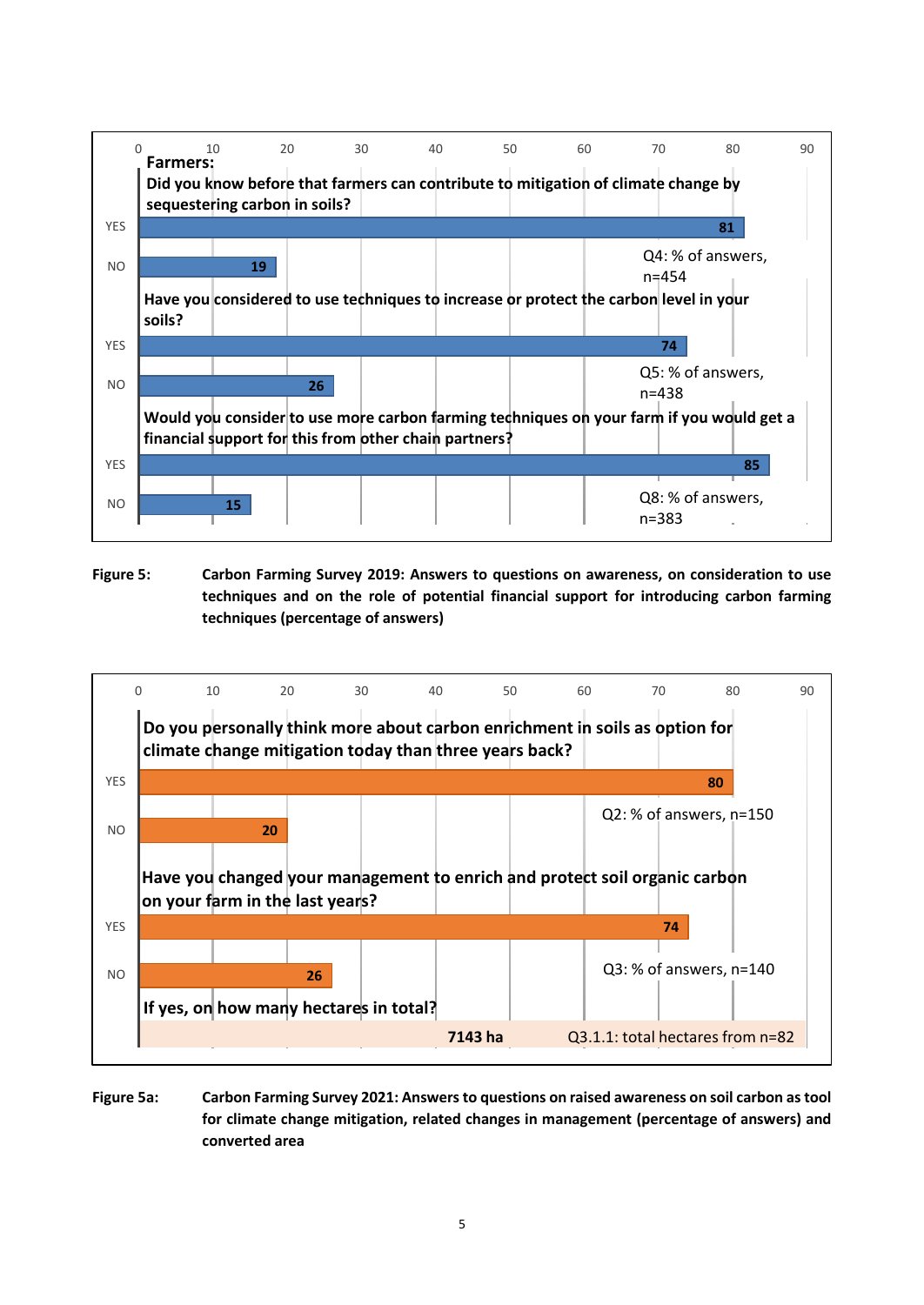**Farmers:**

**Did you know before that farmers can contribute to mitigation of climate change by sequestering carbon in soils?**

| | % |
|---|---|
| YES | 81 |
| NO | 19 |

Q4: % of answers, n=454

**Have you considered to use techniques to increase or protect the carbon level in your soils?**

| | % |
|---|---|
| YES | 74 |
| NO | 26 |

Q5: % of answers, n=438

**Would you consider to use more carbon farming techniques on your farm if you would get a financial support for this from other chain partners?**

| | % |
|---|---|
| YES | 85 |
| NO | 15 |

Q8: % of answers, n=383

**Figure 5:** **Carbon Farming Survey 2019: Answers to questions on awareness, on consideration to use techniques and on the role of potential financial support for introducing carbon farming techniques (percentage of answers)**

**Do you personally think more about carbon enrichment in soils as option for climate change mitigation today than three years back?**

| | % |
|---|---|
| YES | 80 |
| NO | 20 |

Q2: % of answers, n=150

**Have you changed your management to enrich and protect soil organic carbon on your farm in the last years?**

| | % |
|---|---|
| YES | 74 |
| NO | 26 |

Q3: % of answers, n=140

**If yes, on how many hectares in total?**

**7143 ha** — Q3.1.1: total hectares from n=82

**Figure 5a:** **Carbon Farming Survey 2021: Answers to questions on raised awareness on soil carbon as tool for climate change mitigation, related changes in management (percentage of answers) and converted area**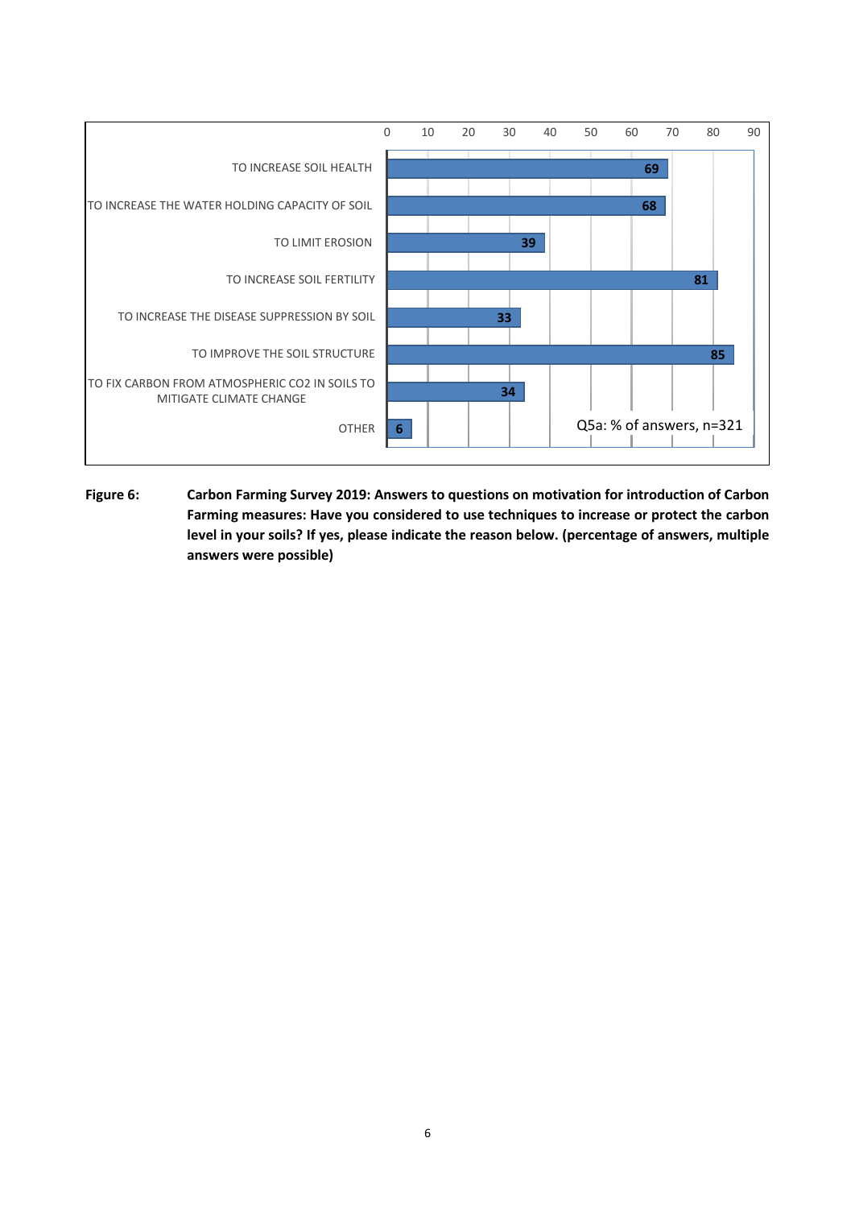| Reason | % of answers |
| --- | --- |
| TO INCREASE SOIL HEALTH | 69 |
| TO INCREASE THE WATER HOLDING CAPACITY OF SOIL | 68 |
| TO LIMIT EROSION | 39 |
| TO INCREASE SOIL FERTILITY | 81 |
| TO INCREASE THE DISEASE SUPPRESSION BY SOIL | 33 |
| TO IMPROVE THE SOIL STRUCTURE | 85 |
| TO FIX CARBON FROM ATMOSPHERIC CO2 IN SOILS TO MITIGATE CLIMATE CHANGE | 34 |
| OTHER | 6 |

Q5a: % of answers, n=321

**Figure 6: Carbon Farming Survey 2019: Answers to questions on motivation for introduction of Carbon Farming measures: Have you considered to use techniques to increase or protect the carbon level in your soils? If yes, please indicate the reason below. (percentage of answers, multiple answers were possible)**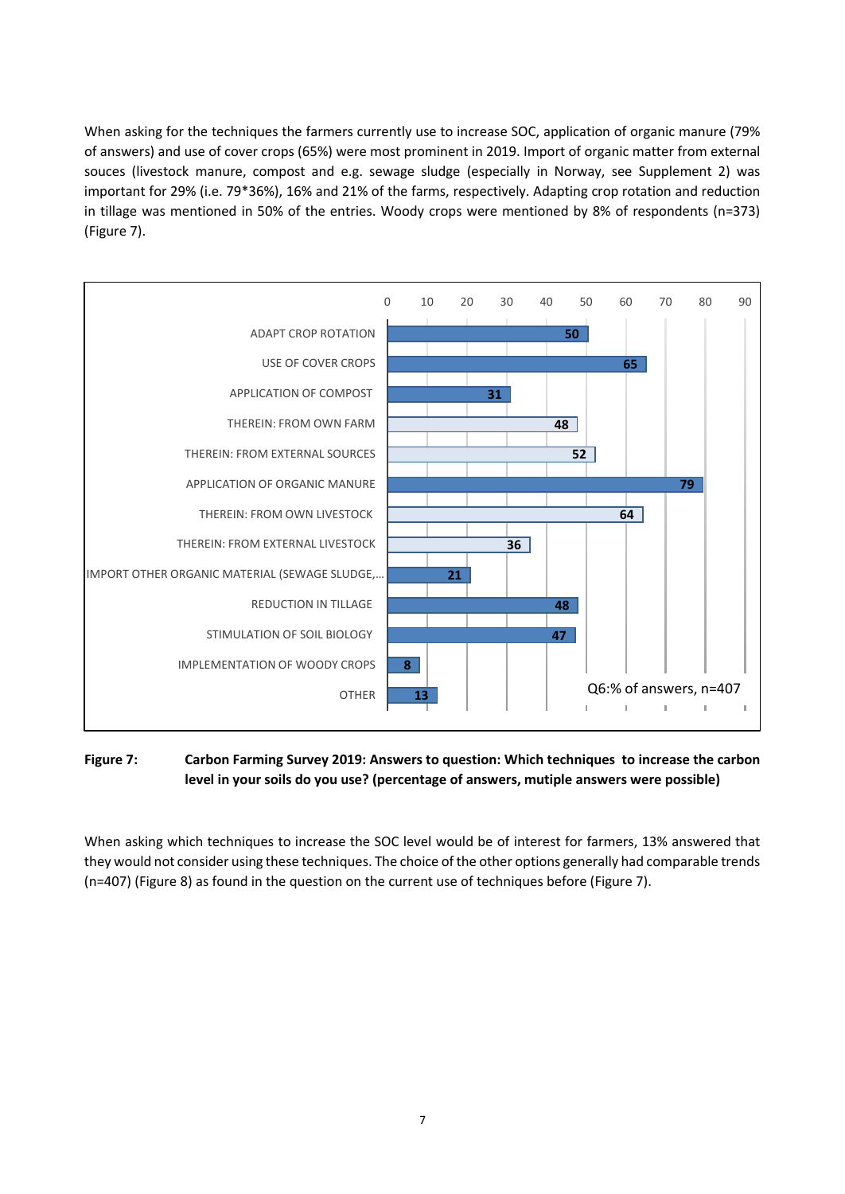When asking for the techniques the farmers currently use to increase SOC, application of organic manure (79% of answers) and use of cover crops (65%) were most prominent in 2019. Import of organic matter from external souces (livestock manure, compost and e.g. sewage sludge (especially in Norway, see Supplement 2) was important for 29% (i.e. 79*36%), 16% and 21% of the farms, respectively. Adapting crop rotation and reduction in tillage was mentioned in 50% of the entries. Woody crops were mentioned by 8% of respondents (n=373) (Figure 7).

| Technique | % of answers |
| --- | --- |
| ADAPT CROP ROTATION | 50 |
| USE OF COVER CROPS | 65 |
| APPLICATION OF COMPOST | 31 |
| THEREIN: FROM OWN FARM | 48 |
| THEREIN: FROM EXTERNAL SOURCES | 52 |
| APPLICATION OF ORGANIC MANURE | 79 |
| THEREIN: FROM OWN LIVESTOCK | 64 |
| THEREIN: FROM EXTERNAL LIVESTOCK | 36 |
| IMPORT OTHER ORGANIC MATERIAL (SEWAGE SLUDGE,… | 21 |
| REDUCTION IN TILLAGE | 48 |
| STIMULATION OF SOIL BIOLOGY | 47 |
| IMPLEMENTATION OF WOODY CROPS | 8 |
| OTHER | 13 |

Q6:% of answers, n=407

**Figure 7:** **Carbon Farming Survey 2019: Answers to question: Which techniques to increase the carbon level in your soils do you use? (percentage of answers, mutiple answers were possible)**

When asking which techniques to increase the SOC level would be of interest for farmers, 13% answered that they would not consider using these techniques. The choice of the other options generally had comparable trends (n=407) (Figure 8) as found in the question on the current use of techniques before (Figure 7).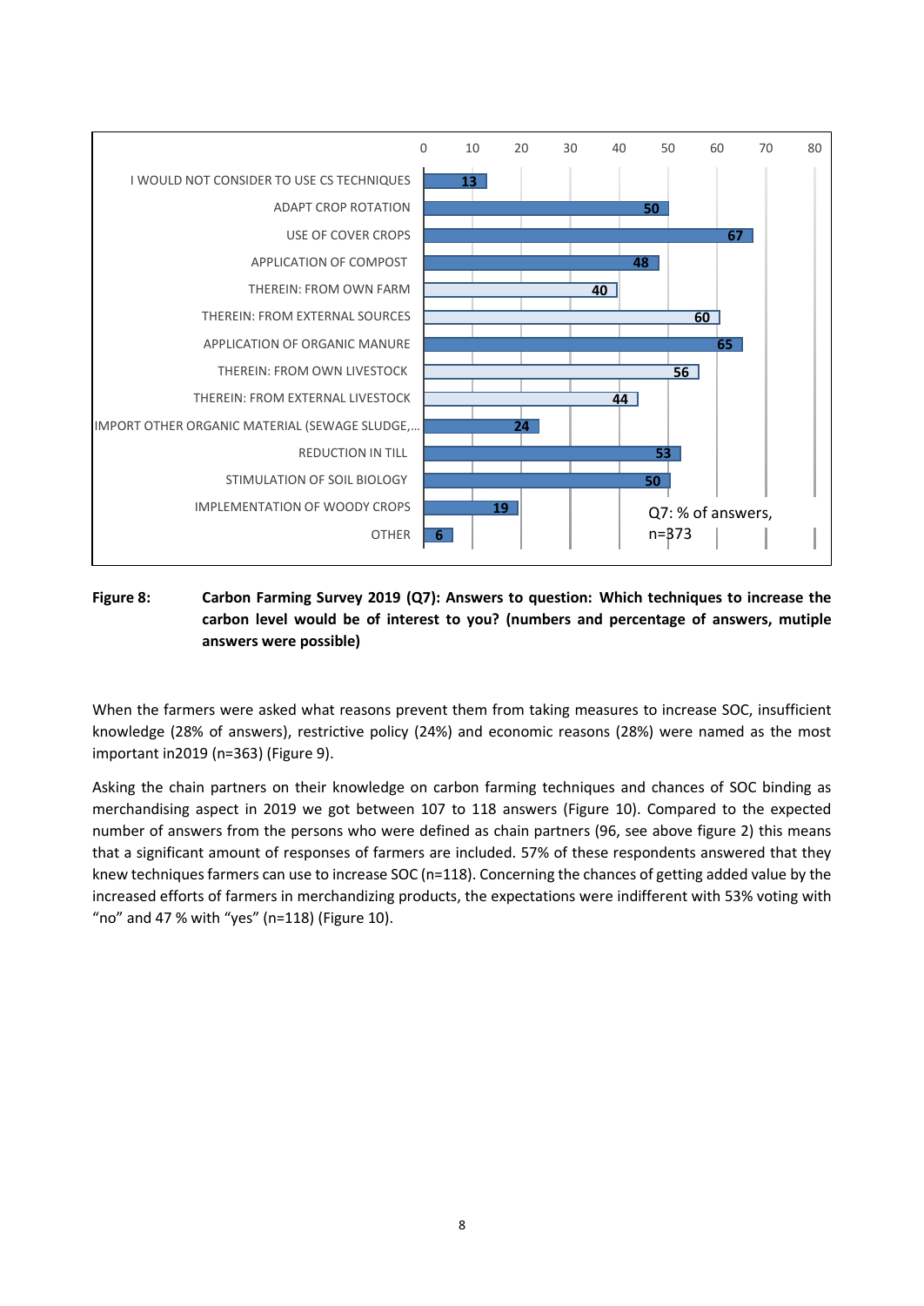| Technique | % of answers |
|---|---|
| I WOULD NOT CONSIDER TO USE CS TECHNIQUES | 13 |
| ADAPT CROP ROTATION | 50 |
| USE OF COVER CROPS | 67 |
| APPLICATION OF COMPOST | 48 |
| THEREIN: FROM OWN FARM | 40 |
| THEREIN: FROM EXTERNAL SOURCES | 60 |
| APPLICATION OF ORGANIC MANURE | 65 |
| THEREIN: FROM OWN LIVESTOCK | 56 |
| THEREIN: FROM EXTERNAL LIVESTOCK | 44 |
| IMPORT OTHER ORGANIC MATERIAL (SEWAGE SLUDGE,... | 24 |
| REDUCTION IN TILL | 53 |
| STIMULATION OF SOIL BIOLOGY | 50 |
| IMPLEMENTATION OF WOODY CROPS | 19 |
| OTHER | 6 |

Q7: % of answers, n=373

**Figure 8:** **Carbon Farming Survey 2019 (Q7): Answers to question: Which techniques to increase the carbon level would be of interest to you? (numbers and percentage of answers, mutiple answers were possible)**

When the farmers were asked what reasons prevent them from taking measures to increase SOC, insufficient knowledge (28% of answers), restrictive policy (24%) and economic reasons (28%) were named as the most important in2019 (n=363) (Figure 9).

Asking the chain partners on their knowledge on carbon farming techniques and chances of SOC binding as merchandising aspect in 2019 we got between 107 to 118 answers (Figure 10). Compared to the expected number of answers from the persons who were defined as chain partners (96, see above figure 2) this means that a significant amount of responses of farmers are included. 57% of these respondents answered that they knew techniques farmers can use to increase SOC (n=118). Concerning the chances of getting added value by the increased efforts of farmers in merchandizing products, the expectations were indifferent with 53% voting with "no" and 47 % with "yes" (n=118) (Figure 10).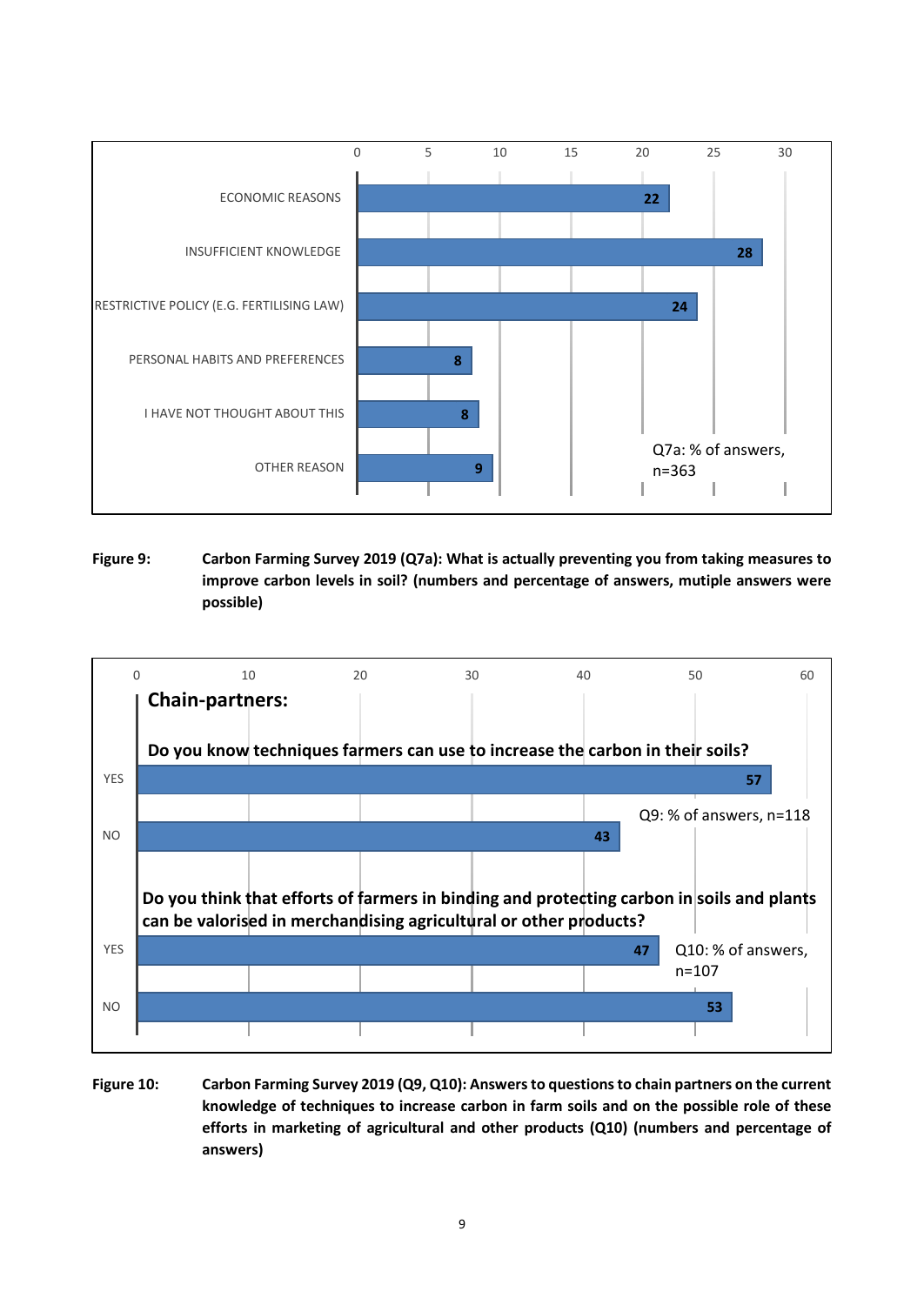| | % |
|---|---|
| ECONOMIC REASONS | 22 |
| INSUFFICIENT KNOWLEDGE | 28 |
| RESTRICTIVE POLICY (E.G. FERTILISING LAW) | 24 |
| PERSONAL HABITS AND PREFERENCES | 8 |
| I HAVE NOT THOUGHT ABOUT THIS | 8 |
| OTHER REASON | 9 |

Q7a: % of answers, n=363

**Figure 9: Carbon Farming Survey 2019 (Q7a): What is actually preventing you from taking measures to improve carbon levels in soil? (numbers and percentage of answers, mutiple answers were possible)**

**Chain-partners:**

**Do you know techniques farmers can use to increase the carbon in their soils?**

| | % |
|---|---|
| YES | 57 |
| NO | 43 |

Q9: % of answers, n=118

**Do you think that efforts of farmers in binding and protecting carbon in soils and plants can be valorised in merchandising agricultural or other products?**

| | % |
|---|---|
| YES | 47 |
| NO | 53 |

Q10: % of answers, n=107

**Figure 10: Carbon Farming Survey 2019 (Q9, Q10): Answers to questions to chain partners on the current knowledge of techniques to increase carbon in farm soils and on the possible role of these efforts in marketing of agricultural and other products (Q10) (numbers and percentage of answers)**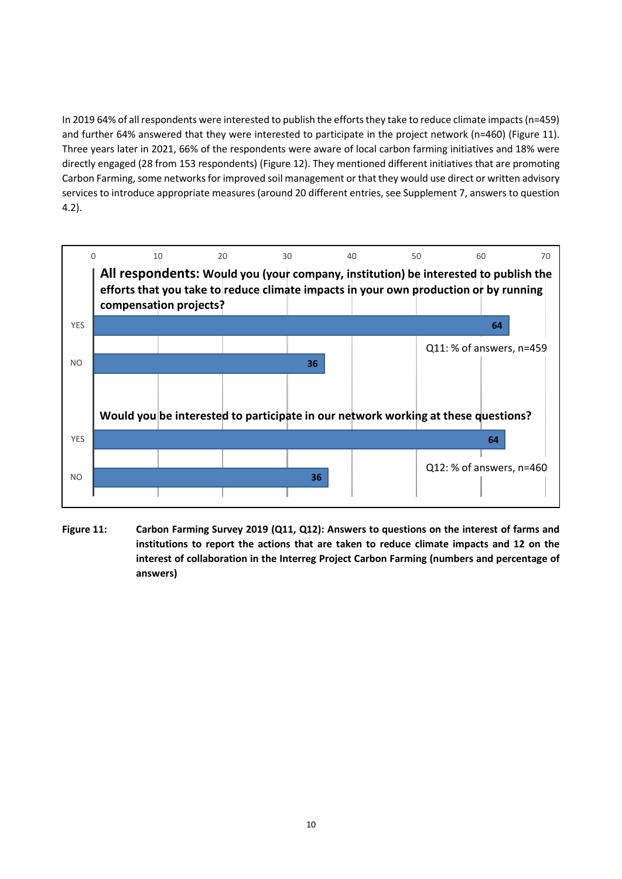In 2019 64% of all respondents were interested to publish the efforts they take to reduce climate impacts (n=459) and further 64% answered that they were interested to participate in the project network (n=460) (Figure 11). Three years later in 2021, 66% of the respondents were aware of local carbon farming initiatives and 18% were directly engaged (28 from 153 respondents) (Figure 12). They mentioned different initiatives that are promoting Carbon Farming, some networks for improved soil management or that they would use direct or written advisory services to introduce appropriate measures (around 20 different entries, see Supplement 7, answers to question 4.2).

**All respondents: Would you (your company, institution) be interested to publish the efforts that you take to reduce climate impacts in your own production or by running compensation projects?**

Q11: % of answers, n=459

| | % |
|---|---|
| YES | 64 |
| NO | 36 |

**Would you be interested to participate in our network working at these questions?**

Q12: % of answers, n=460

| | % |
|---|---|
| YES | 64 |
| NO | 36 |

**Figure 11: Carbon Farming Survey 2019 (Q11, Q12): Answers to questions on the interest of farms and institutions to report the actions that are taken to reduce climate impacts and 12 on the interest of collaboration in the Interreg Project Carbon Farming (numbers and percentage of answers)**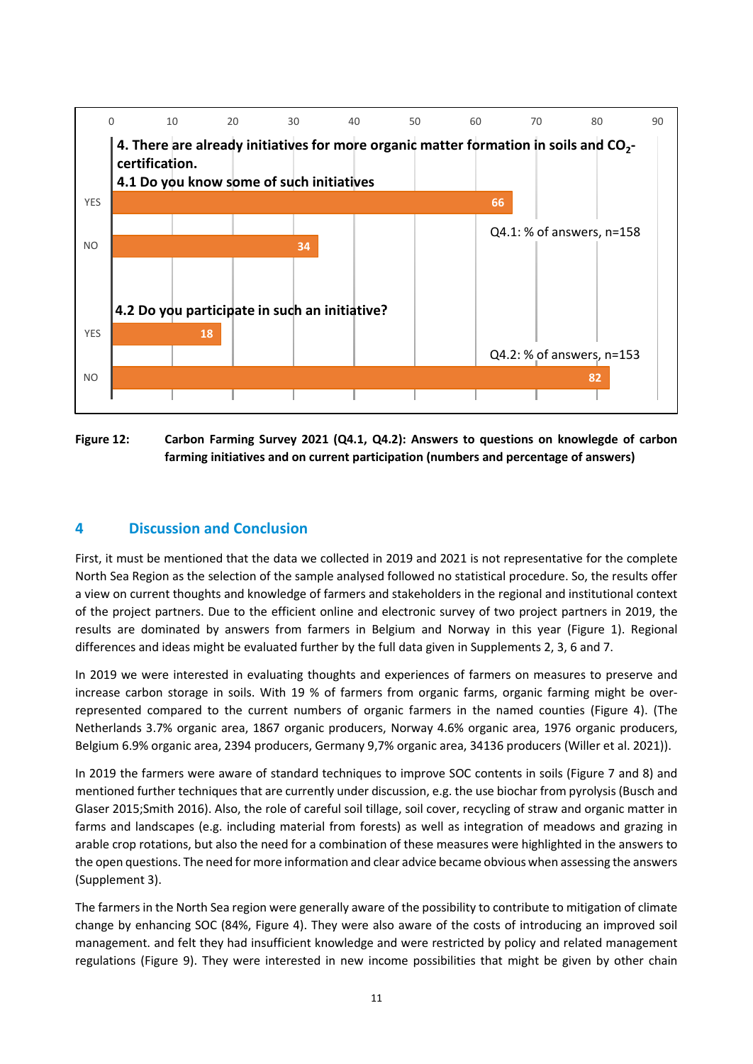| | 4.1 Do you know some of such initiatives (Q4.1: % of answers, n=158) |
|---|---|
| YES | 66 |
| NO | 34 |

| | 4.2 Do you participate in such an initiative? (Q4.2: % of answers, n=153) |
|---|---|
| YES | 18 |
| NO | 82 |

4. There are already initiatives for more organic matter formation in soils and $CO_2$-certification.

**Figure 12: Carbon Farming Survey 2021 (Q4.1, Q4.2): Answers to questions on knowlegde of carbon farming initiatives and on current participation (numbers and percentage of answers)**

## 4 Discussion and Conclusion

First, it must be mentioned that the data we collected in 2019 and 2021 is not representative for the complete North Sea Region as the selection of the sample analysed followed no statistical procedure. So, the results offer a view on current thoughts and knowledge of farmers and stakeholders in the regional and institutional context of the project partners. Due to the efficient online and electronic survey of two project partners in 2019, the results are dominated by answers from farmers in Belgium and Norway in this year (Figure 1). Regional differences and ideas might be evaluated further by the full data given in Supplements 2, 3, 6 and 7.

In 2019 we were interested in evaluating thoughts and experiences of farmers on measures to preserve and increase carbon storage in soils. With 19 % of farmers from organic farms, organic farming might be over-represented compared to the current numbers of organic farmers in the named counties (Figure 4). (The Netherlands 3.7% organic area, 1867 organic producers, Norway 4.6% organic area, 1976 organic producers, Belgium 6.9% organic area, 2394 producers, Germany 9,7% organic area, 34136 producers (Willer et al. 2021)).

In 2019 the farmers were aware of standard techniques to improve SOC contents in soils (Figure 7 and 8) and mentioned further techniques that are currently under discussion, e.g. the use biochar from pyrolysis (Busch and Glaser 2015;Smith 2016). Also, the role of careful soil tillage, soil cover, recycling of straw and organic matter in farms and landscapes (e.g. including material from forests) as well as integration of meadows and grazing in arable crop rotations, but also the need for a combination of these measures were highlighted in the answers to the open questions. The need for more information and clear advice became obvious when assessing the answers (Supplement 3).

The farmers in the North Sea region were generally aware of the possibility to contribute to mitigation of climate change by enhancing SOC (84%, Figure 4). They were also aware of the costs of introducing an improved soil management. and felt they had insufficient knowledge and were restricted by policy and related management regulations (Figure 9). They were interested in new income possibilities that might be given by other chain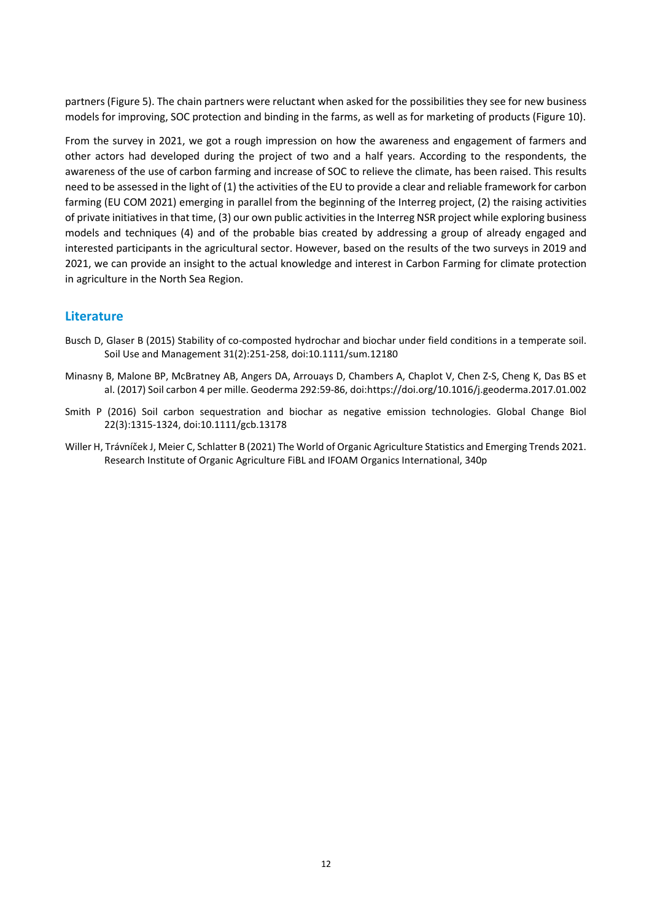partners (Figure 5). The chain partners were reluctant when asked for the possibilities they see for new business models for improving, SOC protection and binding in the farms, as well as for marketing of products (Figure 10).

From the survey in 2021, we got a rough impression on how the awareness and engagement of farmers and other actors had developed during the project of two and a half years. According to the respondents, the awareness of the use of carbon farming and increase of SOC to relieve the climate, has been raised. This results need to be assessed in the light of (1) the activities of the EU to provide a clear and reliable framework for carbon farming (EU COM 2021) emerging in parallel from the beginning of the Interreg project, (2) the raising activities of private initiatives in that time, (3) our own public activities in the Interreg NSR project while exploring business models and techniques (4) and of the probable bias created by addressing a group of already engaged and interested participants in the agricultural sector. However, based on the results of the two surveys in 2019 and 2021, we can provide an insight to the actual knowledge and interest in Carbon Farming for climate protection in agriculture in the North Sea Region.

## Literature

Busch D, Glaser B (2015) Stability of co-composted hydrochar and biochar under field conditions in a temperate soil. Soil Use and Management 31(2):251-258, doi:10.1111/sum.12180

Minasny B, Malone BP, McBratney AB, Angers DA, Arrouays D, Chambers A, Chaplot V, Chen Z-S, Cheng K, Das BS et al. (2017) Soil carbon 4 per mille. Geoderma 292:59-86, doi:https://doi.org/10.1016/j.geoderma.2017.01.002

Smith P (2016) Soil carbon sequestration and biochar as negative emission technologies. Global Change Biol 22(3):1315-1324, doi:10.1111/gcb.13178

Willer H, Trávníček J, Meier C, Schlatter B (2021) The World of Organic Agriculture Statistics and Emerging Trends 2021. Research Institute of Organic Agriculture FiBL and IFOAM Organics International, 340p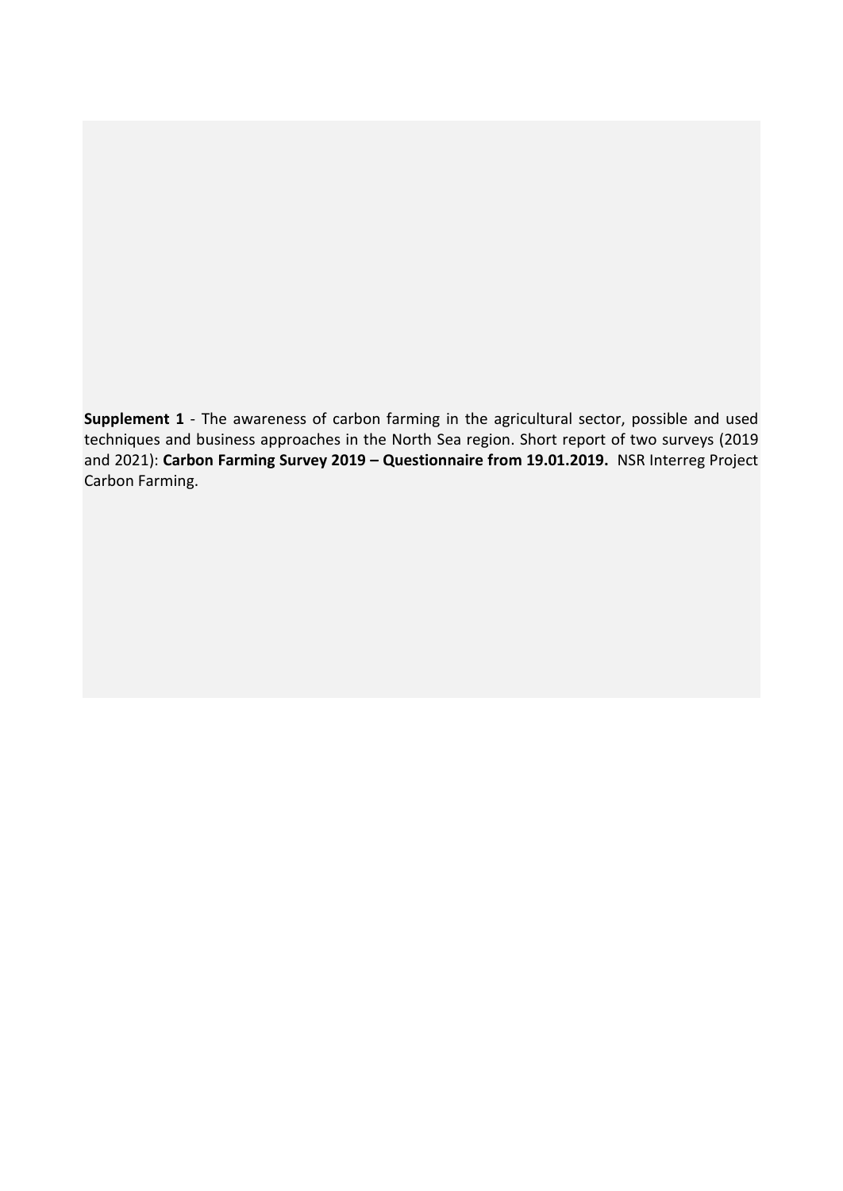**Supplement 1** - The awareness of carbon farming in the agricultural sector, possible and used techniques and business approaches in the North Sea region. Short report of two surveys (2019 and 2021): **Carbon Farming Survey 2019 – Questionnaire from 19.01.2019.** NSR Interreg Project Carbon Farming.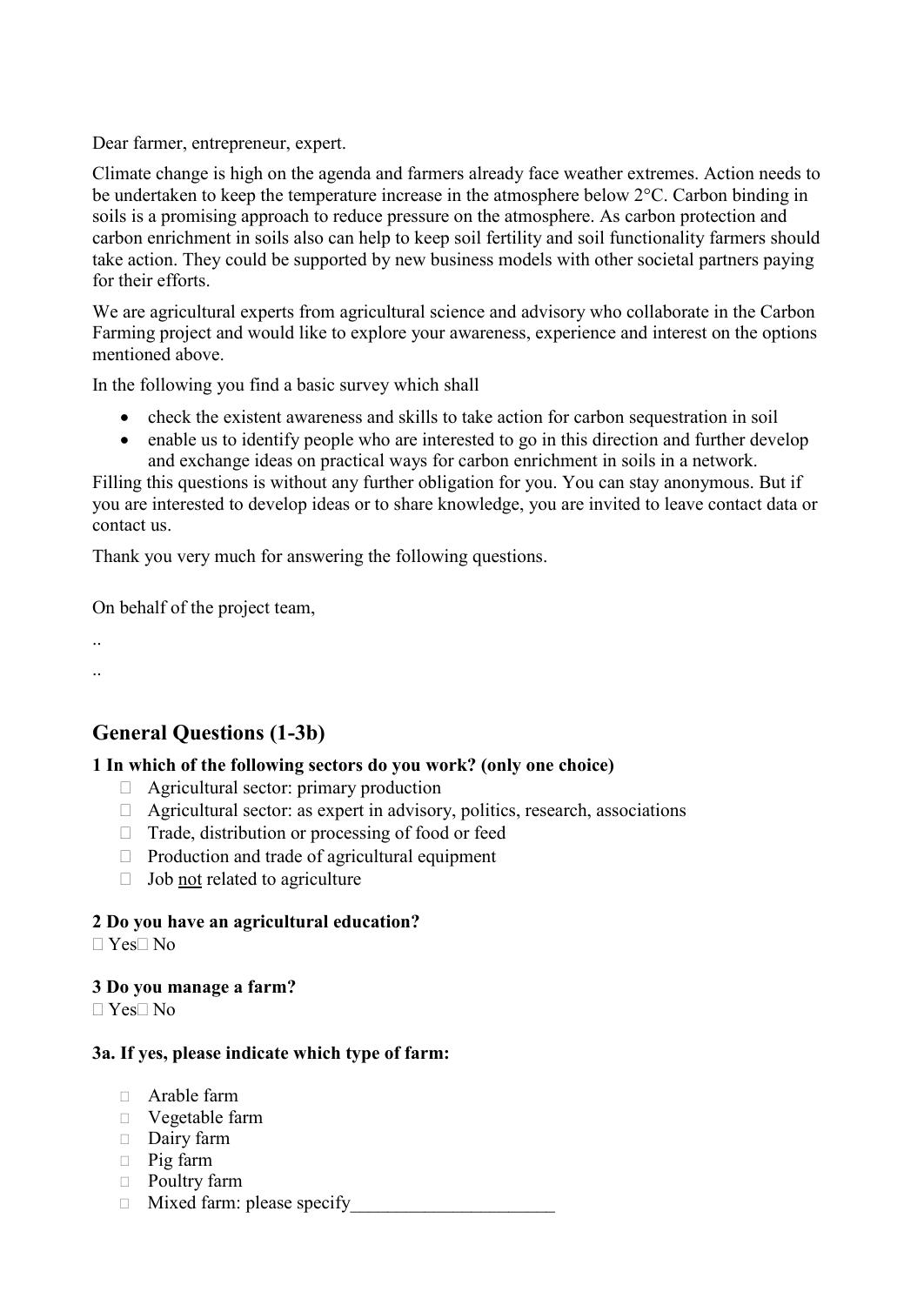Dear farmer, entrepreneur, expert.

Climate change is high on the agenda and farmers already face weather extremes. Action needs to be undertaken to keep the temperature increase in the atmosphere below 2°C. Carbon binding in soils is a promising approach to reduce pressure on the atmosphere. As carbon protection and carbon enrichment in soils also can help to keep soil fertility and soil functionality farmers should take action. They could be supported by new business models with other societal partners paying for their efforts.

We are agricultural experts from agricultural science and advisory who collaborate in the Carbon Farming project and would like to explore your awareness, experience and interest on the options mentioned above.

In the following you find a basic survey which shall

- check the existent awareness and skills to take action for carbon sequestration in soil
- enable us to identify people who are interested to go in this direction and further develop and exchange ideas on practical ways for carbon enrichment in soils in a network.

Filling this questions is without any further obligation for you. You can stay anonymous. But if you are interested to develop ideas or to share knowledge, you are invited to leave contact data or contact us.

Thank you very much for answering the following questions.

On behalf of the project team,

..

..

## General Questions (1-3b)

**1 In which of the following sectors do you work? (only one choice)**

- ☐ Agricultural sector: primary production
- ☐ Agricultural sector: as expert in advisory, politics, research, associations
- ☐ Trade, distribution or processing of food or feed
- ☐ Production and trade of agricultural equipment
- ☐ Job not related to agriculture

**2 Do you have an agricultural education?**

☐ Yes☐ No

**3 Do you manage a farm?**

☐ Yes☐ No

**3a. If yes, please indicate which type of farm:**

- ☐ Arable farm
- ☐ Vegetable farm
- ☐ Dairy farm
- ☐ Pig farm
- ☐ Poultry farm
- ☐ Mixed farm: please specify______________________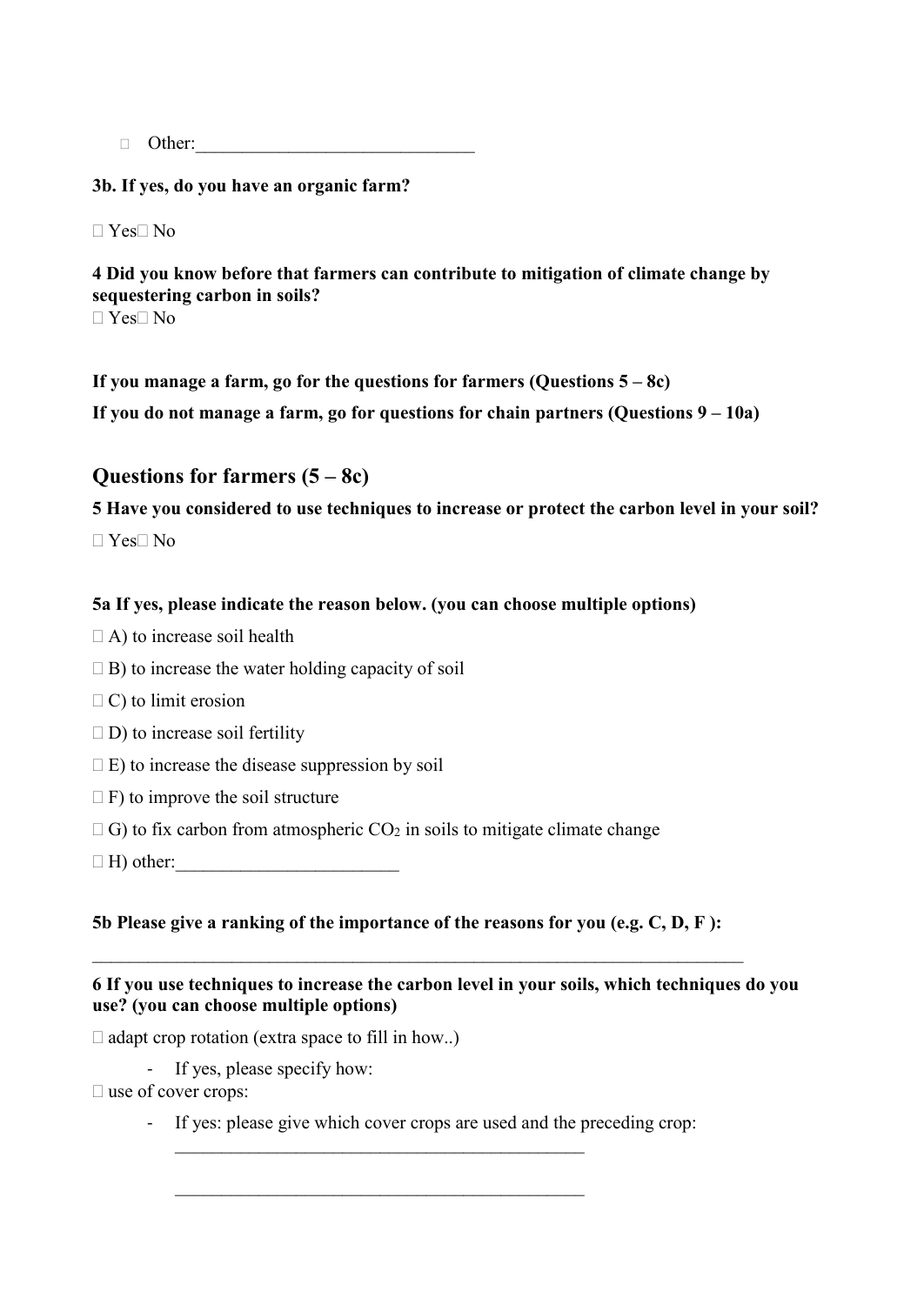□ Other:______________________________

**3b. If yes, do you have an organic farm?**

□ Yes□ No

**4 Did you know before that farmers can contribute to mitigation of climate change by sequestering carbon in soils?**
□ Yes□ No

**If you manage a farm, go for the questions for farmers (Questions 5 – 8c)**

**If you do not manage a farm, go for questions for chain partners (Questions 9 – 10a)**

## Questions for farmers (5 – 8c)

**5 Have you considered to use techniques to increase or protect the carbon level in your soil?**

□ Yes□ No

**5a If yes, please indicate the reason below. (you can choose multiple options)**

□ A) to increase soil health

□ B) to increase the water holding capacity of soil

□ C) to limit erosion

□ D) to increase soil fertility

□ E) to increase the disease suppression by soil

□ F) to improve the soil structure

□ G) to fix carbon from atmospheric $CO_2$ in soils to mitigate climate change

□ H) other:________________________

**5b Please give a ranking of the importance of the reasons for you (e.g. C, D, F ):**

___________________________________________________________________________

**6 If you use techniques to increase the carbon level in your soils, which techniques do you use? (you can choose multiple options)**

□ adapt crop rotation (extra space to fill in how..)

- If yes, please specify how:

□ use of cover crops:

- If yes: please give which cover crops are used and the preceding crop:
  _____________________________________________

  _____________________________________________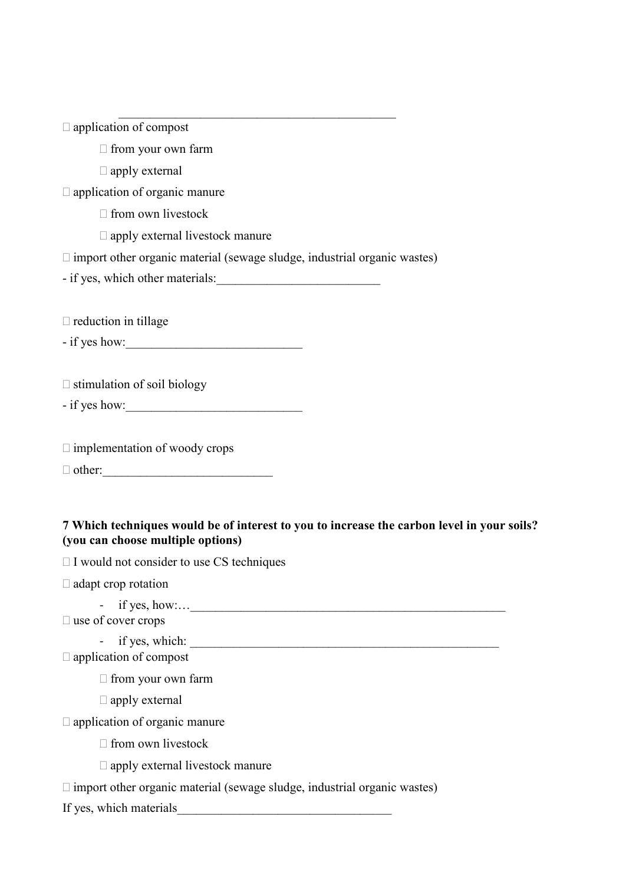\_\_\_\_\_\_\_\_\_\_\_\_\_\_\_\_\_\_\_\_\_\_\_\_\_\_\_\_\_\_\_\_\_\_\_\_\_\_\_\_\_\_\_\_

☐ application of compost

- ☐ from your own farm
- ☐ apply external

☐ application of organic manure

- ☐ from own livestock
- ☐ apply external livestock manure

☐ import other organic material (sewage sludge, industrial organic wastes)

- if yes, which other materials:\_\_\_\_\_\_\_\_\_\_\_\_\_\_\_\_\_\_\_\_\_\_\_\_\_\_

☐ reduction in tillage

- if yes how:\_\_\_\_\_\_\_\_\_\_\_\_\_\_\_\_\_\_\_\_\_\_\_\_\_\_\_\_

☐ stimulation of soil biology

- if yes how:\_\_\_\_\_\_\_\_\_\_\_\_\_\_\_\_\_\_\_\_\_\_\_\_\_\_\_\_

☐ implementation of woody crops

☐ other:\_\_\_\_\_\_\_\_\_\_\_\_\_\_\_\_\_\_\_\_\_\_\_\_\_\_\_

**7 Which techniques would be of interest to you to increase the carbon level in your soils? (you can choose multiple options)**

☐ I would not consider to use CS techniques

☐ adapt crop rotation

- if yes, how:…\_\_\_\_\_\_\_\_\_\_\_\_\_\_\_\_\_\_\_\_\_\_\_\_\_\_\_\_\_\_\_\_\_\_\_\_\_\_\_\_\_\_\_\_\_\_\_\_\_\_

☐ use of cover crops

- if yes, which: \_\_\_\_\_\_\_\_\_\_\_\_\_\_\_\_\_\_\_\_\_\_\_\_\_\_\_\_\_\_\_\_\_\_\_\_\_\_\_\_\_\_\_\_\_\_\_\_\_\_

☐ application of compost

- ☐ from your own farm
- ☐ apply external

☐ application of organic manure

- ☐ from own livestock
- ☐ apply external livestock manure

☐ import other organic material (sewage sludge, industrial organic wastes)

If yes, which materials\_\_\_\_\_\_\_\_\_\_\_\_\_\_\_\_\_\_\_\_\_\_\_\_\_\_\_\_\_\_\_\_\_\_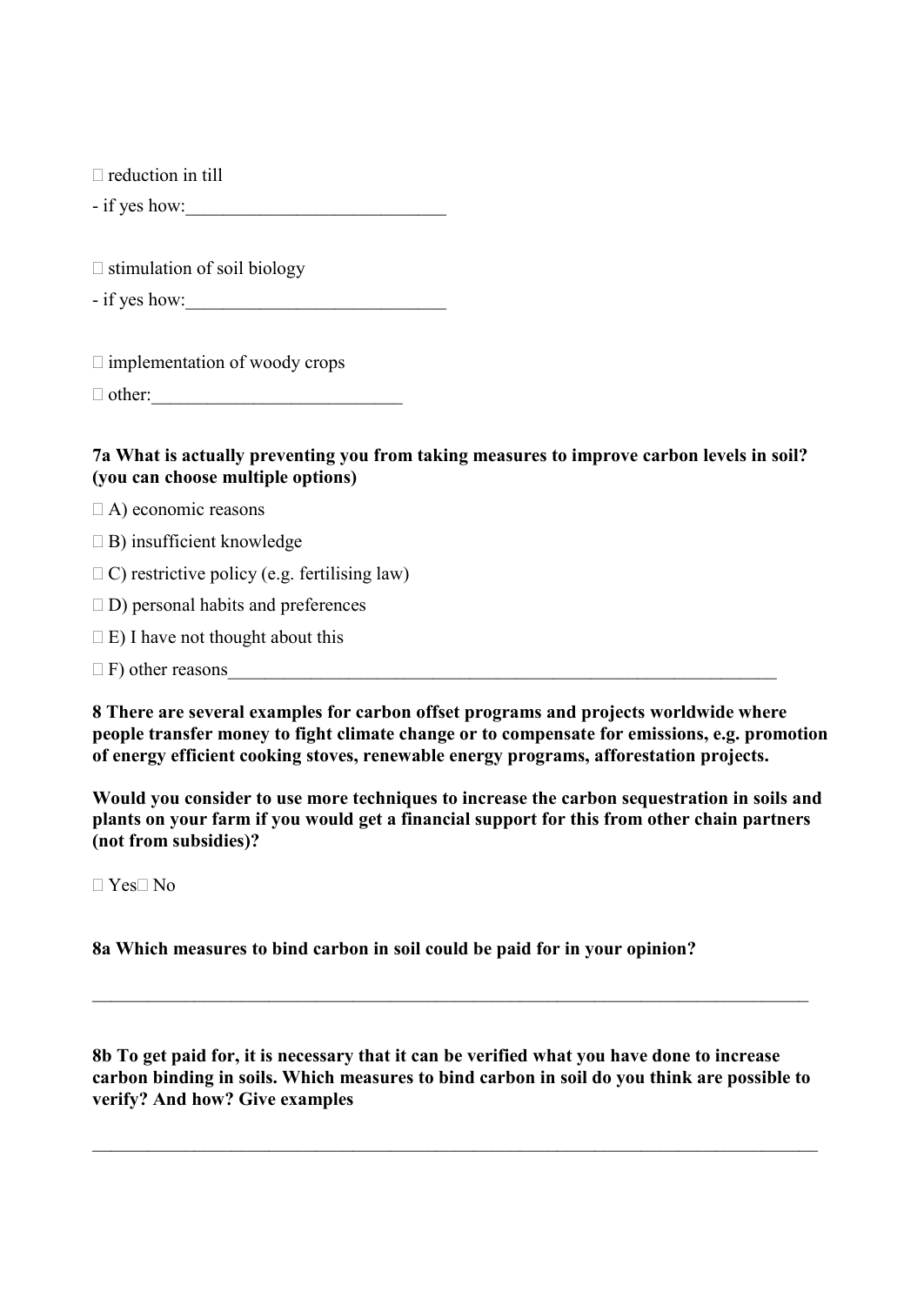reduction in till

- if yes how:____________________________

 stimulation of soil biology

- if yes how:____________________________

 implementation of woody crops

 other:___________________________

**7a What is actually preventing you from taking measures to improve carbon levels in soil? (you can choose multiple options)**

 A) economic reasons

 B) insufficient knowledge

 C) restrictive policy (e.g. fertilising law)

 D) personal habits and preferences

 E) I have not thought about this

 F) other reasons_______________________________________________________________

**8 There are several examples for carbon offset programs and projects worldwide where people transfer money to fight climate change or to compensate for emissions, e.g. promotion of energy efficient cooking stoves, renewable energy programs, afforestation projects.**

**Would you consider to use more techniques to increase the carbon sequestration in soils and plants on your farm if you would get a financial support for this from other chain partners (not from subsidies)?**

 Yes No

**8a Which measures to bind carbon in soil could be paid for in your opinion?**

_______________________________________________________________________________

**8b To get paid for, it is necessary that it can be verified what you have done to increase carbon binding in soils. Which measures to bind carbon in soil do you think are possible to verify? And how? Give examples**

_______________________________________________________________________________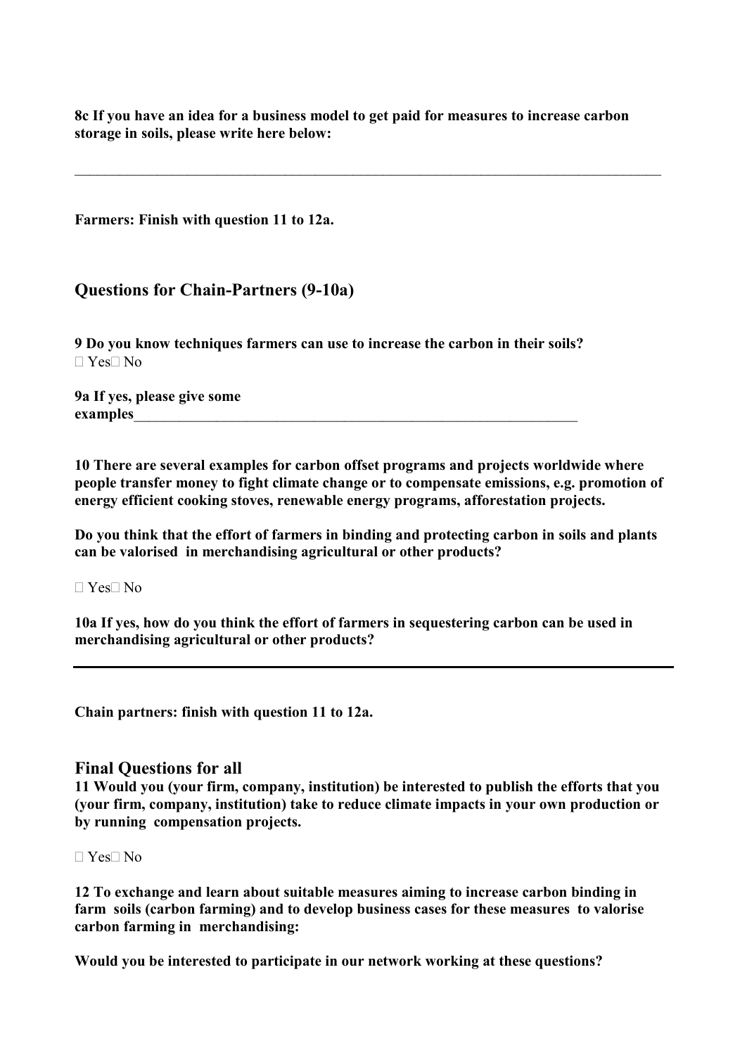**8c If you have an idea for a business model to get paid for measures to increase carbon storage in soils, please write here below:**

_______________________________________________________________________________

**Farmers: Finish with question 11 to 12a.**

## Questions for Chain-Partners (9-10a)

**9 Do you know techniques farmers can use to increase the carbon in their soils?**
☐ Yes☐ No

**9a If you, please give some examples**_________________________________________________________

**10 There are several examples for carbon offset programs and projects worldwide where people transfer money to fight climate change or to compensate emissions, e.g. promotion of energy efficient cooking stoves, renewable energy programs, afforestation projects.**

**Do you think that the effort of farmers in binding and protecting carbon in soils and plants can be valorised in merchandising agricultural or other products?**

☐ Yes☐ No

**10a If yes, how do you think the effort of farmers in sequestering carbon can be used in merchandising agricultural or other products?**

---

**Chain partners: finish with question 11 to 12a.**

## Final Questions for all

**11 Would you (your firm, company, institution) be interested to publish the efforts that you (your firm, company, institution) take to reduce climate impacts in your own production or by running compensation projects.**

☐ Yes☐ No

**12 To exchange and learn about suitable measures aiming to increase carbon binding in farm soils (carbon farming) and to develop business cases for these measures to valorise carbon farming in merchandising:**

**Would you be interested to participate in our network working at these questions?**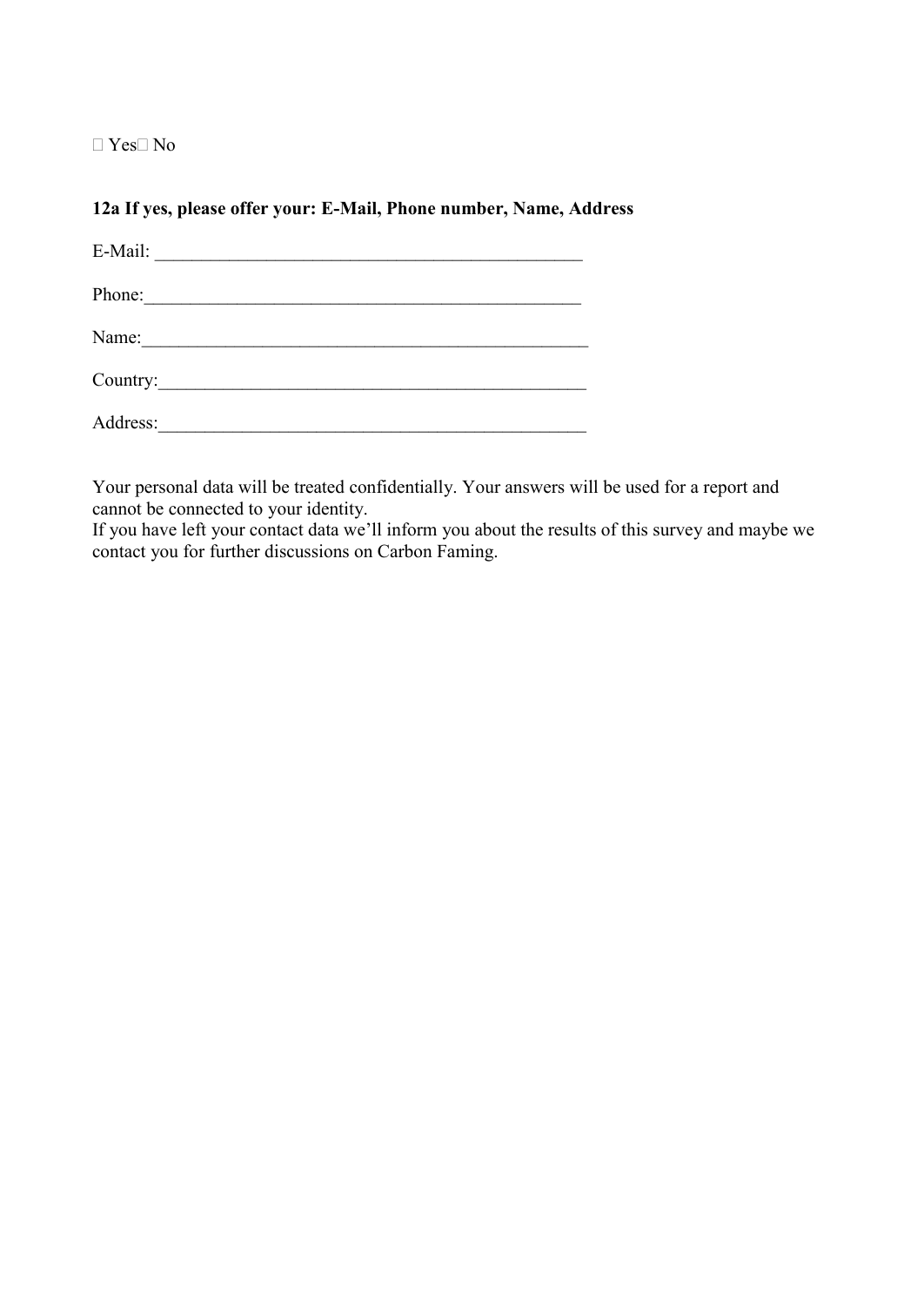☐ Yes☐ No

**12a If yes, please offer your: E-Mail, Phone number, Name, Address**

E-Mail: _______________________________________________

Phone:_________________________________________________

Name:__________________________________________________

Country:_______________________________________________

Address:_______________________________________________

Your personal data will be treated confidentially. Your answers will be used for a report and cannot be connected to your identity.
If you have left your contact data we'll inform you about the results of this survey and maybe we contact you for further discussions on Carbon Faming.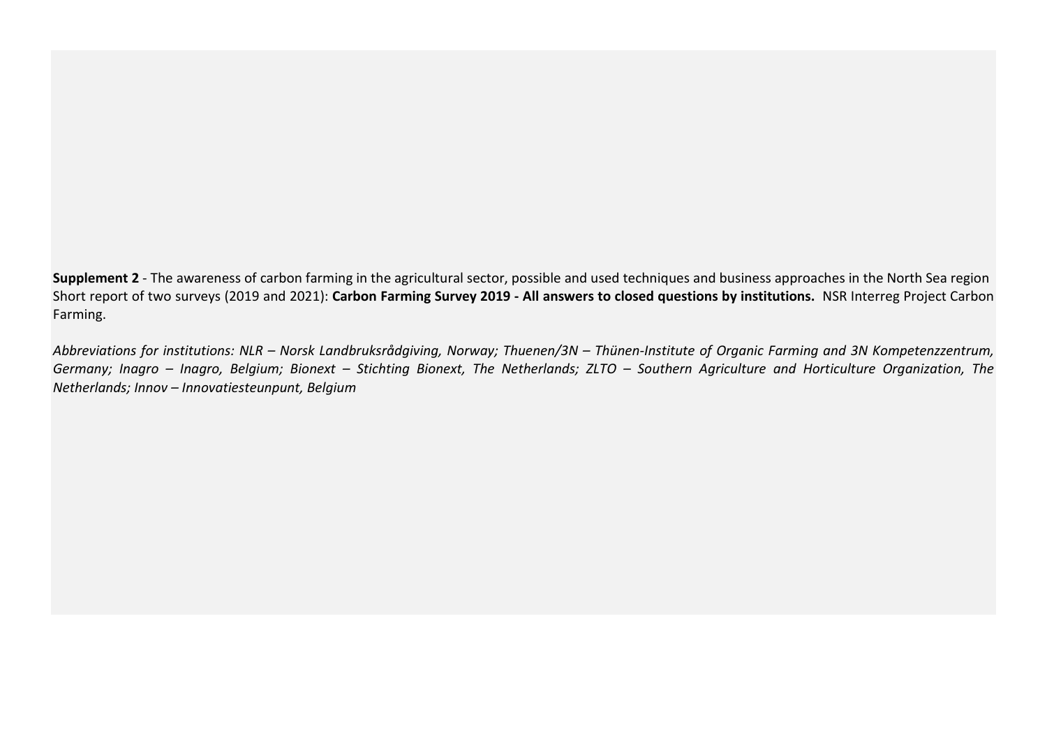**Supplement 2** - The awareness of carbon farming in the agricultural sector, possible and used techniques and business approaches in the North Sea region Short report of two surveys (2019 and 2021): **Carbon Farming Survey 2019 - All answers to closed questions by institutions.** NSR Interreg Project Carbon Farming.

*Abbreviations for institutions: NLR – Norsk Landbruksrådgiving, Norway; Thuenen/3N – Thünen-Institute of Organic Farming and 3N Kompetenzzentrum, Germany; Inagro – Inagro, Belgium; Bionext – Stichting Bionext, The Netherlands; ZLTO – Southern Agriculture and Horticulture Organization, The Netherlands; Innov – Innovatiesteunpunt, Belgium*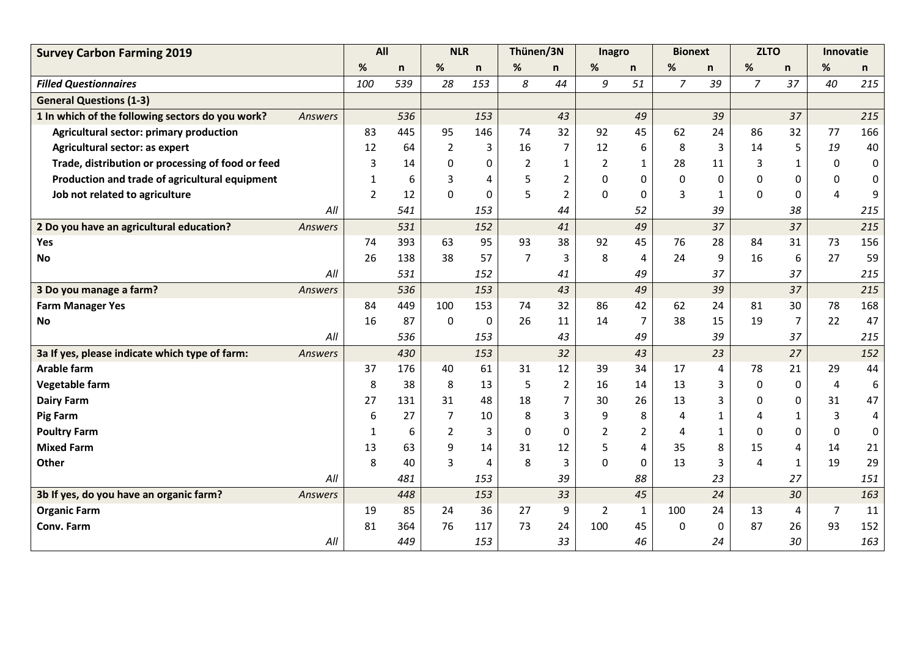| Survey Carbon Farming 2019 | | All | | NLR | | Thünen/3N | | Inagro | | Bionext | | ZLTO | | Innovatie | |
|---|---|---|---|---|---|---|---|---|---|---|---|---|---|---|---|
| | | % | n | % | n | % | n | % | n | % | n | % | n | % | n |
| *Filled Questionnaires* | | *100* | *539* | *28* | *153* | *8* | *44* | *9* | *51* | *7* | *39* | *7* | *37* | *40* | *215* |
| **General Questions (1-3)** | | | | | | | | | | | | | | | |
| **1 In which of the following sectors do you work?** | *Answers* | | *536* | | *153* | | *43* | | *49* | | *39* | | *37* | | *215* |
| **Agricultural sector: primary production** | | 83 | 445 | 95 | 146 | 74 | 32 | 92 | 45 | 62 | 24 | 86 | 32 | 77 | 166 |
| **Agricultural sector: as expert** | | 12 | 64 | 2 | 3 | 16 | 7 | 12 | 6 | 8 | 3 | 14 | 5 | *19* | 40 |
| **Trade, distribution or processing of food or feed** | | 3 | 14 | 0 | 0 | 2 | 1 | 2 | 1 | 28 | 11 | 3 | 1 | 0 | 0 |
| **Production and trade of agricultural equipment** | | 1 | 6 | 3 | 4 | 5 | 2 | 0 | 0 | 0 | 0 | 0 | 0 | 0 | 0 |
| **Job not related to agriculture** | | 2 | 12 | 0 | 0 | 5 | 2 | 0 | 0 | 3 | 1 | 0 | 0 | 4 | 9 |
| | *All* | | *541* | | *153* | | *44* | | *52* | | *39* | | *38* | | *215* |
| **2 Do you have an agricultural education?** | *Answers* | | *531* | | *152* | | *41* | | *49* | | *37* | | *37* | | *215* |
| **Yes** | | 74 | 393 | 63 | 95 | 93 | 38 | 92 | 45 | 76 | 28 | 84 | 31 | 73 | 156 |
| **No** | | 26 | 138 | 38 | 57 | 7 | 3 | 8 | 4 | 24 | 9 | 16 | 6 | 27 | 59 |
| | *All* | | *531* | | *152* | | *41* | | *49* | | *37* | | *37* | | *215* |
| **3 Do you manage a farm?** | *Answers* | | *536* | | *153* | | *43* | | *49* | | *39* | | *37* | | *215* |
| **Farm Manager Yes** | | 84 | 449 | 100 | 153 | 74 | 32 | 86 | 42 | 62 | 24 | 81 | 30 | 78 | 168 |
| **No** | | 16 | 87 | 0 | 0 | 26 | 11 | 14 | 7 | 38 | 15 | 19 | 7 | 22 | 47 |
| | *All* | | *536* | | *153* | | *43* | | *49* | | *39* | | *37* | | *215* |
| **3a If yes, please indicate which type of farm:** | *Answers* | | *430* | | *153* | | *32* | | *43* | | *23* | | *27* | | *152* |
| **Arable farm** | | 37 | 176 | 40 | 61 | 31 | 12 | 39 | 34 | 17 | 4 | 78 | 21 | 29 | 44 |
| **Vegetable farm** | | 8 | 38 | 8 | 13 | 5 | 2 | 16 | 14 | 13 | 3 | 0 | 0 | 4 | 6 |
| **Dairy Farm** | | 27 | 131 | 31 | 48 | 18 | 7 | 30 | 26 | 13 | 3 | 0 | 0 | 31 | 47 |
| **Pig Farm** | | 6 | 27 | 7 | 10 | 8 | 3 | 9 | 8 | 4 | 1 | 4 | 1 | 3 | 4 |
| **Poultry Farm** | | 1 | 6 | 2 | 3 | 0 | 0 | 2 | 2 | 4 | 1 | 0 | 0 | 0 | 0 |
| **Mixed Farm** | | 13 | 63 | 9 | 14 | 31 | 12 | 5 | 4 | 35 | 8 | 15 | 4 | 14 | 21 |
| **Other** | | 8 | 40 | 3 | 4 | 8 | 3 | 0 | 0 | 13 | 3 | 4 | 1 | 19 | 29 |
| | *All* | | *481* | | *153* | | *39* | | *88* | | *23* | | *27* | | *151* |
| **3b If yes, do you have an organic farm?** | *Answers* | | *448* | | *153* | | *33* | | *45* | | *24* | | *30* | | *163* |
| **Organic Farm** | | 19 | 85 | 24 | 36 | 27 | 9 | 2 | 1 | 100 | 24 | 13 | 4 | 7 | 11 |
| **Conv. Farm** | | 81 | 364 | 76 | 117 | 73 | 24 | 100 | 45 | 0 | 0 | 87 | 26 | 93 | 152 |
| | *All* | | *449* | | *153* | | *33* | | *46* | | *24* | | *30* | | *163* |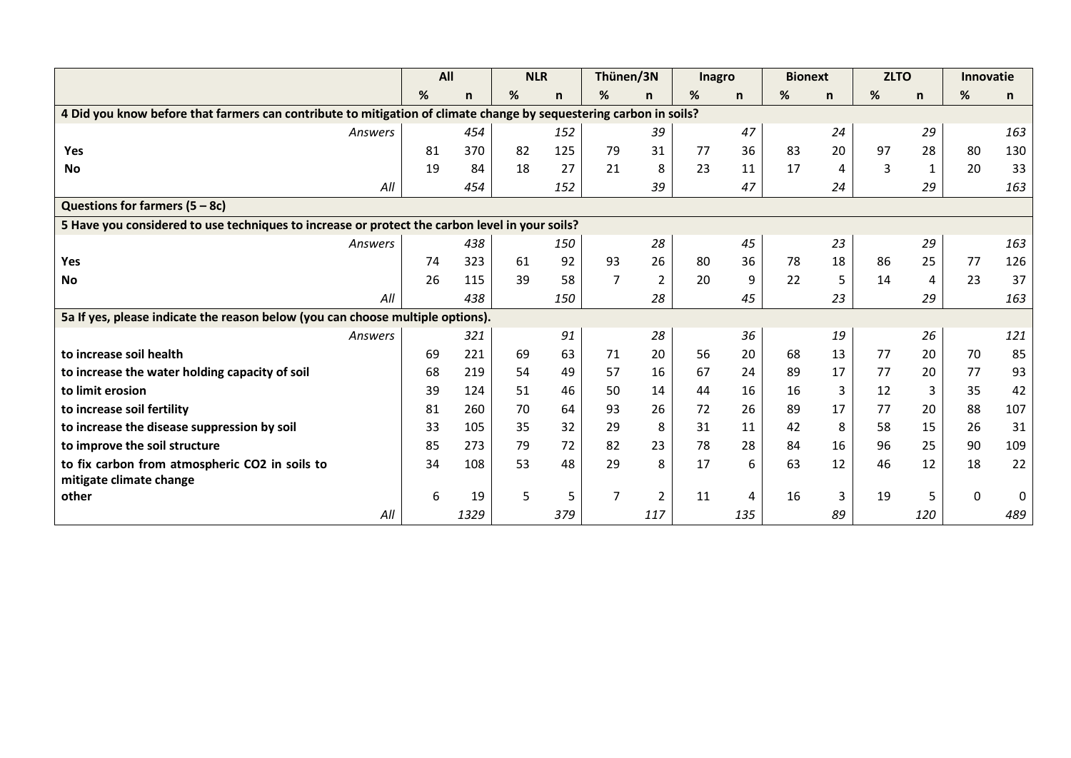| | All | | NLR | | Thünen/3N | | Inagro | | Bionext | | ZLTO | | Innovatie | |
|---|---|---|---|---|---|---|---|---|---|---|---|---|---|---|
| | % | n | % | n | % | n | % | n | % | n | % | n | % | n |
| **4 Did you know before that farmers can contribute to mitigation of climate change by sequestering carbon in soils?** | | | | | | | | | | | | | | |
| *Answers* | | *454* | | *152* | | *39* | | *47* | | *24* | | *29* | | *163* |
| **Yes** | 81 | 370 | 82 | 125 | 79 | 31 | 77 | 36 | 83 | 20 | 97 | 28 | 80 | 130 |
| **No** | 19 | 84 | 18 | 27 | 21 | 8 | 23 | 11 | 17 | 4 | 3 | 1 | 20 | 33 |
| *All* | | *454* | | *152* | | *39* | | *47* | | *24* | | *29* | | *163* |
| **Questions for farmers (5 – 8c)** | | | | | | | | | | | | | | |
| **5 Have you considered to use techniques to increase or protect the carbon level in your soils?** | | | | | | | | | | | | | | |
| *Answers* | | *438* | | *150* | | *28* | | *45* | | *23* | | *29* | | *163* |
| **Yes** | 74 | 323 | 61 | 92 | 93 | 26 | 80 | 36 | 78 | 18 | 86 | 25 | 77 | 126 |
| **No** | 26 | 115 | 39 | 58 | 7 | 2 | 20 | 9 | 22 | 5 | 14 | 4 | 23 | 37 |
| *All* | | *438* | | *150* | | *28* | | *45* | | *23* | | *29* | | *163* |
| **5a If yes, please indicate the reason below (you can choose multiple options).** | | | | | | | | | | | | | | |
| *Answers* | | *321* | | *91* | | *28* | | *36* | | *19* | | *26* | | *121* |
| **to increase soil health** | 69 | 221 | 69 | 63 | 71 | 20 | 56 | 20 | 68 | 13 | 77 | 20 | 70 | 85 |
| **to increase the water holding capacity of soil** | 68 | 219 | 54 | 49 | 57 | 16 | 67 | 24 | 89 | 17 | 77 | 20 | 77 | 93 |
| **to limit erosion** | 39 | 124 | 51 | 46 | 50 | 14 | 44 | 16 | 16 | 3 | 12 | 3 | 35 | 42 |
| **to increase soil fertility** | 81 | 260 | 70 | 64 | 93 | 26 | 72 | 26 | 89 | 17 | 77 | 20 | 88 | 107 |
| **to increase the disease suppression by soil** | 33 | 105 | 35 | 32 | 29 | 8 | 31 | 11 | 42 | 8 | 58 | 15 | 26 | 31 |
| **to improve the soil structure** | 85 | 273 | 79 | 72 | 82 | 23 | 78 | 28 | 84 | 16 | 96 | 25 | 90 | 109 |
| **to fix carbon from atmospheric CO2 in soils to mitigate climate change** | 34 | 108 | 53 | 48 | 29 | 8 | 17 | 6 | 63 | 12 | 46 | 12 | 18 | 22 |
| **other** | 6 | 19 | 5 | 5 | 7 | 2 | 11 | 4 | 16 | 3 | 19 | 5 | 0 | 0 |
| *All* | | *1329* | | *379* | | *117* | | *135* | | *89* | | *120* | | *489* |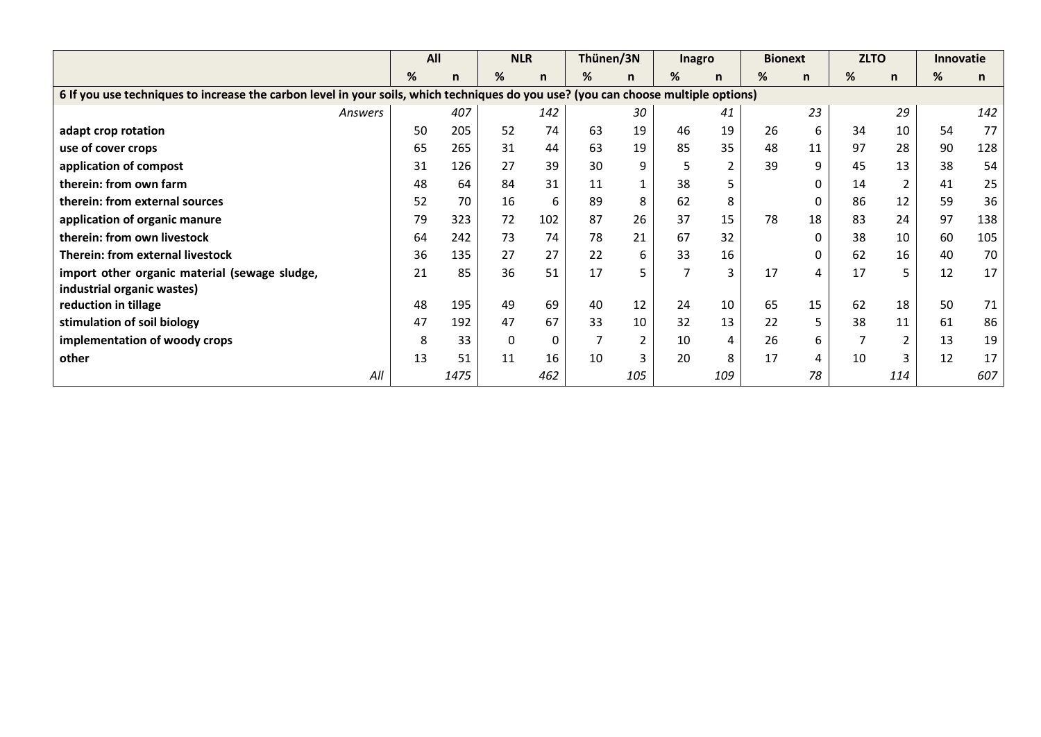| | All | | NLR | | Thünen/3N | | Inagro | | Bionext | | ZLTO | | Innovatie | |
|---|---|---|---|---|---|---|---|---|---|---|---|---|---|---|
| | % | n | % | n | % | n | % | n | % | n | % | n | % | n |
| **6 If you use techniques to increase the carbon level in your soils, which techniques do you use? (you can choose multiple options)** | | | | | | | | | | | | | | |
| *Answers* | | *407* | | *142* | | *30* | | *41* | | *23* | | *29* | | *142* |
| **adapt crop rotation** | 50 | 205 | 52 | 74 | 63 | 19 | 46 | 19 | 26 | 6 | 34 | 10 | 54 | 77 |
| **use of cover crops** | 65 | 265 | 31 | 44 | 63 | 19 | 85 | 35 | 48 | 11 | 97 | 28 | 90 | 128 |
| **application of compost** | 31 | 126 | 27 | 39 | 30 | 9 | 5 | 2 | 39 | 9 | 45 | 13 | 38 | 54 |
| **therein: from own farm** | 48 | 64 | 84 | 31 | 11 | 1 | 38 | 5 | | 0 | 14 | 2 | 41 | 25 |
| **therein: from external sources** | 52 | 70 | 16 | 6 | 89 | 8 | 62 | 8 | | 0 | 86 | 12 | 59 | 36 |
| **application of organic manure** | 79 | 323 | 72 | 102 | 87 | 26 | 37 | 15 | 78 | 18 | 83 | 24 | 97 | 138 |
| **therein: from own livestock** | 64 | 242 | 73 | 74 | 78 | 21 | 67 | 32 | | 0 | 38 | 10 | 60 | 105 |
| **Therein: from external livestock** | 36 | 135 | 27 | 27 | 22 | 6 | 33 | 16 | | 0 | 62 | 16 | 40 | 70 |
| **import other organic material (sewage sludge, industrial organic wastes)** | 21 | 85 | 36 | 51 | 17 | 5 | 7 | 3 | 17 | 4 | 17 | 5 | 12 | 17 |
| **reduction in tillage** | 48 | 195 | 49 | 69 | 40 | 12 | 24 | 10 | 65 | 15 | 62 | 18 | 50 | 71 |
| **stimulation of soil biology** | 47 | 192 | 47 | 67 | 33 | 10 | 32 | 13 | 22 | 5 | 38 | 11 | 61 | 86 |
| **implementation of woody crops** | 8 | 33 | 0 | 0 | 7 | 2 | 10 | 4 | 26 | 6 | 7 | 2 | 13 | 19 |
| **other** | 13 | 51 | 11 | 16 | 10 | 3 | 20 | 8 | 17 | 4 | 10 | 3 | 12 | 17 |
| *All* | | *1475* | | *462* | | *105* | | *109* | | *78* | | *114* | | *607* |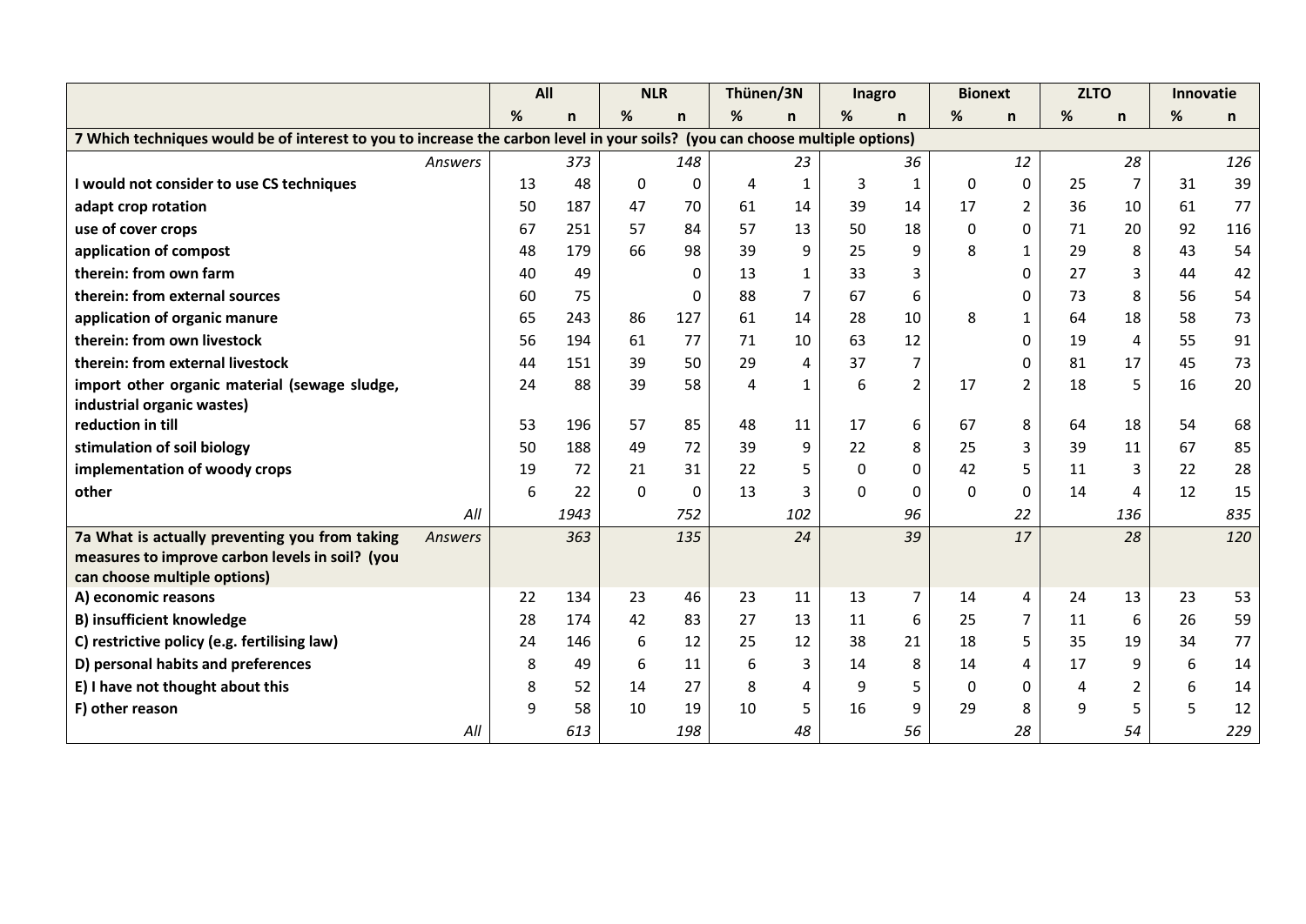| | All | | NLR | | Thünen/3N | | Inagro | | Bionext | | ZLTO | | Innovatie | |
|---|---|---|---|---|---|---|---|---|---|---|---|---|---|---|
| | % | n | % | n | % | n | % | n | % | n | % | n | % | n |
| **7 Which techniques would be of interest to you to increase the carbon level in your soils? (you can choose multiple options)** | | | | | | | | | | | | | | |
| *Answers* | | *373* | | *148* | | *23* | | *36* | | *12* | | *28* | | *126* |
| **I would not consider to use CS techniques** | 13 | 48 | 0 | 0 | 4 | 1 | 3 | 1 | 0 | 0 | 25 | 7 | 31 | 39 |
| **adapt crop rotation** | 50 | 187 | 47 | 70 | 61 | 14 | 39 | 14 | 17 | 2 | 36 | 10 | 61 | 77 |
| **use of cover crops** | 67 | 251 | 57 | 84 | 57 | 13 | 50 | 18 | 0 | 0 | 71 | 20 | 92 | 116 |
| **application of compost** | 48 | 179 | 66 | 98 | 39 | 9 | 25 | 9 | 8 | 1 | 29 | 8 | 43 | 54 |
| **therein: from own farm** | 40 | 49 | | 0 | 13 | 1 | 33 | 3 | | 0 | 27 | 3 | 44 | 42 |
| **therein: from external sources** | 60 | 75 | | 0 | 88 | 7 | 67 | 6 | | 0 | 73 | 8 | 56 | 54 |
| **application of organic manure** | 65 | 243 | 86 | 127 | 61 | 14 | 28 | 10 | 8 | 1 | 64 | 18 | 58 | 73 |
| **therein: from own livestock** | 56 | 194 | 61 | 77 | 71 | 10 | 63 | 12 | | 0 | 19 | 4 | 55 | 91 |
| **therein: from external livestock** | 44 | 151 | 39 | 50 | 29 | 4 | 37 | 7 | | 0 | 81 | 17 | 45 | 73 |
| **import other organic material (sewage sludge, industrial organic wastes)** | 24 | 88 | 39 | 58 | 4 | 1 | 6 | 2 | 17 | 2 | 18 | 5 | 16 | 20 |
| **reduction in till** | 53 | 196 | 57 | 85 | 48 | 11 | 17 | 6 | 67 | 8 | 64 | 18 | 54 | 68 |
| **stimulation of soil biology** | 50 | 188 | 49 | 72 | 39 | 9 | 22 | 8 | 25 | 3 | 39 | 11 | 67 | 85 |
| **implementation of woody crops** | 19 | 72 | 21 | 31 | 22 | 5 | 0 | 0 | 42 | 5 | 11 | 3 | 22 | 28 |
| **other** | 6 | 22 | 0 | 0 | 13 | 3 | 0 | 0 | 0 | 0 | 14 | 4 | 12 | 15 |
| *All* | | *1943* | | *752* | | *102* | | *96* | | *22* | | *136* | | *835* |
| **7a What is actually preventing you from taking measures to improve carbon levels in soil? (you can choose multiple options)** *Answers* | | *363* | | *135* | | *24* | | *39* | | *17* | | *28* | | *120* |
| **A) economic reasons** | 22 | 134 | 23 | 46 | 23 | 11 | 13 | 7 | 14 | 4 | 24 | 13 | 23 | 53 |
| **B) insufficient knowledge** | 28 | 174 | 42 | 83 | 27 | 13 | 11 | 6 | 25 | 7 | 11 | 6 | 26 | 59 |
| **C) restrictive policy (e.g. fertilising law)** | 24 | 146 | 6 | 12 | 25 | 12 | 38 | 21 | 18 | 5 | 35 | 19 | 34 | 77 |
| **D) personal habits and preferences** | 8 | 49 | 6 | 11 | 6 | 3 | 14 | 8 | 14 | 4 | 17 | 9 | 6 | 14 |
| **E) I have not thought about this** | 8 | 52 | 14 | 27 | 8 | 4 | 9 | 5 | 0 | 0 | 4 | 2 | 6 | 14 |
| **F) other reason** | 9 | 58 | 10 | 19 | 10 | 5 | 16 | 9 | 29 | 8 | 9 | 5 | 5 | 12 |
| *All* | | *613* | | *198* | | *48* | | *56* | | *28* | | *54* | | *229* |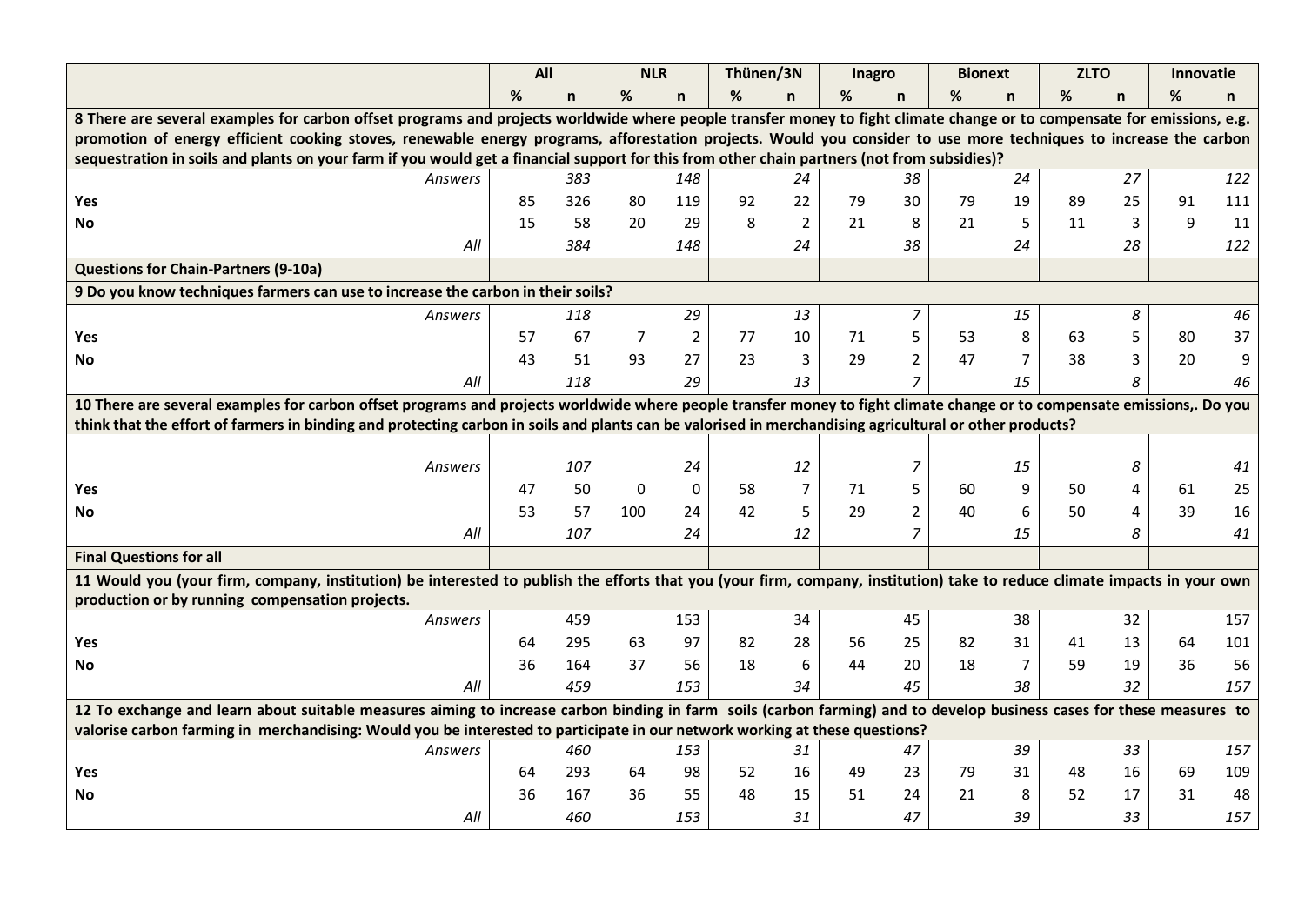| | All | | NLR | | Thünen/3N | | Inagro | | Bionext | | ZLTO | | Innovatie | |
|---|---|---|---|---|---|---|---|---|---|---|---|---|---|---|
| | % | n | % | n | % | n | % | n | % | n | % | n | % | n |
| **8 There are several examples for carbon offset programs and projects worldwide where people transfer money to fight climate change or to compensate for emissions, e.g. promotion of energy efficient cooking stoves, renewable energy programs, afforestation projects. Would you consider to use more techniques to increase the carbon sequestration in soils and plants on your farm if you would get a financial support for this from other chain partners (not from subsidies)?** | | | | | | | | | | | | | | |
| *Answers* | | *383* | | *148* | | *24* | | *38* | | *24* | | *27* | | *122* |
| **Yes** | 85 | 326 | 80 | 119 | 92 | 22 | 79 | 30 | 79 | 19 | 89 | 25 | 91 | 111 |
| **No** | 15 | 58 | 20 | 29 | 8 | 2 | 21 | 8 | 21 | 5 | 11 | 3 | 9 | 11 |
| *All* | | *384* | | *148* | | *24* | | *38* | | *24* | | *28* | | *122* |
| **Questions for Chain-Partners (9-10a)** | | | | | | | | | | | | | | |
| **9 Do you know techniques farmers can use to increase the carbon in their soils?** | | | | | | | | | | | | | | |
| *Answers* | | *118* | | *29* | | *13* | | *7* | | *15* | | *8* | | *46* |
| **Yes** | 57 | 67 | 7 | 2 | 77 | 10 | 71 | 5 | 53 | 8 | 63 | 5 | 80 | 37 |
| **No** | 43 | 51 | 93 | 27 | 23 | 3 | 29 | 2 | 47 | 7 | 38 | 3 | 20 | 9 |
| *All* | | *118* | | *29* | | *13* | | *7* | | *15* | | *8* | | *46* |
| **10 There are several examples for carbon offset programs and projects worldwide where people transfer money to fight climate change or to compensate emissions,. Do you think that the effort of farmers in binding and protecting carbon in soils and plants can be valorised in merchandising agricultural or other products?** | | | | | | | | | | | | | | |
| *Answers* | | *107* | | *24* | | *12* | | *7* | | *15* | | *8* | | *41* |
| **Yes** | 47 | 50 | 0 | 0 | 58 | 7 | 71 | 5 | 60 | 9 | 50 | 4 | 61 | 25 |
| **No** | 53 | 57 | 100 | 24 | 42 | 5 | 29 | 2 | 40 | 6 | 50 | 4 | 39 | 16 |
| *All* | | *107* | | *24* | | *12* | | *7* | | *15* | | *8* | | *41* |
| **Final Questions for all** | | | | | | | | | | | | | | |
| **11 Would you (your firm, company, institution) be interested to publish the efforts that you (your firm, company, institution) take to reduce climate impacts in your own production or by running compensation projects.** | | | | | | | | | | | | | | |
| *Answers* | | 459 | | 153 | | 34 | | 45 | | 38 | | 32 | | 157 |
| **Yes** | 64 | 295 | 63 | 97 | 82 | 28 | 56 | 25 | 82 | 31 | 41 | 13 | 64 | 101 |
| **No** | 36 | 164 | 37 | 56 | 18 | 6 | 44 | 20 | 18 | 7 | 59 | 19 | 36 | 56 |
| *All* | | *459* | | *153* | | *34* | | *45* | | *38* | | *32* | | *157* |
| **12 To exchange and learn about suitable measures aiming to increase carbon binding in farm soils (carbon farming) and to develop business cases for these measures to valorise carbon farming in merchandising: Would you be interested to participate in our network working at these questions?** | | | | | | | | | | | | | | |
| *Answers* | | *460* | | *153* | | *31* | | *47* | | *39* | | *33* | | *157* |
| **Yes** | 64 | 293 | 64 | 98 | 52 | 16 | 49 | 23 | 79 | 31 | 48 | 16 | 69 | 109 |
| **No** | 36 | 167 | 36 | 55 | 48 | 15 | 51 | 24 | 21 | 8 | 52 | 17 | 31 | 48 |
| *All* | | *460* | | *153* | | *31* | | *47* | | *39* | | *33* | | *157* |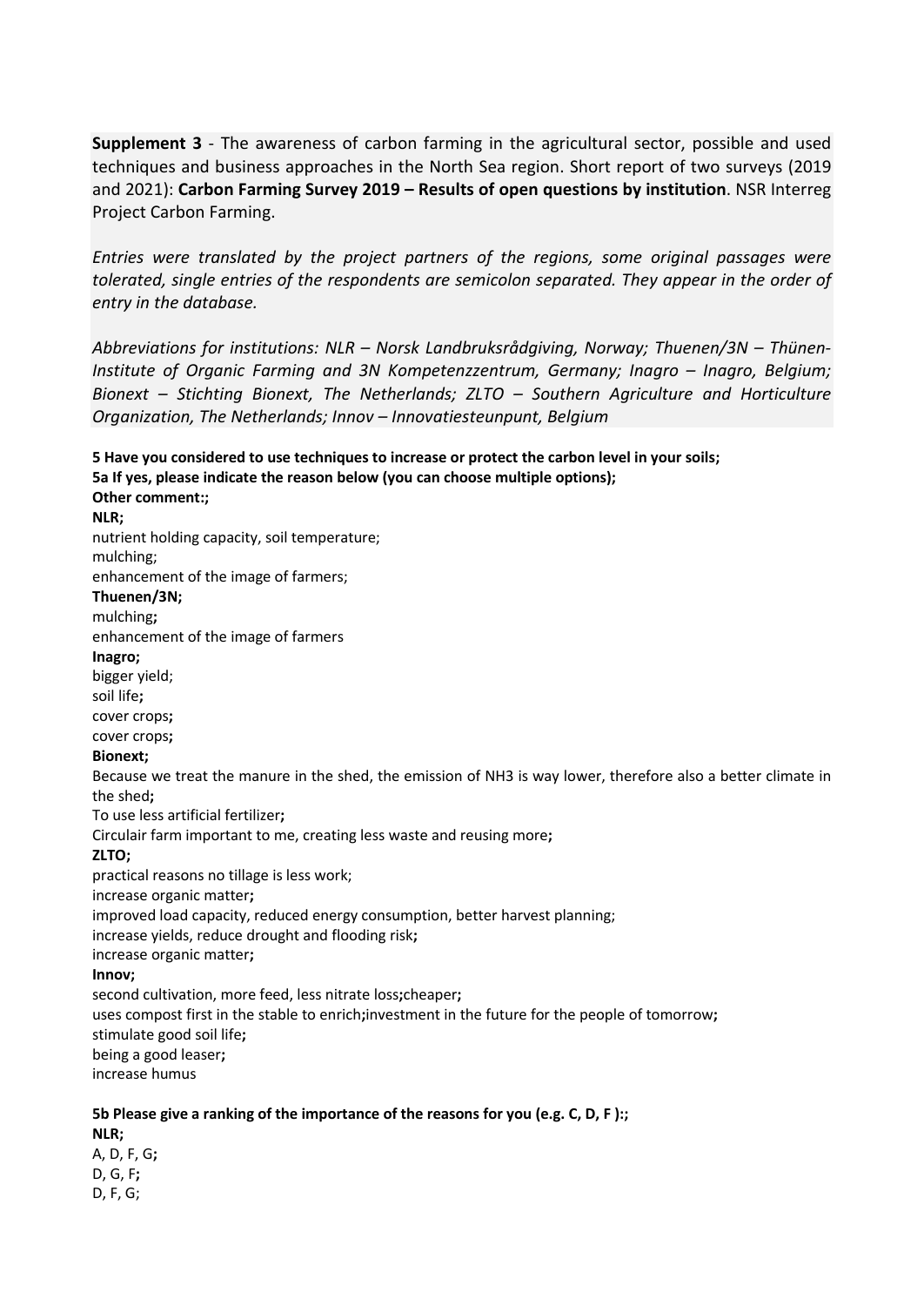**Supplement 3** - The awareness of carbon farming in the agricultural sector, possible and used techniques and business approaches in the North Sea region. Short report of two surveys (2019 and 2021): **Carbon Farming Survey 2019 – Results of open questions by institution**. NSR Interreg Project Carbon Farming.

*Entries were translated by the project partners of the regions, some original passages were tolerated, single entries of the respondents are semicolon separated. They appear in the order of entry in the database.*

*Abbreviations for institutions: NLR – Norsk Landbruksrådgiving, Norway; Thuenen/3N – Thünen-Institute of Organic Farming and 3N Kompetenzzentrum, Germany; Inagro – Inagro, Belgium; Bionext – Stichting Bionext, The Netherlands; ZLTO – Southern Agriculture and Horticulture Organization, The Netherlands; Innov – Innovatiesteunpunt, Belgium*

**5 Have you considered to use techniques to increase or protect the carbon level in your soils;**
**5a If yes, please indicate the reason below (you can choose multiple options);**
**Other comment:;**

**NLR;**
nutrient holding capacity, soil temperature;
mulching;
enhancement of the image of farmers;

**Thuenen/3N;**
mulching**;**
enhancement of the image of farmers

**Inagro;**
bigger yield;
soil life**;**
cover crops**;**
cover crops**;**

**Bionext;**
Because we treat the manure in the shed, the emission of NH3 is way lower, therefore also a better climate in the shed**;**
To use less artificial fertilizer**;**
Circulair farm important to me, creating less waste and reusing more**;**

**ZLTO;**
practical reasons no tillage is less work;
increase organic matter**;**
improved load capacity, reduced energy consumption, better harvest planning;
increase yields, reduce drought and flooding risk**;**
increase organic matter**;**

**Innov;**
second cultivation, more feed, less nitrate loss**;**cheaper**;**
uses compost first in the stable to enrich**;**investment in the future for the people of tomorrow**;**
stimulate good soil life**;**
being a good leaser**;**
increase humus

**5b Please give a ranking of the importance of the reasons for you (e.g. C, D, F ):;**

**NLR;**
A, D, F, G**;**
D, G, F**;**
D, F, G;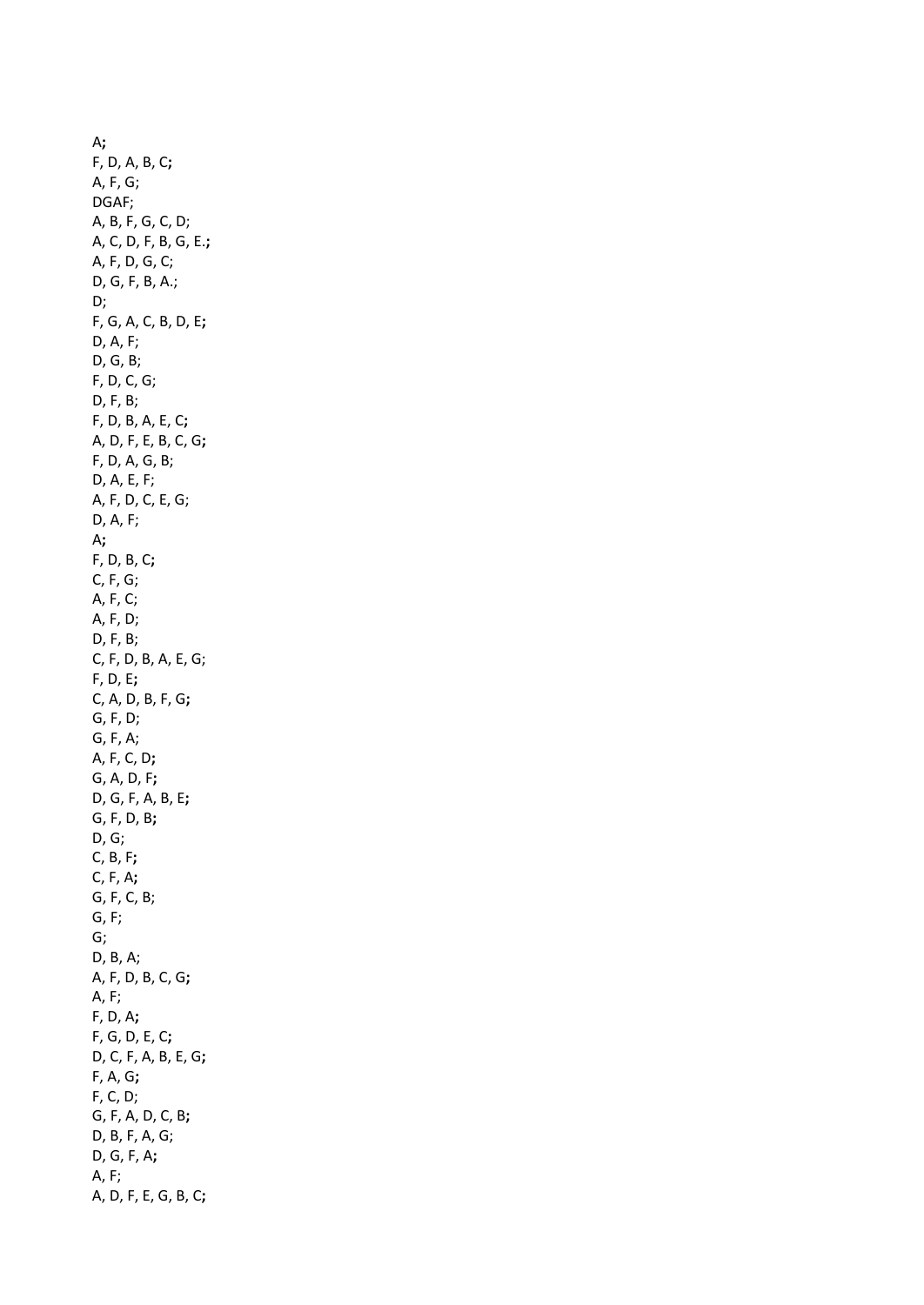A;
F, D, A, B, C;
A, F, G;
DGAF;
A, B, F, G, C, D;
A, C, D, F, B, G, E.;
A, F, D, G, C;
D, G, F, B, A.;
D;
F, G, A, C, B, D, E;
D, A, F;
D, G, B;
F, D, C, G;
D, F, B;
F, D, B, A, E, C;
A, D, F, E, B, C, G;
F, D, A, G, B;
D, A, E, F;
A, F, D, C, E, G;
D, A, F;
A;
F, D, B, C;
C, F, G;
A, F, C;
A, F, D;
D, F, B;
C, F, D, B, A, E, G;
F, D, E;
C, A, D, B, F, G;
G, F, D;
G, F, A;
A, F, C, D;
G, A, D, F;
D, G, F, A, B, E;
G, F, D, B;
D, G;
C, B, F;
C, F, A;
G, F, C, B;
G, F;
G;
D, B, A;
A, F, D, B, C, G;
A, F;
F, D, A;
F, G, D, E, C;
D, C, F, A, B, E, G;
F, A, G;
F, C, D;
G, F, A, D, C, B;
D, B, F, A, G;
D, G, F, A;
A, F;
A, D, F, E, G, B, C;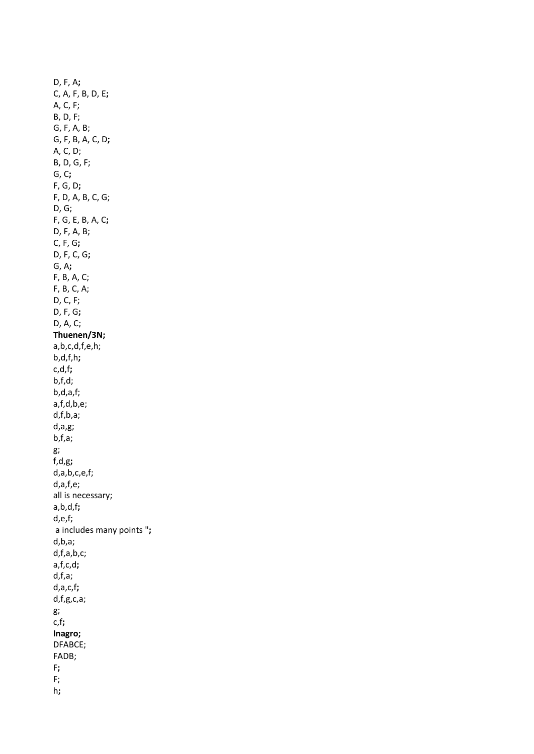D, F, A**;**
C, A, F, B, D, E**;**
A, C, F;
B, D, F;
G, F, A, B;
G, F, B, A, C, D**;**
A, C, D;
B, D, G, F;
G, C**;**
F, G, D**;**
F, D, A, B, C, G;
D, G;
F, G, E, B, A, C**;**
D, F, A, B;
C, F, G**;**
D, F, C, G**;**
G, A**;**
F, B, A, C;
F, B, C, A;
D, C, F;
D, F, G**;**
D, A, C;
**Thuenen/3N;**
a,b,c,d,f,e,h;
b,d,f,h**;**
c,d,f**;**
b,f,d;
b,d,a,f;
a,f,d,b,e;
d,f,b,a;
d,a,g;
b,f,a;
g;
f,d,g**;**
d,a,b,c,e,f;
d,a,f,e;
all is necessary;
a,b,d,f**;**
d,e,f;
a includes many points "**;**
d,b,a;
d,f,a,b,c;
a,f,c,d**;**
d,f,a;
d,a,c,f**;**
d,f,g,c,a;
g;
c,f**;**
**Inagro;**
DFABCE;
FADB;
F**;**
F;
h**;**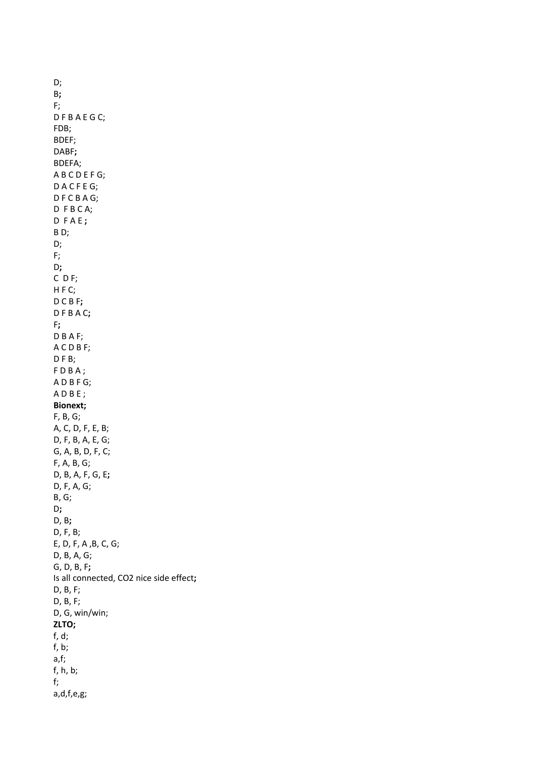D;
B**;**
F;
D F B A E G C;
FDB;
BDEF;
DABF**;**
BDEFA;
A B C D E F G;
D A C F E G;
D F C B A G;
D  F B C A;
D  F A E **;**
B D;
D;
F;
D**;**
C  D F;
H F C;
D C B F**;**
D F B A C**;**
F**;**
D B A F;
A C D B F;
D F B;
F D B A ;
A D B F G;
A D B E ;
**Bionext;**
F, B, G;
A, C, D, F, E, B;
D, F, B, A, E, G;
G, A, B, D, F, C;
F, A, B, G;
D, B, A, F, G, E**;**
D, F, A, G;
B, G;
D**;**
D, B**;**
D, F, B;
E, D, F, A ,B, C, G;
D, B, A, G;
G, D, B, F**;**
Is all connected, $CO_2$ nice side effect**;**
D, B, F;
D, B, F;
D, G, win/win;
**ZLTO;**
f, d;
f, b;
a,f;
f, h, b;
f;
a,d,f,e,g;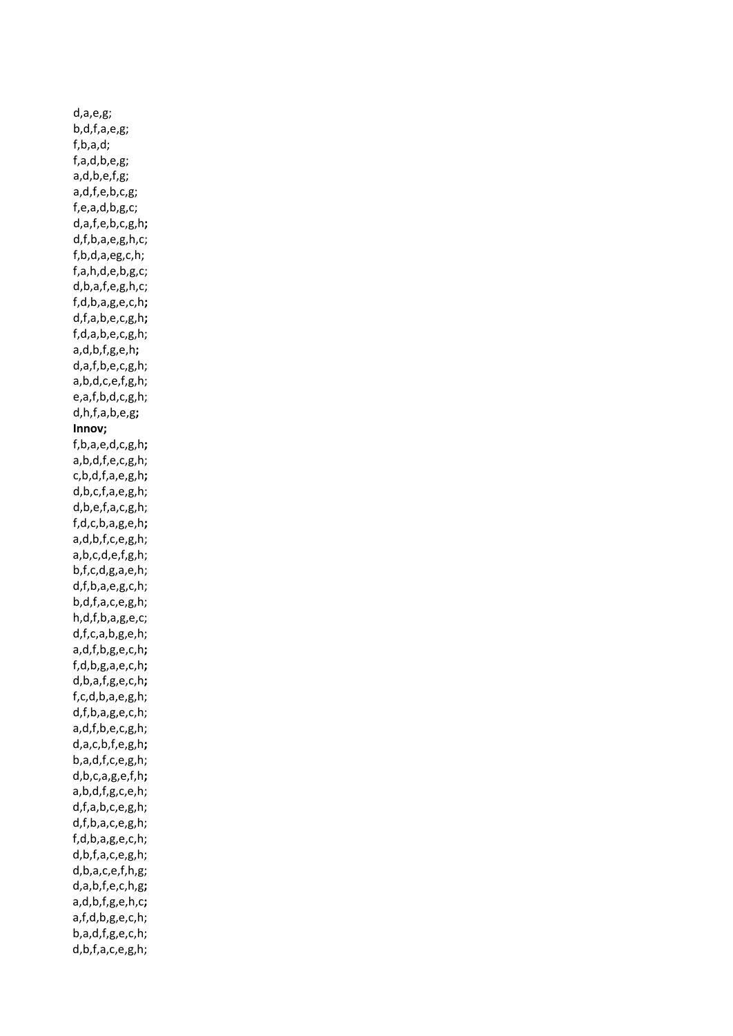d,a,e,g;  
b,d,f,a,e,g;  
f,b,a,d;  
f,a,d,b,e,g;  
a,d,b,e,f,g;  
a,d,f,e,b,c,g;  
f,e,a,d,b,g,c;  
d,a,f,e,b,c,g,h**;**  
d,f,b,a,e,g,h,c;  
f,b,d,a,eg,c,h;  
f,a,h,d,e,b,g,c;  
d,b,a,f,e,g,h,c;  
f,d,b,a,g,e,c,h**;**  
d,f,a,b,e,c,g,h**;**  
f,d,a,b,e,c,g,h;  
a,d,b,f,g,e,h**;**  
d,a,f,b,e,c,g,h;  
a,b,d,c,e,f,g,h;  
e,a,f,b,d,c,g,h;  
d,h,f,a,b,e,g**;**  
**Innov;**  
f,b,a,e,d,c,g,h**;**  
a,b,d,f,e,c,g,h;  
c,b,d,f,a,e,g,h**;**  
d,b,c,f,a,e,g,h;  
d,b,e,f,a,c,g,h;  
f,d,c,b,a,g,e,h**;**  
a,d,b,f,c,e,g,h;  
a,b,c,d,e,f,g,h;  
b,f,c,d,g,a,e,h;  
d,f,b,a,e,g,c,h;  
b,d,f,a,c,e,g,h;  
h,d,f,b,a,g,e,c;  
d,f,c,a,b,g,e,h;  
a,d,f,b,g,e,c,h**;**  
f,d,b,g,a,e,c,h**;**  
d,b,a,f,g,e,c,h**;**  
f,c,d,b,a,e,g,h;  
d,f,b,a,g,e,c,h;  
a,d,f,b,e,c,g,h;  
d,a,c,b,f,e,g,h**;**  
b,a,d,f,c,e,g,h;  
d,b,c,a,g,e,f,h**;**  
a,b,d,f,g,c,e,h;  
d,f,a,b,c,e,g,h;  
d,f,b,a,c,e,g,h;  
f,d,b,a,g,e,c,h;  
d,b,f,a,c,e,g,h;  
d,b,a,c,e,f,h,g;  
d,a,b,f,e,c,h,g**;**  
a,d,b,f,g,e,h,c**;**  
a,f,d,b,g,e,c,h;  
b,a,d,f,g,e,c,h;  
d,b,f,a,c,e,g,h;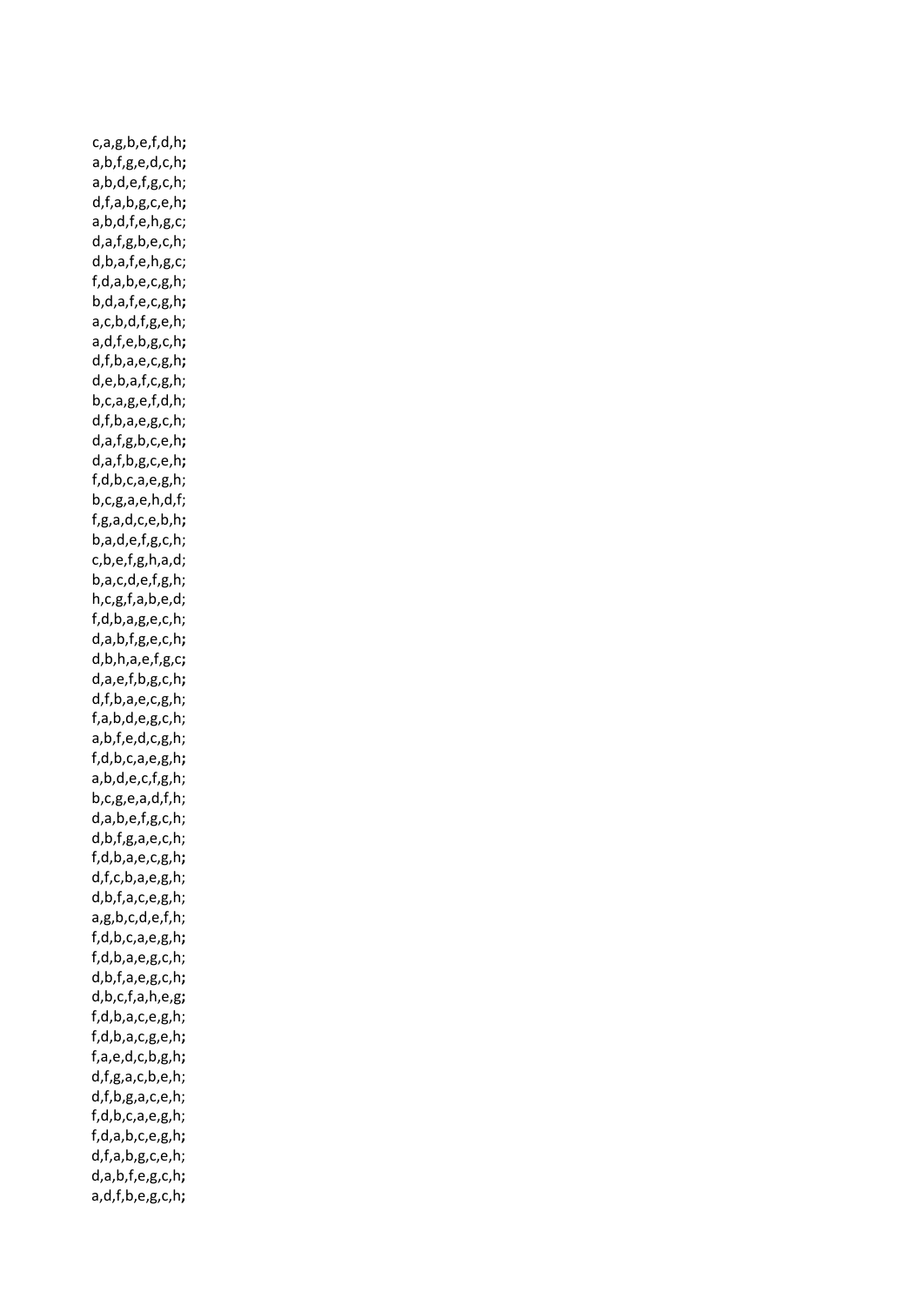c,a,g,b,e,f,d,h;
a,b,f,g,e,d,c,h;
a,b,d,e,f,g,c,h;
d,f,a,b,g,c,e,h;
a,b,d,f,e,h,g,c;
d,a,f,g,b,e,c,h;
d,b,a,f,e,h,g,c;
f,d,a,b,e,c,g,h;
b,d,a,f,e,c,g,h;
a,c,b,d,f,g,e,h;
a,d,f,e,b,g,c,h;
d,f,b,a,e,c,g,h;
d,e,b,a,f,c,g,h;
b,c,a,g,e,f,d,h;
d,f,b,a,e,g,c,h;
d,a,f,g,b,c,e,h;
d,a,f,b,g,c,e,h;
f,d,b,c,a,e,g,h;
b,c,g,a,e,h,d,f;
f,g,a,d,c,e,b,h;
b,a,d,e,f,g,c,h;
c,b,e,f,g,h,a,d;
b,a,c,d,e,f,g,h;
h,c,g,f,a,b,e,d;
f,d,b,a,g,e,c,h;
d,a,b,f,g,e,c,h;
d,b,h,a,e,f,g,c;
d,a,e,f,b,g,c,h;
d,f,b,a,e,c,g,h;
f,a,b,d,e,g,c,h;
a,b,f,e,d,c,g,h;
f,d,b,c,a,e,g,h;
a,b,d,e,c,f,g,h;
b,c,g,e,a,d,f,h;
d,a,b,e,f,g,c,h;
d,b,f,g,a,e,c,h;
f,d,b,a,e,c,g,h;
d,f,c,b,a,e,g,h;
d,b,f,a,c,e,g,h;
a,g,b,c,d,e,f,h;
f,d,b,c,a,e,g,h;
f,d,b,a,e,g,c,h;
d,b,f,a,e,g,c,h;
d,b,c,f,a,h,e,g;
f,d,b,a,c,e,g,h;
f,d,b,a,c,g,e,h;
f,a,e,d,c,b,g,h;
d,f,g,a,c,b,e,h;
d,f,b,g,a,c,e,h;
f,d,b,c,a,e,g,h;
f,d,a,b,c,e,g,h;
d,f,a,b,g,c,e,h;
d,a,b,f,e,g,c,h;
a,d,f,b,e,g,c,h;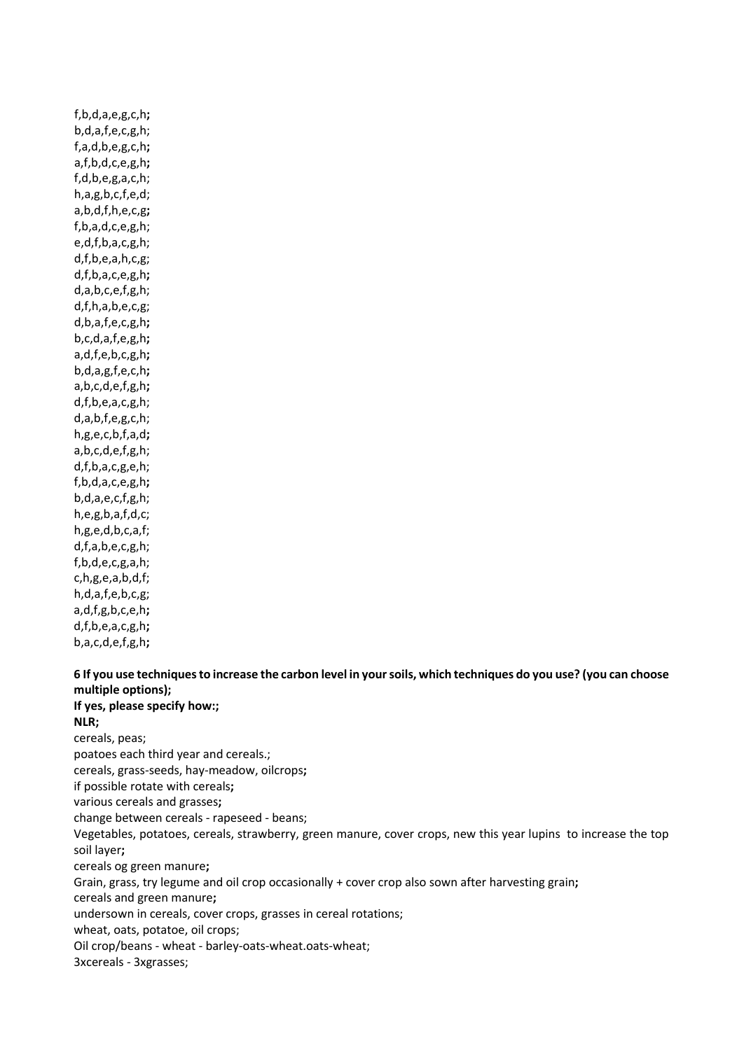f,b,d,a,e,g,c,h;
b,d,a,f,e,c,g,h;
f,a,d,b,e,g,c,h;
a,f,b,d,c,e,g,h;
f,d,b,e,g,a,c,h;
h,a,g,b,c,f,e,d;
a,b,d,f,h,e,c,g;
f,b,a,d,c,e,g,h;
e,d,f,b,a,c,g,h;
d,f,b,e,a,h,c,g;
d,f,b,a,c,e,g,h;
d,a,b,c,e,f,g,h;
d,f,h,a,b,e,c,g;
d,b,a,f,e,c,g,h;
b,c,d,a,f,e,g,h;
a,d,f,e,b,c,g,h;
b,d,a,g,f,e,c,h;
a,b,c,d,e,f,g,h;
d,f,b,e,a,c,g,h;
d,a,b,f,e,g,c,h;
h,g,e,c,b,f,a,d;
a,b,c,d,e,f,g,h;
d,f,b,a,c,g,e,h;
f,b,d,a,c,e,g,h;
b,d,a,e,c,f,g,h;
h,e,g,b,a,f,d,c;
h,g,e,d,b,c,a,f;
d,f,a,b,e,c,g,h;
f,b,d,e,c,g,a,h;
c,h,g,e,a,b,d,f;
h,d,a,f,e,b,c,g;
a,d,f,g,b,c,e,h;
d,f,b,e,a,c,g,h;
b,a,c,d,e,f,g,h;

**6 If you use techniques to increase the carbon level in your soils, which techniques do you use? (you can choose multiple options);**
**If yes, please specify how:;**
**NLR;**

cereals, peas;
poatoes each third year and cereals.;
cereals, grass-seeds, hay-meadow, oilcrops;
if possible rotate with cereals;
various cereals and grasses;
change between cereals - rapeseed - beans;
Vegetables, potatoes, cereals, strawberry, green manure, cover crops, new this year lupins to increase the top soil layer;
cereals og green manure;
Grain, grass, try legume and oil crop occasionally + cover crop also sown after harvesting grain;
cereals and green manure;
undersown in cereals, cover crops, grasses in cereal rotations;
wheat, oats, potatoe, oil crops;
Oil crop/beans - wheat - barley-oats-wheat.oats-wheat;
3xcereals - 3xgrasses;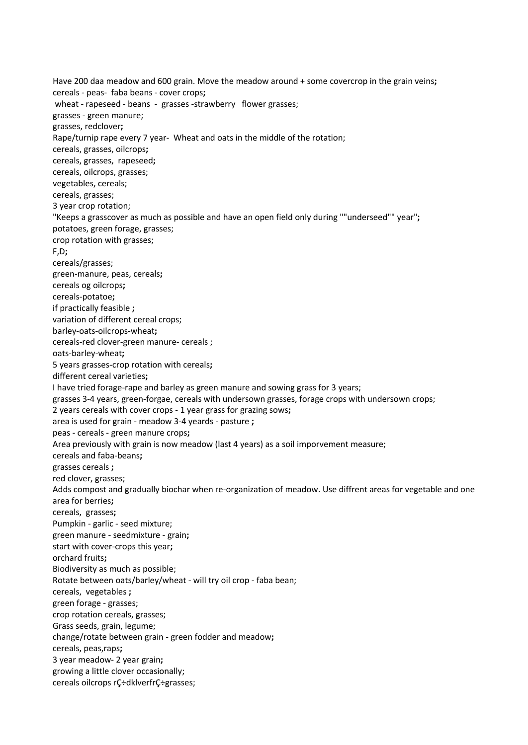Have 200 daa meadow and 600 grain. Move the meadow around + some covercrop in the grain veins**;**
cereals - peas-  faba beans - cover crops**;**
 wheat - rapeseed - beans  -  grasses -strawberry   flower grasses;
grasses - green manure;
grasses, redclover**;**
Rape/turnip rape every 7 year-  Wheat and oats in the middle of the rotation;
cereals, grasses, oilcrops**;**
cereals, grasses,  rapeseed**;**
cereals, oilcrops, grasses;
vegetables, cereals;
cereals, grasses;
3 year crop rotation;
"Keeps a grasscover as much as possible and have an open field only during ""underseed"" year"**;**
potatoes, green forage, grasses;
crop rotation with grasses;
F,D**;**
cereals/grasses;
green-manure, peas, cereals**;**
cereals og oilcrops**;**
cereals-potatoe**;**
if practically feasible **;**
variation of different cereal crops;
barley-oats-oilcrops-wheat**;**
cereals-red clover-green manure- cereals ;
oats-barley-wheat**;**
5 years grasses-crop rotation with cereals**;**
different cereal varieties**;**
I have tried forage-rape and barley as green manure and sowing grass for 3 years;
grasses 3-4 years, green-forgae, cereals with undersown grasses, forage crops with undersown crops;
2 years cereals with cover crops - 1 year grass for grazing sows**;**
area is used for grain - meadow 3-4 yeards - pasture **;**
peas - cereals - green manure crops**;**
Area previously with grain is now meadow (last 4 years) as a soil imporvement measure;
cereals and faba-beans**;**
grasses cereals **;**
red clover, grasses;
Adds compost and gradually biochar when re-organization of meadow. Use diffrent areas for vegetable and one area for berries**;**
cereals,  grasses**;**
Pumpkin - garlic - seed mixture;
green manure - seedmixture - grain**;**
start with cover-crops this year**;**
orchard fruits**;**
Biodiversity as much as possible;
Rotate between oats/barley/wheat - will try oil crop - faba bean;
cereals,  vegetables **;**
green forage - grasses;
crop rotation cereals, grasses;
Grass seeds, grain, legume;
change/rotate between grain - green fodder and meadow**;**
cereals, peas,raps**;**
3 year meadow- 2 year grain**;**
growing a little clover occasionally;
cereals oilcrops rÇ÷dklverfrÇ÷grasses;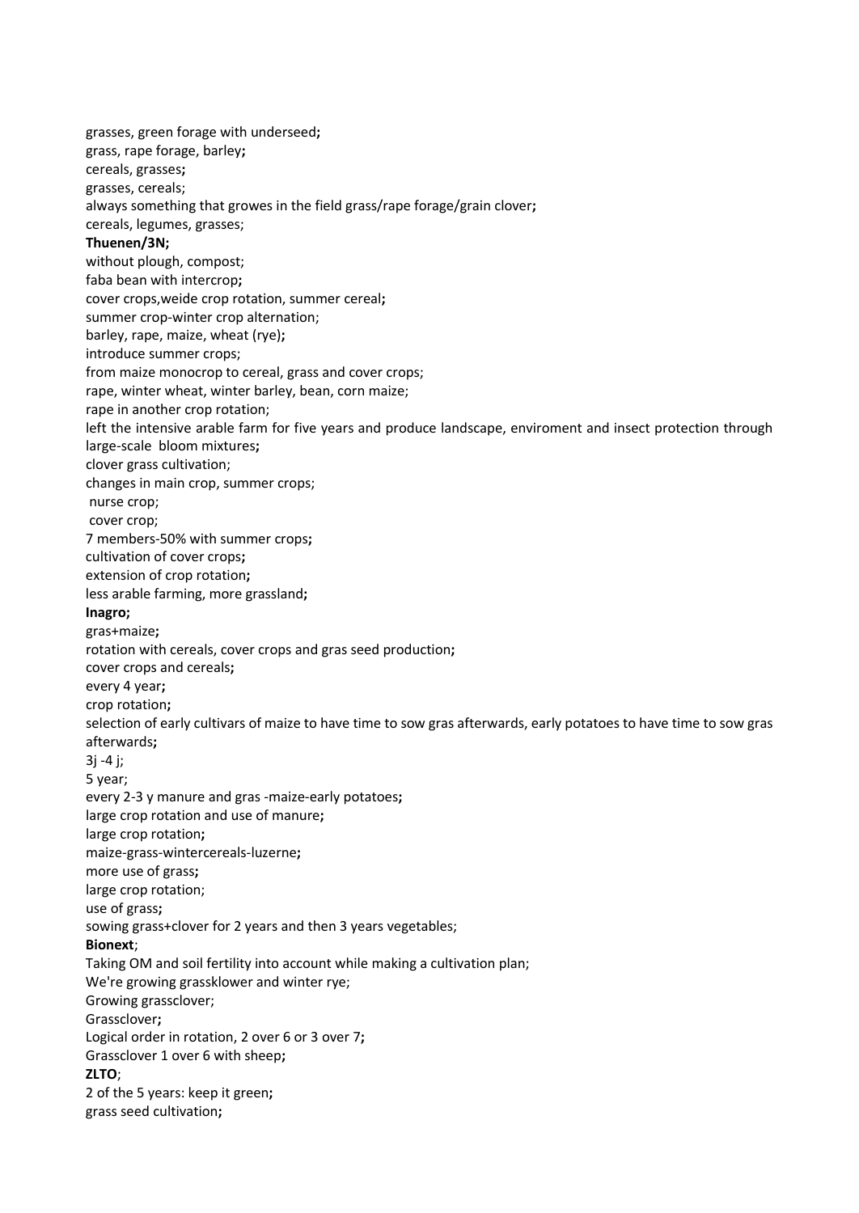grasses, green forage with underseed**;**
grass, rape forage, barley**;**
cereals, grasses**;**
grasses, cereals;
always something that growes in the field grass/rape forage/grain clover**;**
cereals, legumes, grasses;
**Thuenen/3N;**
without plough, compost;
faba bean with intercrop**;**
cover crops,weide crop rotation, summer cereal**;**
summer crop-winter crop alternation;
barley, rape, maize, wheat (rye)**;**
introduce summer crops;
from maize monocrop to cereal, grass and cover crops;
rape, winter wheat, winter barley, bean, corn maize;
rape in another crop rotation;
left the intensive arable farm for five years and produce landscape, enviroment and insect protection through large-scale bloom mixtures**;**
clover grass cultivation;
changes in main crop, summer crops;
nurse crop;
cover crop;
7 members-50% with summer crops**;**
cultivation of cover crops**;**
extension of crop rotation**;**
less arable farming, more grassland**;**
**Inagro;**
gras+maize**;**
rotation with cereals, cover crops and gras seed production**;**
cover crops and cereals**;**
every 4 year**;**
crop rotation**;**
selection of early cultivars of maize to have time to sow gras afterwards, early potatoes to have time to sow gras afterwards**;**
3j -4 j;
5 year;
every 2-3 y manure and gras -maize-early potatoes**;**
large crop rotation and use of manure**;**
large crop rotation**;**
maize-grass-wintercereals-luzerne**;**
more use of grass**;**
large crop rotation;
use of grass**;**
sowing grass+clover for 2 years and then 3 years vegetables;
**Bionext**;
Taking OM and soil fertility into account while making a cultivation plan;
We're growing grassklower and winter rye;
Growing grassclover;
Grassclover**;**
Logical order in rotation, 2 over 6 or 3 over 7**;**
Grassclover 1 over 6 with sheep**;**
**ZLTO**;
2 of the 5 years: keep it green**;**
grass seed cultivation**;**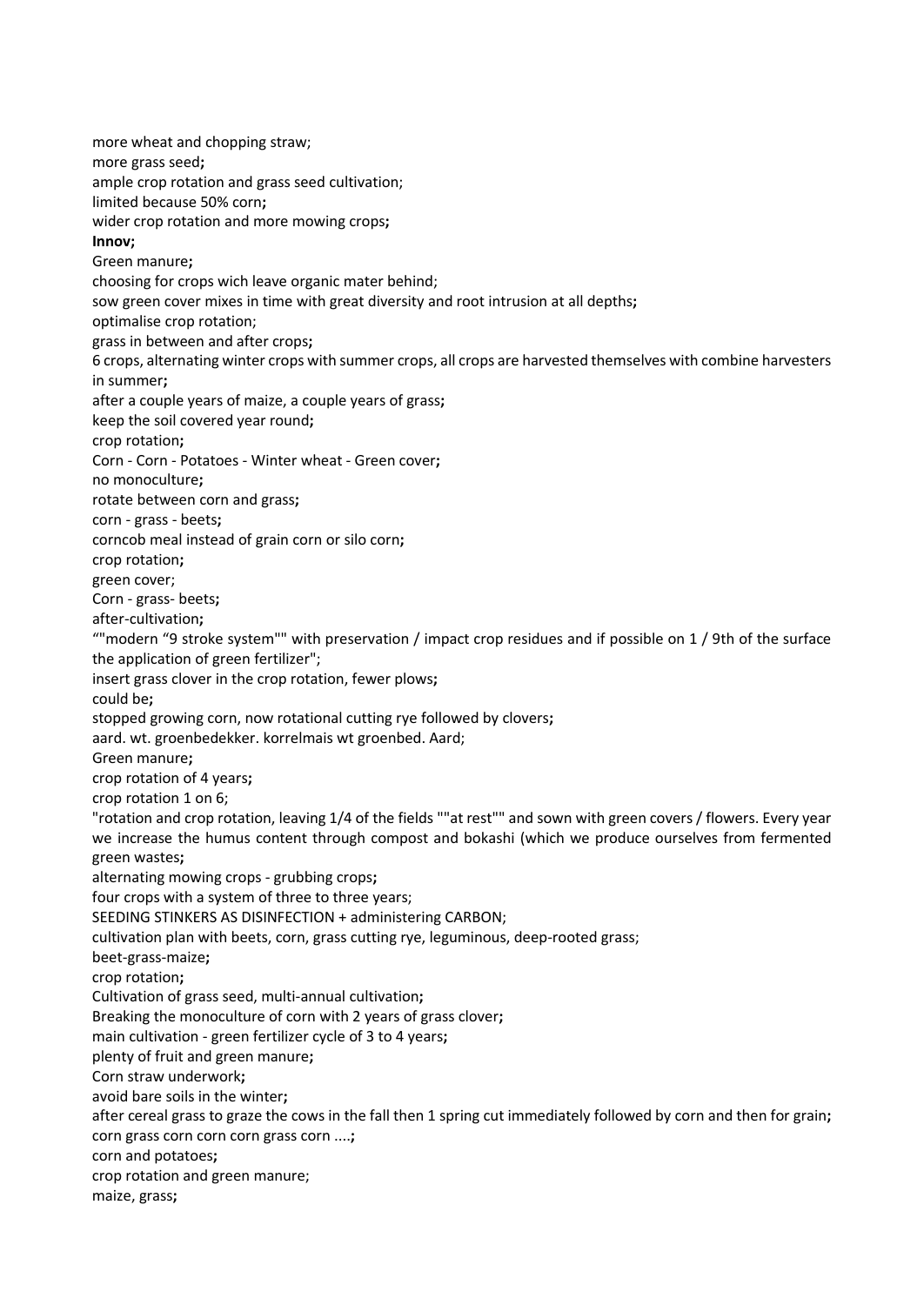more wheat and chopping straw;
more grass seed;
ample crop rotation and grass seed cultivation;
limited because 50% corn;
wider crop rotation and more mowing crops;
**Innov;**
Green manure;
choosing for crops wich leave organic mater behind;
sow green cover mixes in time with great diversity and root intrusion at all depths;
optimalise crop rotation;
grass in between and after crops;
6 crops, alternating winter crops with summer crops, all crops are harvested themselves with combine harvesters in summer;
after a couple years of maize, a couple years of grass;
keep the soil covered year round;
crop rotation;
Corn - Corn - Potatoes - Winter wheat - Green cover;
no monoculture;
rotate between corn and grass;
corn - grass - beets;
corncob meal instead of grain corn or silo corn;
crop rotation;
green cover;
Corn - grass- beets;
after-cultivation;
“"modern “9 stroke system"" with preservation / impact crop residues and if possible on 1 / 9th of the surface the application of green fertilizer";
insert grass clover in the crop rotation, fewer plows;
could be;
stopped growing corn, now rotational cutting rye followed by clovers;
aard. wt. groenbedekker. korrelmais wt groenbed. Aard;
Green manure;
crop rotation of 4 years;
crop rotation 1 on 6;
"rotation and crop rotation, leaving 1/4 of the fields ""at rest"" and sown with green covers / flowers. Every year we increase the humus content through compost and bokashi (which we produce ourselves from fermented green wastes;
alternating mowing crops - grubbing crops;
four crops with a system of three to three years;
SEEDING STINKERS AS DISINFECTION + administering CARBON;
cultivation plan with beets, corn, grass cutting rye, leguminous, deep-rooted grass;
beet-grass-maize;
crop rotation;
Cultivation of grass seed, multi-annual cultivation;
Breaking the monoculture of corn with 2 years of grass clover;
main cultivation - green fertilizer cycle of 3 to 4 years;
plenty of fruit and green manure;
Corn straw underwork;
avoid bare soils in the winter;
after cereal grass to graze the cows in the fall then 1 spring cut immediately followed by corn and then for grain;
corn grass corn corn corn grass corn ....;
corn and potatoes;
crop rotation and green manure;
maize, grass;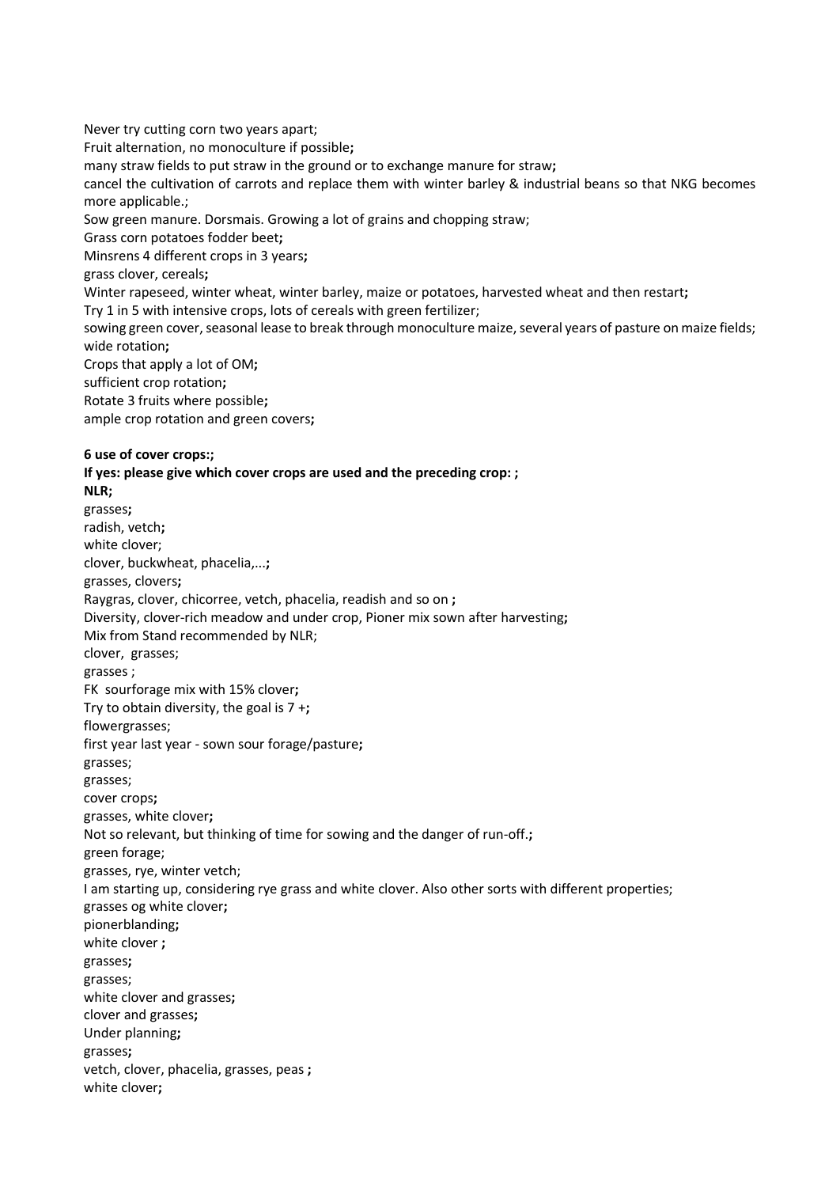Never try cutting corn two years apart;
Fruit alternation, no monoculture if possible**;**
many straw fields to put straw in the ground or to exchange manure for straw**;**
cancel the cultivation of carrots and replace them with winter barley & industrial beans so that NKG becomes more applicable.;
Sow green manure. Dorsmais. Growing a lot of grains and chopping straw;
Grass corn potatoes fodder beet**;**
Minsrens 4 different crops in 3 years**;**
grass clover, cereals**;**
Winter rapeseed, winter wheat, winter barley, maize or potatoes, harvested wheat and then restart**;**
Try 1 in 5 with intensive crops, lots of cereals with green fertilizer;
sowing green cover, seasonal lease to break through monoculture maize, several years of pasture on maize fields; wide rotation**;**
Crops that apply a lot of OM**;**
sufficient crop rotation**;**
Rotate 3 fruits where possible**;**
ample crop rotation and green covers**;**

**6 use of cover crops:;**
**If yes: please give which cover crops are used and the preceding crop: ;**
**NLR;**
grasses**;**
radish, vetch**;**
white clover;
clover, buckwheat, phacelia,...**;**
grasses, clovers**;**
Raygras, clover, chicorree, vetch, phacelia, readish and so on **;**
Diversity, clover-rich meadow and under crop, Pioner mix sown after harvesting**;**
Mix from Stand recommended by NLR;
clover, grasses;
grasses ;
FK sourforage mix with 15% clover**;**
Try to obtain diversity, the goal is 7 +**;**
flowergrasses;
first year last year - sown sour forage/pasture**;**
grasses;
grasses;
cover crops**;**
grasses, white clover**;**
Not so relevant, but thinking of time for sowing and the danger of run-off.**;**
green forage;
grasses, rye, winter vetch;
I am starting up, considering rye grass and white clover. Also other sorts with different properties;
grasses og white clover**;**
pionerblanding**;**
white clover **;**
grasses**;**
grasses;
white clover and grasses**;**
clover and grasses**;**
Under planning**;**
grasses**;**
vetch, clover, phacelia, grasses, peas **;**
white clover**;**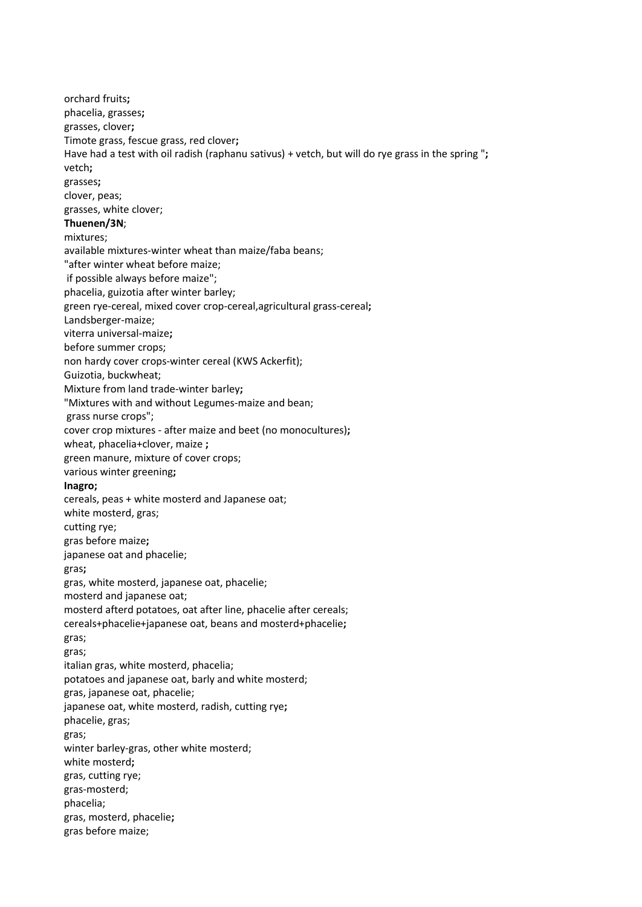orchard fruits**;**
phacelia, grasses**;**
grasses, clover**;**
Timote grass, fescue grass, red clover**;**
Have had a test with oil radish (raphanu sativus) + vetch, but will do rye grass in the spring "**;**
vetch**;**
grasses**;**
clover, peas;
grasses, white clover;
**Thuenen/3N**;
mixtures;
available mixtures-winter wheat than maize/faba beans;
"after winter wheat before maize;
if possible always before maize";
phacelia, guizotia after winter barley;
green rye-cereal, mixed cover crop-cereal,agricultural grass-cereal**;**
Landsberger-maize;
viterra universal-maize**;**
before summer crops;
non hardy cover crops-winter cereal (KWS Ackerfit);
Guizotia, buckwheat;
Mixture from land trade-winter barley**;**
"Mixtures with and without Legumes-maize and bean;
grass nurse crops";
cover crop mixtures - after maize and beet (no monocultures)**;**
wheat, phacelia+clover, maize **;**
green manure, mixture of cover crops;
various winter greening**;**
**Inagro;**
cereals, peas + white mosterd and Japanese oat;
white mosterd, gras;
cutting rye;
gras before maize**;**
japanese oat and phacelie;
gras**;**
gras, white mosterd, japanese oat, phacelie;
mosterd and japanese oat;
mosterd afterd potatoes, oat after line, phacelie after cereals;
cereals+phacelie+japanese oat, beans and mosterd+phacelie**;**
gras;
gras;
italian gras, white mosterd, phacelia;
potatoes and japanese oat, barly and white mosterd;
gras, japanese oat, phacelie;
japanese oat, white mosterd, radish, cutting rye**;**
phacelie, gras;
gras;
winter barley-gras, other white mosterd;
white mosterd**;**
gras, cutting rye;
gras-mosterd;
phacelia;
gras, mosterd, phacelie**;**
gras before maize;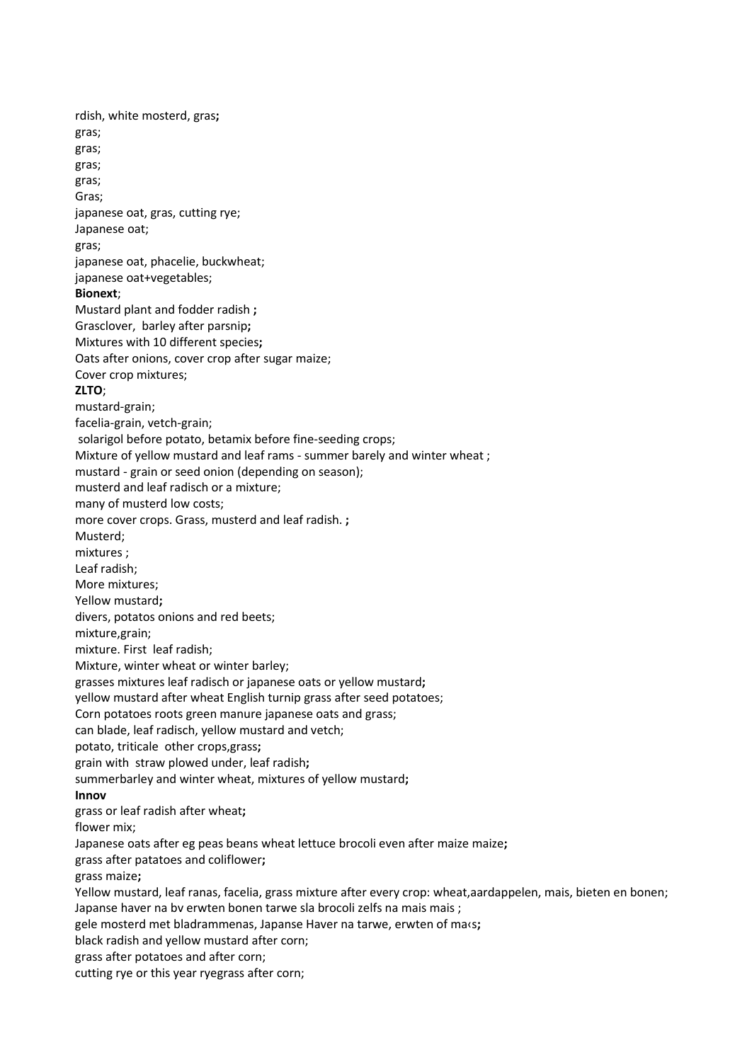rdish, white mosterd, gras**;**
gras;
gras;
gras;
gras;
Gras;
japanese oat, gras, cutting rye;
Japanese oat;
gras;
japanese oat, phacelie, buckwheat;
japanese oat+vegetables;
**Bionext**;
Mustard plant and fodder radish **;**
Grasclover, barley after parsnip**;**
Mixtures with 10 different species**;**
Oats after onions, cover crop after sugar maize;
Cover crop mixtures;
**ZLTO**;
mustard-grain;
facelia-grain, vetch-grain;
solarigol before potato, betamix before fine-seeding crops;
Mixture of yellow mustard and leaf rams - summer barely and winter wheat ;
mustard - grain or seed onion (depending on season);
musterd and leaf radisch or a mixture;
many of musterd low costs;
more cover crops. Grass, musterd and leaf radish. **;**
Musterd;
mixtures ;
Leaf radish;
More mixtures;
Yellow mustard**;**
divers, potatos onions and red beets;
mixture,grain;
mixture. First leaf radish;
Mixture, winter wheat or winter barley;
grasses mixtures leaf radisch or japanese oats or yellow mustard**;**
yellow mustard after wheat English turnip grass after seed potatoes;
Corn potatoes roots green manure japanese oats and grass;
can blade, leaf radisch, yellow mustard and vetch;
potato, triticale other crops,grass**;**
grain with straw plowed under, leaf radish**;**
summerbarley and winter wheat, mixtures of yellow mustard**;**
**Innov**
grass or leaf radish after wheat**;**
flower mix;
Japanese oats after eg peas beans wheat lettuce brocoli even after maize maize**;**
grass after patatoes and coliflower**;**
grass maize**;**
Yellow mustard, leaf ranas, facelia, grass mixture after every crop: wheat,aardappelen, mais, bieten en bonen;
Japanse haver na bv erwten bonen tarwe sla brocoli zelfs na mais mais ;
gele mosterd met bladrammenas, Japanse Haver na tarwe, erwten of ma‹s**;**
black radish and yellow mustard after corn;
grass after potatoes and after corn;
cutting rye or this year ryegrass after corn;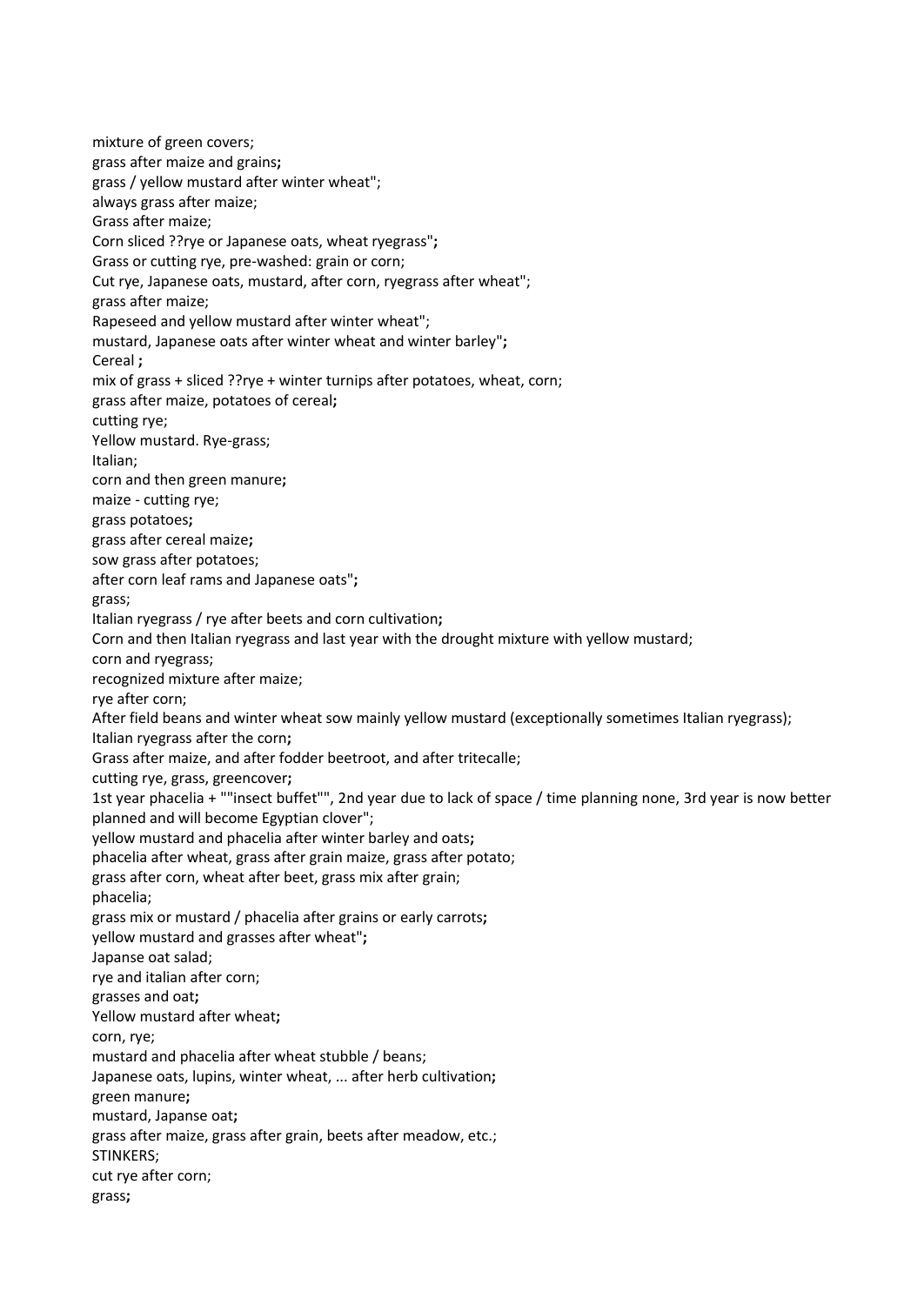mixture of green covers;
grass after maize and grains;
grass / yellow mustard after winter wheat";
always grass after maize;
Grass after maize;
Corn sliced ??rye or Japanese oats, wheat ryegrass";
Grass or cutting rye, pre-washed: grain or corn;
Cut rye, Japanese oats, mustard, after corn, ryegrass after wheat";
grass after maize;
Rapeseed and yellow mustard after winter wheat";
mustard, Japanese oats after winter wheat and winter barley";
Cereal ;
mix of grass + sliced ??rye + winter turnips after potatoes, wheat, corn;
grass after maize, potatoes of cereal;
cutting rye;
Yellow mustard. Rye-grass;
Italian;
corn and then green manure;
maize - cutting rye;
grass potatoes;
grass after cereal maize;
sow grass after potatoes;
after corn leaf rams and Japanese oats";
grass;
Italian ryegrass / rye after beets and corn cultivation;
Corn and then Italian ryegrass and last year with the drought mixture with yellow mustard;
corn and ryegrass;
recognized mixture after maize;
rye after corn;
After field beans and winter wheat sow mainly yellow mustard (exceptionally sometimes Italian ryegrass);
Italian ryegrass after the corn;
Grass after maize, and after fodder beetroot, and after tritecalle;
cutting rye, grass, greencover;
1st year phacelia + ""insect buffet"", 2nd year due to lack of space / time planning none, 3rd year is now better planned and will become Egyptian clover";
yellow mustard and phacelia after winter barley and oats;
phacelia after wheat, grass after grain maize, grass after potato;
grass after corn, wheat after beet, grass mix after grain;
phacelia;
grass mix or mustard / phacelia after grains or early carrots;
yellow mustard and grasses after wheat";
Japanse oat salad;
rye and italian after corn;
grasses and oat;
Yellow mustard after wheat;
corn, rye;
mustard and phacelia after wheat stubble / beans;
Japanese oats, lupins, winter wheat, ... after herb cultivation;
green manure;
mustard, Japanse oat;
grass after maize, grass after grain, beets after meadow, etc.;
STINKERS;
cut rye after corn;
grass;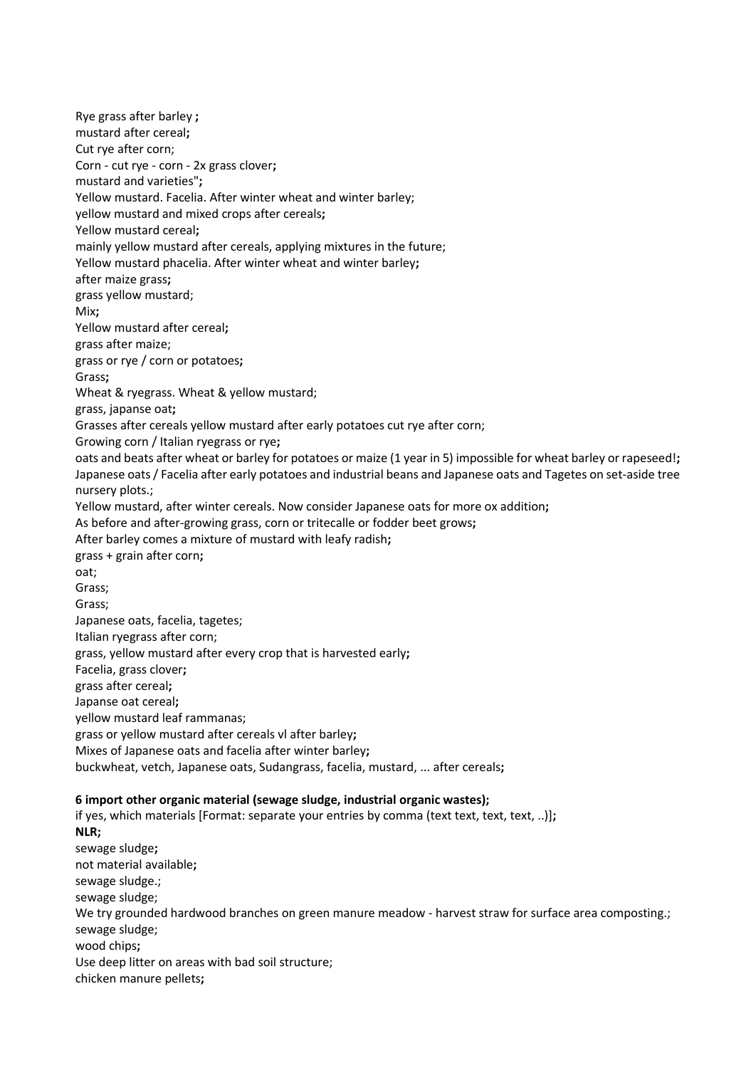Rye grass after barley **;**  
mustard after cereal**;**  
Cut rye after corn;  
Corn - cut rye - corn - 2x grass clover**;**  
mustard and varieties"**;**  
Yellow mustard. Facelia. After winter wheat and winter barley;  
yellow mustard and mixed crops after cereals**;**  
Yellow mustard cereal**;**  
mainly yellow mustard after cereals, applying mixtures in the future;  
Yellow mustard phacelia. After winter wheat and winter barley**;**  
after maize grass**;**  
grass yellow mustard;  
Mix**;**  
Yellow mustard after cereal**;**  
grass after maize;  
grass or rye / corn or potatoes**;**  
Grass**;**  
Wheat & ryegrass. Wheat & yellow mustard;  
grass, japanse oat**;**  
Grasses after cereals yellow mustard after early potatoes cut rye after corn;  
Growing corn / Italian ryegrass or rye**;**  
oats and beats after wheat or barley for potatoes or maize (1 year in 5) impossible for wheat barley or rapeseed!**;**  
Japanese oats / Facelia after early potatoes and industrial beans and Japanese oats and Tagetes on set-aside tree nursery plots.;  
Yellow mustard, after winter cereals. Now consider Japanese oats for more ox addition**;**  
As before and after-growing grass, corn or tritecalle or fodder beet grows**;**  
After barley comes a mixture of mustard with leafy radish**;**  
grass + grain after corn**;**  
oat;  
Grass;  
Grass;  
Japanese oats, facelia, tagetes;  
Italian ryegrass after corn;  
grass, yellow mustard after every crop that is harvested early**;**  
Facelia, grass clover**;**  
grass after cereal**;**  
Japanse oat cereal**;**  
yellow mustard leaf rammanas;  
grass or yellow mustard after cereals vl after barley**;**  
Mixes of Japanese oats and facelia after winter barley**;**  
buckwheat, vetch, Japanese oats, Sudangrass, facelia, mustard, ... after cereals**;**

**6 import other organic material (sewage sludge, industrial organic wastes);**  
if yes, which materials [Format: separate your entries by comma (text text, text, text, ..)]**;**  
**NLR;**  
sewage sludge**;**  
not material available**;**  
sewage sludge.;  
sewage sludge;  
We try grounded hardwood branches on green manure meadow - harvest straw for surface area composting.;  
sewage sludge;  
wood chips**;**  
Use deep litter on areas with bad soil structure;  
chicken manure pellets**;**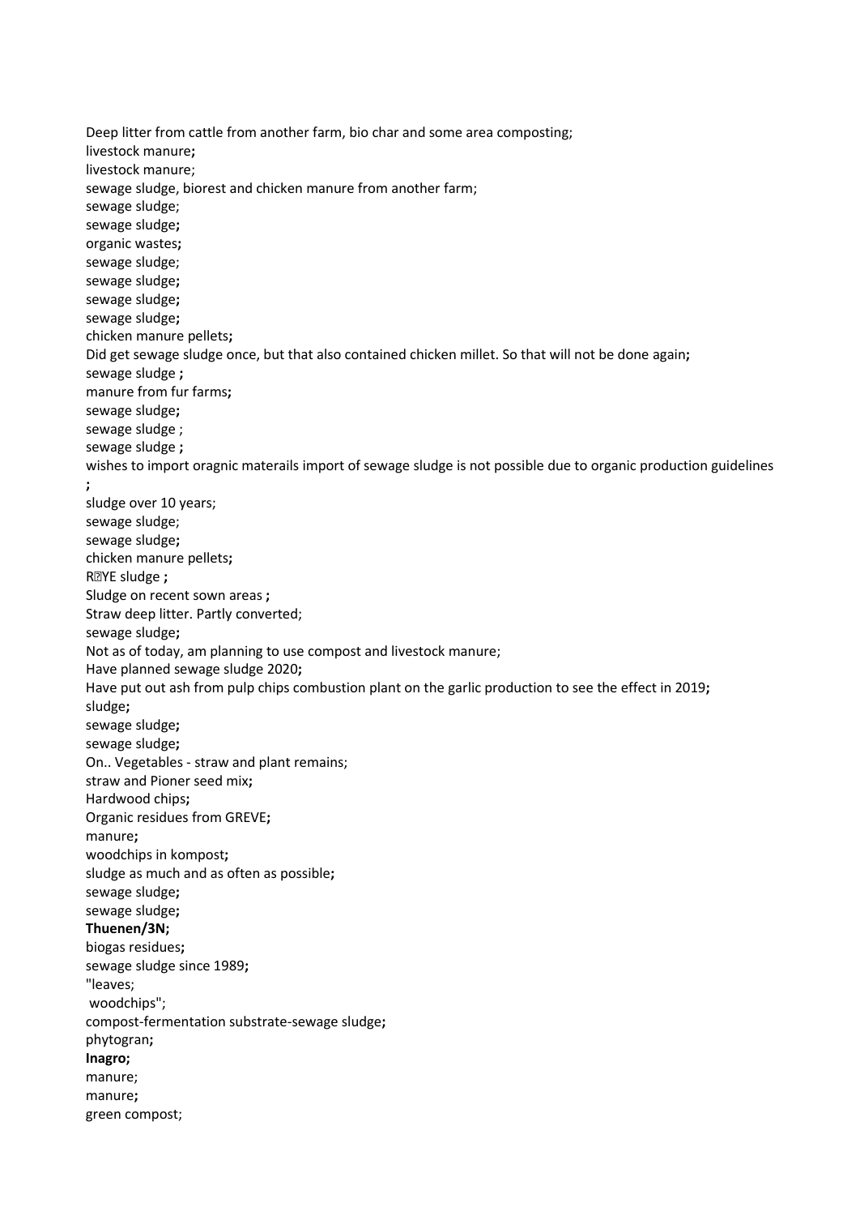Deep litter from cattle from another farm, bio char and some area composting;
livestock manure**;**
livestock manure;
sewage sludge, biorest and chicken manure from another farm;
sewage sludge;
sewage sludge**;**
organic wastes**;**
sewage sludge;
sewage sludge**;**
sewage sludge**;**
sewage sludge**;**
chicken manure pellets**;**
Did get sewage sludge once, but that also contained chicken millet. So that will not be done again**;**
sewage sludge **;**
manure from fur farms**;**
sewage sludge**;**
sewage sludge ;
sewage sludge **;**
wishes to import oragnic materails import of sewage sludge is not possible due to organic production guidelines **;**
sludge over 10 years;
sewage sludge;
sewage sludge**;**
chicken manure pellets**;**
R�YE sludge **;**
Sludge on recent sown areas **;**
Straw deep litter. Partly converted;
sewage sludge**;**
Not as of today, am planning to use compost and livestock manure;
Have planned sewage sludge 2020**;**
Have put out ash from pulp chips combustion plant on the garlic production to see the effect in 2019**;**
sludge**;**
sewage sludge**;**
sewage sludge**;**
On.. Vegetables - straw and plant remains;
straw and Pioner seed mix**;**
Hardwood chips**;**
Organic residues from GREVE**;**
manure**;**
woodchips in kompost**;**
sludge as much and as often as possible**;**
sewage sludge**;**
sewage sludge**;**
**Thuenen/3N;**
biogas residues**;**
sewage sludge since 1989**;**
"leaves;
woodchips";
compost-fermentation substrate-sewage sludge**;**
phytogran**;**
**Inagro;**
manure;
manure**;**
green compost;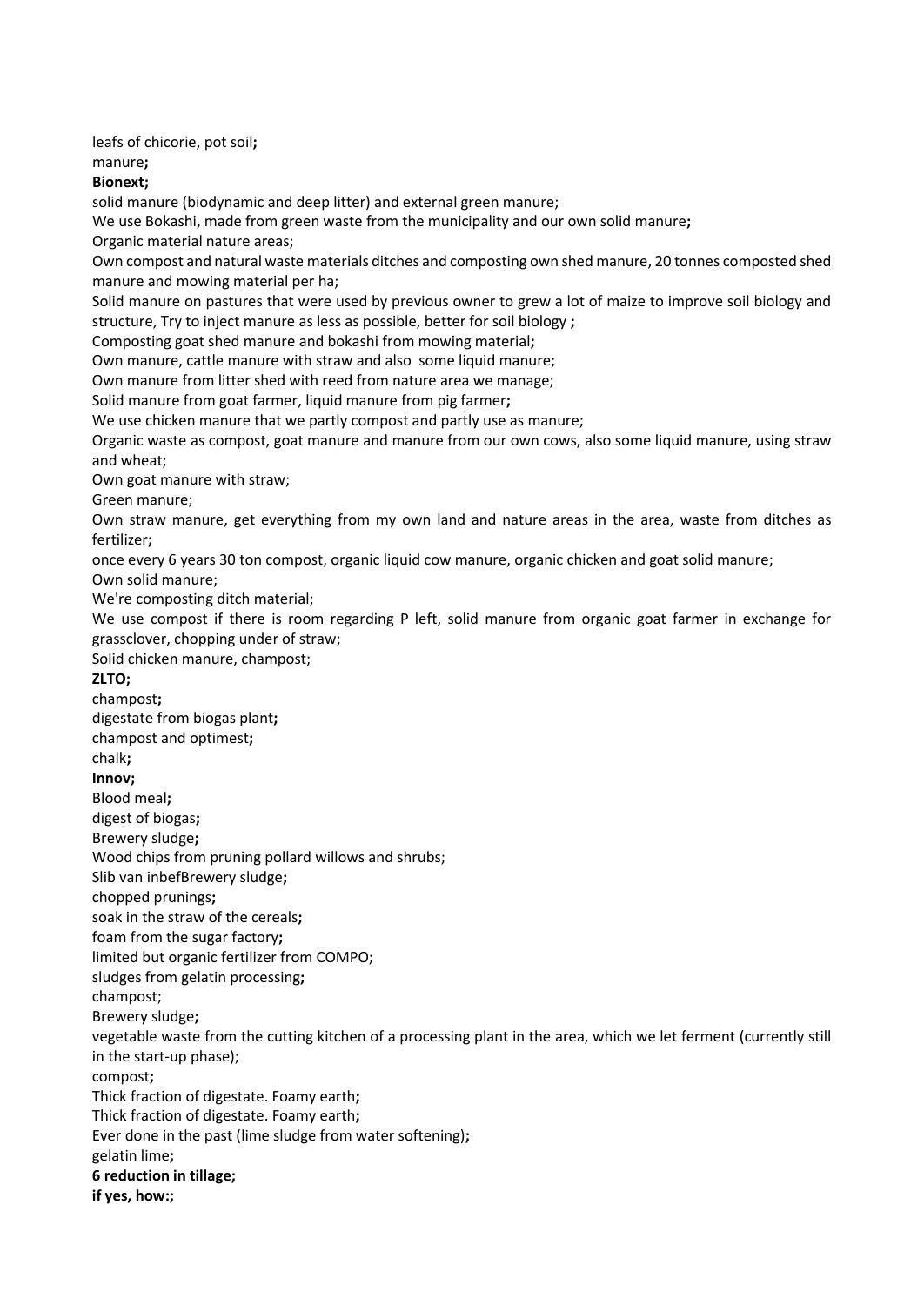leafs of chicorie, pot soil**;**

manure**;**

**Bionext;**

solid manure (biodynamic and deep litter) and external green manure;

We use Bokashi, made from green waste from the municipality and our own solid manure**;**

Organic material nature areas;

Own compost and natural waste materials ditches and composting own shed manure, 20 tonnes composted shed manure and mowing material per ha;

Solid manure on pastures that were used by previous owner to grew a lot of maize to improve soil biology and structure, Try to inject manure as less as possible, better for soil biology **;**

Composting goat shed manure and bokashi from mowing material**;**

Own manure, cattle manure with straw and also some liquid manure;

Own manure from litter shed with reed from nature area we manage;

Solid manure from goat farmer, liquid manure from pig farmer**;**

We use chicken manure that we partly compost and partly use as manure;

Organic waste as compost, goat manure and manure from our own cows, also some liquid manure, using straw and wheat;

Own goat manure with straw;

Green manure;

Own straw manure, get everything from my own land and nature areas in the area, waste from ditches as fertilizer**;**

once every 6 years 30 ton compost, organic liquid cow manure, organic chicken and goat solid manure;

Own solid manure;

We're composting ditch material;

We use compost if there is room regarding P left, solid manure from organic goat farmer in exchange for grassclover, chopping under of straw;

Solid chicken manure, champost;

**ZLTO;**

champost**;**

digestate from biogas plant**;**

champost and optimest**;**

chalk**;**

**Innov;**

Blood meal**;**

digest of biogas**;**

Brewery sludge**;**

Wood chips from pruning pollard willows and shrubs;

Slib van inbefBrewery sludge**;**

chopped prunings**;**

soak in the straw of the cereals**;**

foam from the sugar factory**;**

limited but organic fertilizer from COMPO;

sludges from gelatin processing**;**

champost;

Brewery sludge**;**

vegetable waste from the cutting kitchen of a processing plant in the area, which we let ferment (currently still in the start-up phase);

compost**;**

Thick fraction of digestate. Foamy earth**;**

Thick fraction of digestate. Foamy earth**;**

Ever done in the past (lime sludge from water softening)**;**

gelatin lime**;**

**6 reduction in tillage;**

**if yes, how:;**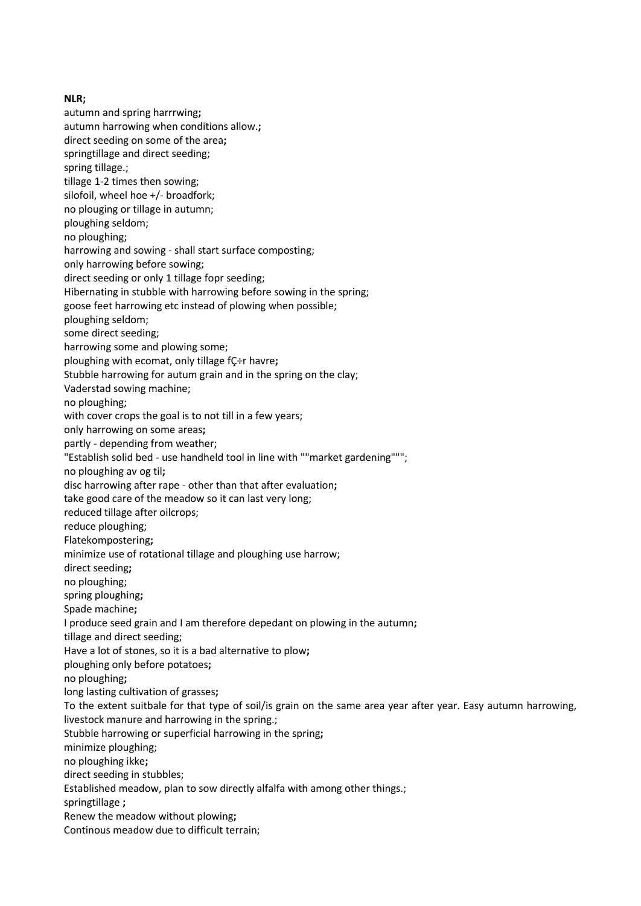**NLR;**

autumn and spring harrrwing**;**

autumn harrowing when conditions allow.**;**

direct seeding on some of the area**;**

springtillage and direct seeding;

spring tillage.;

tillage 1-2 times then sowing;

silofoil, wheel hoe +/- broadfork;

no plouging or tillage in autumn;

ploughing seldom;

no ploughing;

harrowing and sowing - shall start surface composting;

only harrowing before sowing;

direct seeding or only 1 tillage fopr seeding;

Hibernating in stubble with harrowing before sowing in the spring;

goose feet harrowing etc instead of plowing when possible;

ploughing seldom;

some direct seeding;

harrowing some and plowing some;

ploughing with ecomat, only tillage fÇ÷r havre**;**

Stubble harrowing for autum grain and in the spring on the clay;

Vaderstad sowing machine;

no ploughing;

with cover crops the goal is to not till in a few years;

only harrowing on some areas**;**

partly - depending from weather;

"Establish solid bed - use handheld tool in line with ""market gardening""";

no ploughing av og til**;**

disc harrowing after rape - other than that after evaluation**;**

take good care of the meadow so it can last very long;

reduced tillage after oilcrops;

reduce ploughing;

Flatekompostering**;**

minimize use of rotational tillage and ploughing use harrow;

direct seeding**;**

no ploughing;

spring ploughing**;**

Spade machine**;**

I produce seed grain and I am therefore depedant on plowing in the autumn**;**

tillage and direct seeding;

Have a lot of stones, so it is a bad alternative to plow**;**

ploughing only before potatoes**;**

no ploughing**;**

long lasting cultivation of grasses**;**

To the extent suitbale for that type of soil/is grain on the same area year after year. Easy autumn harrowing, livestock manure and harrowing in the spring.;

Stubble harrowing or superficial harrowing in the spring**;**

minimize ploughing;

no ploughing ikke**;**

direct seeding in stubbles;

Established meadow, plan to sow directly alfalfa with among other things.;

springtillage **;**

Renew the meadow without plowing**;**

Continous meadow due to difficult terrain;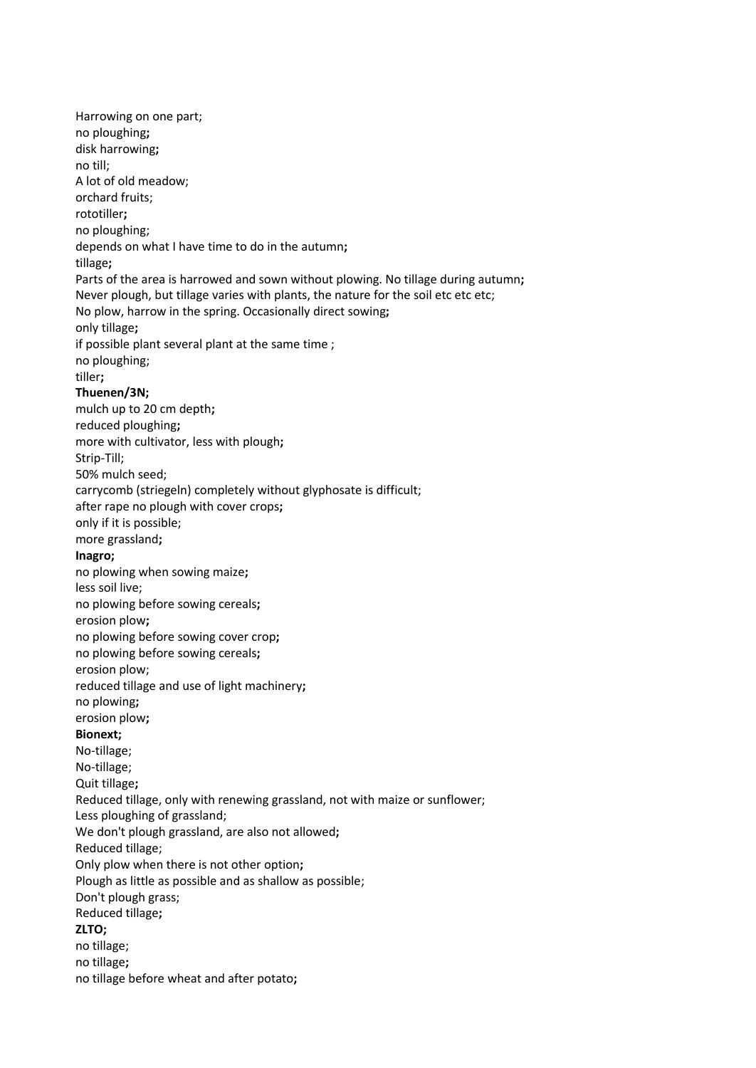Harrowing on one part;  
no ploughing**;**  
disk harrowing**;**  
no till;  
A lot of old meadow;  
orchard fruits;  
rototiller**;**  
no ploughing;  
depends on what I have time to do in the autumn**;**  
tillage**;**  
Parts of the area is harrowed and sown without plowing. No tillage during autumn**;**  
Never plough, but tillage varies with plants, the nature for the soil etc etc etc;  
No plow, harrow in the spring. Occasionally direct sowing**;**  
only tillage**;**  
if possible plant several plant at the same time ;  
no ploughing;  
tiller**;**  
**Thuenen/3N;**  
mulch up to 20 cm depth**;**  
reduced ploughing**;**  
more with cultivator, less with plough**;**  
Strip-Till;  
50% mulch seed;  
carrycomb (striegeln) completely without glyphosate is difficult;  
after rape no plough with cover crops**;**  
only if it is possible;  
more grassland**;**  
**Inagro;**  
no plowing when sowing maize**;**  
less soil live;  
no plowing before sowing cereals**;**  
erosion plow**;**  
no plowing before sowing cover crop**;**  
no plowing before sowing cereals**;**  
erosion plow;  
reduced tillage and use of light machinery**;**  
no plowing**;**  
erosion plow**;**  
**Bionext;**  
No-tillage;  
No-tillage;  
Quit tillage**;**  
Reduced tillage, only with renewing grassland, not with maize or sunflower;  
Less ploughing of grassland;  
We don't plough grassland, are also not allowed**;**  
Reduced tillage;  
Only plow when there is not other option**;**  
Plough as little as possible and as shallow as possible;  
Don't plough grass;  
Reduced tillage**;**  
**ZLTO;**  
no tillage;  
no tillage**;**  
no tillage before wheat and after potato**;**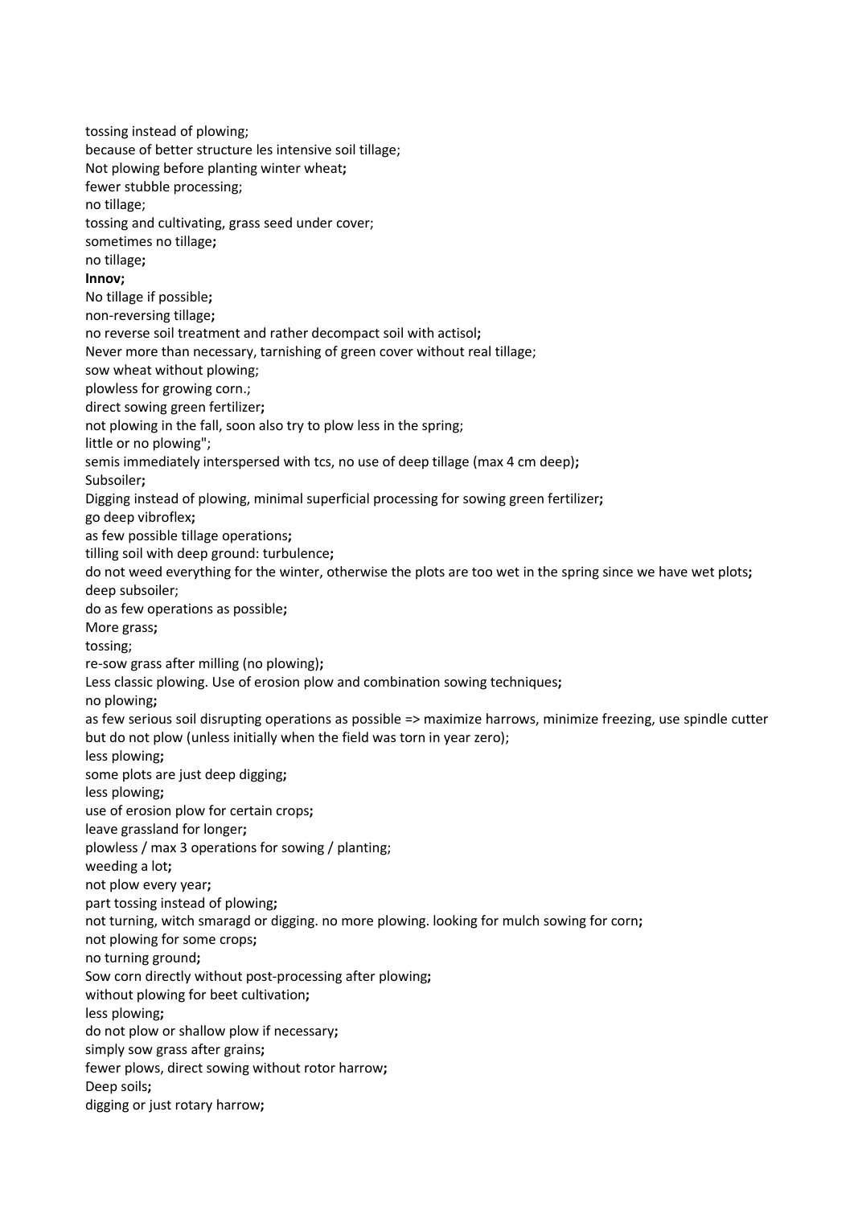tossing instead of plowing;
because of better structure les intensive soil tillage;
Not plowing before planting winter wheat**;**
fewer stubble processing;
no tillage;
tossing and cultivating, grass seed under cover;
sometimes no tillage**;**
no tillage**;**
**Innov;**
No tillage if possible**;**
non-reversing tillage**;**
no reverse soil treatment and rather decompact soil with actisol**;**
Never more than necessary, tarnishing of green cover without real tillage;
sow wheat without plowing;
plowless for growing corn.;
direct sowing green fertilizer**;**
not plowing in the fall, soon also try to plow less in the spring;
little or no plowing";
semis immediately interspersed with tcs, no use of deep tillage (max 4 cm deep)**;**
Subsoiler**;**
Digging instead of plowing, minimal superficial processing for sowing green fertilizer**;**
go deep vibroflex**;**
as few possible tillage operations**;**
tilling soil with deep ground: turbulence**;**
do not weed everything for the winter, otherwise the plots are too wet in the spring since we have wet plots**;**
deep subsoiler;
do as few operations as possible**;**
More grass**;**
tossing;
re-sow grass after milling (no plowing)**;**
Less classic plowing. Use of erosion plow and combination sowing techniques**;**
no plowing**;**
as few serious soil disrupting operations as possible => maximize harrows, minimize freezing, use spindle cutter but do not plow (unless initially when the field was torn in year zero);
less plowing**;**
some plots are just deep digging**;**
less plowing**;**
use of erosion plow for certain crops**;**
leave grassland for longer**;**
plowless / max 3 operations for sowing / planting;
weeding a lot**;**
not plow every year**;**
part tossing instead of plowing**;**
not turning, witch smaragd or digging. no more plowing. looking for mulch sowing for corn**;**
not plowing for some crops**;**
no turning ground**;**
Sow corn directly without post-processing after plowing**;**
without plowing for beet cultivation**;**
less plowing**;**
do not plow or shallow plow if necessary**;**
simply sow grass after grains**;**
fewer plows, direct sowing without rotor harrow**;**
Deep soils**;**
digging or just rotary harrow**;**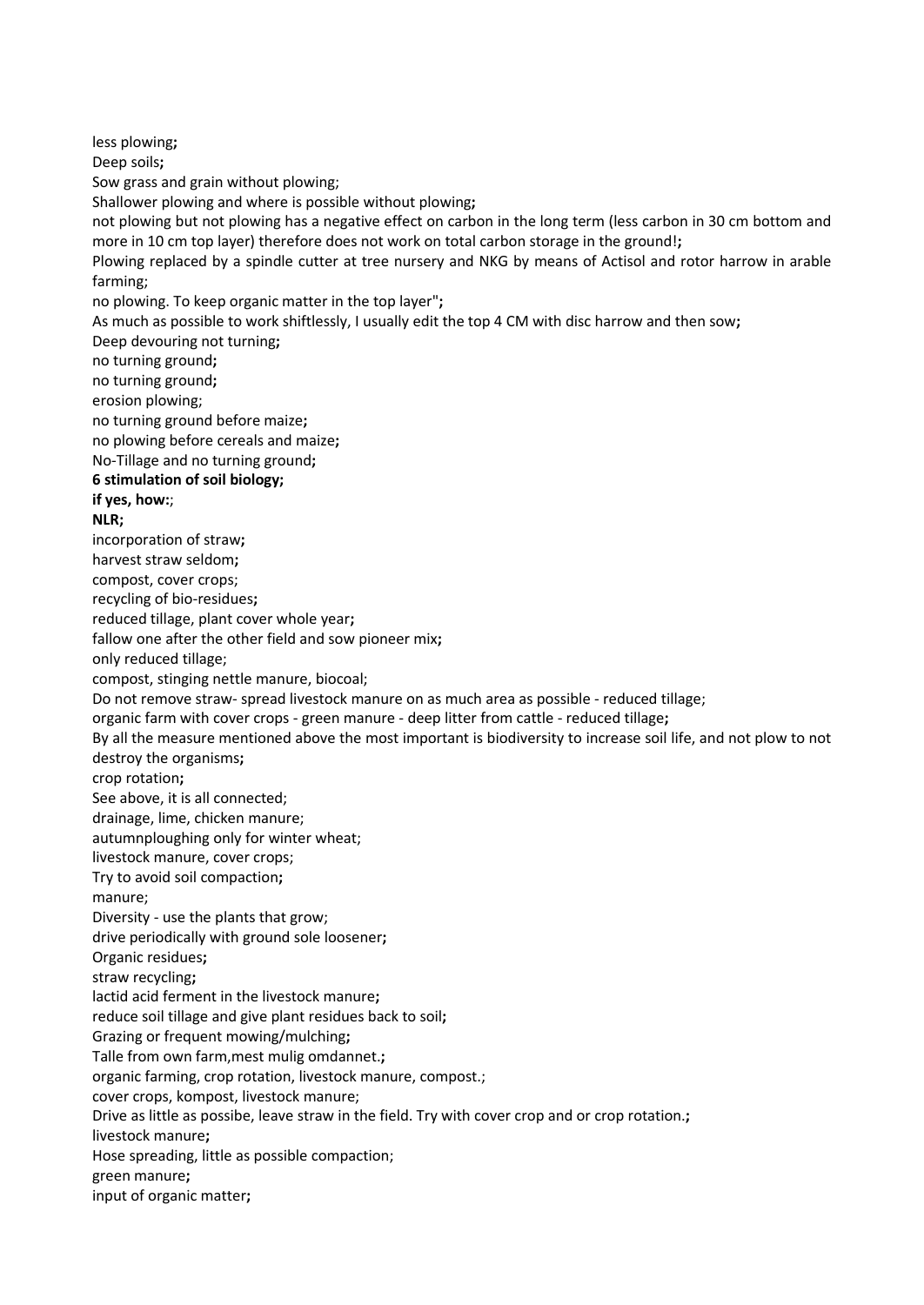less plowing**;**

Deep soils**;**

Sow grass and grain without plowing;

Shallower plowing and where is possible without plowing**;**

not plowing but not plowing has a negative effect on carbon in the long term (less carbon in 30 cm bottom and more in 10 cm top layer) therefore does not work on total carbon storage in the ground!**;**

Plowing replaced by a spindle cutter at tree nursery and NKG by means of Actisol and rotor harrow in arable farming;

no plowing. To keep organic matter in the top layer"**;**

As much as possible to work shiftlessly, I usually edit the top 4 CM with disc harrow and then sow**;**

Deep devouring not turning**;**

no turning ground**;**

no turning ground**;**

erosion plowing;

no turning ground before maize**;**

no plowing before cereals and maize**;**

No-Tillage and no turning ground**;**

**6 stimulation of soil biology;**

**if yes, how:**;

**NLR;**

incorporation of straw**;**

harvest straw seldom**;**

compost, cover crops;

recycling of bio-residues**;**

reduced tillage, plant cover whole year**;**

fallow one after the other field and sow pioneer mix**;**

only reduced tillage;

compost, stinging nettle manure, biocoal;

Do not remove straw- spread livestock manure on as much area as possible - reduced tillage;

organic farm with cover crops - green manure - deep litter from cattle - reduced tillage**;**

By all the measure mentioned above the most important is biodiversity to increase soil life, and not plow to not destroy the organisms**;**

crop rotation**;**

See above, it is all connected;

drainage, lime, chicken manure;

autumnploughing only for winter wheat;

livestock manure, cover crops;

Try to avoid soil compaction**;**

manure;

Diversity - use the plants that grow;

drive periodically with ground sole loosener**;**

Organic residues**;**

straw recycling**;**

lactid acid ferment in the livestock manure**;**

reduce soil tillage and give plant residues back to soil**;**

Grazing or frequent mowing/mulching**;**

Talle from own farm,mest mulig omdannet.**;**

organic farming, crop rotation, livestock manure, compost.;

cover crops, kompost, livestock manure;

Drive as little as possibe, leave straw in the field. Try with cover crop and or crop rotation.**;**

livestock manure**;**

Hose spreading, little as possible compaction;

green manure**;**

input of organic matter**;**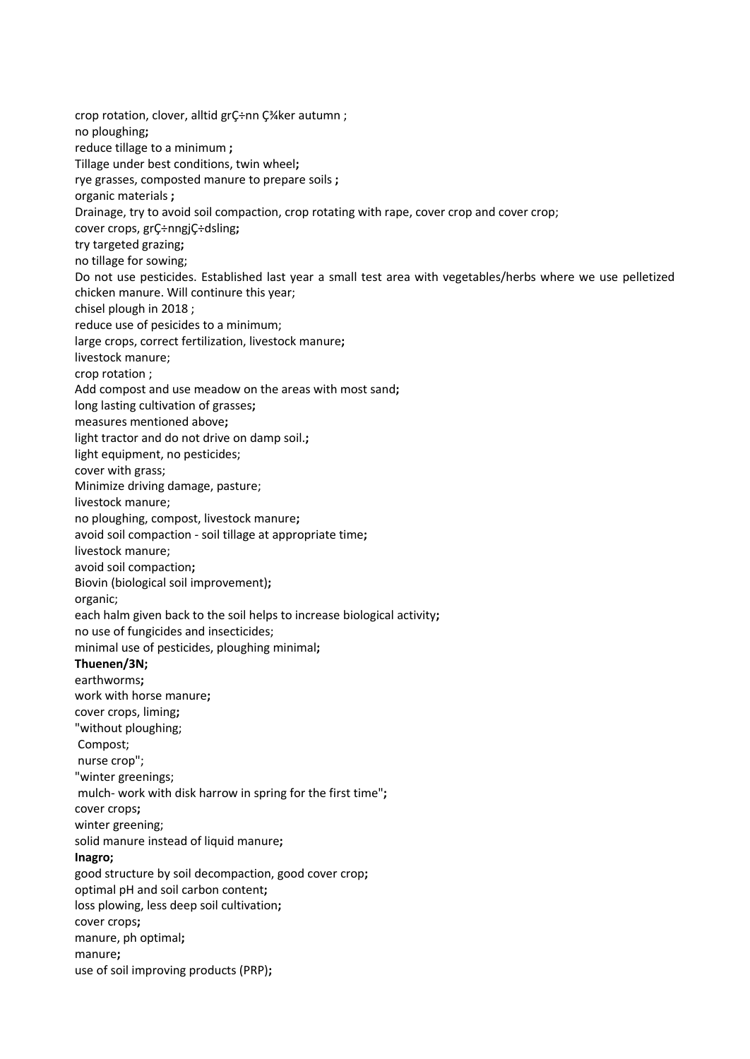crop rotation, clover, alltid grÇ÷nn Ç¾ker autumn ;
no ploughing**;**
reduce tillage to a minimum **;**
Tillage under best conditions, twin wheel**;**
rye grasses, composted manure to prepare soils **;**
organic materials **;**
Drainage, try to avoid soil compaction, crop rotating with rape, cover crop and cover crop;
cover crops, grÇ÷nngjÇ÷dsling**;**
try targeted grazing**;**
no tillage for sowing;
Do not use pesticides. Established last year a small test area with vegetables/herbs where we use pelletized chicken manure. Will continure this year;
chisel plough in 2018 ;
reduce use of pesicides to a minimum;
large crops, correct fertilization, livestock manure**;**
livestock manure;
crop rotation ;
Add compost and use meadow on the areas with most sand**;**
long lasting cultivation of grasses**;**
measures mentioned above**;**
light tractor and do not drive on damp soil.**;**
light equipment, no pesticides;
cover with grass;
Minimize driving damage, pasture;
livestock manure;
no ploughing, compost, livestock manure**;**
avoid soil compaction - soil tillage at appropriate time**;**
livestock manure;
avoid soil compaction**;**
Biovin (biological soil improvement)**;**
organic;
each halm given back to the soil helps to increase biological activity**;**
no use of fungicides and insecticides;
minimal use of pesticides, ploughing minimal**;**
**Thuenen/3N;**
earthworms**;**
work with horse manure**;**
cover crops, liming**;**
"without ploughing;
Compost;
nurse crop";
"winter greenings;
mulch- work with disk harrow in spring for the first time"**;**
cover crops**;**
winter greening;
solid manure instead of liquid manure**;**
**Inagro;**
good structure by soil decompaction, good cover crop**;**
optimal pH and soil carbon content**;**
loss plowing, less deep soil cultivation**;**
cover crops**;**
manure, ph optimal**;**
manure**;**
use of soil improving products (PRP)**;**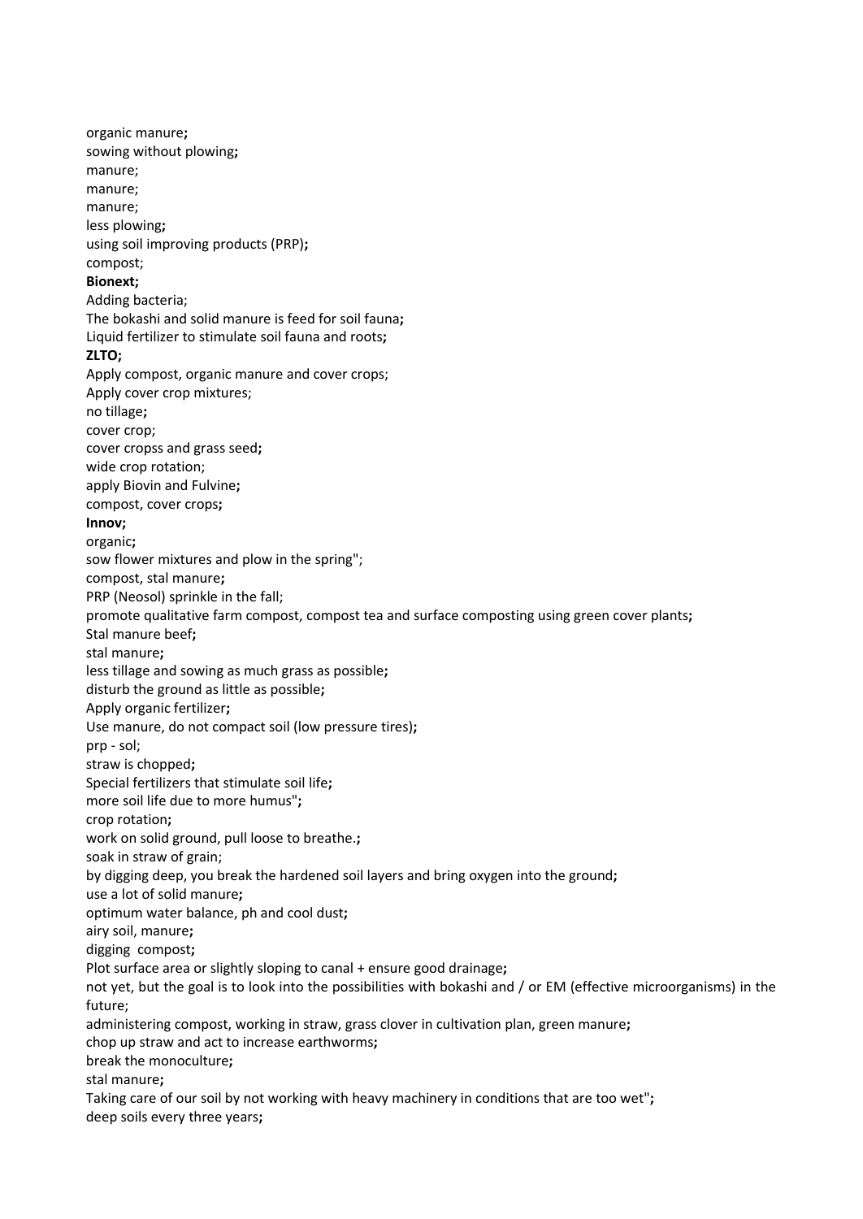organic manure**;**
sowing without plowing**;**
manure;
manure;
manure;
less plowing**;**
using soil improving products (PRP)**;**
compost;
**Bionext;**
Adding bacteria;
The bokashi and solid manure is feed for soil fauna**;**
Liquid fertilizer to stimulate soil fauna and roots**;**
**ZLTO;**
Apply compost, organic manure and cover crops;
Apply cover crop mixtures;
no tillage**;**
cover crop;
cover cropss and grass seed**;**
wide crop rotation;
apply Biovin and Fulvine**;**
compost, cover crops**;**
**Innov;**
organic**;**
sow flower mixtures and plow in the spring";
compost, stal manure**;**
PRP (Neosol) sprinkle in the fall;
promote qualitative farm compost, compost tea and surface composting using green cover plants**;**
Stal manure beef**;**
stal manure**;**
less tillage and sowing as much grass as possible**;**
disturb the ground as little as possible**;**
Apply organic fertilizer**;**
Use manure, do not compact soil (low pressure tires)**;**
prp - sol;
straw is chopped**;**
Special fertilizers that stimulate soil life**;**
more soil life due to more humus"**;**
crop rotation**;**
work on solid ground, pull loose to breathe.**;**
soak in straw of grain;
by digging deep, you break the hardened soil layers and bring oxygen into the ground**;**
use a lot of solid manure**;**
optimum water balance, ph and cool dust**;**
airy soil, manure**;**
digging compost**;**
Plot surface area or slightly sloping to canal + ensure good drainage**;**
not yet, but the goal is to look into the possibilities with bokashi and / or EM (effective microorganisms) in the future;
administering compost, working in straw, grass clover in cultivation plan, green manure**;**
chop up straw and act to increase earthworms**;**
break the monoculture**;**
stal manure**;**
Taking care of our soil by not working with heavy machinery in conditions that are too wet"**;**
deep soils every three years**;**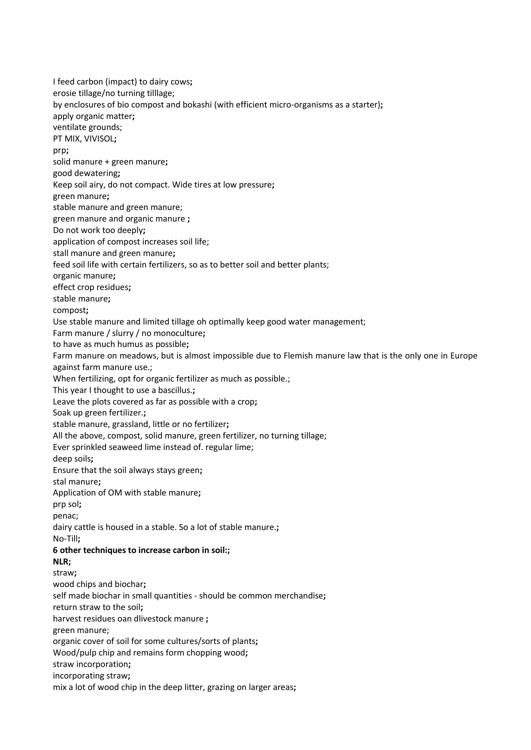I feed carbon (impact) to dairy cows**;**
erosie tillage/no turning tilllage;
by enclosures of bio compost and bokashi (with efficient micro-organisms as a starter)**;**
apply organic matter**;**
ventilate grounds;
PT MIX, VIVISOL**;**
prp**;**
solid manure + green manure**;**
good dewatering**;**
Keep soil airy, do not compact. Wide tires at low pressure**;**
green manure**;**
stable manure and green manure;
green manure and organic manure **;**
Do not work too deeply**;**
application of compost increases soil life;
stall manure and green manure**;**
feed soil life with certain fertilizers, so as to better soil and better plants;
organic manure**;**
effect crop residues**;**
stable manure**;**
compost**;**
Use stable manure and limited tillage oh optimally keep good water management;
Farm manure / slurry / no monoculture**;**
to have as much humus as possible**;**
Farm manure on meadows, but is almost impossible due to Flemish manure law that is the only one in Europe against farm manure use.;
When fertilizing, opt for organic fertilizer as much as possible.;
This year I thought to use a bascillus.**;**
Leave the plots covered as far as possible with a crop**;**
Soak up green fertilizer.**;**
stable manure, grassland, little or no fertilizer**;**
All the above, compost, solid manure, green fertilizer, no turning tillage;
Ever sprinkled seaweed lime instead of. regular lime;
deep soils**;**
Ensure that the soil always stays green**;**
stal manure**;**
Application of OM with stable manure**;**
prp sol**;**
penac;
dairy cattle is housed in a stable. So a lot of stable manure.**;**
No-Till**;**
**6 other techniques to increase carbon in soil:;**
**NLR;**
straw**;**
wood chips and biochar**;**
self made biochar in small quantities - should be common merchandise**;**
return straw to the soil**;**
harvest residues oan dlivestock manure **;**
green manure;
organic cover of soil for some cultures/sorts of plants**;**
Wood/pulp chip and remains form chopping wood**;**
straw incorporation**;**
incorporating straw**;**
mix a lot of wood chip in the deep litter, grazing on larger areas**;**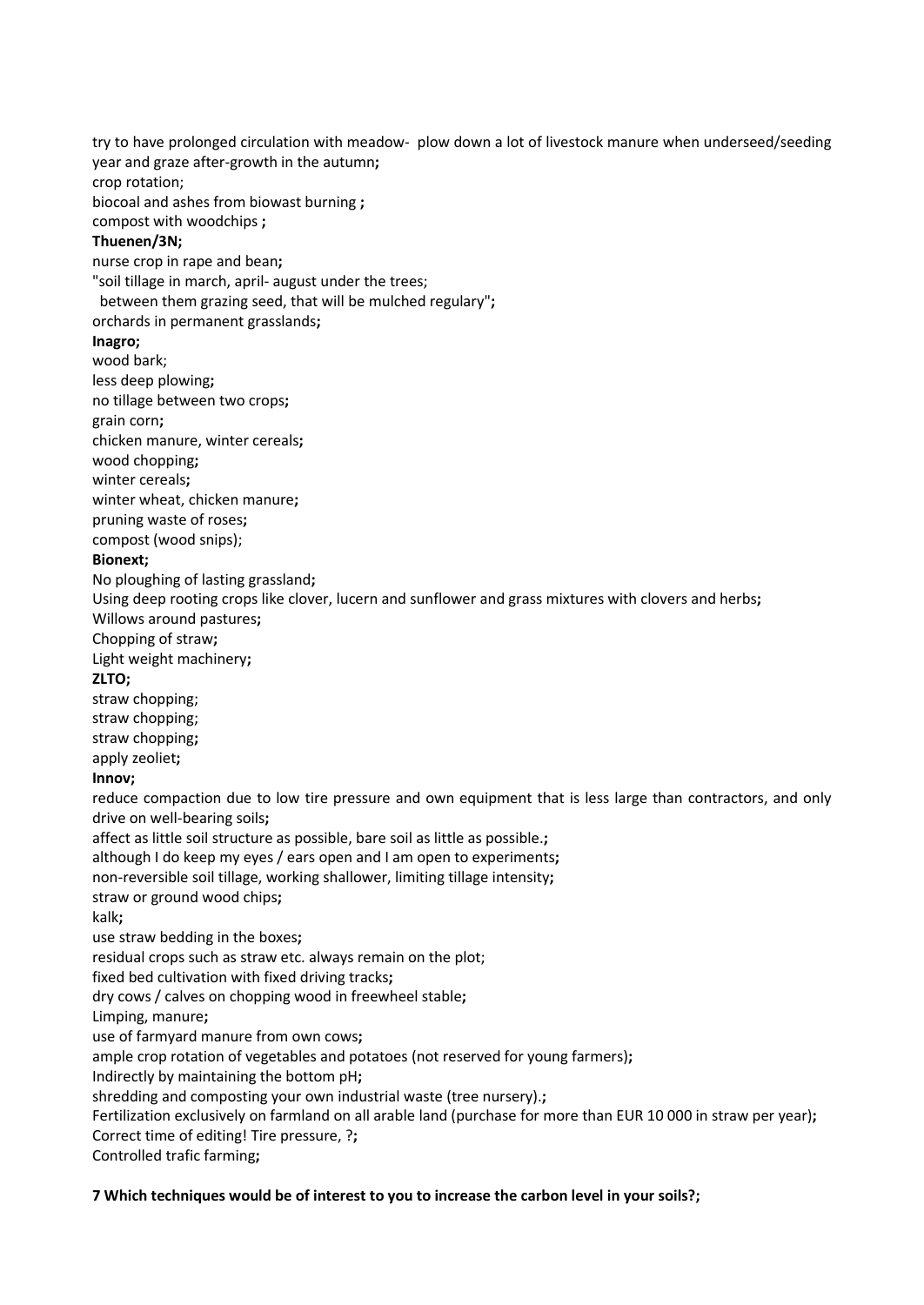try to have prolonged circulation with meadow- plow down a lot of livestock manure when underseed/seeding year and graze after-growth in the autumn**;**
crop rotation;
biocoal and ashes from biowast burning **;**
compost with woodchips **;**

**Thuenen/3N;**

nurse crop in rape and bean**;**
"soil tillage in march, april- august under the trees;
between them grazing seed, that will be mulched regulary"**;**
orchards in permanent grasslands**;**

**Inagro;**

wood bark;
less deep plowing**;**
no tillage between two crops**;**
grain corn**;**
chicken manure, winter cereals**;**
wood chopping**;**
winter cereals**;**
winter wheat, chicken manure**;**
pruning waste of roses**;**
compost (wood snips);

**Bionext;**

No ploughing of lasting grassland**;**
Using deep rooting crops like clover, lucern and sunflower and grass mixtures with clovers and herbs**;**
Willows around pastures**;**
Chopping of straw**;**
Light weight machinery**;**

**ZLTO;**

straw chopping;
straw chopping;
straw chopping**;**
apply zeoliet**;**

**Innov;**

reduce compaction due to low tire pressure and own equipment that is less large than contractors, and only drive on well-bearing soils**;**
affect as little soil structure as possible, bare soil as little as possible.**;**
although I do keep my eyes / ears open and I am open to experiments**;**
non-reversible soil tillage, working shallower, limiting tillage intensity**;**
straw or ground wood chips**;**
kalk**;**
use straw bedding in the boxes**;**
residual crops such as straw etc. always remain on the plot;
fixed bed cultivation with fixed driving tracks**;**
dry cows / calves on chopping wood in freewheel stable**;**
Limping, manure**;**
use of farmyard manure from own cows**;**
ample crop rotation of vegetables and potatoes (not reserved for young farmers)**;**
Indirectly by maintaining the bottom pH**;**
shredding and composting your own industrial waste (tree nursery).**;**
Fertilization exclusively on farmland on all arable land (purchase for more than EUR 10 000 in straw per year)**;**
Correct time of editing! Tire pressure, ?**;**
Controlled trafic farming**;**

**7 Which techniques would be of interest to you to increase the carbon level in your soils?;**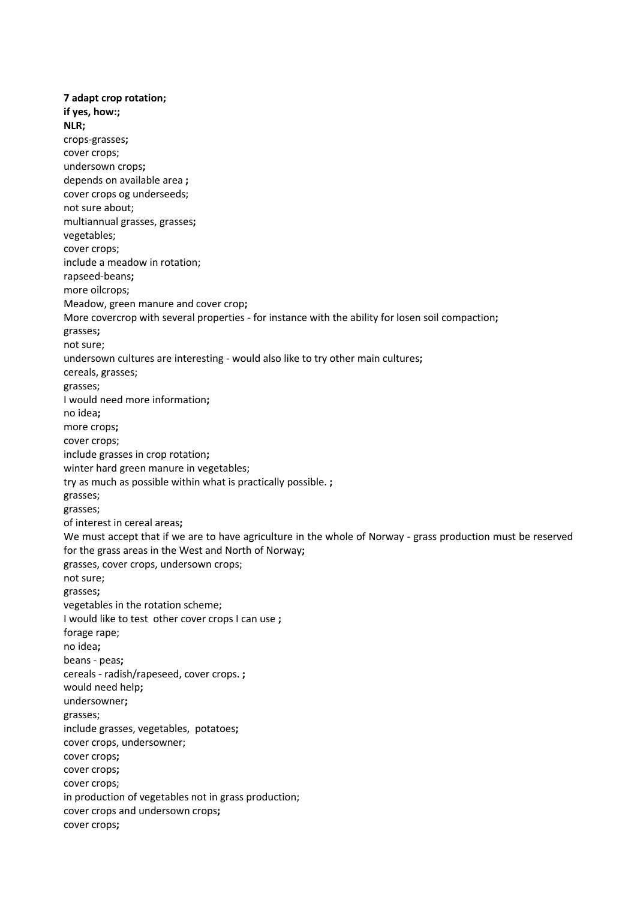**7 adapt crop rotation;**
**if yes, how:;**
**NLR;**
crops-grasses**;**
cover crops;
undersown crops**;**
depends on available area **;**
cover crops og underseeds;
not sure about;
multiannual grasses, grasses**;**
vegetables;
cover crops;
include a meadow in rotation;
rapseed-beans**;**
more oilcrops;
Meadow, green manure and cover crop**;**
More covercrop with several properties - for instance with the ability for losen soil compaction**;**
grasses**;**
not sure;
undersown cultures are interesting - would also like to try other main cultures**;**
cereals, grasses;
grasses;
I would need more information**;**
no idea**;**
more crops**;**
cover crops;
include grasses in crop rotation**;**
winter hard green manure in vegetables;
try as much as possible within what is practically possible. **;**
grasses;
grasses;
of interest in cereal areas**;**
We must accept that if we are to have agriculture in the whole of Norway - grass production must be reserved for the grass areas in the West and North of Norway**;**
grasses, cover crops, undersown crops;
not sure;
grasses**;**
vegetables in the rotation scheme;
I would like to test other cover crops I can use **;**
forage rape;
no idea**;**
beans - peas**;**
cereals - radish/rapeseed, cover crops. **;**
would need help**;**
undersowner**;**
grasses;
include grasses, vegetables, potatoes**;**
cover crops, undersowner;
cover crops**;**
cover crops**;**
cover crops;
in production of vegetables not in grass production;
cover crops and undersown crops**;**
cover crops**;**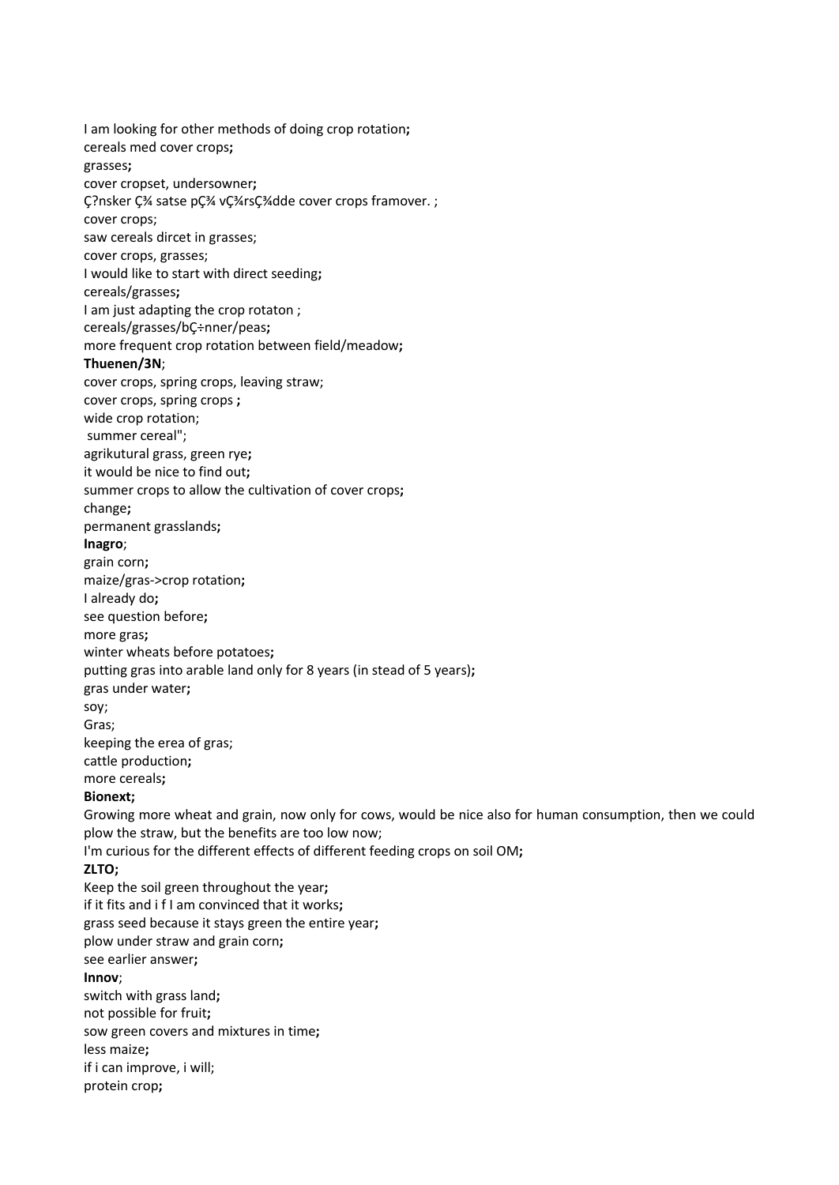I am looking for other methods of doing crop rotation**;**
cereals med cover crops**;**
grasses**;**
cover cropset, undersowner**;**
Ç?nsker Ç¾ satse pÇ¾ vÇ¾rsÇ¾dde cover crops framover. ;
cover crops;
saw cereals dircet in grasses;
cover crops, grasses;
I would like to start with direct seeding**;**
cereals/grasses**;**
I am just adapting the crop rotaton ;
cereals/grasses/bÇ÷nner/peas**;**
more frequent crop rotation between field/meadow**;**
**Thuenen/3N**;
cover crops, spring crops, leaving straw;
cover crops, spring crops **;**
wide crop rotation;
summer cereal";
agrikutural grass, green rye**;**
it would be nice to find out**;**
summer crops to allow the cultivation of cover crops**;**
change**;**
permanent grasslands**;**
**Inagro**;
grain corn**;**
maize/gras->crop rotation**;**
I already do**;**
see question before**;**
more gras**;**
winter wheats before potatoes**;**
putting gras into arable land only for 8 years (in stead of 5 years)**;**
gras under water**;**
soy;
Gras;
keeping the erea of gras;
cattle production**;**
more cereals**;**
**Bionext;**
Growing more wheat and grain, now only for cows, would be nice also for human consumption, then we could plow the straw, but the benefits are too low now;
I'm curious for the different effects of different feeding crops on soil OM**;**
**ZLTO;**
Keep the soil green throughout the year**;**
if it fits and i f I am convinced that it works**;**
grass seed because it stays green the entire year**;**
plow under straw and grain corn**;**
see earlier answer**;**
**Innov**;
switch with grass land**;**
not possible for fruit**;**
sow green covers and mixtures in time**;**
less maize**;**
if i can improve, i will;
protein crop**;**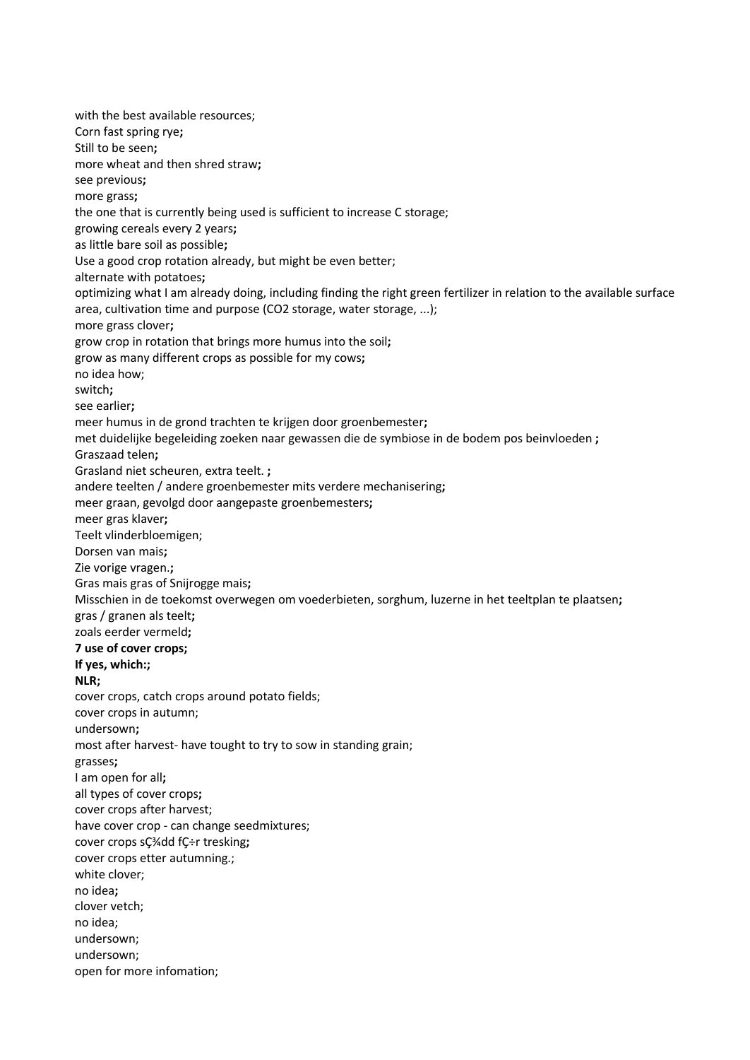with the best available resources;
Corn fast spring rye**;**
Still to be seen**;**
more wheat and then shred straw**;**
see previous**;**
more grass**;**
the one that is currently being used is sufficient to increase C storage;
growing cereals every 2 years**;**
as little bare soil as possible**;**
Use a good crop rotation already, but might be even better;
alternate with potatoes**;**
optimizing what I am already doing, including finding the right green fertilizer in relation to the available surface area, cultivation time and purpose (CO2 storage, water storage, ...);
more grass clover**;**
grow crop in rotation that brings more humus into the soil**;**
grow as many different crops as possible for my cows**;**
no idea how;
switch**;**
see earlier**;**
meer humus in de grond trachten te krijgen door groenbemester**;**
met duidelijke begeleiding zoeken naar gewassen die de symbiose in de bodem pos beinvloeden **;**
Graszaad telen**;**
Grasland niet scheuren, extra teelt. **;**
andere teelten / andere groenbemester mits verdere mechanisering**;**
meer graan, gevolgd door aangepaste groenbemesters**;**
meer gras klaver**;**
Teelt vlinderbloemigen;
Dorsen van mais**;**
Zie vorige vragen.**;**
Gras mais gras of Snijrogge mais**;**
Misschien in de toekomst overwegen om voederbieten, sorghum, luzerne in het teeltplan te plaatsen**;**
gras / granen als teelt**;**
zoals eerder vermeld**;**
**7 use of cover crops;**
**If yes, which:;**
**NLR;**
cover crops, catch crops around potato fields;
cover crops in autumn;
undersown**;**
most after harvest- have tought to try to sow in standing grain;
grasses**;**
I am open for all**;**
all types of cover crops**;**
cover crops after harvest;
have cover crop - can change seedmixtures;
cover crops sÇ¾dd fÇ÷r tresking**;**
cover crops etter autumning.;
white clover;
no idea**;**
clover vetch;
no idea;
undersown;
undersown;
open for more infomation;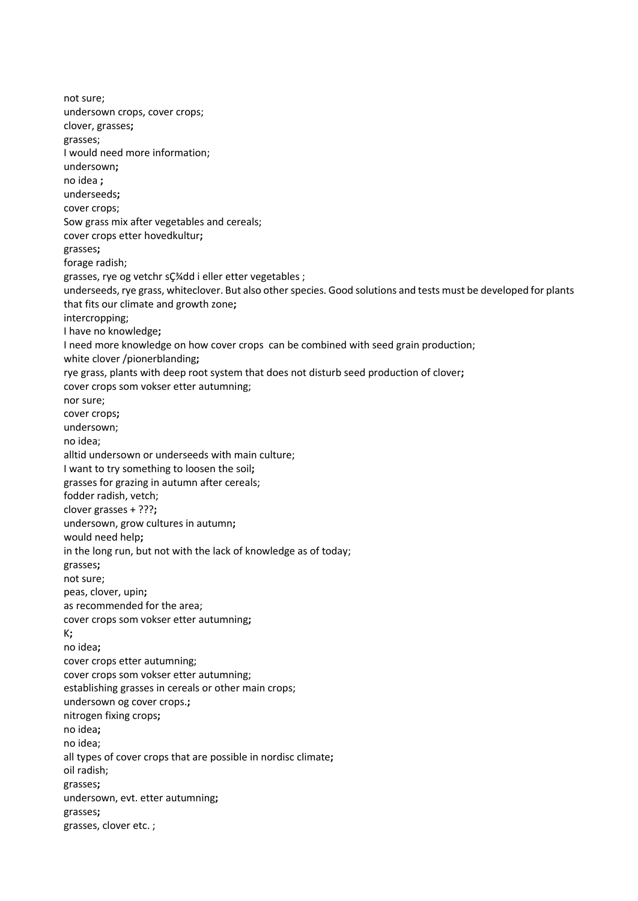not sure;  
undersown crops, cover crops;  
clover, grasses**;**  
grasses;  
I would need more information;  
undersown**;**  
no idea **;**  
underseeds**;**  
cover crops;  
Sow grass mix after vegetables and cereals;  
cover crops etter hovedkultur**;**  
grasses**;**  
forage radish;  
grasses, rye og vetchr sÇ¾dd i eller etter vegetables ;  
underseeds, rye grass, whiteclover. But also other species. Good solutions and tests must be developed for plants that fits our climate and growth zone**;**  
intercropping;  
I have no knowledge**;**  
I need more knowledge on how cover crops can be combined with seed grain production;  
white clover /pionerblanding**;**  
rye grass, plants with deep root system that does not disturb seed production of clover**;**  
cover crops som vokser etter autumning;  
nor sure;  
cover crops**;**  
undersown;  
no idea;  
alltid undersown or underseeds with main culture;  
I want to try something to loosen the soil**;**  
grasses for grazing in autumn after cereals;  
fodder radish, vetch;  
clover grasses + ???**;**  
undersown, grow cultures in autumn**;**  
would need help**;**  
in the long run, but not with the lack of knowledge as of today;  
grasses**;**  
not sure;  
peas, clover, upin**;**  
as recommended for the area;  
cover crops som vokser etter autumning**;**  
K**;**  
no idea**;**  
cover crops etter autumning;  
cover crops som vokser etter autumning;  
establishing grasses in cereals or other main crops;  
undersown og cover crops.**;**  
nitrogen fixing crops**;**  
no idea**;**  
no idea;  
all types of cover crops that are possible in nordisc climate**;**  
oil radish;  
grasses**;**  
undersown, evt. etter autumning**;**  
grasses**;**  
grasses, clover etc. ;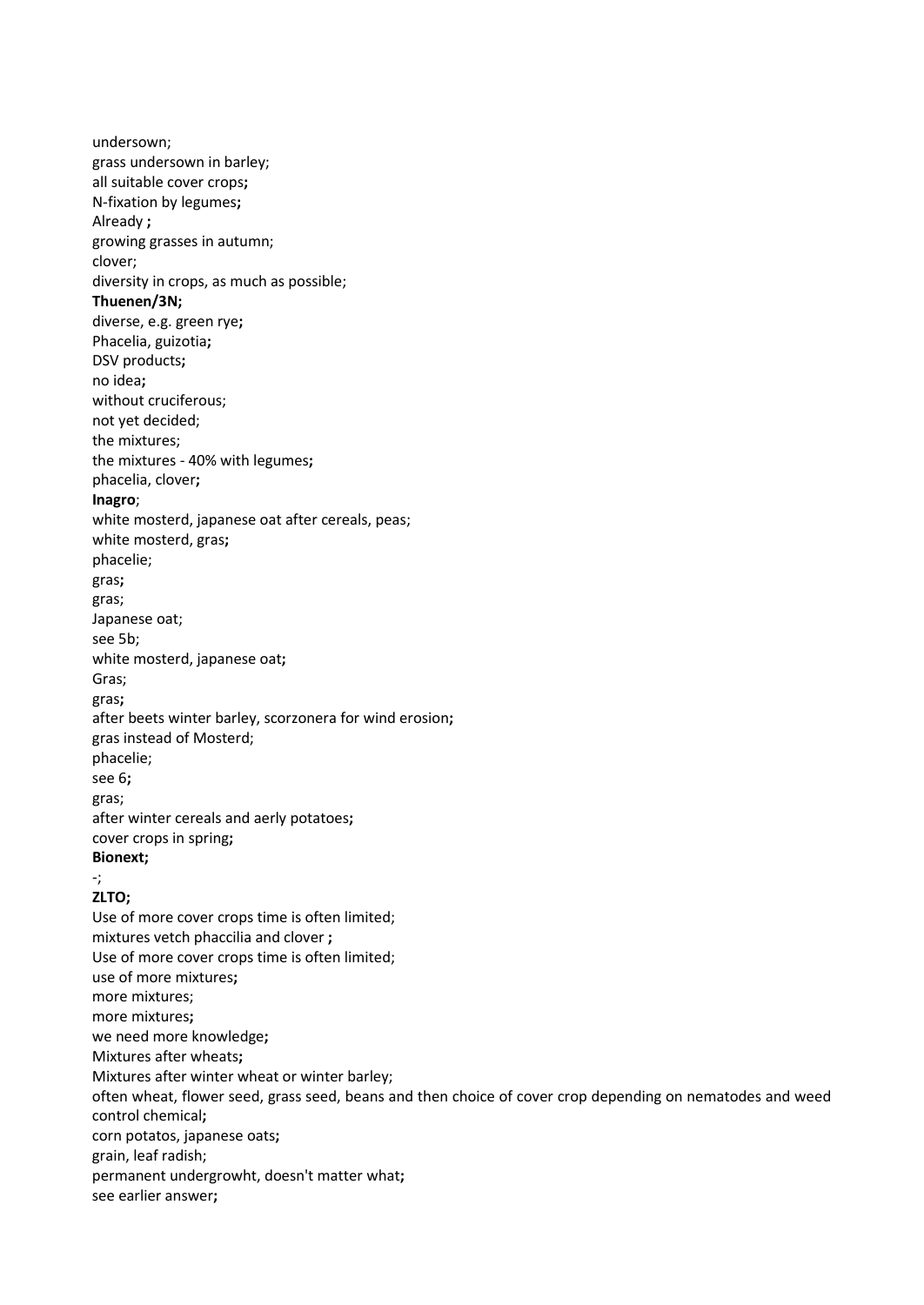undersown;
grass undersown in barley;
all suitable cover crops**;**
N-fixation by legumes**;**
Already **;**
growing grasses in autumn;
clover;
diversity in crops, as much as possible;
**Thuenen/3N;**
diverse, e.g. green rye**;**
Phacelia, guizotia**;**
DSV products**;**
no idea**;**
without cruciferous;
not yet decided;
the mixtures;
the mixtures - 40% with legumes**;**
phacelia, clover**;**
**Inagro**;
white mosterd, japanese oat after cereals, peas;
white mosterd, gras**;**
phacelie;
gras**;**
gras;
Japanese oat;
see 5b;
white mosterd, japanese oat**;**
Gras;
gras**;**
after beets winter barley, scorzonera for wind erosion**;**
gras instead of Mosterd;
phacelie;
see 6**;**
gras;
after winter cereals and aerly potatoes**;**
cover crops in spring**;**
**Bionext;**
-;
**ZLTO;**
Use of more cover crops time is often limited;
mixtures vetch phaccilia and clover **;**
Use of more cover crops time is often limited;
use of more mixtures**;**
more mixtures;
more mixtures**;**
we need more knowledge**;**
Mixtures after wheats**;**
Mixtures after winter wheat or winter barley;
often wheat, flower seed, grass seed, beans and then choice of cover crop depending on nematodes and weed control chemical**;**
corn potatos, japanese oats**;**
grain, leaf radish;
permanent undergrowht, doesn't matter what**;**
see earlier answer**;**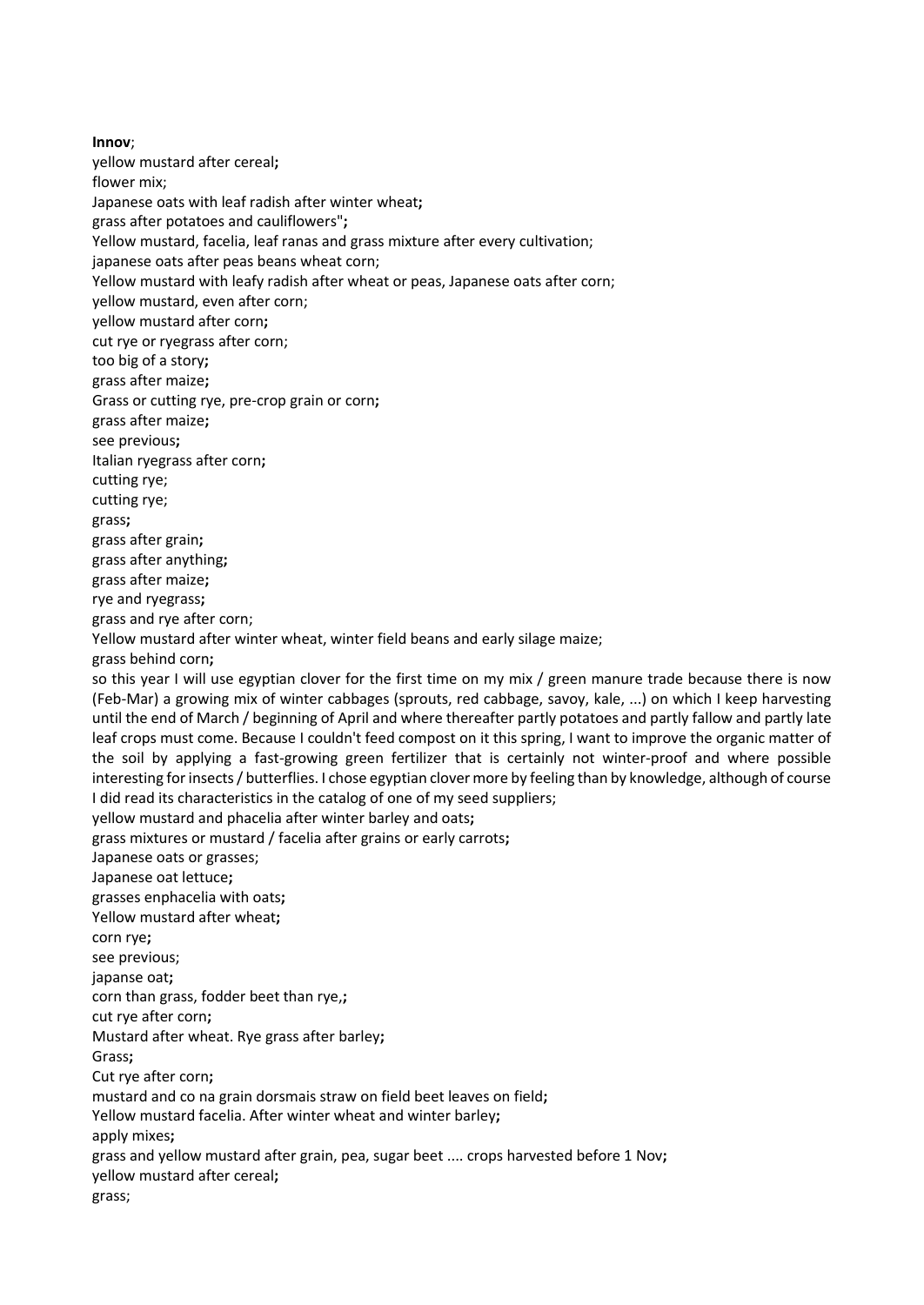**Innov**;

yellow mustard after cereal;

flower mix;

Japanese oats with leaf radish after winter wheat;

grass after potatoes and cauliflowers";

Yellow mustard, facelia, leaf ranas and grass mixture after every cultivation;

japanese oats after peas beans wheat corn;

Yellow mustard with leafy radish after wheat or peas, Japanese oats after corn;

yellow mustard, even after corn;

yellow mustard after corn;

cut rye or ryegrass after corn;

too big of a story;

grass after maize;

Grass or cutting rye, pre-crop grain or corn;

grass after maize;

see previous;

Italian ryegrass after corn;

cutting rye;

cutting rye;

grass;

grass after grain;

grass after anything;

grass after maize;

rye and ryegrass;

grass and rye after corn;

Yellow mustard after winter wheat, winter field beans and early silage maize;

grass behind corn;

so this year I will use egyptian clover for the first time on my mix / green manure trade because there is now (Feb-Mar) a growing mix of winter cabbages (sprouts, red cabbage, savoy, kale, ...) on which I keep harvesting until the end of March / beginning of April and where thereafter partly potatoes and partly fallow and partly late leaf crops must come. Because I couldn't feed compost on it this spring, I want to improve the organic matter of the soil by applying a fast-growing green fertilizer that is certainly not winter-proof and where possible interesting for insects / butterflies. I chose egyptian clover more by feeling than by knowledge, although of course I did read its characteristics in the catalog of one of my seed suppliers;

yellow mustard and phacelia after winter barley and oats;

grass mixtures or mustard / facelia after grains or early carrots;

Japanese oats or grasses;

Japanese oat lettuce;

grasses enphacelia with oats;

Yellow mustard after wheat;

corn rye;

see previous;

japanse oat;

corn than grass, fodder beet than rye,;

cut rye after corn;

Mustard after wheat. Rye grass after barley;

Grass;

Cut rye after corn;

mustard and co na grain dorsmais straw on field beet leaves on field;

Yellow mustard facelia. After winter wheat and winter barley;

apply mixes;

grass and yellow mustard after grain, pea, sugar beet .... crops harvested before 1 Nov;

yellow mustard after cereal;

grass;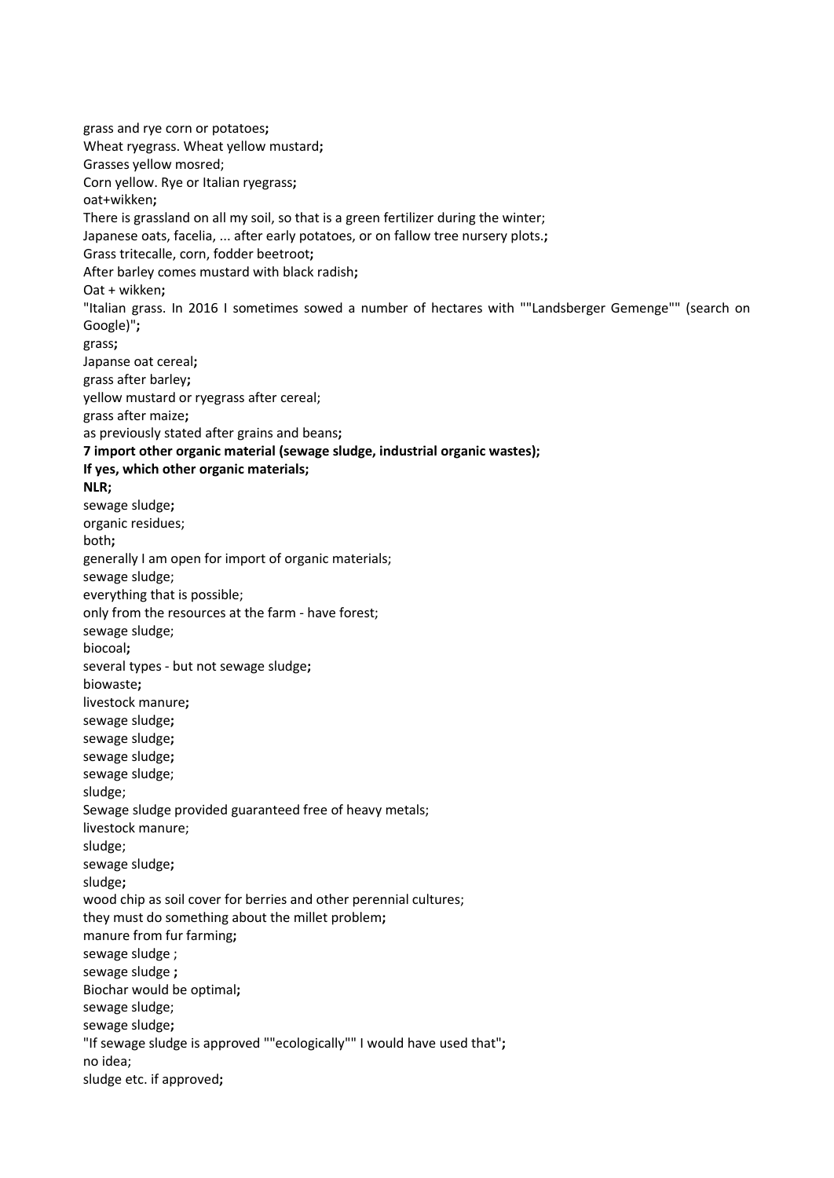grass and rye corn or potatoes**;**
Wheat ryegrass. Wheat yellow mustard**;**
Grasses yellow mosred;
Corn yellow. Rye or Italian ryegrass**;**
oat+wikken**;**
There is grassland on all my soil, so that is a green fertilizer during the winter;
Japanese oats, facelia, ... after early potatoes, or on fallow tree nursery plots.**;**
Grass tritecalle, corn, fodder beetroot**;**
After barley comes mustard with black radish**;**
Oat + wikken**;**
"Italian grass. In 2016 I sometimes sowed a number of hectares with ""Landsberger Gemenge"" (search on Google)"**;**
grass**;**
Japanse oat cereal**;**
grass after barley**;**
yellow mustard or ryegrass after cereal;
grass after maize**;**
as previously stated after grains and beans**;**
**7 import other organic material (sewage sludge, industrial organic wastes);**
**If yes, which other organic materials;**
**NLR;**
sewage sludge**;**
organic residues;
both**;**
generally I am open for import of organic materials;
sewage sludge;
everything that is possible;
only from the resources at the farm - have forest;
sewage sludge;
biocoal**;**
several types - but not sewage sludge**;**
biowaste**;**
livestock manure**;**
sewage sludge**;**
sewage sludge**;**
sewage sludge**;**
sewage sludge;
sludge;
Sewage sludge provided guaranteed free of heavy metals;
livestock manure;
sludge;
sewage sludge**;**
sludge**;**
wood chip as soil cover for berries and other perennial cultures;
they must do something about the millet problem**;**
manure from fur farming**;**
sewage sludge ;
sewage sludge **;**
Biochar would be optimal**;**
sewage sludge;
sewage sludge**;**
"If sewage sludge is approved ""ecologically"" I would have used that"**;**
no idea;
sludge etc. if approved**;**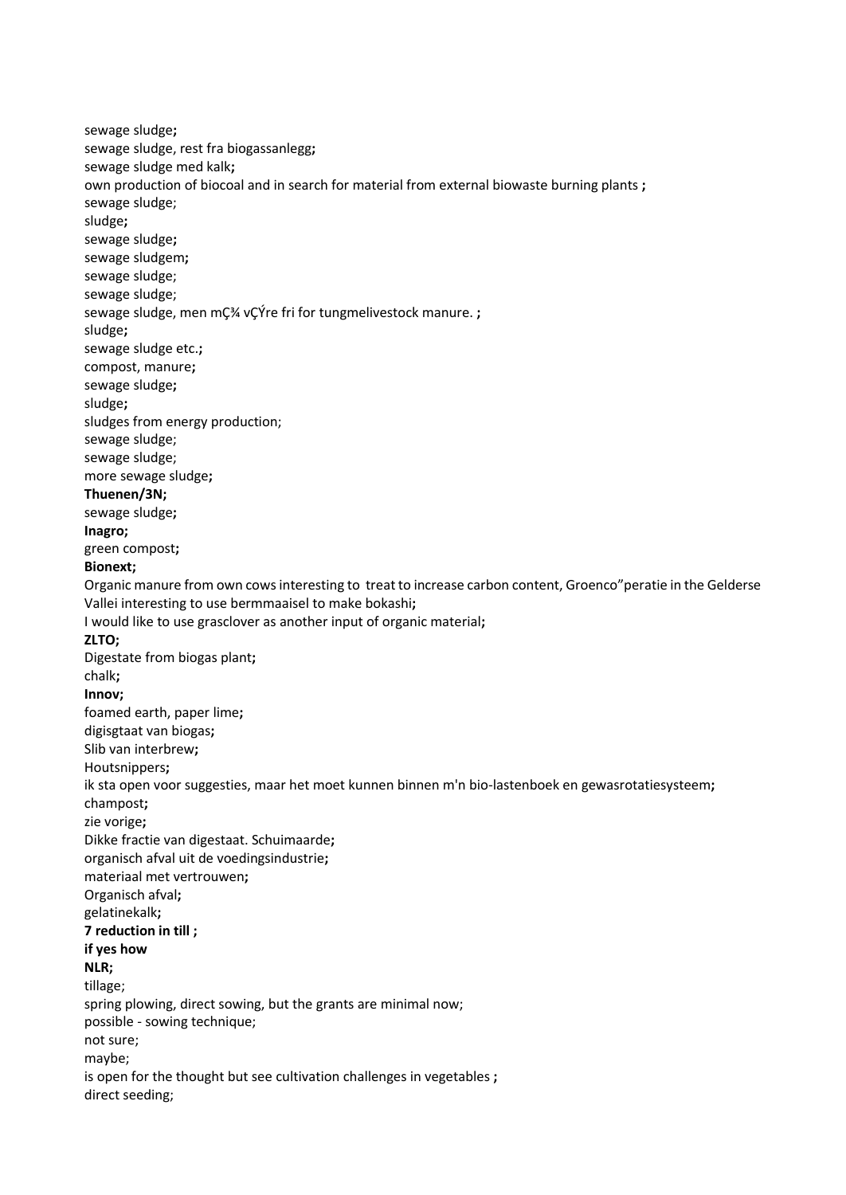sewage sludge**;**
sewage sludge, rest fra biogassanlegg**;**
sewage sludge med kalk**;**
own production of biocoal and in search for material from external biowaste burning plants **;**
sewage sludge;
sludge**;**
sewage sludge**;**
sewage sludgem**;**
sewage sludge;
sewage sludge;
sewage sludge, men mÇ¾ vÇÝre fri for tungmelivestock manure. **;**
sludge**;**
sewage sludge etc.**;**
compost, manure**;**
sewage sludge**;**
sludge**;**
sludges from energy production;
sewage sludge;
sewage sludge;
more sewage sludge**;**
**Thuenen/3N;**
sewage sludge**;**
**Inagro;**
green compost**;**
**Bionext;**
Organic manure from own cows interesting to treat to increase carbon content, Groenco"peratie in the Gelderse Vallei interesting to use bermmaaisel to make bokashi**;**
I would like to use grasclover as another input of organic material**;**
**ZLTO;**
Digestate from biogas plant**;**
chalk**;**
**Innov;**
foamed earth, paper lime**;**
digisgtaat van biogas**;**
Slib van interbrew**;**
Houtsnippers**;**
ik sta open voor suggesties, maar het moet kunnen binnen m'n bio-lastenboek en gewasrotatiesysteem**;**
champost**;**
zie vorige**;**
Dikke fractie van digestaat. Schuimaarde**;**
organisch afval uit de voedingsindustrie**;**
materiaal met vertrouwen**;**
Organisch afval**;**
gelatinekalk**;**
**7 reduction in till ;**
**if yes how**
**NLR;**
tillage;
spring plowing, direct sowing, but the grants are minimal now;
possible - sowing technique;
not sure;
maybe;
is open for the thought but see cultivation challenges in vegetables **;**
direct seeding;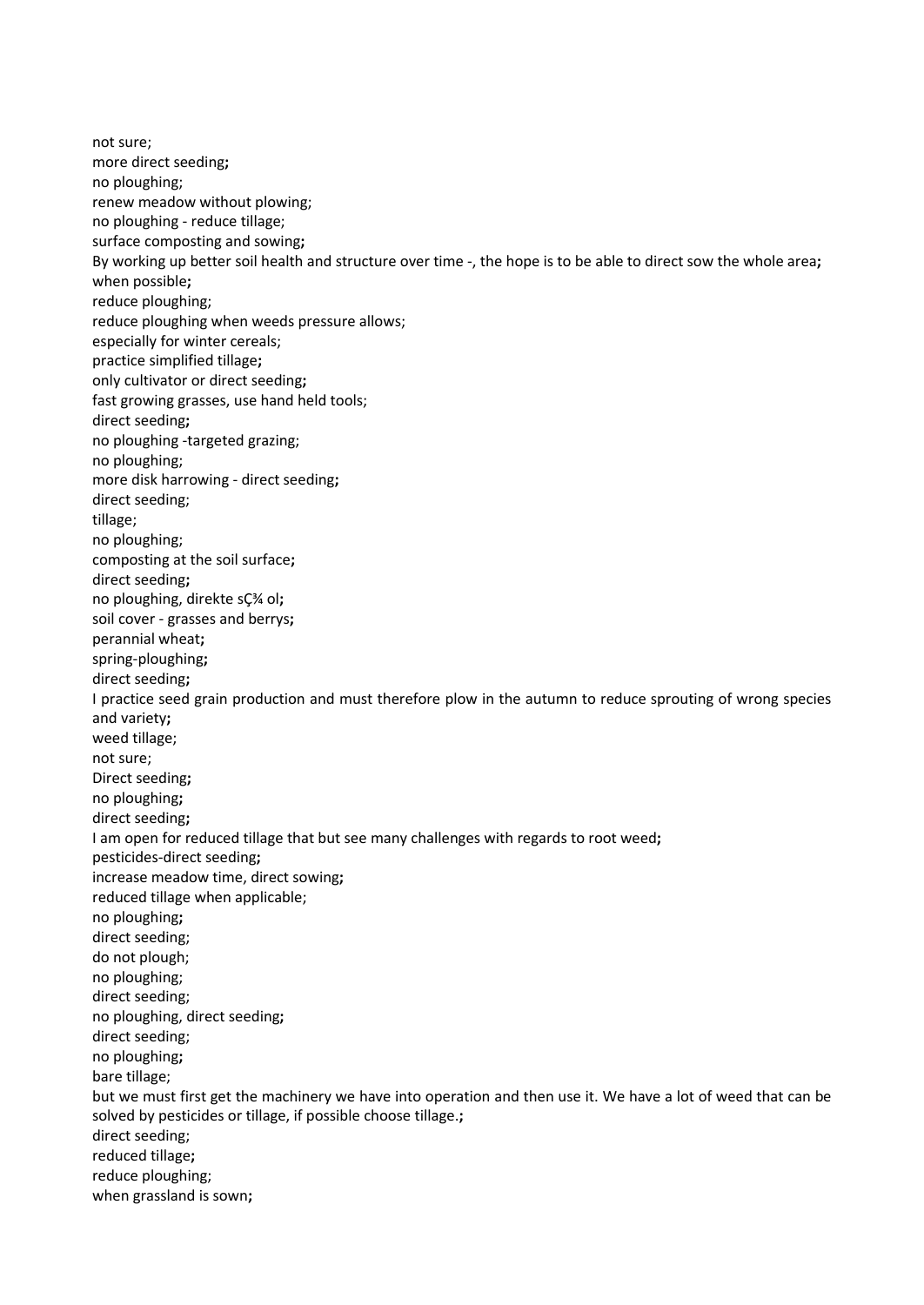not sure;
more direct seeding;
no ploughing;
renew meadow without plowing;
no ploughing - reduce tillage;
surface composting and sowing;
By working up better soil health and structure over time -, the hope is to be able to direct sow the whole area;
when possible;
reduce ploughing;
reduce ploughing when weeds pressure allows;
especially for winter cereals;
practice simplified tillage;
only cultivator or direct seeding;
fast growing grasses, use hand held tools;
direct seeding;
no ploughing -targeted grazing;
no ploughing;
more disk harrowing - direct seeding;
direct seeding;
tillage;
no ploughing;
composting at the soil surface;
direct seeding;
no ploughing, direkte sÇ¾ ol;
soil cover - grasses and berrys;
perannial wheat;
spring-ploughing;
direct seeding;
I practice seed grain production and must therefore plow in the autumn to reduce sprouting of wrong species and variety;
weed tillage;
not sure;
Direct seeding;
no ploughing;
direct seeding;
I am open for reduced tillage that but see many challenges with regards to root weed;
pesticides-direct seeding;
increase meadow time, direct sowing;
reduced tillage when applicable;
no ploughing;
direct seeding;
do not plough;
no ploughing;
direct seeding;
no ploughing, direct seeding;
direct seeding;
no ploughing;
bare tillage;
but we must first get the machinery we have into operation and then use it. We have a lot of weed that can be solved by pesticides or tillage, if possible choose tillage.;
direct seeding;
reduced tillage;
reduce ploughing;
when grassland is sown;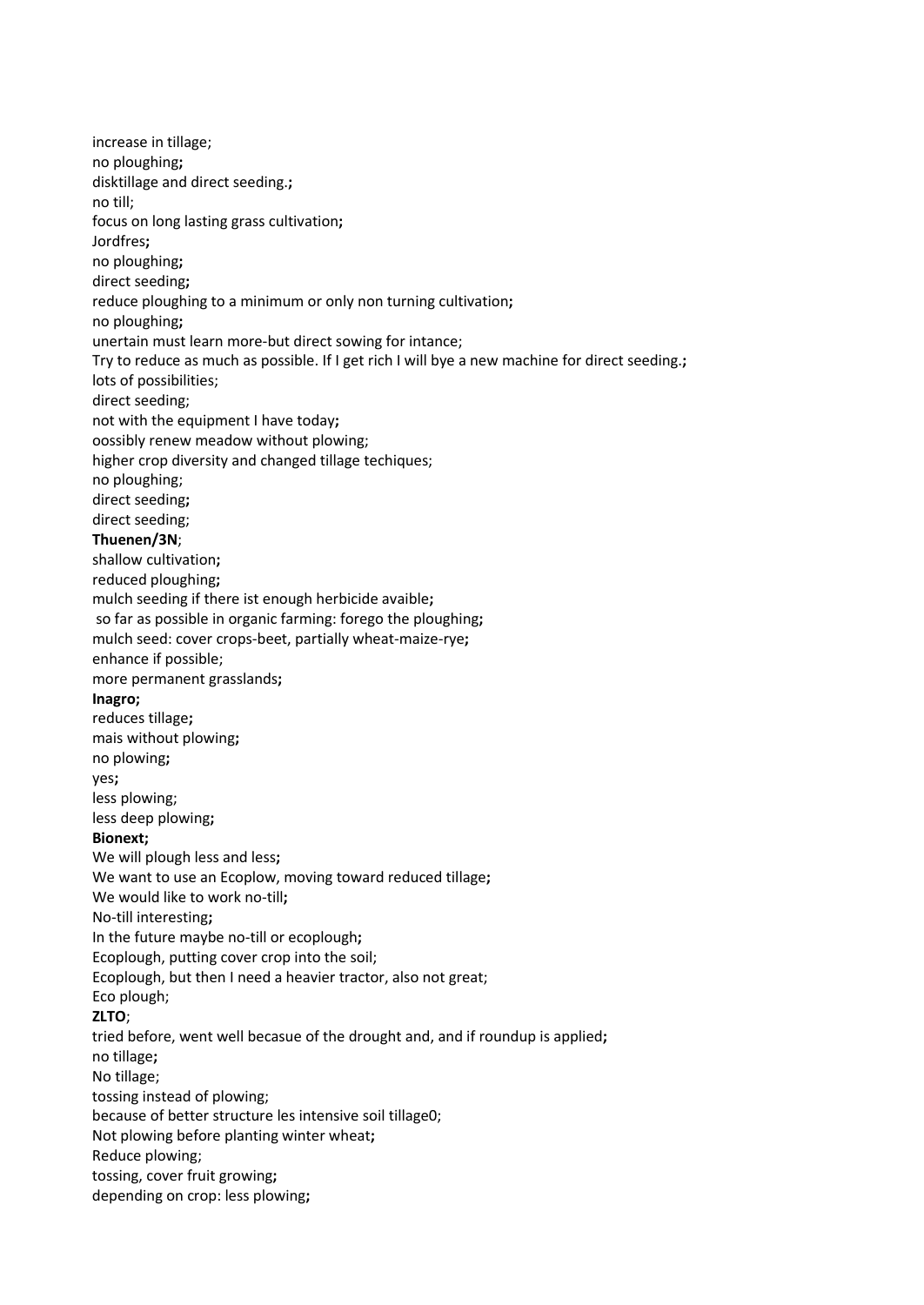increase in tillage;

no ploughing**;**

disktillage and direct seeding.**;**

no till;

focus on long lasting grass cultivation**;**

Jordfres**;**

no ploughing**;**

direct seeding**;**

reduce ploughing to a minimum or only non turning cultivation**;**

no ploughing**;**

unertain must learn more-but direct sowing for intance;

Try to reduce as much as possible. If I get rich I will bye a new machine for direct seeding.**;**

lots of possibilities;

direct seeding;

not with the equipment I have today**;**

oossibly renew meadow without plowing;

higher crop diversity and changed tillage techiques;

no ploughing;

direct seeding**;**

direct seeding;

**Thuenen/3N**;

shallow cultivation**;**

reduced ploughing**;**

mulch seeding if there ist enough herbicide avaible**;**

so far as possible in organic farming: forego the ploughing**;**

mulch seed: cover crops-beet, partially wheat-maize-rye**;**

enhance if possible;

more permanent grasslands**;**

**Inagro;**

reduces tillage**;**

mais without plowing**;**

no plowing**;**

yes**;**

less plowing;

less deep plowing**;**

**Bionext;**

We will plough less and less**;**

We want to use an Ecoplow, moving toward reduced tillage**;**

We would like to work no-till**;**

No-till interesting**;**

In the future maybe no-till or ecoplough**;**

Ecoplough, putting cover crop into the soil;

Ecoplough, but then I need a heavier tractor, also not great;

Eco plough;

**ZLTO**;

tried before, went well becasue of the drought and, and if roundup is applied**;**

no tillage**;**

No tillage;

tossing instead of plowing;

because of better structure les intensive soil tillage0;

Not plowing before planting winter wheat**;**

Reduce plowing;

tossing, cover fruit growing**;**

depending on crop: less plowing**;**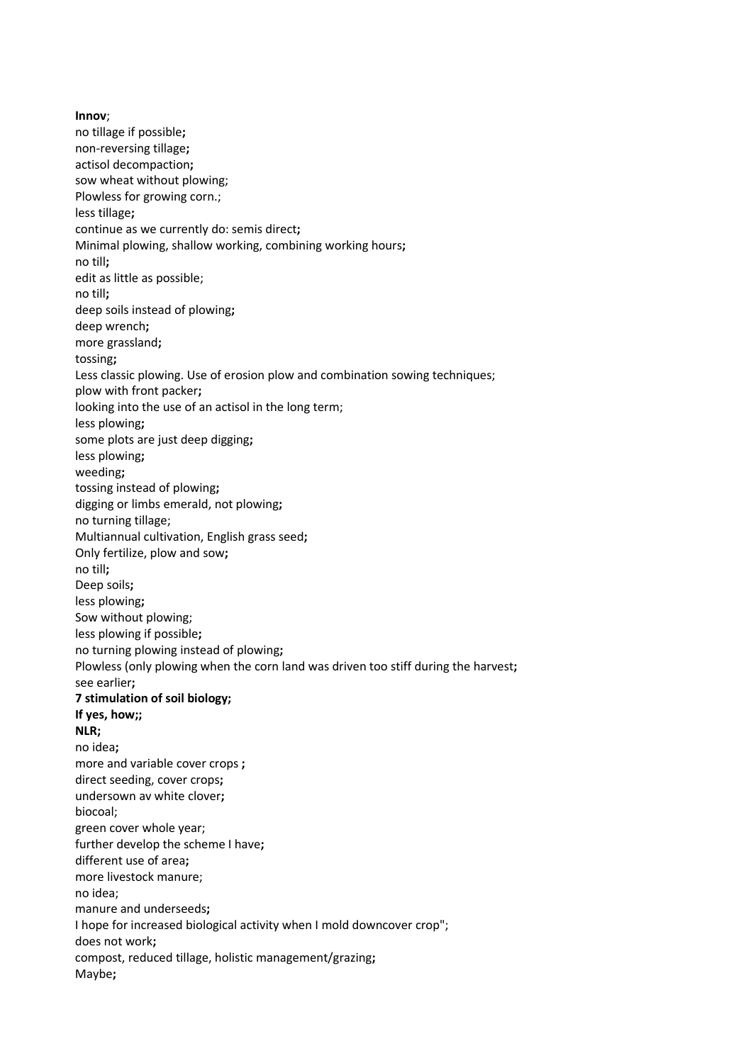**Innov**;
no tillage if possible**;**
non-reversing tillage**;**
actisol decompaction**;**
sow wheat without plowing;
Plowless for growing corn.;
less tillage**;**
continue as we currently do: semis direct**;**
Minimal plowing, shallow working, combining working hours**;**
no till**;**
edit as little as possible;
no till**;**
deep soils instead of plowing**;**
deep wrench**;**
more grassland**;**
tossing**;**
Less classic plowing. Use of erosion plow and combination sowing techniques;
plow with front packer**;**
looking into the use of an actisol in the long term;
less plowing**;**
some plots are just deep digging**;**
less plowing**;**
weeding**;**
tossing instead of plowing**;**
digging or limbs emerald, not plowing**;**
no turning tillage;
Multiannual cultivation, English grass seed**;**
Only fertilize, plow and sow**;**
no till**;**
Deep soils**;**
less plowing**;**
Sow without plowing;
less plowing if possible**;**
no turning plowing instead of plowing**;**
Plowless (only plowing when the corn land was driven too stiff during the harvest**;**
see earlier**;**
**7 stimulation of soil biology;**
**If yes, how;;**
**NLR;**
no idea**;**
more and variable cover crops **;**
direct seeding, cover crops**;**
undersown av white clover**;**
biocoal;
green cover whole year;
further develop the scheme I have**;**
different use of area**;**
more livestock manure;
no idea;
manure and underseeds**;**
I hope for increased biological activity when I mold downcover crop";
does not work**;**
compost, reduced tillage, holistic management/grazing**;**
Maybe**;**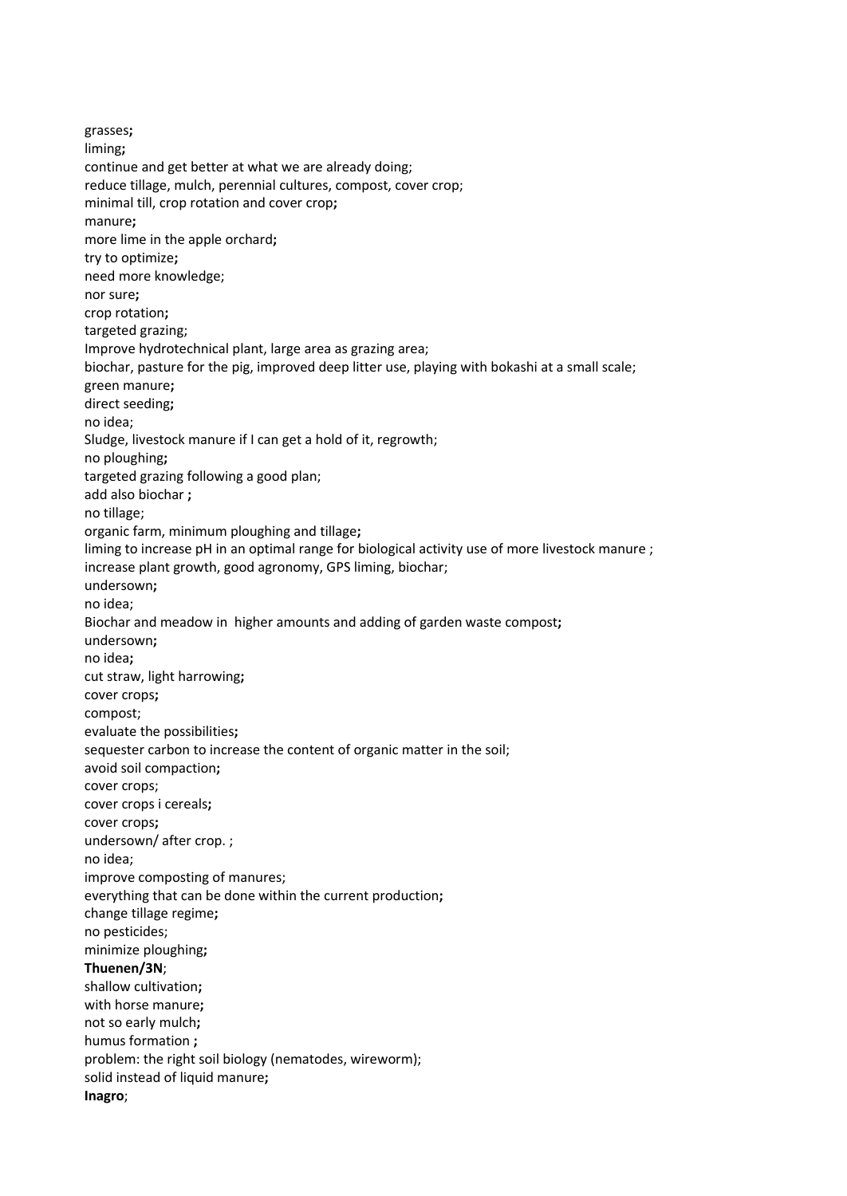grasses**;**
liming**;**
continue and get better at what we are already doing;
reduce tillage, mulch, perennial cultures, compost, cover crop;
minimal till, crop rotation and cover crop**;**
manure**;**
more lime in the apple orchard**;**
try to optimize**;**
need more knowledge;
nor sure**;**
crop rotation**;**
targeted grazing;
Improve hydrotechnical plant, large area as grazing area;
biochar, pasture for the pig, improved deep litter use, playing with bokashi at a small scale;
green manure**;**
direct seeding**;**
no idea;
Sludge, livestock manure if I can get a hold of it, regrowth;
no ploughing**;**
targeted grazing following a good plan;
add also biochar **;**
no tillage;
organic farm, minimum ploughing and tillage**;**
liming to increase pH in an optimal range for biological activity use of more livestock manure ;
increase plant growth, good agronomy, GPS liming, biochar;
undersown**;**
no idea;
Biochar and meadow in higher amounts and adding of garden waste compost**;**
undersown**;**
no idea**;**
cut straw, light harrowing**;**
cover crops**;**
compost;
evaluate the possibilities**;**
sequester carbon to increase the content of organic matter in the soil;
avoid soil compaction**;**
cover crops;
cover crops i cereals**;**
cover crops**;**
undersown/ after crop. ;
no idea;
improve composting of manures;
everything that can be done within the current production**;**
change tillage regime**;**
no pesticides;
minimize ploughing**;**
**Thuenen/3N**;
shallow cultivation**;**
with horse manure**;**
not so early mulch**;**
humus formation **;**
problem: the right soil biology (nematodes, wireworm);
solid instead of liquid manure**;**
**Inagro**;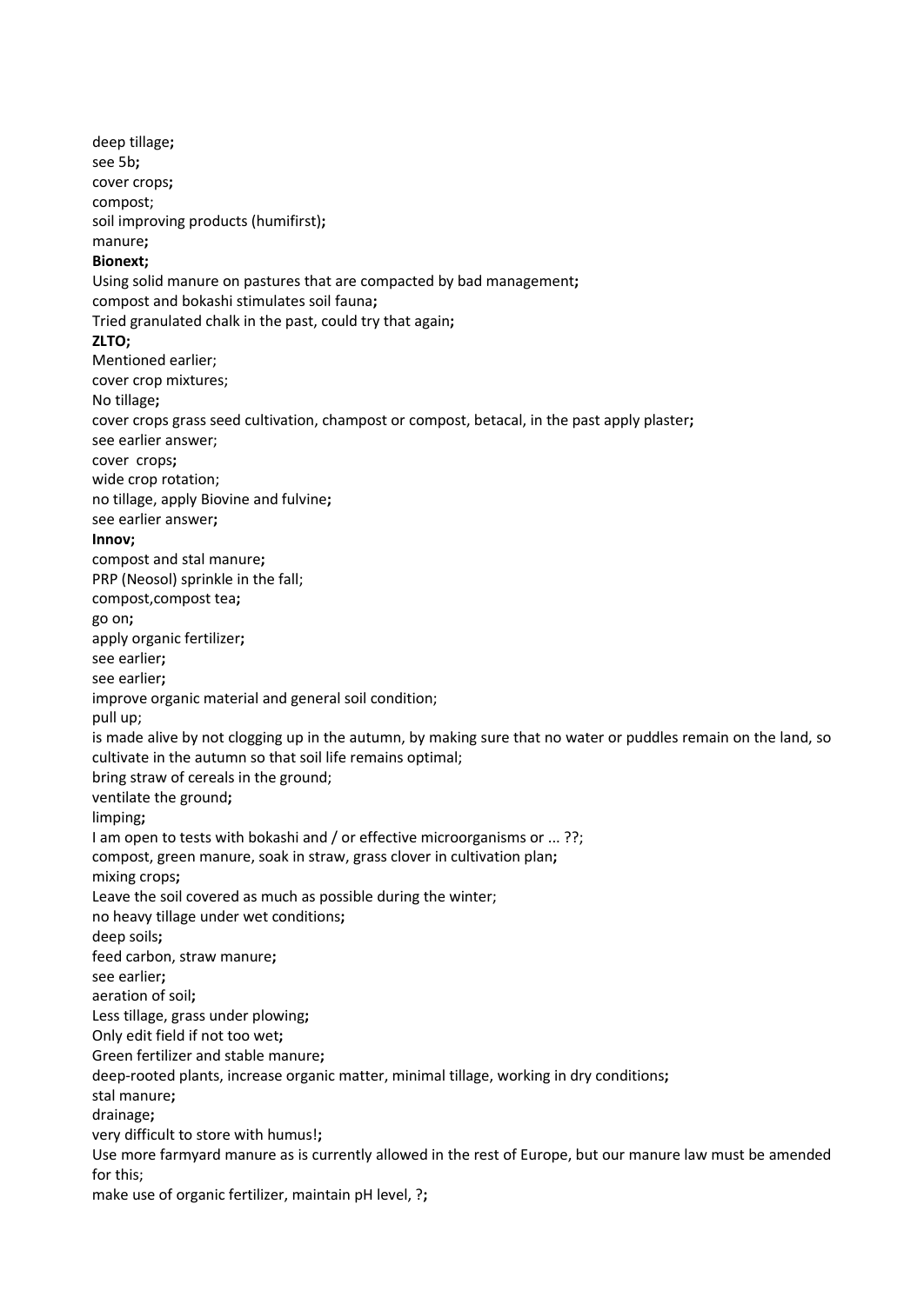deep tillage**;**
see 5b**;**
cover crops**;**
compost;
soil improving products (humifirst)**;**
manure**;**
**Bionext;**
Using solid manure on pastures that are compacted by bad management**;**
compost and bokashi stimulates soil fauna**;**
Tried granulated chalk in the past, could try that again**;**
**ZLTO;**
Mentioned earlier;
cover crop mixtures;
No tillage**;**
cover crops grass seed cultivation, champost or compost, betacal, in the past apply plaster**;**
see earlier answer;
cover crops**;**
wide crop rotation;
no tillage, apply Biovine and fulvine**;**
see earlier answer**;**
**Innov;**
compost and stal manure**;**
PRP (Neosol) sprinkle in the fall;
compost,compost tea**;**
go on**;**
apply organic fertilizer**;**
see earlier**;**
see earlier**;**
improve organic material and general soil condition;
pull up;
is made alive by not clogging up in the autumn, by making sure that no water or puddles remain on the land, so cultivate in the autumn so that soil life remains optimal;
bring straw of cereals in the ground;
ventilate the ground**;**
limping**;**
I am open to tests with bokashi and / or effective microorganisms or ... ??;
compost, green manure, soak in straw, grass clover in cultivation plan**;**
mixing crops**;**
Leave the soil covered as much as possible during the winter;
no heavy tillage under wet conditions**;**
deep soils**;**
feed carbon, straw manure**;**
see earlier**;**
aeration of soil**;**
Less tillage, grass under plowing**;**
Only edit field if not too wet**;**
Green fertilizer and stable manure**;**
deep-rooted plants, increase organic matter, minimal tillage, working in dry conditions**;**
stal manure**;**
drainage**;**
very difficult to store with humus!**;**
Use more farmyard manure as is currently allowed in the rest of Europe, but our manure law must be amended for this;
make use of organic fertilizer, maintain pH level, ?**;**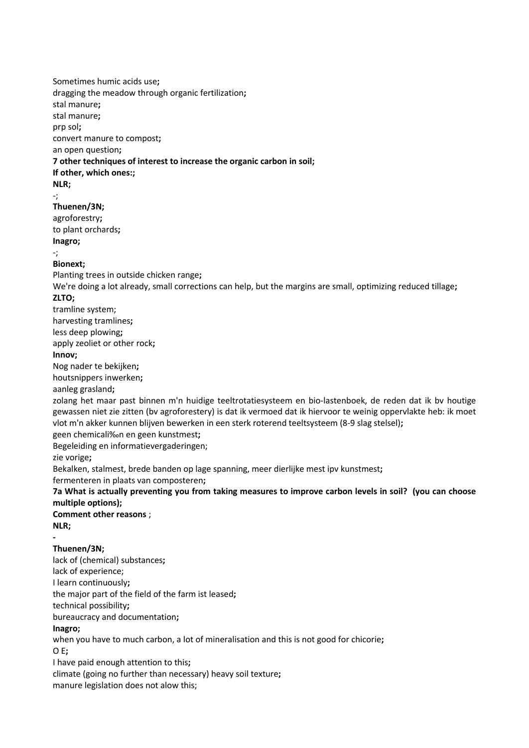Sometimes humic acids use**;**
dragging the meadow through organic fertilization**;**
stal manure**;**
stal manure**;**
prp sol**;**
convert manure to compost**;**
an open question**;**

**7 other techniques of interest to increase the organic carbon in soil;**

**If other, which ones:;**

**NLR;**

-;

**Thuenen/3N;**

agroforestry**;**
to plant orchards**;**

**Inagro;**

-;

**Bionext;**

Planting trees in outside chicken range**;**
We're doing a lot already, small corrections can help, but the margins are small, optimizing reduced tillage**;**

**ZLTO;**

tramline system;
harvesting tramlines**;**
less deep plowing**;**
apply zeoliet or other rock**;**

**Innov;**

Nog nader te bekijken**;**
houtsnippers inwerken**;**
aanleg grasland**;**
zolang het maar past binnen m'n huidige teeltrotatiesysteem en bio-lastenboek, de reden dat ik bv houtige gewassen niet zie zitten (bv agroforestery) is dat ik vermoed dat ik hiervoor te weinig oppervlakte heb: ik moet vlot m'n akker kunnen blijven bewerken in een sterk roterend teeltsysteem (8-9 slag stelsel)**;**
geen chemicali‰n en geen kunstmest**;**
Begeleiding en informatievergaderingen;
zie vorige**;**
Bekalken, stalmest, brede banden op lage spanning, meer dierlijke mest ipv kunstmest**;**
fermenteren in plaats van composteren**;**

**7a What is actually preventing you from taking measures to improve carbon levels in soil? (you can choose multiple options);**

**Comment other reasons** ;

**NLR;**

**-**

**Thuenen/3N;**

lack of (chemical) substances**;**
lack of experience;
I learn continuously**;**
the major part of the field of the farm ist leased**;**
technical possibility**;**
bureaucracy and documentation**;**

**Inagro;**

when you have to much carbon, a lot of mineralisation and this is not good for chicorie**;**
O E**;**
I have paid enough attention to this**;**
climate (going no further than necessary) heavy soil texture**;**
manure legislation does not alow this;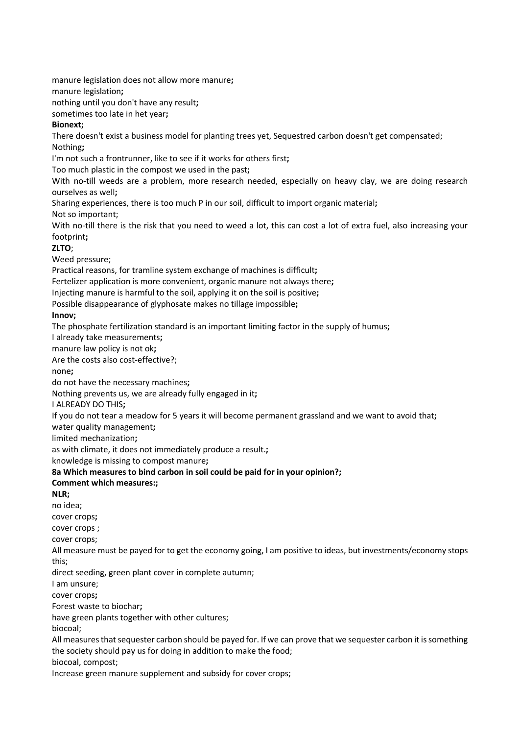manure legislation does not allow more manure;
manure legislation;
nothing until you don't have any result;
sometimes too late in het year;
**Bionext;**
There doesn't exist a business model for planting trees yet, Sequestred carbon doesn't get compensated;
Nothing;
I'm not such a frontrunner, like to see if it works for others first;
Too much plastic in the compost we used in the past;
With no-till weeds are a problem, more research needed, especially on heavy clay, we are doing research ourselves as well;
Sharing experiences, there is too much P in our soil, difficult to import organic material;
Not so important;
With no-till there is the risk that you need to weed a lot, this can cost a lot of extra fuel, also increasing your footprint;
**ZLTO**;
Weed pressure;
Practical reasons, for tramline system exchange of machines is difficult;
Fertelizer application is more convenient, organic manure not always there;
Injecting manure is harmful to the soil, applying it on the soil is positive;
Possible disappearance of glyphosate makes no tillage impossible;
**Innov;**
The phosphate fertilization standard is an important limiting factor in the supply of humus;
I already take measurements;
manure law policy is not ok;
Are the costs also cost-effective?;
none;
do not have the necessary machines;
Nothing prevents us, we are already fully engaged in it;
I ALREADY DO THIS;
If you do not tear a meadow for 5 years it will become permanent grassland and we want to avoid that;
water quality management;
limited mechanization;
as with climate, it does not immediately produce a result.;
knowledge is missing to compost manure;
**8a Which measures to bind carbon in soil could be paid for in your opinion?;**
**Comment which measures:;**
**NLR;**
no idea;
cover crops;
cover crops ;
cover crops;
All measure must be payed for to get the economy going, I am positive to ideas, but investments/economy stops this;
direct seeding, green plant cover in complete autumn;
I am unsure;
cover crops;
Forest waste to biochar;
have green plants together with other cultures;
biocoal;
All measures that sequester carbon should be payed for. If we can prove that we sequester carbon it is something the society should pay us for doing in addition to make the food;
biocoal, compost;
Increase green manure supplement and subsidy for cover crops;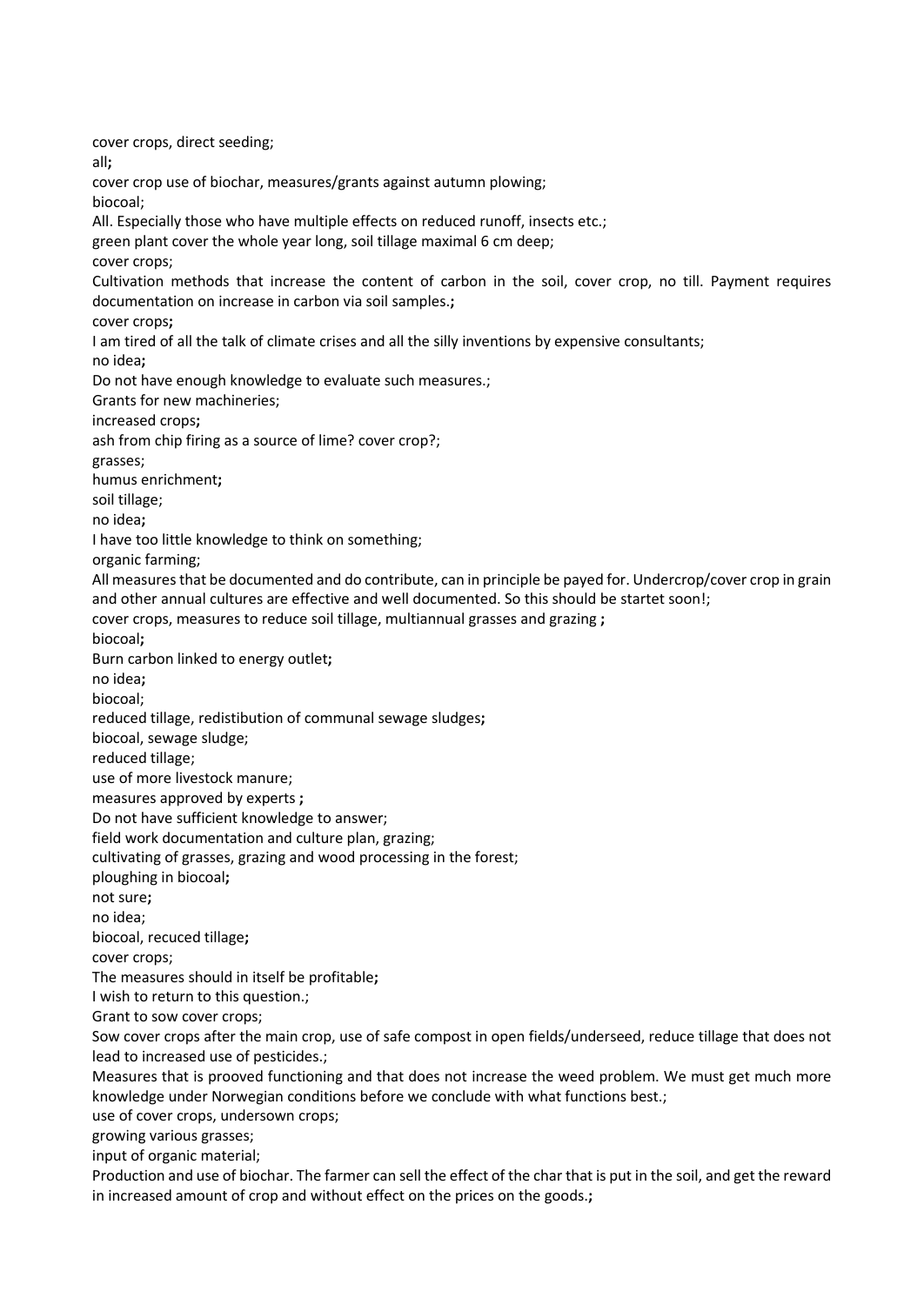cover crops, direct seeding;

all**;**

cover crop use of biochar, measures/grants against autumn plowing;

biocoal;

All. Especially those who have multiple effects on reduced runoff, insects etc.;

green plant cover the whole year long, soil tillage maximal 6 cm deep;

cover crops;

Cultivation methods that increase the content of carbon in the soil, cover crop, no till. Payment requires documentation on increase in carbon via soil samples.**;**

cover crops**;**

I am tired of all the talk of climate crises and all the silly inventions by expensive consultants;

no idea**;**

Do not have enough knowledge to evaluate such measures.;

Grants for new machineries;

increased crops**;**

ash from chip firing as a source of lime? cover crop?;

grasses;

humus enrichment**;**

soil tillage;

no idea**;**

I have too little knowledge to think on something;

organic farming;

All measures that be documented and do contribute, can in principle be payed for. Undercrop/cover crop in grain and other annual cultures are effective and well documented. So this should be startet soon!;

cover crops, measures to reduce soil tillage, multiannual grasses and grazing **;**

biocoal**;**

Burn carbon linked to energy outlet**;**

no idea**;**

biocoal;

reduced tillage, redistibution of communal sewage sludges**;**

biocoal, sewage sludge;

reduced tillage;

use of more livestock manure;

measures approved by experts **;**

Do not have sufficient knowledge to answer;

field work documentation and culture plan, grazing;

cultivating of grasses, grazing and wood processing in the forest;

ploughing in biocoal**;**

not sure**;**

no idea;

biocoal, recuced tillage**;**

cover crops;

The measures should in itself be profitable**;**

I wish to return to this question.;

Grant to sow cover crops;

Sow cover crops after the main crop, use of safe compost in open fields/underseed, reduce tillage that does not lead to increased use of pesticides.;

Measures that is prooved functioning and that does not increase the weed problem. We must get much more knowledge under Norwegian conditions before we conclude with what functions best.;

use of cover crops, undersown crops;

growing various grasses;

input of organic material;

Production and use of biochar. The farmer can sell the effect of the char that is put in the soil, and get the reward in increased amount of crop and without effect on the prices on the goods.**;**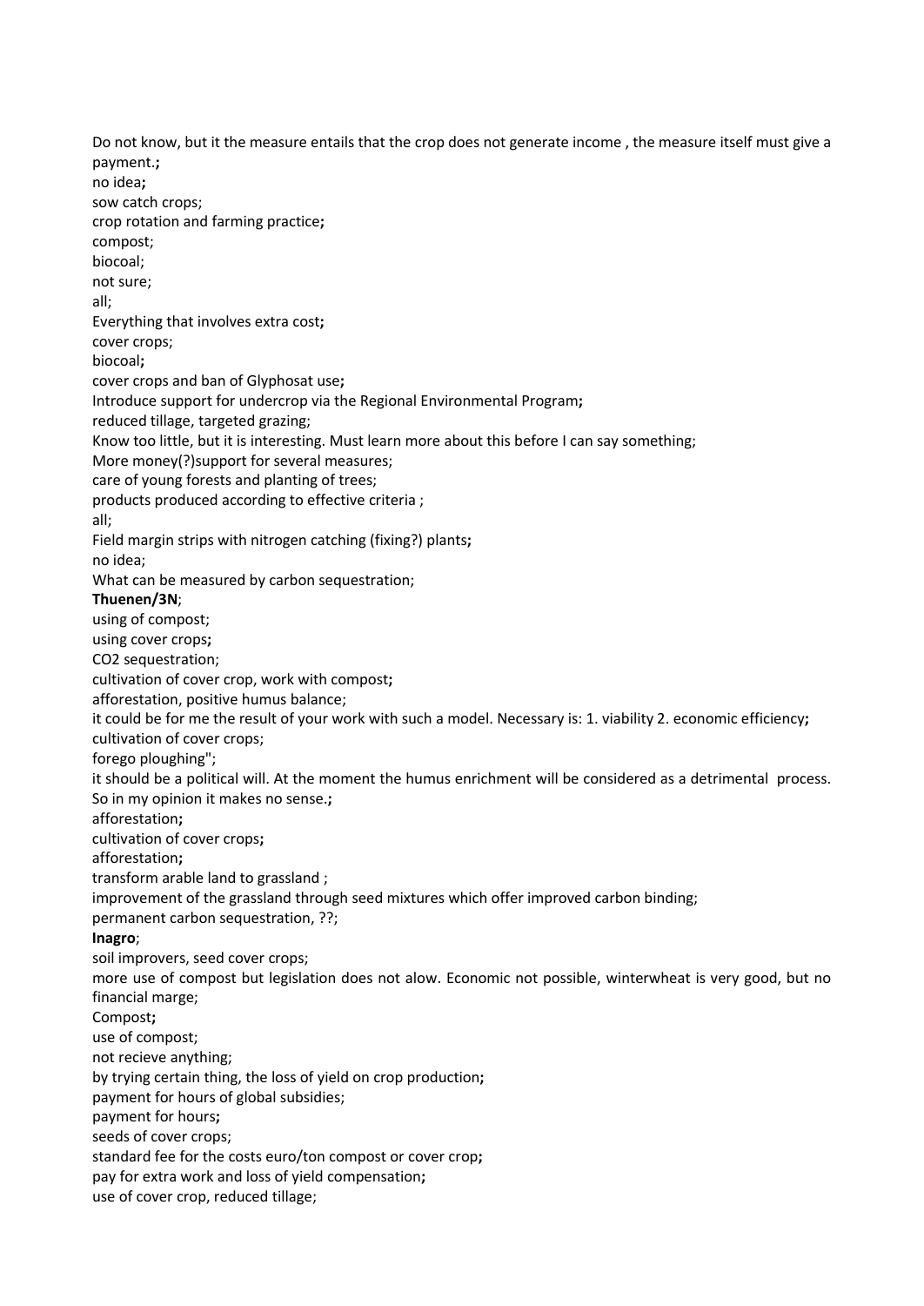Do not know, but it the measure entails that the crop does not generate income , the measure itself must give a payment.**;**

no idea**;**

sow catch crops;

crop rotation and farming practice**;**

compost;

biocoal;

not sure;

all;

Everything that involves extra cost**;**

cover crops;

biocoal**;**

cover crops and ban of Glyphosat use**;**

Introduce support for undercrop via the Regional Environmental Program**;**

reduced tillage, targeted grazing;

Know too little, but it is interesting. Must learn more about this before I can say something;

More money(?)support for several measures;

care of young forests and planting of trees;

products produced according to effective criteria ;

all;

Field margin strips with nitrogen catching (fixing?) plants**;**

no idea;

What can be measured by carbon sequestration;

**Thuenen/3N**;

using of compost;

using cover crops**;**

CO2 sequestration;

cultivation of cover crop, work with compost**;**

afforestation, positive humus balance;

it could be for me the result of your work with such a model. Necessary is: 1. viability 2. economic efficiency**;**

cultivation of cover crops;

forego ploughing";

it should be a political will. At the moment the humus enrichment will be considered as a detrimental process. So in my opinion it makes no sense.**;**

afforestation**;**

cultivation of cover crops**;**

afforestation**;**

transform arable land to grassland ;

improvement of the grassland through seed mixtures which offer improved carbon binding;

permanent carbon sequestration, ??;

**Inagro**;

soil improvers, seed cover crops;

more use of compost but legislation does not alow. Economic not possible, winterwheat is very good, but no financial marge;

Compost**;**

use of compost;

not recieve anything;

by trying certain thing, the loss of yield on crop production**;**

payment for hours of global subsidies;

payment for hours**;**

seeds of cover crops;

standard fee for the costs euro/ton compost or cover crop**;**

pay for extra work and loss of yield compensation**;**

use of cover crop, reduced tillage;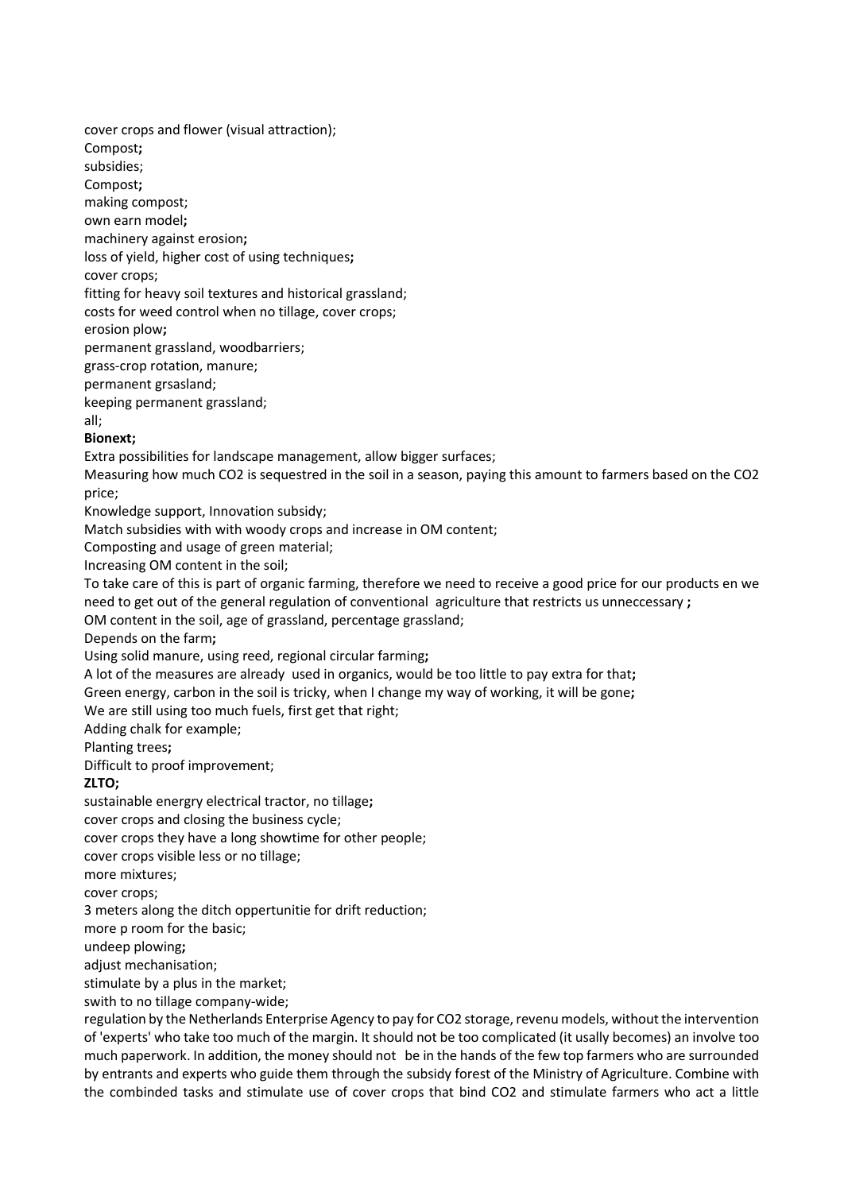cover crops and flower (visual attraction);
Compost**;**
subsidies;
Compost**;**
making compost;
own earn model**;**
machinery against erosion**;**
loss of yield, higher cost of using techniques**;**
cover crops;
fitting for heavy soil textures and historical grassland;
costs for weed control when no tillage, cover crops;
erosion plow**;**
permanent grassland, woodbarriers;
grass-crop rotation, manure;
permanent grsasland;
keeping permanent grassland;
all;
**Bionext;**
Extra possibilities for landscape management, allow bigger surfaces;
Measuring how much $CO_2$ is sequestred in the soil in a season, paying this amount to farmers based on the $CO_2$ price;
Knowledge support, Innovation subsidy;
Match subsidies with with woody crops and increase in OM content;
Composting and usage of green material;
Increasing OM content in the soil;
To take care of this is part of organic farming, therefore we need to receive a good price for our products en we need to get out of the general regulation of conventional agriculture that restricts us unneccessary **;**
OM content in the soil, age of grassland, percentage grassland;
Depends on the farm**;**
Using solid manure, using reed, regional circular farming**;**
A lot of the measures are already used in organics, would be too little to pay extra for that**;**
Green energy, carbon in the soil is tricky, when I change my way of working, it will be gone**;**
We are still using too much fuels, first get that right;
Adding chalk for example;
Planting trees**;**
Difficult to proof improvement;
**ZLTO;**
sustainable energry electrical tractor, no tillage**;**
cover crops and closing the business cycle;
cover crops they have a long showtime for other people;
cover crops visible less or no tillage;
more mixtures;
cover crops;
3 meters along the ditch oppertunitie for drift reduction;
more p room for the basic;
undeep plowing**;**
adjust mechanisation;
stimulate by a plus in the market;
swith to no tillage company-wide;
regulation by the Netherlands Enterprise Agency to pay for $CO_2$ storage, revenu models, without the intervention of 'experts' who take too much of the margin. It should not be too complicated (it usally becomes) an involve too much paperwork. In addition, the money should not be in the hands of the few top farmers who are surrounded by entrants and experts who guide them through the subsidy forest of the Ministry of Agriculture. Combine with the combinded tasks and stimulate use of cover crops that bind $CO_2$ and stimulate farmers who act a little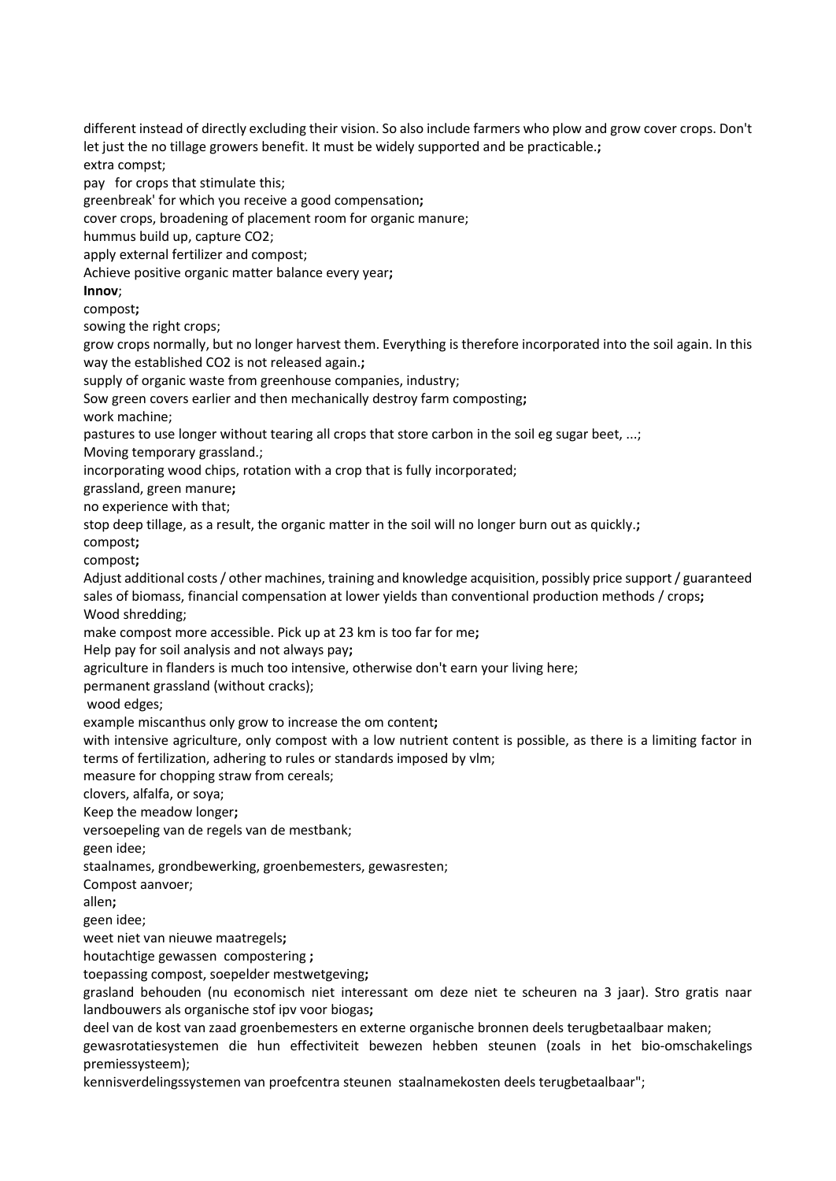different instead of directly excluding their vision. So also include farmers who plow and grow cover crops. Don't let just the no tillage growers benefit. It must be widely supported and be practicable.**;**
extra compst;
pay for crops that stimulate this;
greenbreak' for which you receive a good compensation**;**
cover crops, broadening of placement room for organic manure;
hummus build up, capture CO2;
apply external fertilizer and compost;
Achieve positive organic matter balance every year**;**
**Innov**;
compost**;**
sowing the right crops;
grow crops normally, but no longer harvest them. Everything is therefore incorporated into the soil again. In this way the established CO2 is not released again.**;**
supply of organic waste from greenhouse companies, industry;
Sow green covers earlier and then mechanically destroy farm composting**;**
work machine;
pastures to use longer without tearing all crops that store carbon in the soil eg sugar beet, ...;
Moving temporary grassland.;
incorporating wood chips, rotation with a crop that is fully incorporated;
grassland, green manure**;**
no experience with that;
stop deep tillage, as a result, the organic matter in the soil will no longer burn out as quickly.**;**
compost**;**
compost**;**
Adjust additional costs / other machines, training and knowledge acquisition, possibly price support / guaranteed sales of biomass, financial compensation at lower yields than conventional production methods / crops**;**
Wood shredding;
make compost more accessible. Pick up at 23 km is too far for me**;**
Help pay for soil analysis and not always pay**;**
agriculture in flanders is much too intensive, otherwise don't earn your living here;
permanent grassland (without cracks);
wood edges;
example miscanthus only grow to increase the om content**;**
with intensive agriculture, only compost with a low nutrient content is possible, as there is a limiting factor in terms of fertilization, adhering to rules or standards imposed by vlm;
measure for chopping straw from cereals;
clovers, alfalfa, or soya;
Keep the meadow longer**;**
versoepeling van de regels van de mestbank;
geen idee;
staalnames, grondbewerking, groenbemesters, gewasresten;
Compost aanvoer;
allen**;**
geen idee;
weet niet van nieuwe maatregels**;**
houtachtige gewassen compostering **;**
toepassing compost, soepelder mestwetgeving**;**
grasland behouden (nu economisch niet interessant om deze niet te scheuren na 3 jaar). Stro gratis naar landbouwers als organische stof ipv voor biogas**;**
deel van de kost van zaad groenbemesters en externe organische bronnen deels terugbetaalbaar maken;
gewasrotatiesystemen die hun effectiviteit bewezen hebben steunen (zoals in het bio-omschakelings premiessysteem);
kennisverdelingssystemen van proefcentra steunen staalnamekosten deels terugbetaalbaar";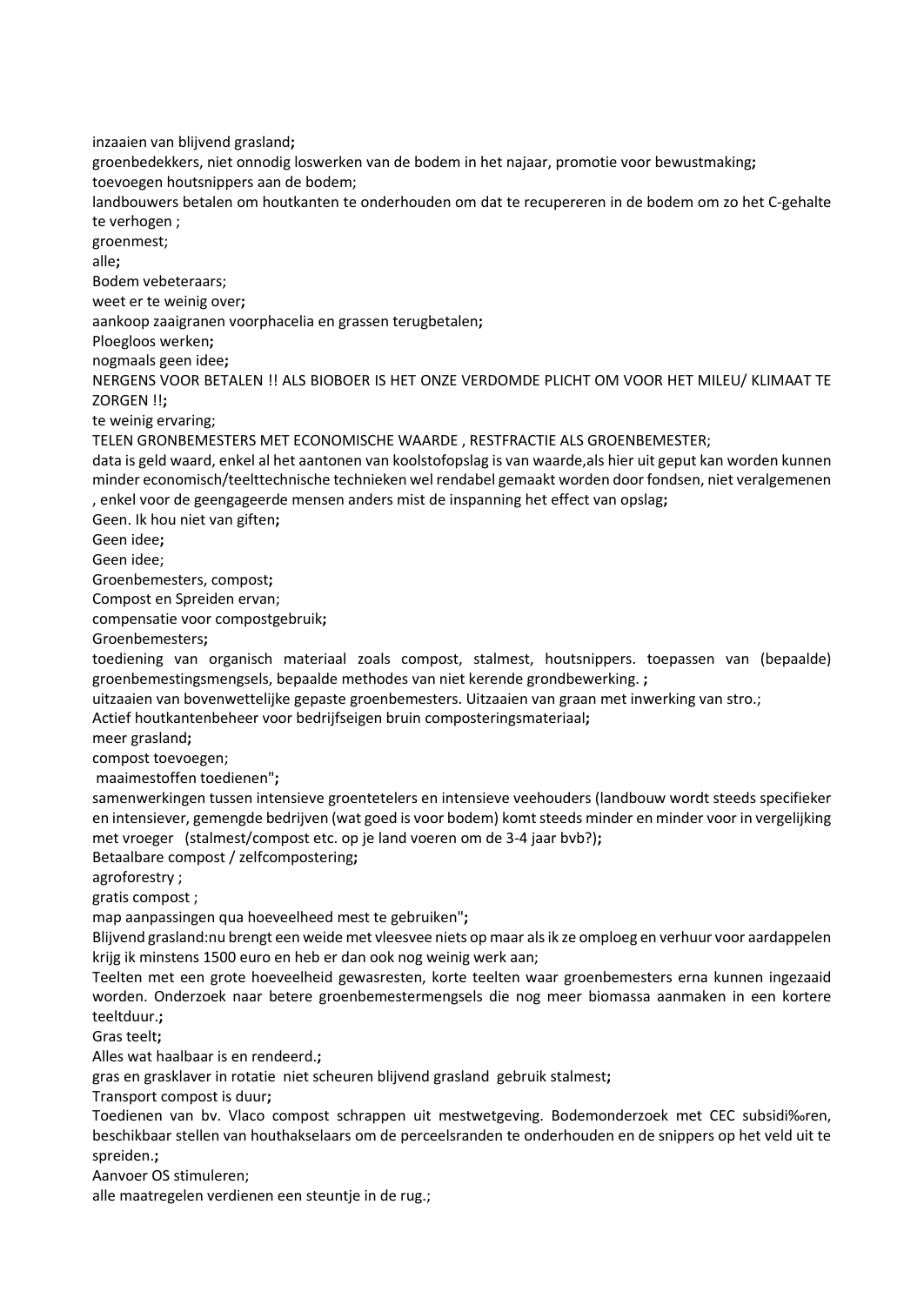inzaaien van blijvend grasland**;**

groenbedekkers, niet onnodig loswerken van de bodem in het najaar, promotie voor bewustmaking**;**

toevoegen houtsnippers aan de bodem;

landbouwers betalen om houtkanten te onderhouden om dat te recupereren in de bodem om zo het C-gehalte te verhogen ;

groenmest;

alle**;**

Bodem vebeteraars;

weet er te weinig over**;**

aankoop zaaigranen voorphacelia en grassen terugbetalen**;**

Ploegloos werken**;**

nogmaals geen idee**;**

NERGENS VOOR BETALEN !! ALS BIOBOER IS HET ONZE VERDOMDE PLICHT OM VOOR HET MILEU/ KLIMAAT TE ZORGEN !!**;**

te weinig ervaring;

TELEN GRONBEMESTERS MET ECONOMISCHE WAARDE , RESTFRACTIE ALS GROENBEMESTER;

data is geld waard, enkel al het aantonen van koolstofopslag is van waarde,als hier uit geput kan worden kunnen minder economisch/teelttechnische technieken wel rendabel gemaakt worden door fondsen, niet veralgemenen , enkel voor de geengageerde mensen anders mist de inspanning het effect van opslag**;**

Geen. Ik hou niet van giften**;**

Geen idee**;**

Geen idee;

Groenbemesters, compost**;**

Compost en Spreiden ervan;

compensatie voor compostgebruik**;**

Groenbemesters**;**

toediening van organisch materiaal zoals compost, stalmest, houtsnippers. toepassen van (bepaalde) groenbemestingsmengsels, bepaalde methodes van niet kerende grondbewerking. **;**

uitzaaien van bovenwettelijke gepaste groenbemesters. Uitzaaien van graan met inwerking van stro.;

Actief houtkantenbeheer voor bedrijfseigen bruin composteringsmateriaal**;**

meer grasland**;**

compost toevoegen;

maaimestoffen toedienen"**;**

samenwerkingen tussen intensieve groentetelers en intensieve veehouders (landbouw wordt steeds specifieker en intensiever, gemengde bedrijven (wat goed is voor bodem) komt steeds minder en minder voor in vergelijking met vroeger (stalmest/compost etc. op je land voeren om de 3-4 jaar bvb?)**;**

Betaalbare compost / zelfcompostering**;**

agroforestry ;

gratis compost ;

map aanpassingen qua hoeveelheid mest te gebruiken"**;**

Blijvend grasland:nu brengt een weide met vleesvee niets op maar als ik ze omploeg en verhuur voor aardappelen krijg ik minstens 1500 euro en heb er dan ook nog weinig werk aan;

Teelten met een grote hoeveelheid gewasresten, korte teelten waar groenbemesters erna kunnen ingezaaid worden. Onderzoek naar betere groenbemestermengsels die nog meer biomassa aanmaken in een kortere teeltduur.**;**

Gras teelt**;**

Alles wat haalbaar is en rendeerd.**;**

gras en grasklaver in rotatie niet scheuren blijvend grasland gebruik stalmest**;**

Transport compost is duur**;**

Toedienen van bv. Vlaco compost schrappen uit mestwetgeving. Bodemonderzoek met CEC subsidi‰ren, beschikbaar stellen van houthakselaars om de perceelsranden te onderhouden en de snippers op het veld uit te spreiden.**;**

Aanvoer OS stimuleren;

alle maatregelen verdienen een steuntje in de rug.;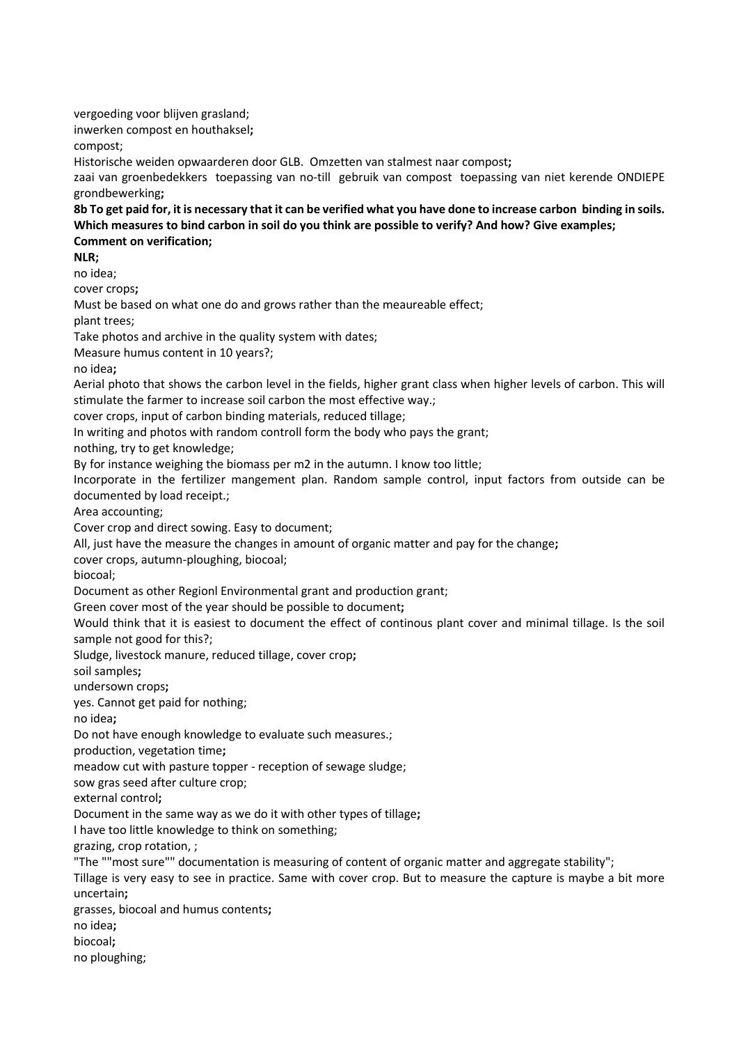vergoeding voor blijven grasland;

inwerken compost en houthaksel**;**

compost;

Historische weiden opwaarderen door GLB. Omzetten van stalmest naar compost**;**

zaai van groenbedekkers toepassing van no-till gebruik van compost toepassing van niet kerende ONDIEPE grondbewerking**;**

**8b To get paid for, it is necessary that it can be verified what you have done to increase carbon binding in soils. Which measures to bind carbon in soil do you think are possible to verify? And how? Give examples;**

**Comment on verification;**

**NLR;**

no idea;

cover crops**;**

Must be based on what one do and grows rather than the meaureable effect;

plant trees;

Take photos and archive in the quality system with dates;

Measure humus content in 10 years?;

no idea**;**

Aerial photo that shows the carbon level in the fields, higher grant class when higher levels of carbon. This will stimulate the farmer to increase soil carbon the most effective way.;

cover crops, input of carbon binding materials, reduced tillage;

In writing and photos with random controll form the body who pays the grant;

nothing, try to get knowledge;

By for instance weighing the biomass per m2 in the autumn. I know too little;

Incorporate in the fertilizer mangement plan. Random sample control, input factors from outside can be documented by load receipt.;

Area accounting;

Cover crop and direct sowing. Easy to document;

All, just have the measure the changes in amount of organic matter and pay for the change**;**

cover crops, autumn-ploughing, biocoal;

biocoal;

Document as other Regionl Environmental grant and production grant;

Green cover most of the year should be possible to document**;**

Would think that it is easiest to document the effect of continous plant cover and minimal tillage. Is the soil sample not good for this?;

Sludge, livestock manure, reduced tillage, cover crop**;**

soil samples**;**

undersown crops**;**

yes. Cannot get paid for nothing;

no idea**;**

Do not have enough knowledge to evaluate such measures.;

production, vegetation time**;**

meadow cut with pasture topper - reception of sewage sludge;

sow gras seed after culture crop;

external control**;**

Document in the same way as we do it with other types of tillage**;**

I have too little knowledge to think on something;

grazing, crop rotation, ;

"The ""most sure"" documentation is measuring of content of organic matter and aggregate stability";

Tillage is very easy to see in practice. Same with cover crop. But to measure the capture is maybe a bit more uncertain**;**

grasses, biocoal and humus contents**;**

no idea**;**

biocoal**;**

no ploughing;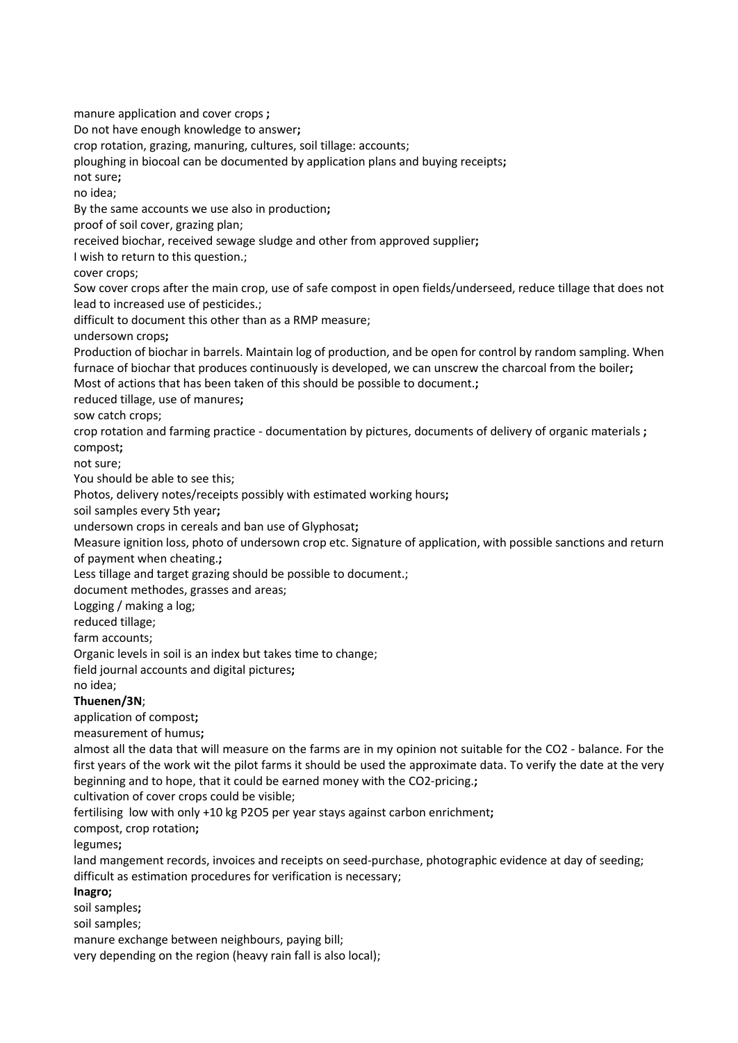manure application and cover crops **;**
Do not have enough knowledge to answer**;**
crop rotation, grazing, manuring, cultures, soil tillage: accounts;
ploughing in biocoal can be documented by application plans and buying receipts**;**
not sure**;**
no idea;
By the same accounts we use also in production**;**
proof of soil cover, grazing plan;
received biochar, received sewage sludge and other from approved supplier**;**
I wish to return to this question.;
cover crops;
Sow cover crops after the main crop, use of safe compost in open fields/underseed, reduce tillage that does not lead to increased use of pesticides.;
difficult to document this other than as a RMP measure;
undersown crops**;**
Production of biochar in barrels. Maintain log of production, and be open for control by random sampling. When furnace of biochar that produces continuously is developed, we can unscrew the charcoal from the boiler**;**
Most of actions that has been taken of this should be possible to document.**;**
reduced tillage, use of manures**;**
sow catch crops;
crop rotation and farming practice - documentation by pictures, documents of delivery of organic materials **;**
compost**;**
not sure;
You should be able to see this;
Photos, delivery notes/receipts possibly with estimated working hours**;**
soil samples every 5th year**;**
undersown crops in cereals and ban use of Glyphosat**;**
Measure ignition loss, photo of undersown crop etc. Signature of application, with possible sanctions and return of payment when cheating.**;**
Less tillage and target grazing should be possible to document.;
document methodes, grasses and areas;
Logging / making a log;
reduced tillage;
farm accounts;
Organic levels in soil is an index but takes time to change;
field journal accounts and digital pictures**;**
no idea;
**Thuenen/3N**;
application of compost**;**
measurement of humus**;**
almost all the data that will measure on the farms are in my opinion not suitable for the CO2 - balance. For the first years of the work wit the pilot farms it should be used the approximate data. To verify the date at the very beginning and to hope, that it could be earned money with the CO2-pricing.**;**
cultivation of cover crops could be visible;
fertilising low with only +10 kg P2O5 per year stays against carbon enrichment**;**
compost, crop rotation**;**
legumes**;**
land mangement records, invoices and receipts on seed-purchase, photographic evidence at day of seeding;
difficult as estimation procedures for verification is necessary;
**Inagro;**
soil samples**;**
soil samples;
manure exchange between neighbours, paying bill;
very depending on the region (heavy rain fall is also local);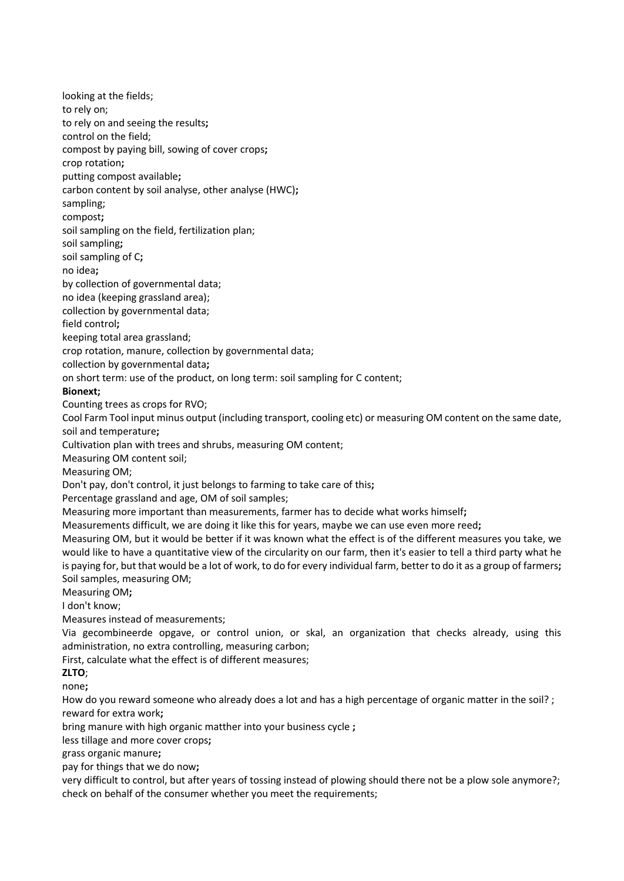looking at the fields;
to rely on;
to rely on and seeing the results;
control on the field;
compost by paying bill, sowing of cover crops;
crop rotation;
putting compost available;
carbon content by soil analyse, other analyse (HWC);
sampling;
compost;
soil sampling on the field, fertilization plan;
soil sampling;
soil sampling of C;
no idea;
by collection of governmental data;
no idea (keeping grassland area);
collection by governmental data;
field control;
keeping total area grassland;
crop rotation, manure, collection by governmental data;
collection by governmental data;
on short term: use of the product, on long term: soil sampling for C content;
**Bionext;**
Counting trees as crops for RVO;
Cool Farm Tool input minus output (including transport, cooling etc) or measuring OM content on the same date, soil and temperature;
Cultivation plan with trees and shrubs, measuring OM content;
Measuring OM content soil;
Measuring OM;
Don't pay, don't control, it just belongs to farming to take care of this;
Percentage grassland and age, OM of soil samples;
Measuring more important than measurements, farmer has to decide what works himself;
Measurements difficult, we are doing it like this for years, maybe we can use even more reed;
Measuring OM, but it would be better if it was known what the effect is of the different measures you take, we would like to have a quantitative view of the circularity on our farm, then it's easier to tell a third party what he is paying for, but that would be a lot of work, to do for every individual farm, better to do it as a group of farmers;
Soil samples, measuring OM;
Measuring OM;
I don't know;
Measures instead of measurements;
Via gecombineerde opgave, or control union, or skal, an organization that checks already, using this administration, no extra controlling, measuring carbon;
First, calculate what the effect is of different measures;
**ZLTO**;
none;
How do you reward someone who already does a lot and has a high percentage of organic matter in the soil? ; reward for extra work;
bring manure with high organic matther into your business cycle ;
less tillage and more cover crops;
grass organic manure;
pay for things that we do now;
very difficult to control, but after years of tossing instead of plowing should there not be a plow sole anymore?; check on behalf of the consumer whether you meet the requirements;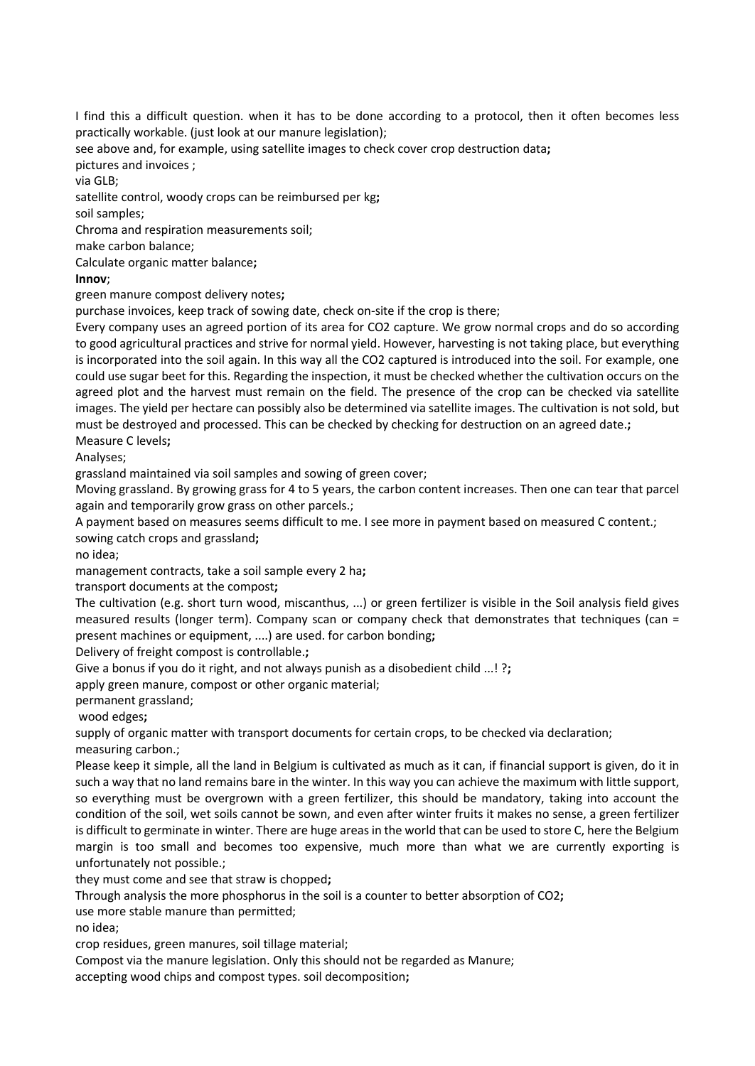I find this a difficult question. when it has to be done according to a protocol, then it often becomes less practically workable. (just look at our manure legislation);

see above and, for example, using satellite images to check cover crop destruction data**;**

pictures and invoices ;

via GLB;

satellite control, woody crops can be reimbursed per kg**;**

soil samples;

Chroma and respiration measurements soil;

make carbon balance;

Calculate organic matter balance**;**

**Innov**;

green manure compost delivery notes**;**

purchase invoices, keep track of sowing date, check on-site if the crop is there;

Every company uses an agreed portion of its area for CO2 capture. We grow normal crops and do so according to good agricultural practices and strive for normal yield. However, harvesting is not taking place, but everything is incorporated into the soil again. In this way all the CO2 captured is introduced into the soil. For example, one could use sugar beet for this. Regarding the inspection, it must be checked whether the cultivation occurs on the agreed plot and the harvest must remain on the field. The presence of the crop can be checked via satellite images. The yield per hectare can possibly also be determined via satellite images. The cultivation is not sold, but must be destroyed and processed. This can be checked by checking for destruction on an agreed date.**;**

Measure C levels**;**

Analyses;

grassland maintained via soil samples and sowing of green cover;

Moving grassland. By growing grass for 4 to 5 years, the carbon content increases. Then one can tear that parcel again and temporarily grow grass on other parcels.;

A payment based on measures seems difficult to me. I see more in payment based on measured C content.;

sowing catch crops and grassland**;**

no idea;

management contracts, take a soil sample every 2 ha**;**

transport documents at the compost**;**

The cultivation (e.g. short turn wood, miscanthus, ...) or green fertilizer is visible in the Soil analysis field gives measured results (longer term). Company scan or company check that demonstrates that techniques (can = present machines or equipment, ....) are used. for carbon bonding**;**

Delivery of freight compost is controllable.**;**

Give a bonus if you do it right, and not always punish as a disobedient child ...! ?**;**

apply green manure, compost or other organic material;

permanent grassland;

wood edges**;**

supply of organic matter with transport documents for certain crops, to be checked via declaration;

measuring carbon.;

Please keep it simple, all the land in Belgium is cultivated as much as it can, if financial support is given, do it in such a way that no land remains bare in the winter. In this way you can achieve the maximum with little support, so everything must be overgrown with a green fertilizer, this should be mandatory, taking into account the condition of the soil, wet soils cannot be sown, and even after winter fruits it makes no sense, a green fertilizer is difficult to germinate in winter. There are huge areas in the world that can be used to store C, here the Belgium margin is too small and becomes too expensive, much more than what we are currently exporting is unfortunately not possible.;

they must come and see that straw is chopped**;**

Through analysis the more phosphorus in the soil is a counter to better absorption of CO2**;**

use more stable manure than permitted;

no idea;

crop residues, green manures, soil tillage material;

Compost via the manure legislation. Only this should not be regarded as Manure;

accepting wood chips and compost types. soil decomposition**;**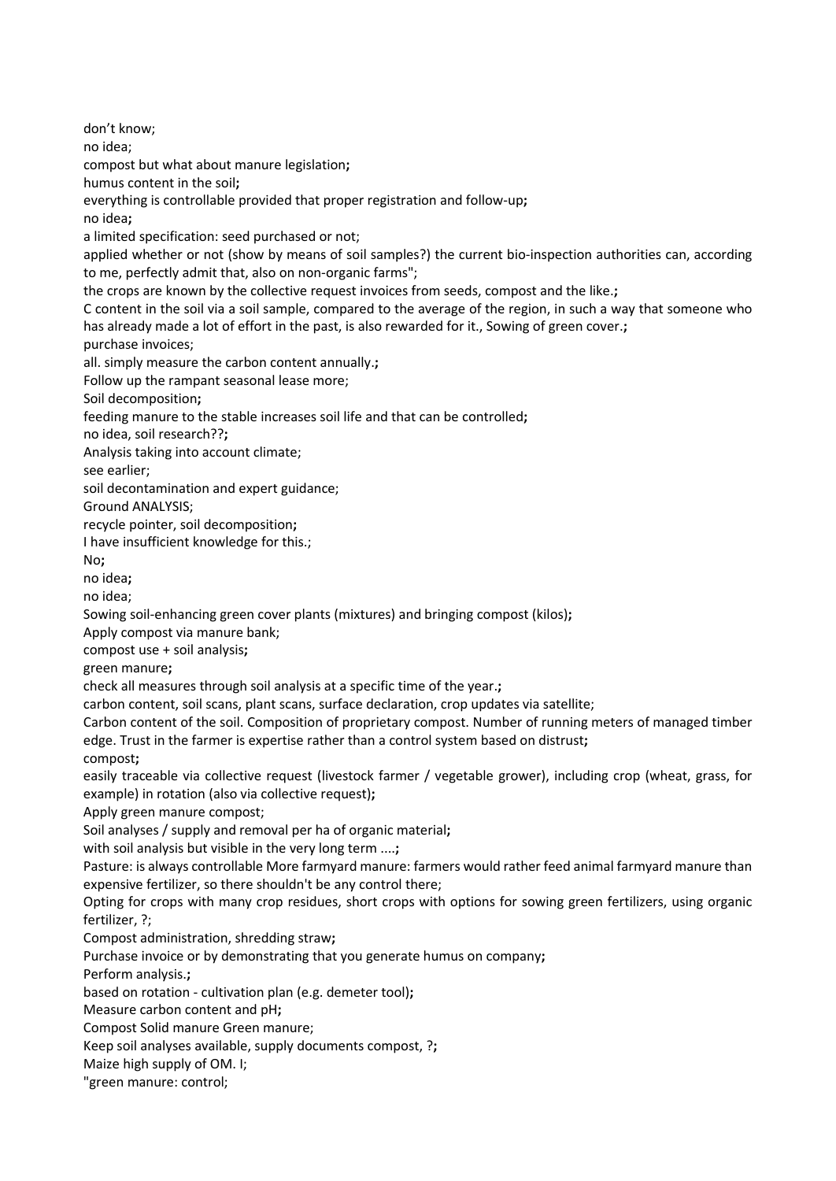don’t know;

no idea;

compost but what about manure legislation**;**

humus content in the soil**;**

everything is controllable provided that proper registration and follow-up**;**

no idea**;**

a limited specification: seed purchased or not;

applied whether or not (show by means of soil samples?) the current bio-inspection authorities can, according to me, perfectly admit that, also on non-organic farms";

the crops are known by the collective request invoices from seeds, compost and the like.**;**

C content in the soil via a soil sample, compared to the average of the region, in such a way that someone who has already made a lot of effort in the past, is also rewarded for it., Sowing of green cover.**;**

purchase invoices;

all. simply measure the carbon content annually.**;**

Follow up the rampant seasonal lease more;

Soil decomposition**;**

feeding manure to the stable increases soil life and that can be controlled**;**

no idea, soil research??**;**

Analysis taking into account climate;

see earlier;

soil decontamination and expert guidance;

Ground ANALYSIS;

recycle pointer, soil decomposition**;**

I have insufficient knowledge for this.;

No**;**

no idea**;**

no idea;

Sowing soil-enhancing green cover plants (mixtures) and bringing compost (kilos)**;**

Apply compost via manure bank;

compost use + soil analysis**;**

green manure**;**

check all measures through soil analysis at a specific time of the year.**;**

carbon content, soil scans, plant scans, surface declaration, crop updates via satellite;

Carbon content of the soil. Composition of proprietary compost. Number of running meters of managed timber edge. Trust in the farmer is expertise rather than a control system based on distrust**;**

compost**;**

easily traceable via collective request (livestock farmer / vegetable grower), including crop (wheat, grass, for example) in rotation (also via collective request)**;**

Apply green manure compost;

Soil analyses / supply and removal per ha of organic material**;**

with soil analysis but visible in the very long term ....**;**

Pasture: is always controllable More farmyard manure: farmers would rather feed animal farmyard manure than expensive fertilizer, so there shouldn't be any control there;

Opting for crops with many crop residues, short crops with options for sowing green fertilizers, using organic fertilizer, ?;

Compost administration, shredding straw**;**

Purchase invoice or by demonstrating that you generate humus on company**;**

Perform analysis.**;**

based on rotation - cultivation plan (e.g. demeter tool)**;**

Measure carbon content and pH**;**

Compost Solid manure Green manure;

Keep soil analyses available, supply documents compost, ?**;**

Maize high supply of OM. I;

"green manure: control;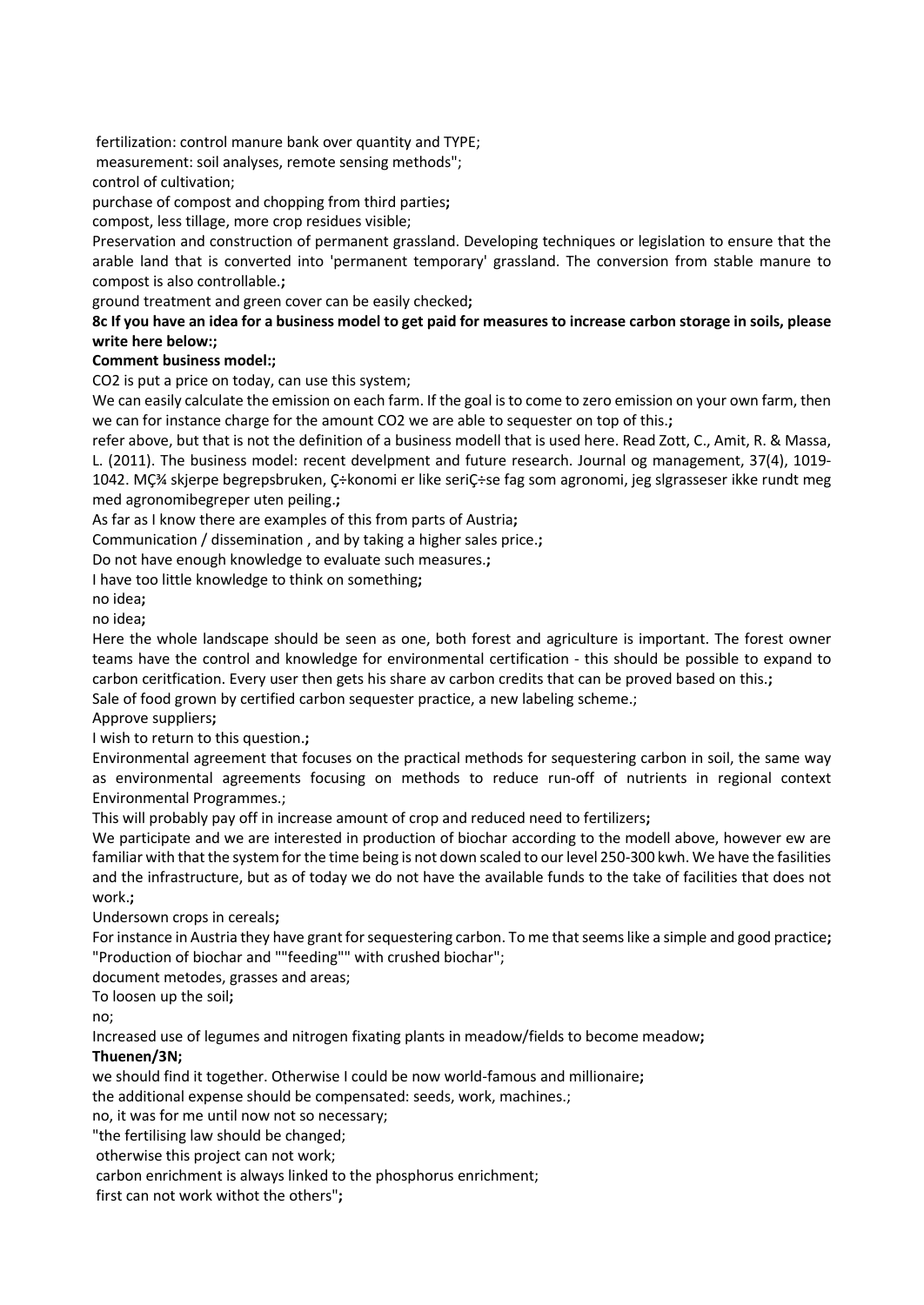fertilization: control manure bank over quantity and TYPE;
measurement: soil analyses, remote sensing methods";
control of cultivation;
purchase of compost and chopping from third parties**;**
compost, less tillage, more crop residues visible;
Preservation and construction of permanent grassland. Developing techniques or legislation to ensure that the arable land that is converted into 'permanent temporary' grassland. The conversion from stable manure to compost is also controllable.**;**
ground treatment and green cover can be easily checked**;**

**8c If you have an idea for a business model to get paid for measures to increase carbon storage in soils, please write here below:;**

**Comment business model:;**

CO2 is put a price on today, can use this system;
We can easily calculate the emission on each farm. If the goal is to come to zero emission on your own farm, then we can for instance charge for the amount CO2 we are able to sequester on top of this.**;**
refer above, but that is not the definition of a business modell that is used here. Read Zott, C., Amit, R. & Massa, L. (2011). The business model: recent develpment and future research. Journal og management, 37(4), 1019-1042. MÇ¾ skjerpe begrepsbruken, Ç÷konomi er like seriÇ÷se fag som agronomi, jeg slgrasseser ikke rundt meg med agronomibegreper uten peiling.**;**
As far as I know there are examples of this from parts of Austria**;**
Communication / dissemination , and by taking a higher sales price.**;**
Do not have enough knowledge to evaluate such measures.**;**
I have too little knowledge to think on something**;**
no idea**;**
no idea**;**
Here the whole landscape should be seen as one, both forest and agriculture is important. The forest owner teams have the control and knowledge for environmental certification - this should be possible to expand to carbon ceritfication. Every user then gets his share av carbon credits that can be proved based on this.**;**
Sale of food grown by certified carbon sequester practice, a new labeling scheme.;
Approve suppliers**;**
I wish to return to this question.**;**
Environmental agreement that focuses on the practical methods for sequestering carbon in soil, the same way as environmental agreements focusing on methods to reduce run-off of nutrients in regional context Environmental Programmes.;
This will probably pay off in increase amount of crop and reduced need to fertilizers**;**
We participate and we are interested in production of biochar according to the modell above, however ew are familiar with that the system for the time being is not down scaled to our level 250-300 kwh. We have the fasilities and the infrastructure, but as of today we do not have the available funds to the take of facilities that does not work.**;**
Undersown crops in cereals**;**
For instance in Austria they have grant for sequestering carbon. To me that seems like a simple and good practice**;**
"Production of biochar and ""feeding"" with crushed biochar";
document metodes, grasses and areas;
To loosen up the soil**;**
no;
Increased use of legumes and nitrogen fixating plants in meadow/fields to become meadow**;**

**Thuenen/3N;**

we should find it together. Otherwise I could be now world-famous and millionaire**;**
the additional expense should be compensated: seeds, work, machines.;
no, it was for me until now not so necessary;
"the fertilising law should be changed;
otherwise this project can not work;
carbon enrichment is always linked to the phosphorus enrichment;
first can not work withot the others"**;**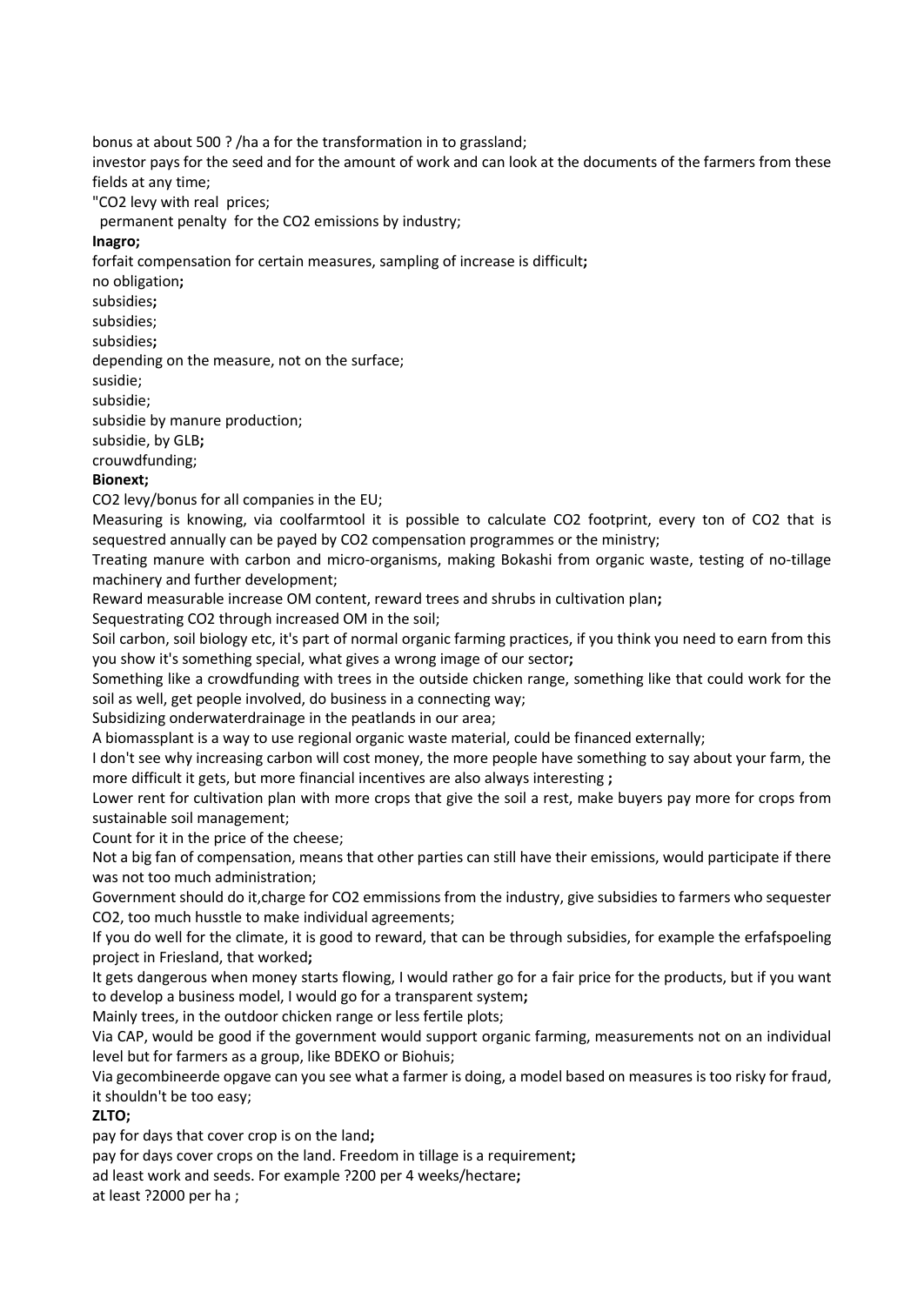bonus at about 500 ? /ha a for the transformation in to grassland;

investor pays for the seed and for the amount of work and can look at the documents of the farmers from these fields at any time;

"CO2 levy with real prices;

permanent penalty for the CO2 emissions by industry;

**Inagro;**

forfait compensation for certain measures, sampling of increase is difficult**;**

no obligation**;**

subsidies**;**

subsidies;

subsidies**;**

depending on the measure, not on the surface;

susidie;

subsidie;

subsidie by manure production;

subsidie, by GLB**;**

crouwdfunding;

**Bionext;**

CO2 levy/bonus for all companies in the EU;

Measuring is knowing, via coolfarmtool it is possible to calculate CO2 footprint, every ton of CO2 that is sequestred annually can be payed by CO2 compensation programmes or the ministry;

Treating manure with carbon and micro-organisms, making Bokashi from organic waste, testing of no-tillage machinery and further development;

Reward measurable increase OM content, reward trees and shrubs in cultivation plan**;**

Sequestrating CO2 through increased OM in the soil;

Soil carbon, soil biology etc, it's part of normal organic farming practices, if you think you need to earn from this you show it's something special, what gives a wrong image of our sector**;**

Something like a crowdfunding with trees in the outside chicken range, something like that could work for the soil as well, get people involved, do business in a connecting way;

Subsidizing onderwaterdrainage in the peatlands in our area;

A biomassplant is a way to use regional organic waste material, could be financed externally;

I don't see why increasing carbon will cost money, the more people have something to say about your farm, the more difficult it gets, but more financial incentives are also always interesting **;**

Lower rent for cultivation plan with more crops that give the soil a rest, make buyers pay more for crops from sustainable soil management;

Count for it in the price of the cheese;

Not a big fan of compensation, means that other parties can still have their emissions, would participate if there was not too much administration;

Government should do it,charge for CO2 emmissions from the industry, give subsidies to farmers who sequester CO2, too much husstle to make individual agreements;

If you do well for the climate, it is good to reward, that can be through subsidies, for example the erfafspoeling project in Friesland, that worked**;**

It gets dangerous when money starts flowing, I would rather go for a fair price for the products, but if you want to develop a business model, I would go for a transparent system**;**

Mainly trees, in the outdoor chicken range or less fertile plots;

Via CAP, would be good if the government would support organic farming, measurements not on an individual level but for farmers as a group, like BDEKO or Biohuis;

Via gecombineerde opgave can you see what a farmer is doing, a model based on measures is too risky for fraud, it shouldn't be too easy;

**ZLTO;**

pay for days that cover crop is on the land**;**

pay for days cover crops on the land. Freedom in tillage is a requirement**;**

ad least work and seeds. For example ?200 per 4 weeks/hectare**;**

at least ?2000 per ha ;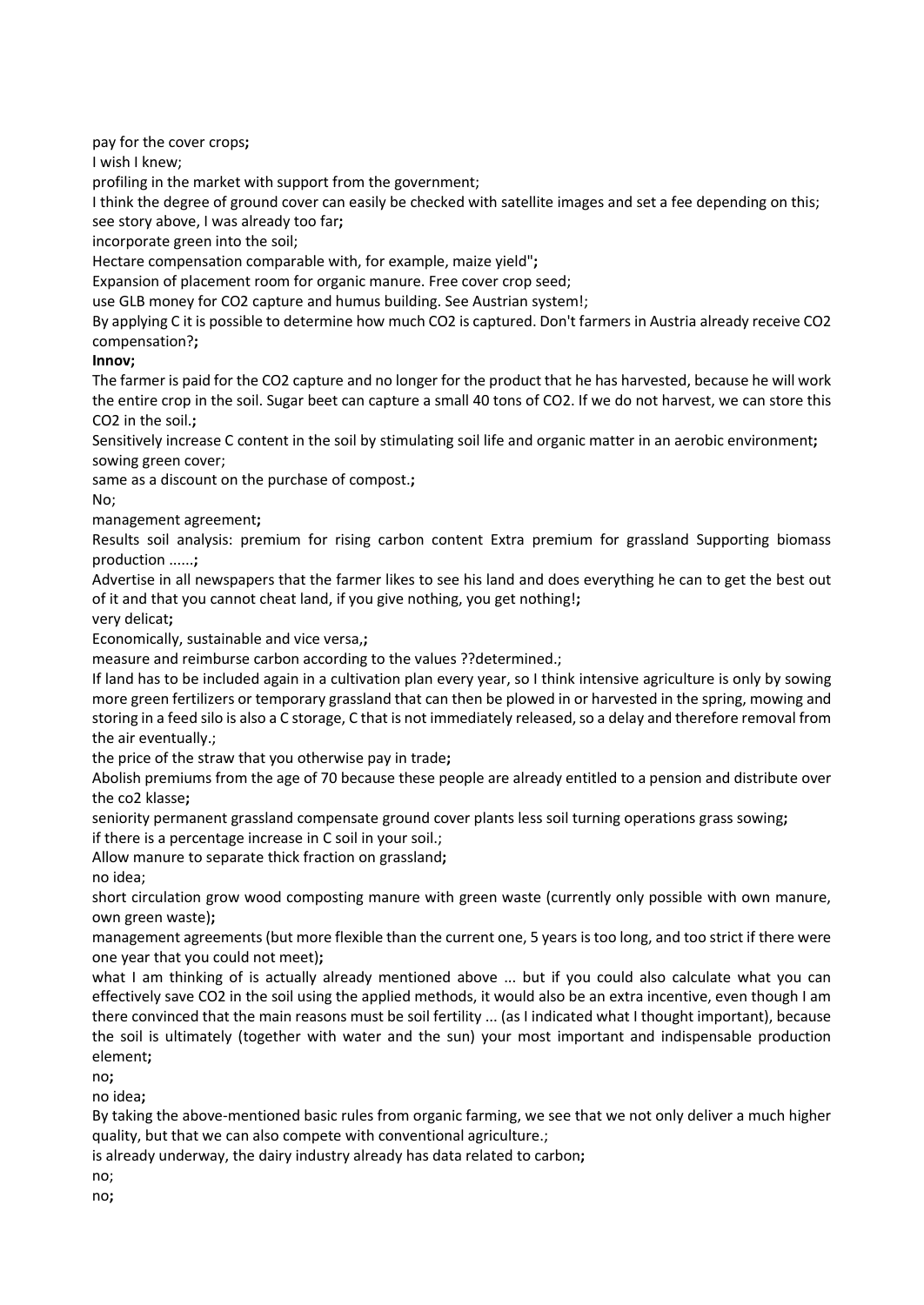pay for the cover crops**;**

I wish I knew;

profiling in the market with support from the government;

I think the degree of ground cover can easily be checked with satellite images and set a fee depending on this;

see story above, I was already too far**;**

incorporate green into the soil;

Hectare compensation comparable with, for example, maize yield"**;**

Expansion of placement room for organic manure. Free cover crop seed;

use GLB money for $CO_2$ capture and humus building. See Austrian system!;

By applying C it is possible to determine how much $CO_2$ is captured. Don't farmers in Austria already receive $CO_2$ compensation?**;**

**Innov;**

The farmer is paid for the $CO_2$ capture and no longer for the product that he has harvested, because he will work the entire crop in the soil. Sugar beet can capture a small 40 tons of $CO_2$. If we do not harvest, we can store this $CO_2$ in the soil.**;**

Sensitively increase C content in the soil by stimulating soil life and organic matter in an aerobic environment**;**

sowing green cover;

same as a discount on the purchase of compost.**;**

No;

management agreement**;**

Results soil analysis: premium for rising carbon content Extra premium for grassland Supporting biomass production ......**;**

Advertise in all newspapers that the farmer likes to see his land and does everything he can to get the best out of it and that you cannot cheat land, if you give nothing, you get nothing!**;**

very delicat**;**

Economically, sustainable and vice versa,**;**

measure and reimburse carbon according to the values ??determined.;

If land has to be included again in a cultivation plan every year, so I think intensive agriculture is only by sowing more green fertilizers or temporary grassland that can then be plowed in or harvested in the spring, mowing and storing in a feed silo is also a C storage, C that is not immediately released, so a delay and therefore removal from the air eventually.;

the price of the straw that you otherwise pay in trade**;**

Abolish premiums from the age of 70 because these people are already entitled to a pension and distribute over the co2 klasse**;**

seniority permanent grassland compensate ground cover plants less soil turning operations grass sowing**;**

if there is a percentage increase in C soil in your soil.;

Allow manure to separate thick fraction on grassland**;**

no idea;

short circulation grow wood composting manure with green waste (currently only possible with own manure, own green waste)**;**

management agreements (but more flexible than the current one, 5 years is too long, and too strict if there were one year that you could not meet)**;**

what I am thinking of is actually already mentioned above ... but if you could also calculate what you can effectively save $CO_2$ in the soil using the applied methods, it would also be an extra incentive, even though I am there convinced that the main reasons must be soil fertility ... (as I indicated what I thought important), because the soil is ultimately (together with water and the sun) your most important and indispensable production element**;**

no**;**

no idea**;**

By taking the above-mentioned basic rules from organic farming, we see that we not only deliver a much higher quality, but that we can also compete with conventional agriculture.;

is already underway, the dairy industry already has data related to carbon**;**

no;

no**;**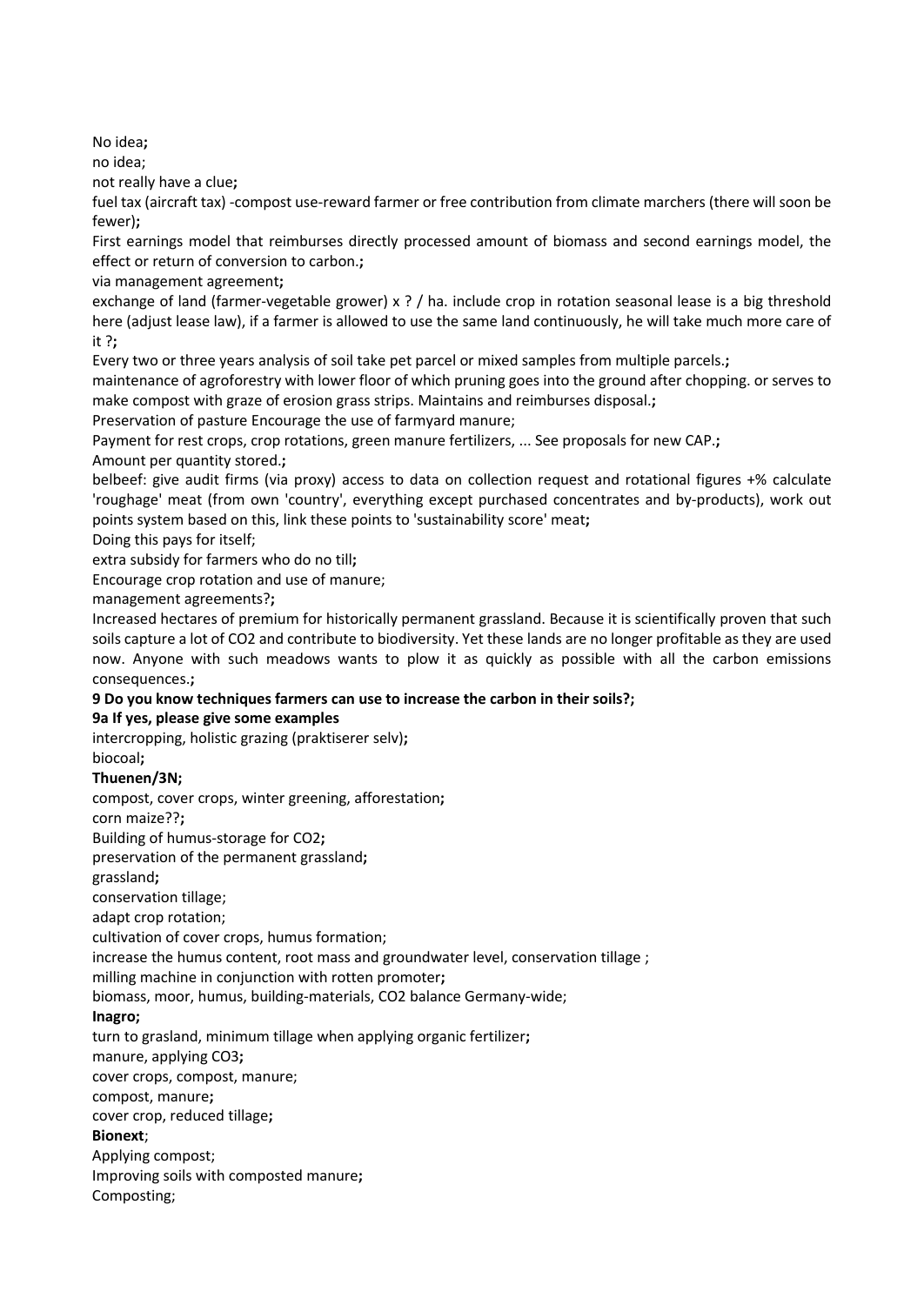No idea**;**

no idea;

not really have a clue**;**

fuel tax (aircraft tax) -compost use-reward farmer or free contribution from climate marchers (there will soon be fewer)**;**

First earnings model that reimburses directly processed amount of biomass and second earnings model, the effect or return of conversion to carbon.**;**

via management agreement**;**

exchange of land (farmer-vegetable grower) x ? / ha. include crop in rotation seasonal lease is a big threshold here (adjust lease law), if a farmer is allowed to use the same land continuously, he will take much more care of it ?**;**

Every two or three years analysis of soil take pet parcel or mixed samples from multiple parcels.**;**

maintenance of agroforestry with lower floor of which pruning goes into the ground after chopping. or serves to make compost with graze of erosion grass strips. Maintains and reimburses disposal.**;**

Preservation of pasture Encourage the use of farmyard manure;

Payment for rest crops, crop rotations, green manure fertilizers, ... See proposals for new CAP.**;**

Amount per quantity stored.**;**

belbeef: give audit firms (via proxy) access to data on collection request and rotational figures +% calculate 'roughage' meat (from own 'country', everything except purchased concentrates and by-products), work out points system based on this, link these points to 'sustainability score' meat**;**

Doing this pays for itself;

extra subsidy for farmers who do no till**;**

Encourage crop rotation and use of manure;

management agreements?**;**

Increased hectares of premium for historically permanent grassland. Because it is scientifically proven that such soils capture a lot of $CO_2$ and contribute to biodiversity. Yet these lands are no longer profitable as they are used now. Anyone with such meadows wants to plow it as quickly as possible with all the carbon emissions consequences.**;**

**9 Do you know techniques farmers can use to increase the carbon in their soils?;**

**9a If yes, please give some examples**

intercropping, holistic grazing (praktiserer selv)**;**

biocoal**;**

**Thuenen/3N;**

compost, cover crops, winter greening, afforestation**;**

corn maize??**;**

Building of humus-storage for $CO_2$**;**

preservation of the permanent grassland**;**

grassland**;**

conservation tillage;

adapt crop rotation;

cultivation of cover crops, humus formation;

increase the humus content, root mass and groundwater level, conservation tillage ;

milling machine in conjunction with rotten promoter**;**

biomass, moor, humus, building-materials, $CO_2$ balance Germany-wide;

**Inagro;**

turn to grasland, minimum tillage when applying organic fertilizer**;**

manure, applying $CO_3$**;**

cover crops, compost, manure;

compost, manure**;**

cover crop, reduced tillage**;**

**Bionext**;

Applying compost;

Improving soils with composted manure**;**

Composting;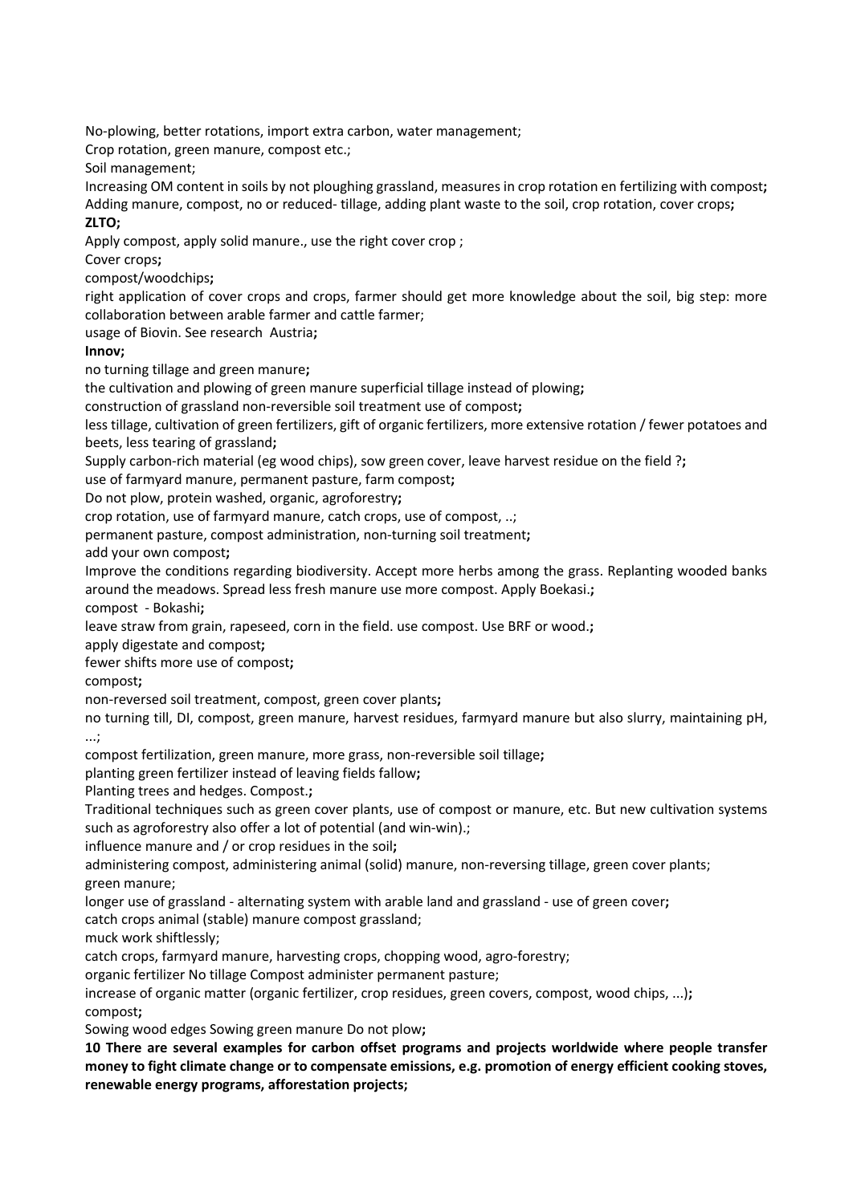No-plowing, better rotations, import extra carbon, water management;

Crop rotation, green manure, compost etc.;

Soil management;

Increasing OM content in soils by not ploughing grassland, measures in crop rotation en fertilizing with compost**;**

Adding manure, compost, no or reduced- tillage, adding plant waste to the soil, crop rotation, cover crops**;**

**ZLTO;**

Apply compost, apply solid manure., use the right cover crop ;

Cover crops**;**

compost/woodchips**;**

right application of cover crops and crops, farmer should get more knowledge about the soil, big step: more collaboration between arable farmer and cattle farmer;

usage of Biovin. See research Austria**;**

**Innov;**

no turning tillage and green manure**;**

the cultivation and plowing of green manure superficial tillage instead of plowing**;**

construction of grassland non-reversible soil treatment use of compost**;**

less tillage, cultivation of green fertilizers, gift of organic fertilizers, more extensive rotation / fewer potatoes and beets, less tearing of grassland**;**

Supply carbon-rich material (eg wood chips), sow green cover, leave harvest residue on the field ?**;**

use of farmyard manure, permanent pasture, farm compost**;**

Do not plow, protein washed, organic, agroforestry**;**

crop rotation, use of farmyard manure, catch crops, use of compost, ..;

permanent pasture, compost administration, non-turning soil treatment**;**

add your own compost**;**

Improve the conditions regarding biodiversity. Accept more herbs among the grass. Replanting wooded banks around the meadows. Spread less fresh manure use more compost. Apply Boekasi.**;**

compost - Bokashi**;**

leave straw from grain, rapeseed, corn in the field. use compost. Use BRF or wood.**;**

apply digestate and compost**;**

fewer shifts more use of compost**;**

compost**;**

non-reversed soil treatment, compost, green cover plants**;**

no turning till, DI, compost, green manure, harvest residues, farmyard manure but also slurry, maintaining pH, ...;

compost fertilization, green manure, more grass, non-reversible soil tillage**;**

planting green fertilizer instead of leaving fields fallow**;**

Planting trees and hedges. Compost.**;**

Traditional techniques such as green cover plants, use of compost or manure, etc. But new cultivation systems such as agroforestry also offer a lot of potential (and win-win).;

influence manure and / or crop residues in the soil**;**

administering compost, administering animal (solid) manure, non-reversing tillage, green cover plants;

green manure;

longer use of grassland - alternating system with arable land and grassland - use of green cover**;**

catch crops animal (stable) manure compost grassland;

muck work shiftlessly;

catch crops, farmyard manure, harvesting crops, chopping wood, agro-forestry;

organic fertilizer No tillage Compost administer permanent pasture;

increase of organic matter (organic fertilizer, crop residues, green covers, compost, wood chips, ...)**;**

compost**;**

Sowing wood edges Sowing green manure Do not plow**;**

**10 There are several examples for carbon offset programs and projects worldwide where people transfer money to fight climate change or to compensate emissions, e.g. promotion of energy efficient cooking stoves, renewable energy programs, afforestation projects;**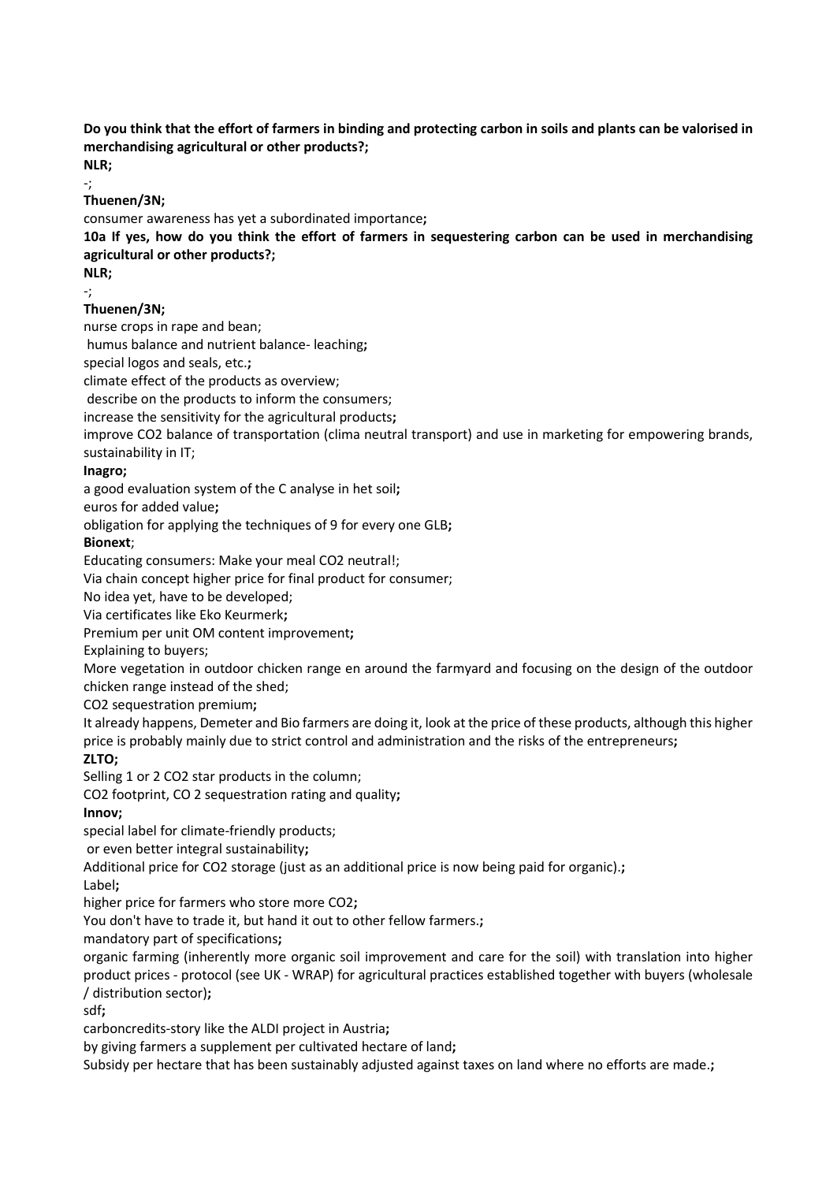**Do you think that the effort of farmers in binding and protecting carbon in soils and plants can be valorised in merchandising agricultural or other products?;**

**NLR;**

-;

**Thuenen/3N;**

consumer awareness has yet a subordinated importance**;**

**10a If yes, how do you think the effort of farmers in sequestering carbon can be used in merchandising agricultural or other products?;**

**NLR;**

-;

**Thuenen/3N;**

nurse crops in rape and bean;

humus balance and nutrient balance- leaching**;**

special logos and seals, etc.**;**

climate effect of the products as overview;

describe on the products to inform the consumers;

increase the sensitivity for the agricultural products**;**

improve $CO_2$ balance of transportation (clima neutral transport) and use in marketing for empowering brands, sustainability in IT;

**Inagro;**

a good evaluation system of the C analyse in het soil**;**

euros for added value**;**

obligation for applying the techniques of 9 for every one GLB**;**

**Bionext**;

Educating consumers: Make your meal $CO_2$ neutral!;

Via chain concept higher price for final product for consumer;

No idea yet, have to be developed;

Via certificates like Eko Keurmerk**;**

Premium per unit OM content improvement**;**

Explaining to buyers;

More vegetation in outdoor chicken range en around the farmyard and focusing on the design of the outdoor chicken range instead of the shed;

$CO_2$ sequestration premium**;**

It already happens, Demeter and Bio farmers are doing it, look at the price of these products, although this higher price is probably mainly due to strict control and administration and the risks of the entrepreneurs**;**

**ZLTO;**

Selling 1 or 2 $CO_2$ star products in the column;

$CO_2$ footprint, CO 2 sequestration rating and quality**;**

**Innov;**

special label for climate-friendly products;

or even better integral sustainability**;**

Additional price for $CO_2$ storage (just as an additional price is now being paid for organic).**;**

Label**;**

higher price for farmers who store more $CO_2$**;**

You don't have to trade it, but hand it out to other fellow farmers.**;**

mandatory part of specifications**;**

organic farming (inherently more organic soil improvement and care for the soil) with translation into higher product prices - protocol (see UK - WRAP) for agricultural practices established together with buyers (wholesale / distribution sector)**;**

sdf**;**

carboncredits-story like the ALDI project in Austria**;**

by giving farmers a supplement per cultivated hectare of land**;**

Subsidy per hectare that has been sustainably adjusted against taxes on land where no efforts are made.**;**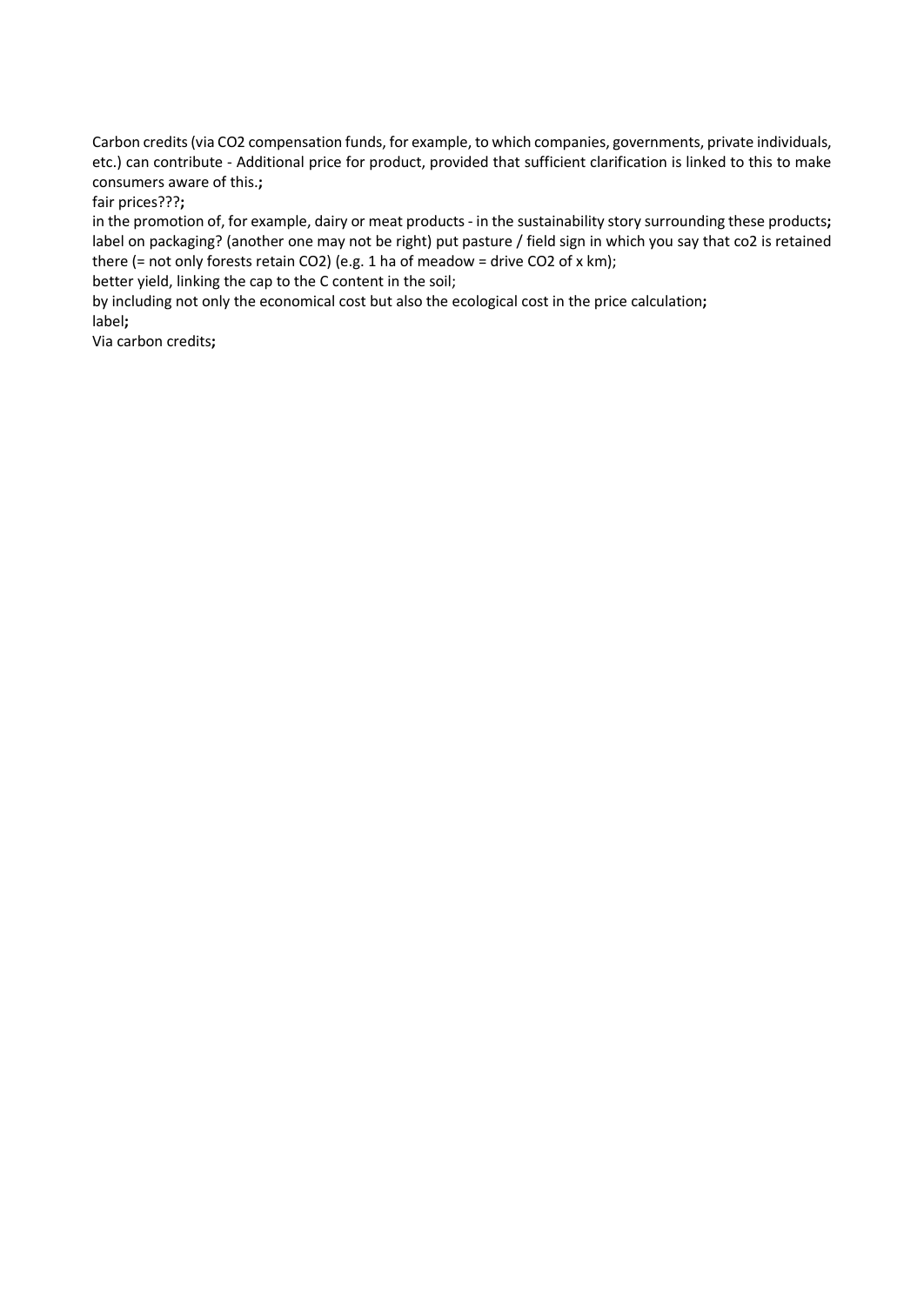Carbon credits (via $CO_2$ compensation funds, for example, to which companies, governments, private individuals, etc.) can contribute - Additional price for product, provided that sufficient clarification is linked to this to make consumers aware of this.**;**

fair prices???**;**

in the promotion of, for example, dairy or meat products - in the sustainability story surrounding these products**;**

label on packaging? (another one may not be right) put pasture / field sign in which you say that co2 is retained there (= not only forests retain $CO_2$) (e.g. 1 ha of meadow = drive $CO_2$ of x km);

better yield, linking the cap to the C content in the soil;

by including not only the economical cost but also the ecological cost in the price calculation**;**

label**;**

Via carbon credits**;**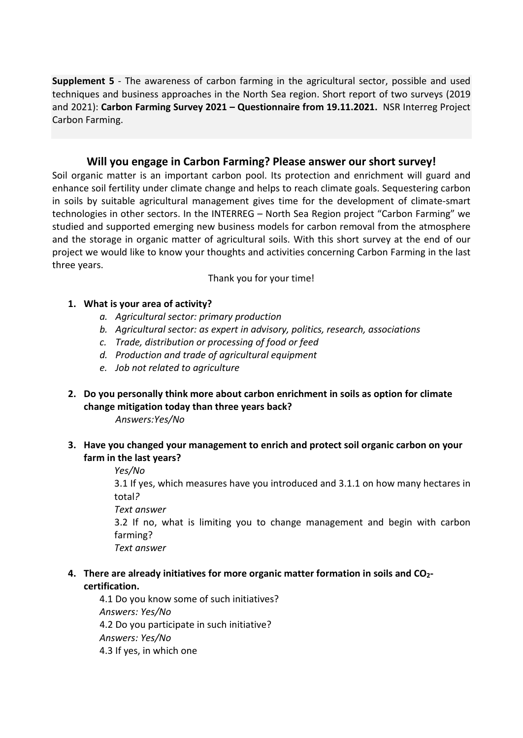**Supplement 5** - The awareness of carbon farming in the agricultural sector, possible and used techniques and business approaches in the North Sea region. Short report of two surveys (2019 and 2021): **Carbon Farming Survey 2021 – Questionnaire from 19.11.2021.** NSR Interreg Project Carbon Farming.

## Will you engage in Carbon Farming? Please answer our short survey!

Soil organic matter is an important carbon pool. Its protection and enrichment will guard and enhance soil fertility under climate change and helps to reach climate goals. Sequestering carbon in soils by suitable agricultural management gives time for the development of climate-smart technologies in other sectors. In the INTERREG – North Sea Region project "Carbon Farming" we studied and supported emerging new business models for carbon removal from the atmosphere and the storage in organic matter of agricultural soils. With this short survey at the end of our project we would like to know your thoughts and activities concerning Carbon Farming in the last three years.

Thank you for your time!

1. **What is your area of activity?**
    a. *Agricultural sector: primary production*
    b. *Agricultural sector: as expert in advisory, politics, research, associations*
    c. *Trade, distribution or processing of food or feed*
    d. *Production and trade of agricultural equipment*
    e. *Job not related to agriculture*

2. **Do you personally think more about carbon enrichment in soils as option for climate change mitigation today than three years back?**

    *Answers:Yes/No*

3. **Have you changed your management to enrich and protect soil organic carbon on your farm in the last years?**

    *Yes/No*

    3.1 If yes, which measures have you introduced and 3.1.1 on how many hectares in total*?*

    *Text answer*

    3.2 If no, what is limiting you to change management and begin with carbon farming?

    *Text answer*

4. **There are already initiatives for more organic matter formation in soils and $CO_2$-certification.**

    4.1 Do you know some of such initiatives?

    *Answers: Yes/No*

    4.2 Do you participate in such initiative?

    *Answers: Yes/No*

    4.3 If yes, in which one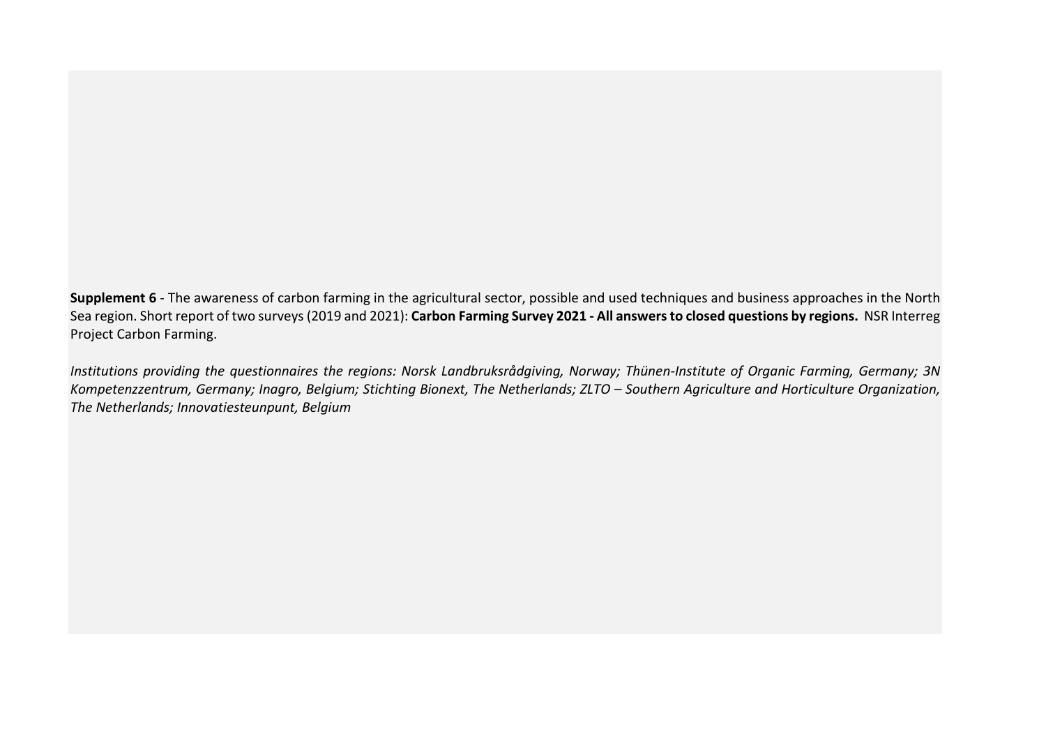**Supplement 6** - The awareness of carbon farming in the agricultural sector, possible and used techniques and business approaches in the North Sea region. Short report of two surveys (2019 and 2021): **Carbon Farming Survey 2021 - All answers to closed questions by regions.** NSR Interreg Project Carbon Farming.

*Institutions providing the questionnaires the regions: Norsk Landbruksrådgiving, Norway; Thünen-Institute of Organic Farming, Germany; 3N Kompetenzzentrum, Germany; Inagro, Belgium; Stichting Bionext, The Netherlands; ZLTO – Southern Agriculture and Horticulture Organization, The Netherlands; Innovatiesteunpunt, Belgium*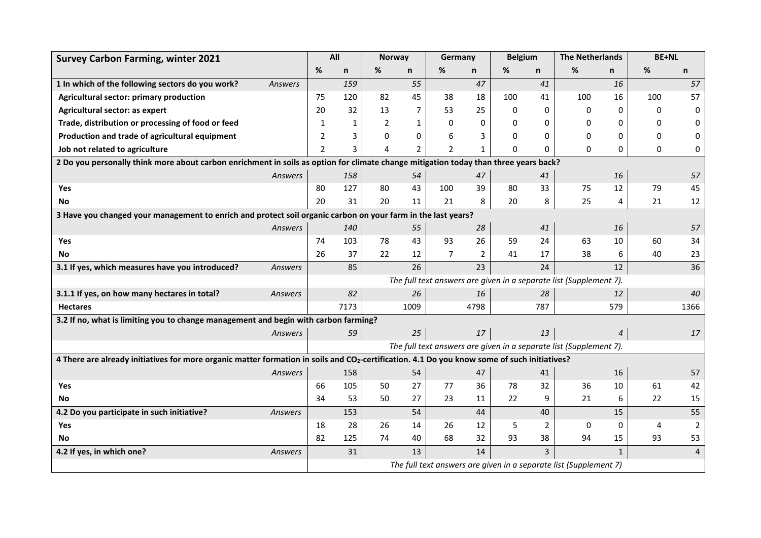| Survey Carbon Farming, winter 2021 | | All | | Norway | | Germany | | Belgium | | The Netherlands | | BE+NL | |
|---|---|---|---|---|---|---|---|---|---|---|---|---|---|
| | | % | n | % | n | % | n | % | n | % | n | % | n |
| **1 In which of the following sectors do you work?** | *Answers* | | *159* | | *55* | | *47* | | *41* | | *16* | | *57* |
| **Agricultural sector: primary production** | | 75 | 120 | 82 | 45 | 38 | 18 | 100 | 41 | 100 | 16 | 100 | 57 |
| **Agricultural sector: as expert** | | 20 | 32 | 13 | 7 | 53 | 25 | 0 | 0 | 0 | 0 | 0 | 0 |
| **Trade, distribution or processing of food or feed** | | 1 | 1 | 2 | 1 | 0 | 0 | 0 | 0 | 0 | 0 | 0 | 0 |
| **Production and trade of agricultural equipment** | | 2 | 3 | 0 | 0 | 6 | 3 | 0 | 0 | 0 | 0 | 0 | 0 |
| **Job not related to agriculture** | | 2 | 3 | 4 | 2 | 2 | 1 | 0 | 0 | 0 | 0 | 0 | 0 |
| **2 Do you personally think more about carbon enrichment in soils as option for climate change mitigation today than three years back?** | | | | | | | | | | | | | |
| | *Answers* | | *158* | | *54* | | *47* | | *41* | | *16* | | *57* |
| **Yes** | | 80 | 127 | 80 | 43 | 100 | 39 | 80 | 33 | 75 | 12 | 79 | 45 |
| **No** | | 20 | 31 | 20 | 11 | 21 | 8 | 20 | 8 | 25 | 4 | 21 | 12 |
| **3 Have you changed your management to enrich and protect soil organic carbon on your farm in the last years?** | | | | | | | | | | | | | |
| | *Answers* | | *140* | | *55* | | *28* | | *41* | | *16* | | *57* |
| **Yes** | | 74 | 103 | 78 | 43 | 93 | 26 | 59 | 24 | 63 | 10 | 60 | 34 |
| **No** | | 26 | 37 | 22 | 12 | 7 | 2 | 41 | 17 | 38 | 6 | 40 | 23 |
| **3.1 If yes, which measures have you introduced?** | *Answers* | | 85 | | 26 | | 23 | | 24 | | 12 | | 36 |
| | | *The full text answers are given in a separate list (Supplement 7).* | | | | | | | | | | | |
| **3.1.1 If yes, on how many hectares in total?** | *Answers* | | *82* | | *26* | | *16* | | *28* | | *12* | | *40* |
| **Hectares** | | | 7173 | | 1009 | | 4798 | | 787 | | 579 | | 1366 |
| **3.2 If no, what is limiting you to change management and begin with carbon farming?** | | | | | | | | | | | | | |
| | *Answers* | | *59* | | *25* | | *17* | | *13* | | *4* | | *17* |
| | | *The full text answers are given in a separate list (Supplement 7).* | | | | | | | | | | | |
| **4 There are already initiatives for more organic matter formation in soils and $CO_2$-certification. 4.1 Do you know some of such initiatives?** | | | | | | | | | | | | | |
| | *Answers* | | 158 | | 54 | | 47 | | 41 | | 16 | | 57 |
| **Yes** | | 66 | 105 | 50 | 27 | 77 | 36 | 78 | 32 | 36 | 10 | 61 | 42 |
| **No** | | 34 | 53 | 50 | 27 | 23 | 11 | 22 | 9 | 21 | 6 | 22 | 15 |
| **4.2 Do you participate in such initiative?** | *Answers* | | 153 | | 54 | | 44 | | 40 | | 15 | | 55 |
| **Yes** | | 18 | 28 | 26 | 14 | 26 | 12 | 5 | 2 | 0 | 0 | 4 | 2 |
| **No** | | 82 | 125 | 74 | 40 | 68 | 32 | 93 | 38 | 94 | 15 | 93 | 53 |
| **4.2 If yes, in which one?** | *Answers* | | 31 | | 13 | | 14 | | 3 | | 1 | | 4 |
| | | *The full text answers are given in a separate list (Supplement 7)* | | | | | | | | | | | |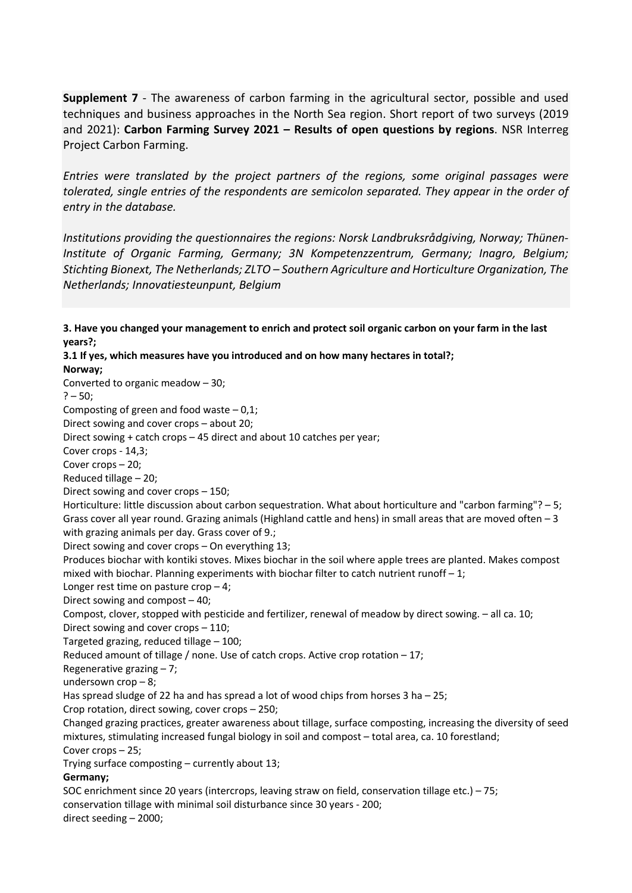**Supplement 7** - The awareness of carbon farming in the agricultural sector, possible and used techniques and business approaches in the North Sea region. Short report of two surveys (2019 and 2021): **Carbon Farming Survey 2021 – Results of open questions by regions**. NSR Interreg Project Carbon Farming.

*Entries were translated by the project partners of the regions, some original passages were tolerated, single entries of the respondents are semicolon separated. They appear in the order of entry in the database.*

*Institutions providing the questionnaires the regions: Norsk Landbruksrådgiving, Norway; Thünen-Institute of Organic Farming, Germany; 3N Kompetenzzentrum, Germany; Inagro, Belgium; Stichting Bionext, The Netherlands; ZLTO – Southern Agriculture and Horticulture Organization, The Netherlands; Innovatiesteunpunt, Belgium*

**3. Have you changed your management to enrich and protect soil organic carbon on your farm in the last years?;**

**3.1 If yes, which measures have you introduced and on how many hectares in total?;**

**Norway;**

Converted to organic meadow – 30;
? – 50;
Composting of green and food waste – 0,1;
Direct sowing and cover crops – about 20;
Direct sowing + catch crops – 45 direct and about 10 catches per year;
Cover crops - 14,3;
Cover crops – 20;
Reduced tillage – 20;
Direct sowing and cover crops – 150;
Horticulture: little discussion about carbon sequestration. What about horticulture and "carbon farming"? – 5;
Grass cover all year round. Grazing animals (Highland cattle and hens) in small areas that are moved often – 3 with grazing animals per day. Grass cover of 9.;
Direct sowing and cover crops – On everything 13;
Produces biochar with kontiki stoves. Mixes biochar in the soil where apple trees are planted. Makes compost mixed with biochar. Planning experiments with biochar filter to catch nutrient runoff – 1;
Longer rest time on pasture crop – 4;
Direct sowing and compost – 40;
Compost, clover, stopped with pesticide and fertilizer, renewal of meadow by direct sowing. – all ca. 10;
Direct sowing and cover crops – 110;
Targeted grazing, reduced tillage – 100;
Reduced amount of tillage / none. Use of catch crops. Active crop rotation – 17;
Regenerative grazing – 7;
undersown crop – 8;
Has spread sludge of 22 ha and has spread a lot of wood chips from horses 3 ha – 25;
Crop rotation, direct sowing, cover crops – 250;
Changed grazing practices, greater awareness about tillage, surface composting, increasing the diversity of seed mixtures, stimulating increased fungal biology in soil and compost – total area, ca. 10 forestland;
Cover crops – 25;
Trying surface composting – currently about 13;

**Germany;**

SOC enrichment since 20 years (intercrops, leaving straw on field, conservation tillage etc.) – 75;
conservation tillage with minimal soil disturbance since 30 years - 200;
direct seeding – 2000;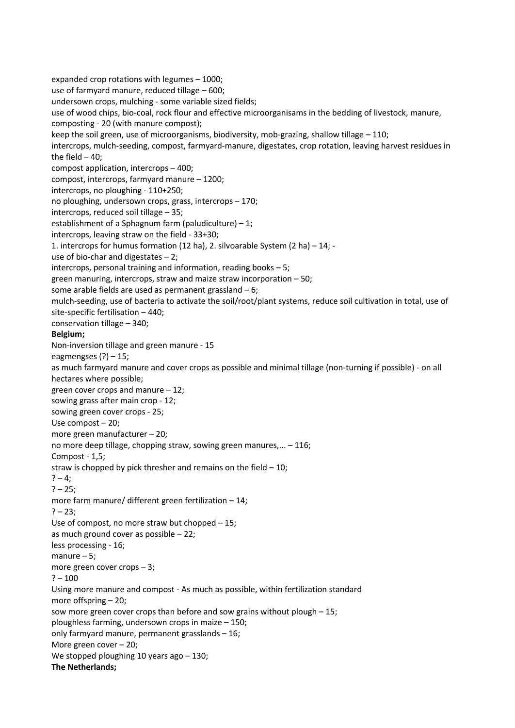expanded crop rotations with legumes – 1000;
use of farmyard manure, reduced tillage – 600;
undersown crops, mulching - some variable sized fields;
use of wood chips, bio-coal, rock flour and effective microorganisams in the bedding of livestock, manure, composting - 20 (with manure compost);
keep the soil green, use of microorganisms, biodiversity, mob-grazing, shallow tillage – 110;
intercrops, mulch-seeding, compost, farmyard-manure, digestates, crop rotation, leaving harvest residues in the field – 40;
compost application, intercrops – 400;
compost, intercrops, farmyard manure – 1200;
intercrops, no ploughing - 110+250;
no ploughing, undersown crops, grass, intercrops – 170;
intercrops, reduced soil tillage – 35;
establishment of a Sphagnum farm (paludiculture) – 1;
intercrops, leaving straw on the field - 33+30;
1. intercrops for humus formation (12 ha), 2. silvoarable System (2 ha) – 14; -
use of bio-char and digestates – 2;
intercrops, personal training and information, reading books – 5;
green manuring, intercrops, straw and maize straw incorporation – 50;
some arable fields are used as permanent grassland – 6;
mulch-seeding, use of bacteria to activate the soil/root/plant systems, reduce soil cultivation in total, use of site-specific fertilisation – 440;
conservation tillage – 340;

**Belgium;**

Non-inversion tillage and green manure - 15
eagmengses (?) – 15;
as much farmyard manure and cover crops as possible and minimal tillage (non-turning if possible) - on all hectares where possible;
green cover crops and manure – 12;
sowing grass after main crop - 12;
sowing green cover crops - 25;
Use compost – 20;
more green manufacturer – 20;
no more deep tillage, chopping straw, sowing green manures,... – 116;
Compost - 1,5;
straw is chopped by pick thresher and remains on the field – 10;
? – 4;
? – 25;
more farm manure/ different green fertilization – 14;
? – 23;
Use of compost, no more straw but chopped – 15;
as much ground cover as possible – 22;
less processing - 16;
manure – 5;
more green cover crops – 3;
? – 100
Using more manure and compost - As much as possible, within fertilization standard
more offspring – 20;
sow more green cover crops than before and sow grains without plough – 15;
ploughless farming, undersown crops in maize – 150;
only farmyard manure, permanent grasslands – 16;
More green cover – 20;
We stopped ploughing 10 years ago – 130;

**The Netherlands;**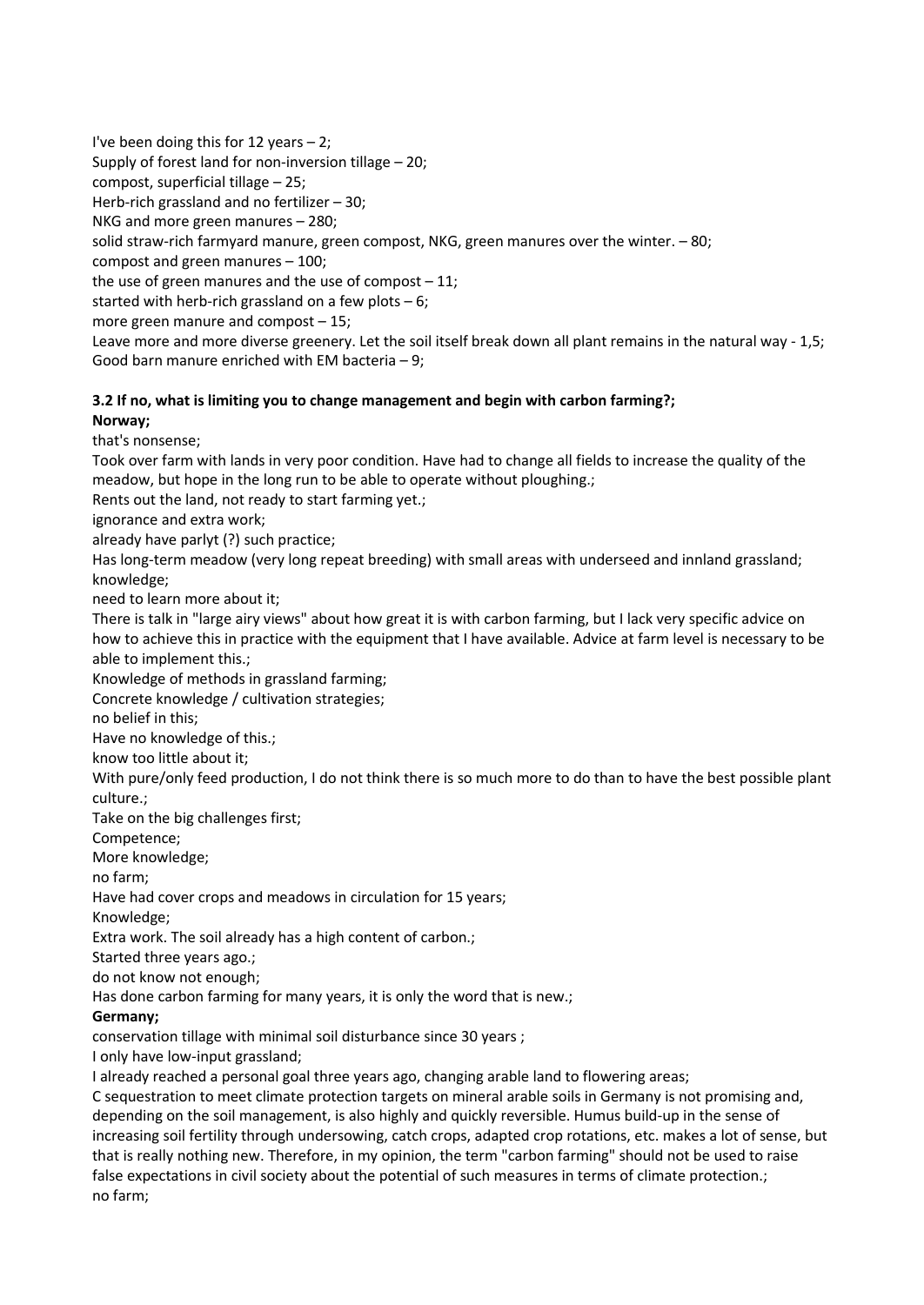I've been doing this for 12 years – 2;
Supply of forest land for non-inversion tillage – 20;
compost, superficial tillage – 25;
Herb-rich grassland and no fertilizer – 30;
NKG and more green manures – 280;
solid straw-rich farmyard manure, green compost, NKG, green manures over the winter. – 80;
compost and green manures – 100;
the use of green manures and the use of compost – 11;
started with herb-rich grassland on a few plots – 6;
more green manure and compost – 15;
Leave more and more diverse greenery. Let the soil itself break down all plant remains in the natural way - 1,5;
Good barn manure enriched with EM bacteria – 9;

**3.2 If no, what is limiting you to change management and begin with carbon farming?;**

**Norway;**

that's nonsense;
Took over farm with lands in very poor condition. Have had to change all fields to increase the quality of the meadow, but hope in the long run to be able to operate without ploughing.;
Rents out the land, not ready to start farming yet.;
ignorance and extra work;
already have parlyt (?) such practice;
Has long-term meadow (very long repeat breeding) with small areas with underseed and innland grassland;
knowledge;
need to learn more about it;
There is talk in "large airy views" about how great it is with carbon farming, but I lack very specific advice on how to achieve this in practice with the equipment that I have available. Advice at farm level is necessary to be able to implement this.;
Knowledge of methods in grassland farming;
Concrete knowledge / cultivation strategies;
no belief in this;
Have no knowledge of this.;
know too little about it;
With pure/only feed production, I do not think there is so much more to do than to have the best possible plant culture.;
Take on the big challenges first;
Competence;
More knowledge;
no farm;
Have had cover crops and meadows in circulation for 15 years;
Knowledge;
Extra work. The soil already has a high content of carbon.;
Started three years ago.;
do not know not enough;
Has done carbon farming for many years, it is only the word that is new.;

**Germany;**

conservation tillage with minimal soil disturbance since 30 years ;
I only have low-input grassland;
I already reached a personal goal three years ago, changing arable land to flowering areas;
C sequestration to meet climate protection targets on mineral arable soils in Germany is not promising and, depending on the soil management, is also highly and quickly reversible. Humus build-up in the sense of increasing soil fertility through undersowing, catch crops, adapted crop rotations, etc. makes a lot of sense, but that is really nothing new. Therefore, in my opinion, the term "carbon farming" should not be used to raise false expectations in civil society about the potential of such measures in terms of climate protection.;
no farm;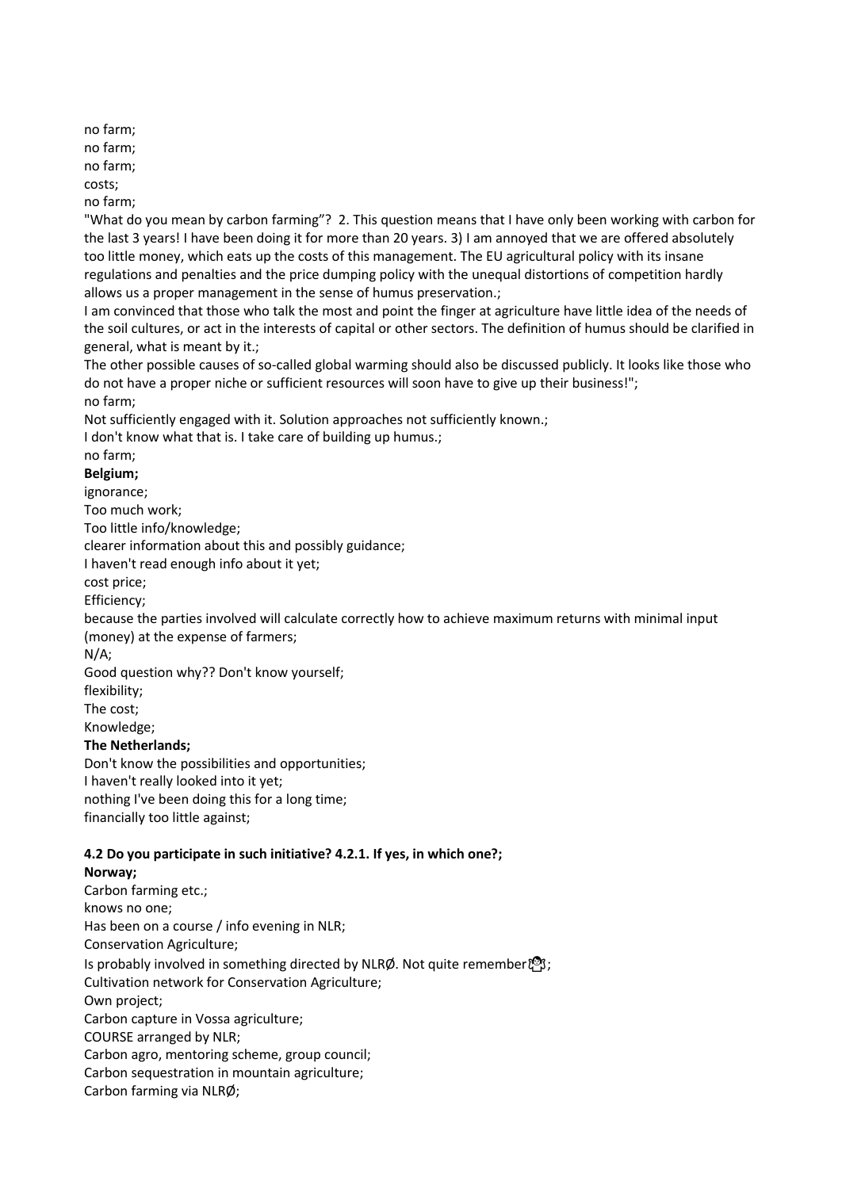no farm;
no farm;
no farm;
costs;
no farm;
"What do you mean by carbon farming"? 2. This question means that I have only been working with carbon for the last 3 years! I have been doing it for more than 20 years. 3) I am annoyed that we are offered absolutely too little money, which eats up the costs of this management. The EU agricultural policy with its insane regulations and penalties and the price dumping policy with the unequal distortions of competition hardly allows us a proper management in the sense of humus preservation.;
I am convinced that those who talk the most and point the finger at agriculture have little idea of the needs of the soil cultures, or act in the interests of capital or other sectors. The definition of humus should be clarified in general, what is meant by it.;
The other possible causes of so-called global warming should also be discussed publicly. It looks like those who do not have a proper niche or sufficient resources will soon have to give up their business!";
no farm;
Not sufficiently engaged with it. Solution approaches not sufficiently known.;
I don't know what that is. I take care of building up humus.;
no farm;
**Belgium;**
ignorance;
Too much work;
Too little info/knowledge;
clearer information about this and possibly guidance;
I haven't read enough info about it yet;
cost price;
Efficiency;
because the parties involved will calculate correctly how to achieve maximum returns with minimal input (money) at the expense of farmers;
N/A;
Good question why?? Don't know yourself;
flexibility;
The cost;
Knowledge;
**The Netherlands;**
Don't know the possibilities and opportunities;
I haven't really looked into it yet;
nothing I've been doing this for a long time;
financially too little against;

**4.2 Do you participate in such initiative? 4.2.1. If yes, in which one?;**
**Norway;**
Carbon farming etc.;
knows no one;
Has been on a course / info evening in NLR;
Conservation Agriculture;
Is probably involved in something directed by NLRØ. Not quite remember😅;
Cultivation network for Conservation Agriculture;
Own project;
Carbon capture in Vossa agriculture;
COURSE arranged by NLR;
Carbon agro, mentoring scheme, group council;
Carbon sequestration in mountain agriculture;
Carbon farming via NLRØ;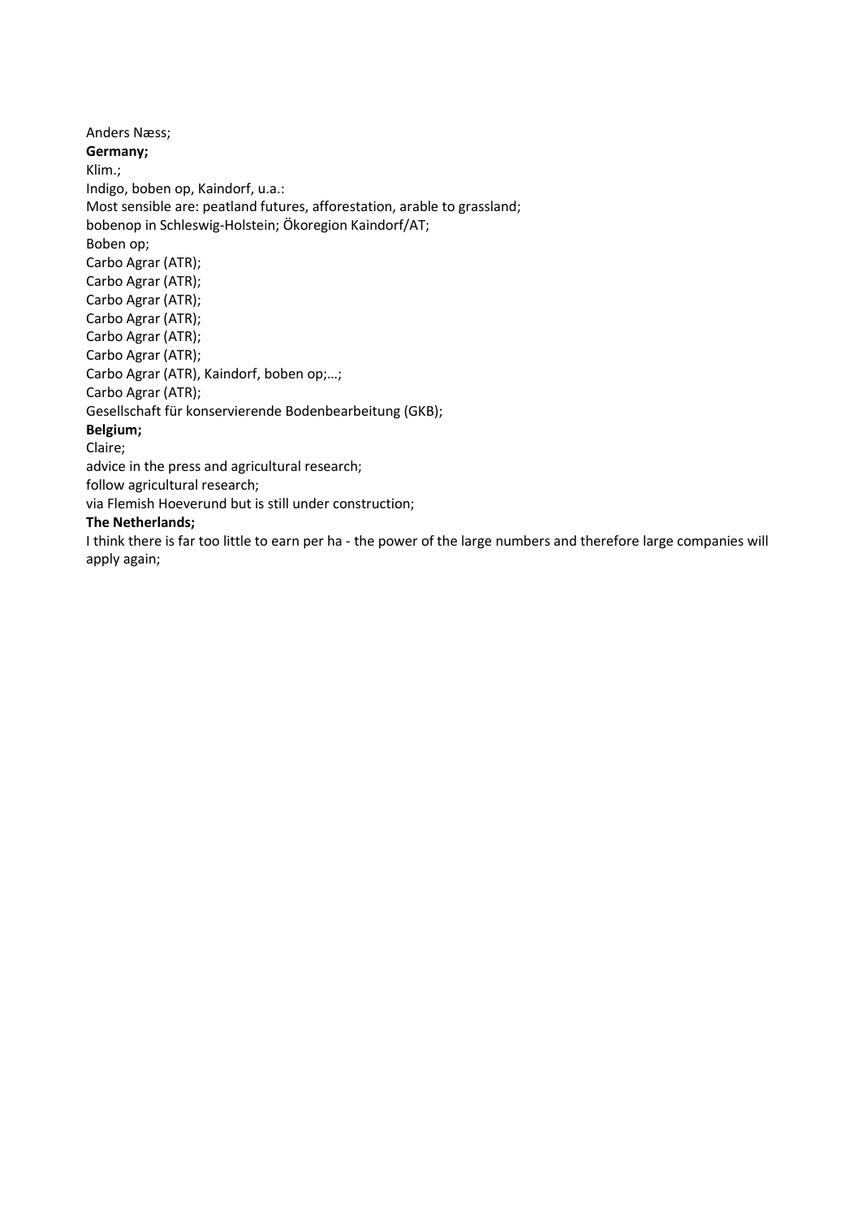Anders Næss;

**Germany;**

Klim.;

Indigo, boben op, Kaindorf, u.a.:

Most sensible are: peatland futures, afforestation, arable to grassland;

bobenop in Schleswig-Holstein; Ökoregion Kaindorf/AT;

Boben op;

Carbo Agrar (ATR);

Carbo Agrar (ATR);

Carbo Agrar (ATR);

Carbo Agrar (ATR);

Carbo Agrar (ATR);

Carbo Agrar (ATR);

Carbo Agrar (ATR), Kaindorf, boben op;…;

Carbo Agrar (ATR);

Gesellschaft für konservierende Bodenbearbeitung (GKB);

**Belgium;**

Claire;

advice in the press and agricultural research;

follow agricultural research;

via Flemish Hoeverund but is still under construction;

**The Netherlands;**

I think there is far too little to earn per ha - the power of the large numbers and therefore large companies will apply again;